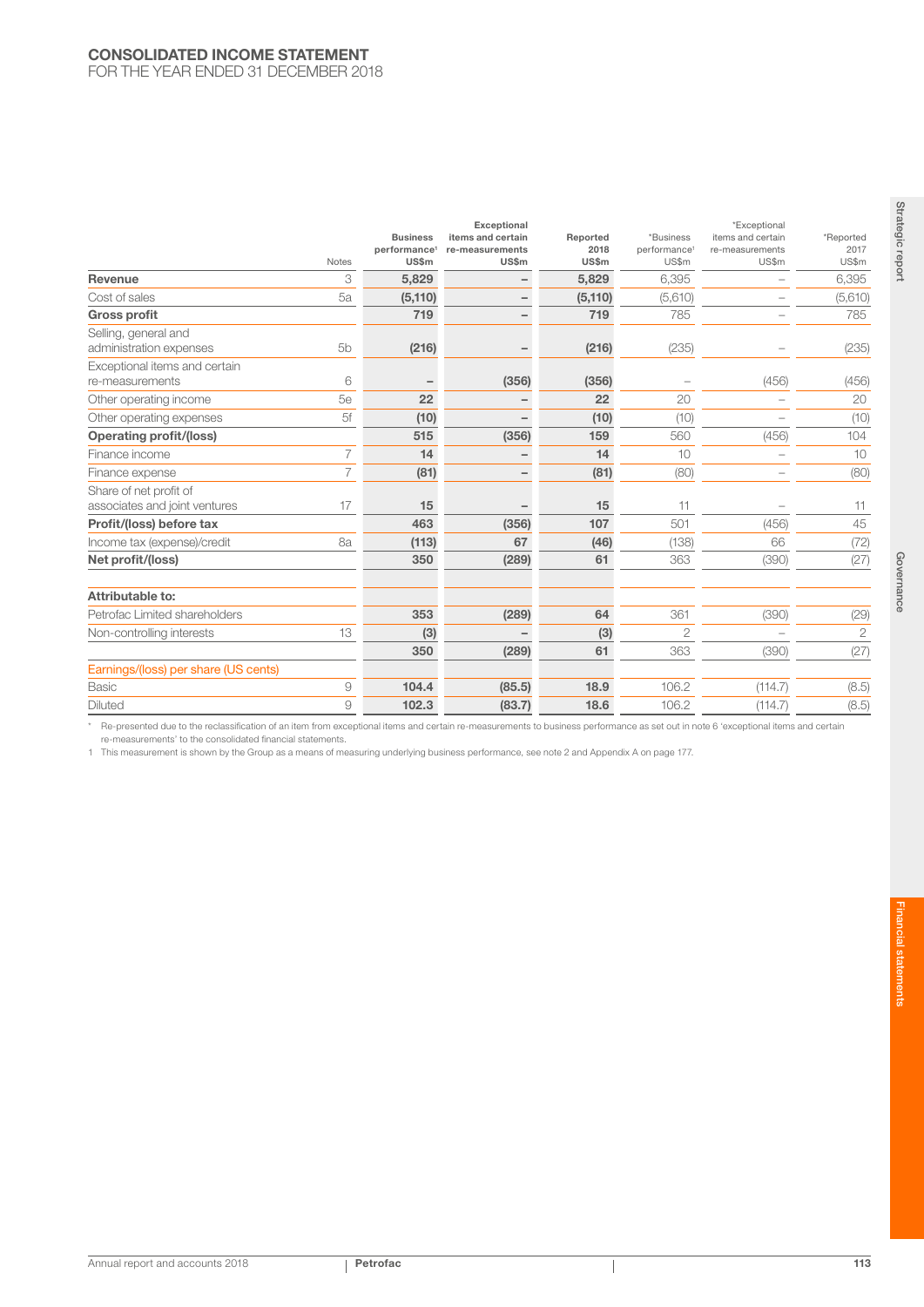# CONSOLIDATED INCOME STATEMENT
FOR THE YEAR ENDED 31 DECEMBER 2018

| | Notes | Business performance[1] US$m | Exceptional items and certain re-measurements US$m | Reported 2018 US$m | *Business performance[1] US$m | *Exceptional items and certain re-measurements US$m | *Reported 2017 US$m |
|---|---|---|---|---|---|---|---|
| **Revenue** | 3 | **5,829** | **–** | **5,829** | 6,395 | – | 6,395 |
| Cost of sales | 5a | **(5,110)** | **–** | **(5,110)** | (5,610) | – | (5,610) |
| **Gross profit** | | **719** | **–** | **719** | 785 | – | 785 |
| Selling, general and administration expenses | 5b | **(216)** | **–** | **(216)** | (235) | – | (235) |
| Exceptional items and certain re-measurements | 6 | **–** | **(356)** | **(356)** | – | (456) | (456) |
| Other operating income | 5e | **22** | **–** | **22** | 20 | – | 20 |
| Other operating expenses | 5f | **(10)** | **–** | **(10)** | (10) | – | (10) |
| **Operating profit/(loss)** | | **515** | **(356)** | **159** | 560 | (456) | 104 |
| Finance income | 7 | **14** | **–** | **14** | 10 | – | 10 |
| Finance expense | 7 | **(81)** | **–** | **(81)** | (80) | – | (80) |
| Share of net profit of associates and joint ventures | 17 | **15** | **–** | **15** | 11 | – | 11 |
| **Profit/(loss) before tax** | | **463** | **(356)** | **107** | 501 | (456) | 45 |
| Income tax (expense)/credit | 8a | **(113)** | **67** | **(46)** | (138) | 66 | (72) |
| **Net profit/(loss)** | | **350** | **(289)** | **61** | 363 | (390) | (27) |
| | | | | | | | |
| **Attributable to:** | | | | | | | |
| Petrofac Limited shareholders | | **353** | **(289)** | **64** | 361 | (390) | (29) |
| Non-controlling interests | 13 | **(3)** | **–** | **(3)** | 2 | – | 2 |
| | | **350** | **(289)** | **61** | 363 | (390) | (27) |
| Earnings/(loss) per share (US cents) | | | | | | | |
| Basic | 9 | **104.4** | **(85.5)** | **18.9** | 106.2 | (114.7) | (8.5) |
| Diluted | 9 | **102.3** | **(83.7)** | **18.6** | 106.2 | (114.7) | (8.5) |

\* Re-presented due to the reclassification of an item from exceptional items and certain re-measurements to business performance as set out in note 6 'exceptional items and certain re-measurements' to the consolidated financial statements.

1 This measurement is shown by the Group as a means of measuring underlying business performance, see note 2 and Appendix A on page 177.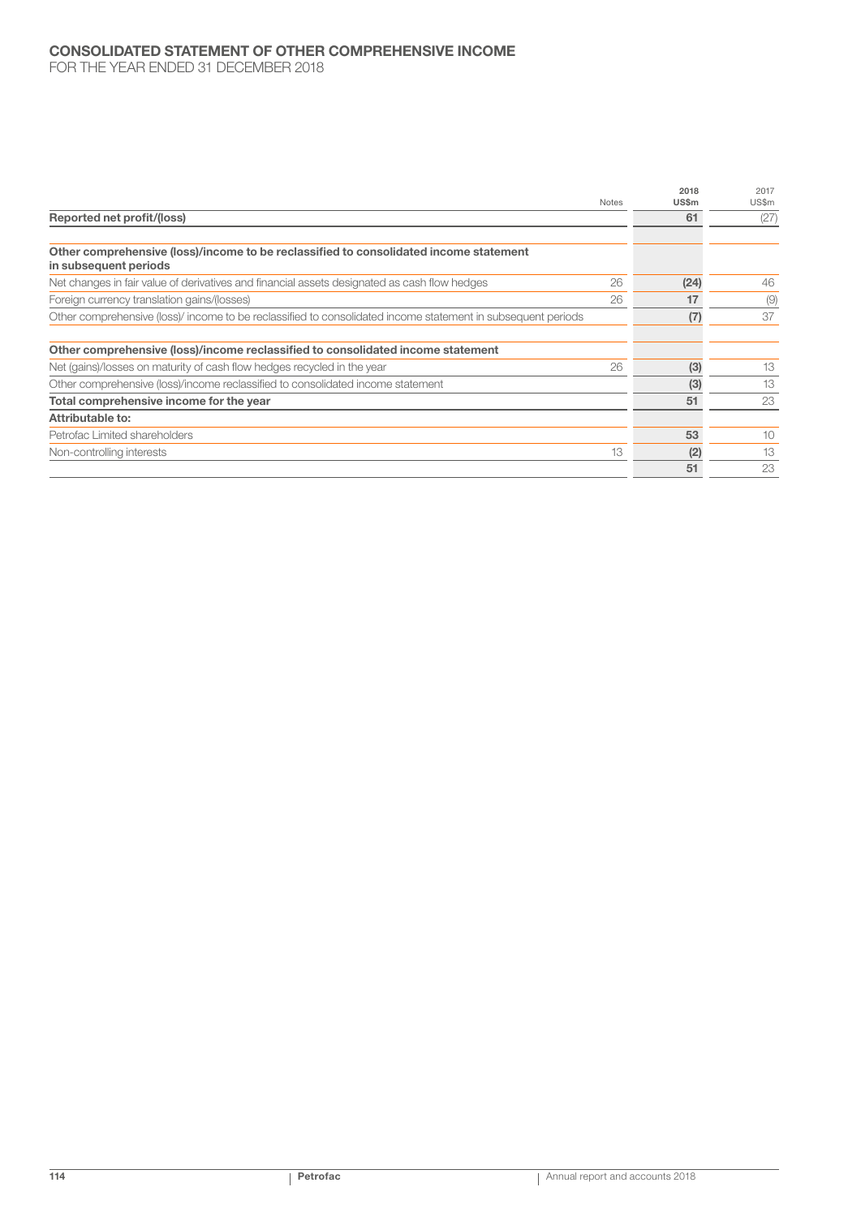# CONSOLIDATED STATEMENT OF OTHER COMPREHENSIVE INCOME

FOR THE YEAR ENDED 31 DECEMBER 2018

| | Notes | 2018 US$m | 2017 US$m |
|---|---|---|---|
| **Reported net profit/(loss)** | | **61** | (27) |
| **Other comprehensive (loss)/income to be reclassified to consolidated income statement in subsequent periods** | | | |
| Net changes in fair value of derivatives and financial assets designated as cash flow hedges | 26 | **(24)** | 46 |
| Foreign currency translation gains/(losses) | 26 | **17** | (9) |
| Other comprehensive (loss)/ income to be reclassified to consolidated income statement in subsequent periods | | **(7)** | 37 |
| **Other comprehensive (loss)/income reclassified to consolidated income statement** | | | |
| Net (gains)/losses on maturity of cash flow hedges recycled in the year | 26 | **(3)** | 13 |
| Other comprehensive (loss)/income reclassified to consolidated income statement | | **(3)** | 13 |
| **Total comprehensive income for the year** | | **51** | 23 |
| **Attributable to:** | | | |
| Petrofac Limited shareholders | | **53** | 10 |
| Non-controlling interests | 13 | **(2)** | 13 |
| | | **51** | 23 |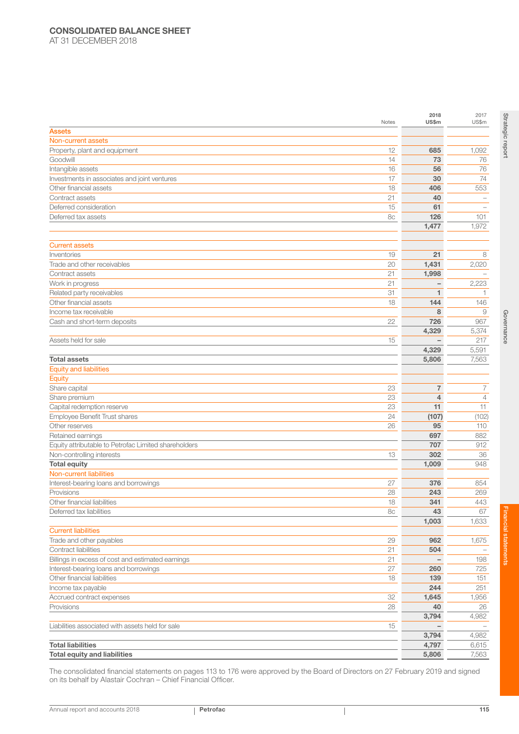# CONSOLIDATED BALANCE SHEET

AT 31 DECEMBER 2018

| | Notes | 2018 US$m | 2017 US$m |
|---|---|---|---|
| **Assets** | | | |
| **Non-current assets** | | | |
| Property, plant and equipment | 12 | **685** | 1,092 |
| Goodwill | 14 | **73** | 76 |
| Intangible assets | 16 | **56** | 76 |
| Investments in associates and joint ventures | 17 | **30** | 74 |
| Other financial assets | 18 | **406** | 553 |
| Contract assets | 21 | **40** | – |
| Deferred consideration | 15 | **61** | – |
| Deferred tax assets | 8c | **126** | 101 |
| | | **1,477** | 1,972 |
| **Current assets** | | | |
| Inventories | 19 | **21** | 8 |
| Trade and other receivables | 20 | **1,431** | 2,020 |
| Contract assets | 21 | **1,998** | – |
| Work in progress | 21 | **–** | 2,223 |
| Related party receivables | 31 | **1** | 1 |
| Other financial assets | 18 | **144** | 146 |
| Income tax receivable | | **8** | 9 |
| Cash and short-term deposits | 22 | **726** | 967 |
| | | **4,329** | 5,374 |
| Assets held for sale | 15 | **–** | 217 |
| | | **4,329** | 5,591 |
| **Total assets** | | **5,806** | 7,563 |
| **Equity and liabilities** | | | |
| **Equity** | | | |
| Share capital | 23 | **7** | 7 |
| Share premium | 23 | **4** | 4 |
| Capital redemption reserve | 23 | **11** | 11 |
| Employee Benefit Trust shares | 24 | **(107)** | (102) |
| Other reserves | 26 | **95** | 110 |
| Retained earnings | | **697** | 882 |
| Equity attributable to Petrofac Limited shareholders | | **707** | 912 |
| Non-controlling interests | 13 | **302** | 36 |
| **Total equity** | | **1,009** | 948 |
| **Non-current liabilities** | | | |
| Interest-bearing loans and borrowings | 27 | **376** | 854 |
| Provisions | 28 | **243** | 269 |
| Other financial liabilities | 18 | **341** | 443 |
| Deferred tax liabilities | 8c | **43** | 67 |
| | | **1,003** | 1,633 |
| **Current liabilities** | | | |
| Trade and other payables | 29 | **962** | 1,675 |
| Contract liabilities | 21 | **504** | – |
| Billings in excess of cost and estimated earnings | 21 | **–** | 198 |
| Interest-bearing loans and borrowings | 27 | **260** | 725 |
| Other financial liabilities | 18 | **139** | 151 |
| Income tax payable | | **244** | 251 |
| Accrued contract expenses | 32 | **1,645** | 1,956 |
| Provisions | 28 | **40** | 26 |
| | | **3,794** | 4,982 |
| Liabilities associated with assets held for sale | 15 | **–** | – |
| | | **3,794** | 4,982 |
| **Total liabilities** | | **4,797** | 6,615 |
| **Total equity and liabilities** | | **5,806** | 7,563 |

The consolidated financial statements on pages 113 to 176 were approved by the Board of Directors on 27 February 2019 and signed on its behalf by Alastair Cochran – Chief Financial Officer.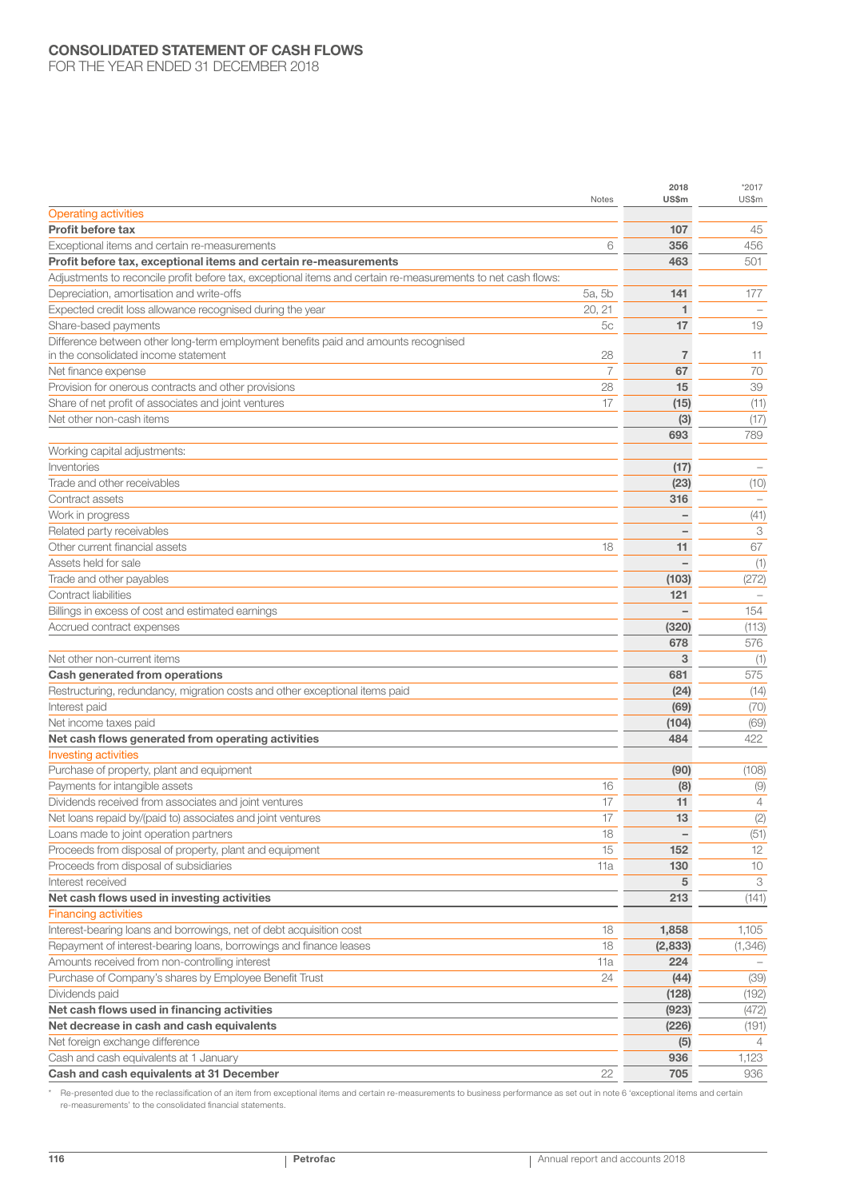# CONSOLIDATED STATEMENT OF CASH FLOWS

FOR THE YEAR ENDED 31 DECEMBER 2018

| | Notes | 2018 US$m | *2017 US$m |
|---|---|---|---|
| **Operating activities** | | | |
| **Profit before tax** | | **107** | 45 |
| Exceptional items and certain re-measurements | 6 | **356** | 456 |
| **Profit before tax, exceptional items and certain re-measurements** | | **463** | 501 |
| Adjustments to reconcile profit before tax, exceptional items and certain re-measurements to net cash flows: | | | |
| Depreciation, amortisation and write-offs | 5a, 5b | **141** | 177 |
| Expected credit loss allowance recognised during the year | 20, 21 | **1** | – |
| Share-based payments | 5c | **17** | 19 |
| Difference between other long-term employment benefits paid and amounts recognised in the consolidated income statement | 28 | **7** | 11 |
| Net finance expense | 7 | **67** | 70 |
| Provision for onerous contracts and other provisions | 28 | **15** | 39 |
| Share of net profit of associates and joint ventures | 17 | **(15)** | (11) |
| Net other non-cash items | | **(3)** | (17) |
| | | **693** | 789 |
| Working capital adjustments: | | | |
| Inventories | | **(17)** | – |
| Trade and other receivables | | **(23)** | (10) |
| Contract assets | | **316** | – |
| Work in progress | | **–** | (41) |
| Related party receivables | | **–** | 3 |
| Other current financial assets | 18 | **11** | 67 |
| Assets held for sale | | **–** | (1) |
| Trade and other payables | | **(103)** | (272) |
| Contract liabilities | | **121** | – |
| Billings in excess of cost and estimated earnings | | **–** | 154 |
| Accrued contract expenses | | **(320)** | (113) |
| | | **678** | 576 |
| Net other non-current items | | **3** | (1) |
| **Cash generated from operations** | | **681** | 575 |
| Restructuring, redundancy, migration costs and other exceptional items paid | | **(24)** | (14) |
| Interest paid | | **(69)** | (70) |
| Net income taxes paid | | **(104)** | (69) |
| **Net cash flows generated from operating activities** | | **484** | 422 |
| **Investing activities** | | | |
| Purchase of property, plant and equipment | | **(90)** | (108) |
| Payments for intangible assets | 16 | **(8)** | (9) |
| Dividends received from associates and joint ventures | 17 | **11** | 4 |
| Net loans repaid by/(paid to) associates and joint ventures | 17 | **13** | (2) |
| Loans made to joint operation partners | 18 | **–** | (51) |
| Proceeds from disposal of property, plant and equipment | 15 | **152** | 12 |
| Proceeds from disposal of subsidiaries | 11a | **130** | 10 |
| Interest received | | **5** | 3 |
| **Net cash flows used in investing activities** | | **213** | (141) |
| **Financing activities** | | | |
| Interest-bearing loans and borrowings, net of debt acquisition cost | 18 | **1,858** | 1,105 |
| Repayment of interest-bearing loans, borrowings and finance leases | 18 | **(2,833)** | (1,346) |
| Amounts received from non-controlling interest | 11a | **224** | – |
| Purchase of Company's shares by Employee Benefit Trust | 24 | **(44)** | (39) |
| Dividends paid | | **(128)** | (192) |
| **Net cash flows used in financing activities** | | **(923)** | (472) |
| **Net decrease in cash and cash equivalents** | | **(226)** | (191) |
| Net foreign exchange difference | | **(5)** | 4 |
| Cash and cash equivalents at 1 January | | **936** | 1,123 |
| **Cash and cash equivalents at 31 December** | 22 | **705** | 936 |

\* Re-presented due to the reclassification of an item from exceptional items and certain re-measurements to business performance as set out in note 6 'exceptional items and certain re-measurements' to the consolidated financial statements.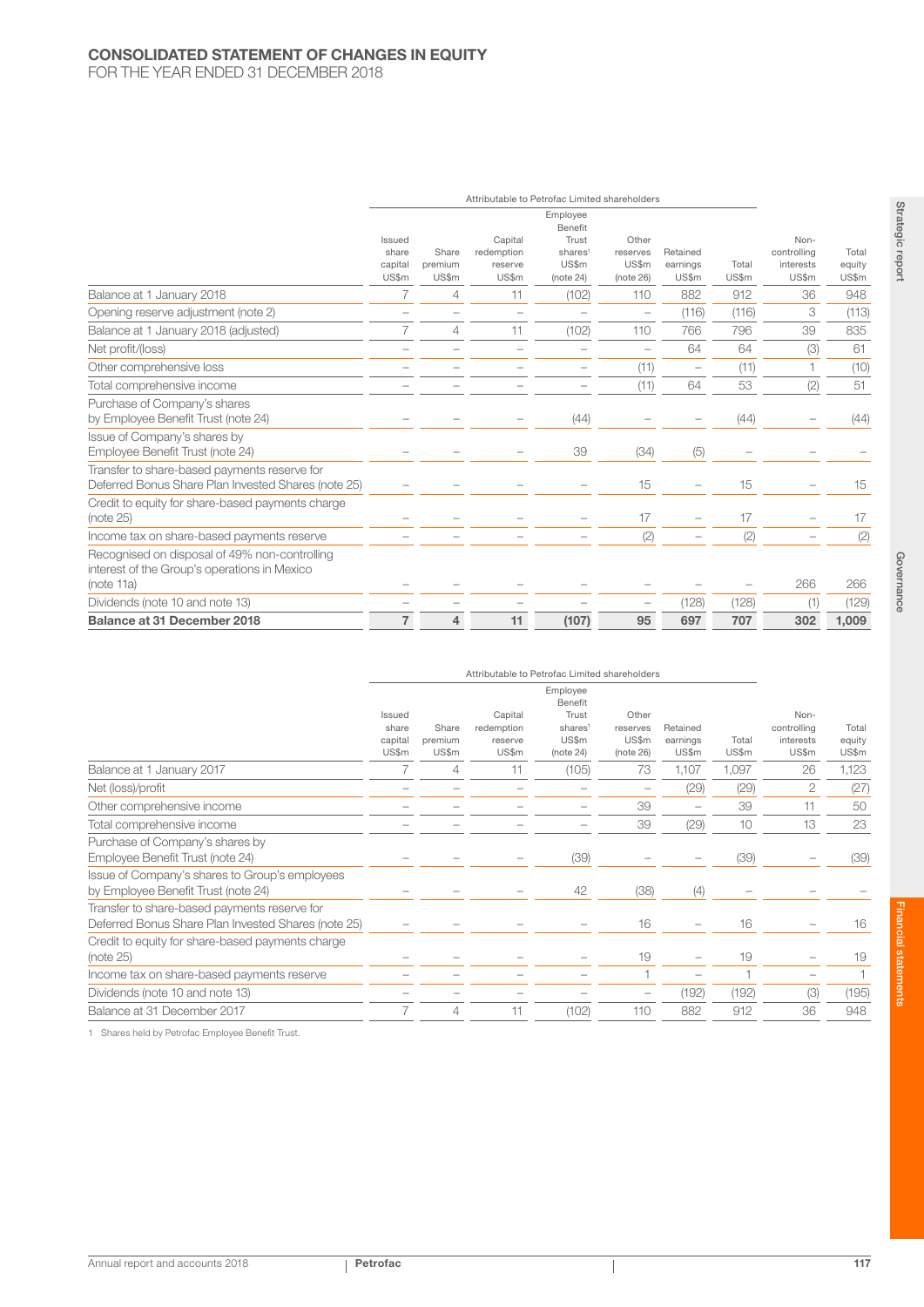# CONSOLIDATED STATEMENT OF CHANGES IN EQUITY

FOR THE YEAR ENDED 31 DECEMBER 2018

| | Attributable to Petrofac Limited shareholders | | | | | | | | |
|---|---|---|---|---|---|---|---|---|---|
| | Issued share capital US$m | Share premium US$m | Capital redemption reserve US$m | Employee Benefit Trust shares[1] US$m (note 24) | Other reserves US$m (note 26) | Retained earnings US$m | Total US$m | Non-controlling interests US$m | Total equity US$m |
| Balance at 1 January 2018 | 7 | 4 | 11 | (102) | 110 | 882 | 912 | 36 | 948 |
| Opening reserve adjustment (note 2) | – | – | – | – | – | (116) | (116) | 3 | (113) |
| Balance at 1 January 2018 (adjusted) | 7 | 4 | 11 | (102) | 110 | 766 | 796 | 39 | 835 |
| Net profit/(loss) | – | – | – | – | – | 64 | 64 | (3) | 61 |
| Other comprehensive loss | – | – | – | – | (11) | – | (11) | 1 | (10) |
| Total comprehensive income | – | – | – | – | (11) | 64 | 53 | (2) | 51 |
| Purchase of Company's shares by Employee Benefit Trust (note 24) | – | – | – | (44) | – | – | (44) | – | (44) |
| Issue of Company's shares by Employee Benefit Trust (note 24) | – | – | – | 39 | (34) | (5) | – | – | – |
| Transfer to share-based payments reserve for Deferred Bonus Share Plan Invested Shares (note 25) | – | – | – | – | 15 | – | 15 | – | 15 |
| Credit to equity for share-based payments charge (note 25) | – | – | – | – | 17 | – | 17 | – | 17 |
| Income tax on share-based payments reserve | – | – | – | – | (2) | – | (2) | – | (2) |
| Recognised on disposal of 49% non-controlling interest of the Group's operations in Mexico (note 11a) | – | – | – | – | – | – | – | 266 | 266 |
| Dividends (note 10 and note 13) | – | – | – | – | – | (128) | (128) | (1) | (129) |
| **Balance at 31 December 2018** | **7** | **4** | **11** | **(107)** | **95** | **697** | **707** | **302** | **1,009** |

| | Attributable to Petrofac Limited shareholders | | | | | | | | |
|---|---|---|---|---|---|---|---|---|---|
| | Issued share capital US$m | Share premium US$m | Capital redemption reserve US$m | Employee Benefit Trust shares[1] US$m (note 24) | Other reserves US$m (note 26) | Retained earnings US$m | Total US$m | Non-controlling interests US$m | Total equity US$m |
| Balance at 1 January 2017 | 7 | 4 | 11 | (105) | 73 | 1,107 | 1,097 | 26 | 1,123 |
| Net (loss)/profit | – | – | – | – | – | (29) | (29) | 2 | (27) |
| Other comprehensive income | – | – | – | – | 39 | – | 39 | 11 | 50 |
| Total comprehensive income | – | – | – | – | 39 | (29) | 10 | 13 | 23 |
| Purchase of Company's shares by Employee Benefit Trust (note 24) | – | – | – | (39) | – | – | (39) | – | (39) |
| Issue of Company's shares to Group's employees by Employee Benefit Trust (note 24) | – | – | – | 42 | (38) | (4) | – | – | – |
| Transfer to share-based payments reserve for Deferred Bonus Share Plan Invested Shares (note 25) | – | – | – | – | 16 | – | 16 | – | 16 |
| Credit to equity for share-based payments charge (note 25) | – | – | – | – | 19 | – | 19 | – | 19 |
| Income tax on share-based payments reserve | – | – | – | – | 1 | – | 1 | – | 1 |
| Dividends (note 10 and note 13) | – | – | – | – | – | (192) | (192) | (3) | (195) |
| Balance at 31 December 2017 | 7 | 4 | 11 | (102) | 110 | 882 | 912 | 36 | 948 |

1 Shares held by Petrofac Employee Benefit Trust.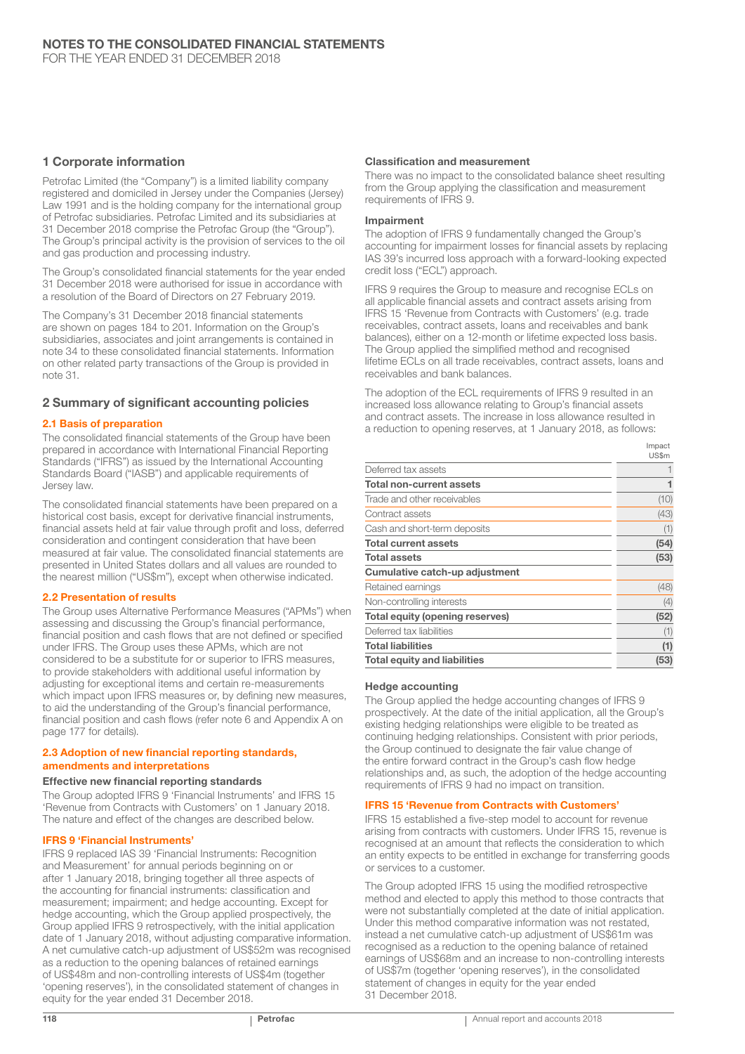# NOTES TO THE CONSOLIDATED FINANCIAL STATEMENTS

FOR THE YEAR ENDED 31 DECEMBER 2018

## 1 Corporate information

Petrofac Limited (the "Company") is a limited liability company registered and domiciled in Jersey under the Companies (Jersey) Law 1991 and is the holding company for the international group of Petrofac subsidiaries. Petrofac Limited and its subsidiaries at 31 December 2018 comprise the Petrofac Group (the "Group"). The Group's principal activity is the provision of services to the oil and gas production and processing industry.

The Group's consolidated financial statements for the year ended 31 December 2018 were authorised for issue in accordance with a resolution of the Board of Directors on 27 February 2019.

The Company's 31 December 2018 financial statements are shown on pages 184 to 201. Information on the Group's subsidiaries, associates and joint arrangements is contained in note 34 to these consolidated financial statements. Information on other related party transactions of the Group is provided in note 31.

## 2 Summary of significant accounting policies

### 2.1 Basis of preparation

The consolidated financial statements of the Group have been prepared in accordance with International Financial Reporting Standards ("IFRS") as issued by the International Accounting Standards Board ("IASB") and applicable requirements of Jersey law.

The consolidated financial statements have been prepared on a historical cost basis, except for derivative financial instruments, financial assets held at fair value through profit and loss, deferred consideration and contingent consideration that have been measured at fair value. The consolidated financial statements are presented in United States dollars and all values are rounded to the nearest million ("US$m"), except when otherwise indicated.

### 2.2 Presentation of results

The Group uses Alternative Performance Measures ("APMs") when assessing and discussing the Group's financial performance, financial position and cash flows that are not defined or specified under IFRS. The Group uses these APMs, which are not considered to be a substitute for or superior to IFRS measures, to provide stakeholders with additional useful information by adjusting for exceptional items and certain re-measurements which impact upon IFRS measures or, by defining new measures, to aid the understanding of the Group's financial performance, financial position and cash flows (refer note 6 and Appendix A on page 177 for details).

### 2.3 Adoption of new financial reporting standards, amendments and interpretations

#### Effective new financial reporting standards

The Group adopted IFRS 9 'Financial Instruments' and IFRS 15 'Revenue from Contracts with Customers' on 1 January 2018. The nature and effect of the changes are described below.

#### IFRS 9 'Financial Instruments'

IFRS 9 replaced IAS 39 'Financial Instruments: Recognition and Measurement' for annual periods beginning on or after 1 January 2018, bringing together all three aspects of the accounting for financial instruments: classification and measurement; impairment; and hedge accounting. Except for hedge accounting, which the Group applied prospectively, the Group applied IFRS 9 retrospectively, with the initial application date of 1 January 2018, without adjusting comparative information. A net cumulative catch-up adjustment of US$52m was recognised as a reduction to the opening balances of retained earnings of US$48m and non-controlling interests of US$4m (together 'opening reserves'), in the consolidated statement of changes in equity for the year ended 31 December 2018.

#### Classification and measurement

There was no impact to the consolidated balance sheet resulting from the Group applying the classification and measurement requirements of IFRS 9.

#### Impairment

The adoption of IFRS 9 fundamentally changed the Group's accounting for impairment losses for financial assets by replacing IAS 39's incurred loss approach with a forward-looking expected credit loss ("ECL") approach.

IFRS 9 requires the Group to measure and recognise ECLs on all applicable financial assets and contract assets arising from IFRS 15 'Revenue from Contracts with Customers' (e.g. trade receivables, contract assets, loans and receivables and bank balances), either on a 12-month or lifetime expected loss basis. The Group applied the simplified method and recognised lifetime ECLs on all trade receivables, contract assets, loans and receivables and bank balances.

The adoption of the ECL requirements of IFRS 9 resulted in an increased loss allowance relating to Group's financial assets and contract assets. The increase in loss allowance resulted in a reduction to opening reserves, at 1 January 2018, as follows:

| | Impact US$m |
|---|---|
| Deferred tax assets | 1 |
| **Total non-current assets** | **1** |
| Trade and other receivables | (10) |
| Contract assets | (43) |
| Cash and short-term deposits | (1) |
| **Total current assets** | **(54)** |
| **Total assets** | **(53)** |
| **Cumulative catch-up adjustment** | |
| Retained earnings | (48) |
| Non-controlling interests | (4) |
| **Total equity (opening reserves)** | **(52)** |
| Deferred tax liabilities | (1) |
| **Total liabilities** | **(1)** |
| **Total equity and liabilities** | **(53)** |

#### Hedge accounting

The Group applied the hedge accounting changes of IFRS 9 prospectively. At the date of the initial application, all the Group's existing hedging relationships were eligible to be treated as continuing hedging relationships. Consistent with prior periods, the Group continued to designate the fair value change of the entire forward contract in the Group's cash flow hedge relationships and, as such, the adoption of the hedge accounting requirements of IFRS 9 had no impact on transition.

#### IFRS 15 'Revenue from Contracts with Customers'

IFRS 15 established a five-step model to account for revenue arising from contracts with customers. Under IFRS 15, revenue is recognised at an amount that reflects the consideration to which an entity expects to be entitled in exchange for transferring goods or services to a customer.

The Group adopted IFRS 15 using the modified retrospective method and elected to apply this method to those contracts that were not substantially completed at the date of initial application. Under this method comparative information was not restated, instead a net cumulative catch-up adjustment of US$61m was recognised as a reduction to the opening balance of retained earnings of US$68m and an increase to non-controlling interests of US$7m (together 'opening reserves'), in the consolidated statement of changes in equity for the year ended 31 December 2018.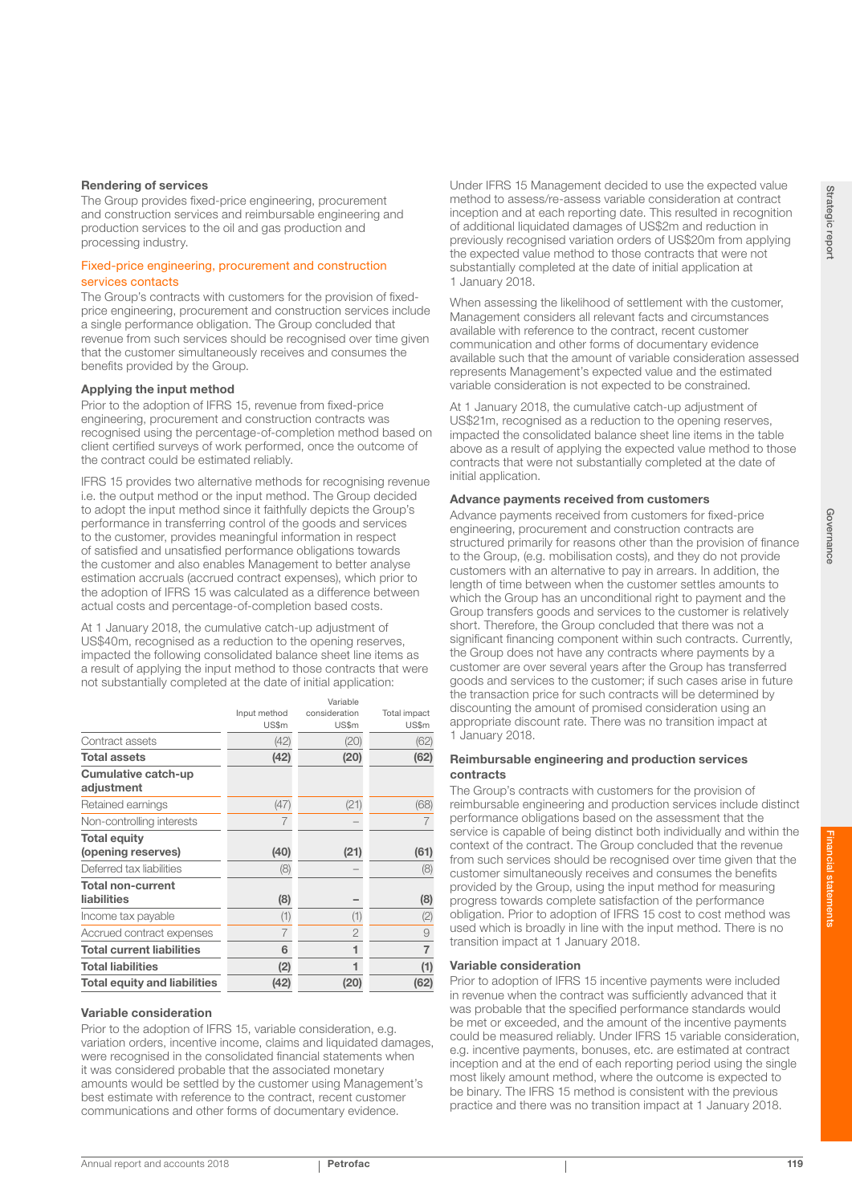### Rendering of services

The Group provides fixed-price engineering, procurement and construction services and reimbursable engineering and production services to the oil and gas production and processing industry.

#### Fixed-price engineering, procurement and construction services contacts

The Group's contracts with customers for the provision of fixed-price engineering, procurement and construction services include a single performance obligation. The Group concluded that revenue from such services should be recognised over time given that the customer simultaneously receives and consumes the benefits provided by the Group.

### Applying the input method

Prior to the adoption of IFRS 15, revenue from fixed-price engineering, procurement and construction contracts was recognised using the percentage-of-completion method based on client certified surveys of work performed, once the outcome of the contract could be estimated reliably.

IFRS 15 provides two alternative methods for recognising revenue i.e. the output method or the input method. The Group decided to adopt the input method since it faithfully depicts the Group's performance in transferring control of the goods and services to the customer, provides meaningful information in respect of satisfied and unsatisfied performance obligations towards the customer and also enables Management to better analyse estimation accruals (accrued contract expenses), which prior to the adoption of IFRS 15 was calculated as a difference between actual costs and percentage-of-completion based costs.

At 1 January 2018, the cumulative catch-up adjustment of US$40m, recognised as a reduction to the opening reserves, impacted the following consolidated balance sheet line items as a result of applying the input method to those contracts that were not substantially completed at the date of initial application:

| | Input method US$m | Variable consideration US$m | Total impact US$m |
|---|---|---|---|
| Contract assets | (42) | (20) | (62) |
| **Total assets** | **(42)** | **(20)** | **(62)** |
| **Cumulative catch-up adjustment** | | | |
| Retained earnings | (47) | (21) | (68) |
| Non-controlling interests | 7 | – | 7 |
| **Total equity (opening reserves)** | **(40)** | **(21)** | **(61)** |
| Deferred tax liabilities | (8) | – | (8) |
| **Total non-current liabilities** | **(8)** | **–** | **(8)** |
| Income tax payable | (1) | (1) | (2) |
| Accrued contract expenses | 7 | 2 | 9 |
| **Total current liabilities** | **6** | **1** | **7** |
| **Total liabilities** | **(2)** | **1** | **(1)** |
| **Total equity and liabilities** | **(42)** | **(20)** | **(62)** |

### Variable consideration

Prior to the adoption of IFRS 15, variable consideration, e.g. variation orders, incentive income, claims and liquidated damages, were recognised in the consolidated financial statements when it was considered probable that the associated monetary amounts would be settled by the customer using Management's best estimate with reference to the contract, recent customer communications and other forms of documentary evidence.

Under IFRS 15 Management decided to use the expected value method to assess/re-assess variable consideration at contract inception and at each reporting date. This resulted in recognition of additional liquidated damages of US$2m and reduction in previously recognised variation orders of US$20m from applying the expected value method to those contracts that were not substantially completed at the date of initial application at 1 January 2018.

When assessing the likelihood of settlement with the customer, Management considers all relevant facts and circumstances available with reference to the contract, recent customer communication and other forms of documentary evidence available such that the amount of variable consideration assessed represents Management's expected value and the estimated variable consideration is not expected to be constrained.

At 1 January 2018, the cumulative catch-up adjustment of US$21m, recognised as a reduction to the opening reserves, impacted the consolidated balance sheet line items in the table above as a result of applying the expected value method to those contracts that were not substantially completed at the date of initial application.

### Advance payments received from customers

Advance payments received from customers for fixed-price engineering, procurement and construction contracts are structured primarily for reasons other than the provision of finance to the Group, (e.g. mobilisation costs), and they do not provide customers with an alternative to pay in arrears. In addition, the length of time between when the customer settles amounts to which the Group has an unconditional right to payment and the Group transfers goods and services to the customer is relatively short. Therefore, the Group concluded that there was not a significant financing component within such contracts. Currently, the Group does not have any contracts where payments by a customer are over several years after the Group has transferred goods and services to the customer; if such cases arise in future the transaction price for such contracts will be determined by discounting the amount of promised consideration using an appropriate discount rate. There was no transition impact at 1 January 2018.

### Reimbursable engineering and production services contracts

The Group's contracts with customers for the provision of reimbursable engineering and production services include distinct performance obligations based on the assessment that the service is capable of being distinct both individually and within the context of the contract. The Group concluded that the revenue from such services should be recognised over time given that the customer simultaneously receives and consumes the benefits provided by the Group, using the input method for measuring progress towards complete satisfaction of the performance obligation. Prior to adoption of IFRS 15 cost to cost method was used which is broadly in line with the input method. There is no transition impact at 1 January 2018.

### Variable consideration

Prior to adoption of IFRS 15 incentive payments were included in revenue when the contract was sufficiently advanced that it was probable that the specified performance standards would be met or exceeded, and the amount of the incentive payments could be measured reliably. Under IFRS 15 variable consideration, e.g. incentive payments, bonuses, etc. are estimated at contract inception and at the end of each reporting period using the single most likely amount method, where the outcome is expected to be binary. The IFRS 15 method is consistent with the previous practice and there was no transition impact at 1 January 2018.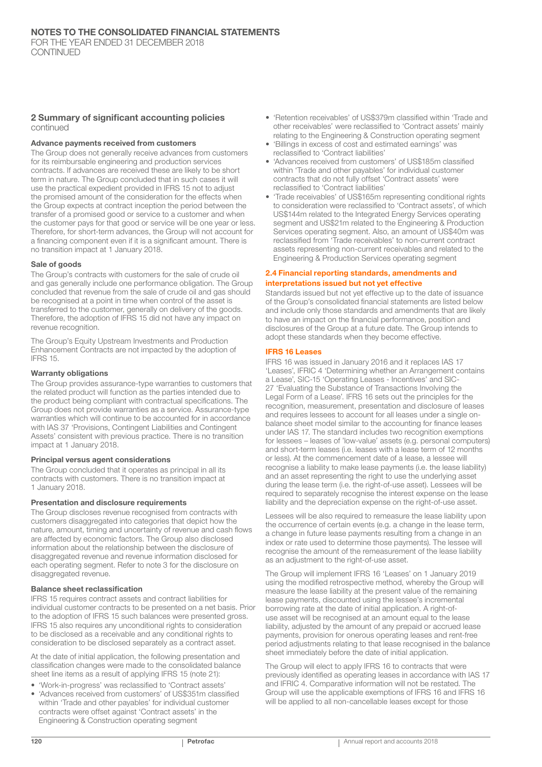## 2 Summary of significant accounting policies continued

#### Advance payments received from customers

The Group does not generally receive advances from customers for its reimbursable engineering and production services contracts. If advances are received these are likely to be short term in nature. The Group concluded that in such cases it will use the practical expedient provided in IFRS 15 not to adjust the promised amount of the consideration for the effects when the Group expects at contract inception the period between the transfer of a promised good or service to a customer and when the customer pays for that good or service will be one year or less. Therefore, for short-term advances, the Group will not account for a financing component even if it is a significant amount. There is no transition impact at 1 January 2018.

#### Sale of goods

The Group's contracts with customers for the sale of crude oil and gas generally include one performance obligation. The Group concluded that revenue from the sale of crude oil and gas should be recognised at a point in time when control of the asset is transferred to the customer, generally on delivery of the goods. Therefore, the adoption of IFRS 15 did not have any impact on revenue recognition.

The Group's Equity Upstream Investments and Production Enhancement Contracts are not impacted by the adoption of IFRS 15.

#### Warranty obligations

The Group provides assurance-type warranties to customers that the related product will function as the parties intended due to the product being compliant with contractual specifications. The Group does not provide warranties as a service. Assurance-type warranties which will continue to be accounted for in accordance with IAS 37 'Provisions, Contingent Liabilities and Contingent Assets' consistent with previous practice. There is no transition impact at 1 January 2018.

#### Principal versus agent considerations

The Group concluded that it operates as principal in all its contracts with customers. There is no transition impact at 1 January 2018.

#### Presentation and disclosure requirements

The Group discloses revenue recognised from contracts with customers disaggregated into categories that depict how the nature, amount, timing and uncertainty of revenue and cash flows are affected by economic factors. The Group also disclosed information about the relationship between the disclosure of disaggregated revenue and revenue information disclosed for each operating segment. Refer to note 3 for the disclosure on disaggregated revenue.

#### Balance sheet reclassification

IFRS 15 requires contract assets and contract liabilities for individual customer contracts to be presented on a net basis. Prior to the adoption of IFRS 15 such balances were presented gross. IFRS 15 also requires any unconditional rights to consideration to be disclosed as a receivable and any conditional rights to consideration to be disclosed separately as a contract asset.

At the date of initial application, the following presentation and classification changes were made to the consolidated balance sheet line items as a result of applying IFRS 15 (note 21):

- 'Work-in-progress' was reclassified to 'Contract assets'
- 'Advances received from customers' of US$351m classified within 'Trade and other payables' for individual customer contracts were offset against 'Contract assets' in the Engineering & Construction operating segment
- 'Retention receivables' of US$379m classified within 'Trade and other receivables' were reclassified to 'Contract assets' mainly relating to the Engineering & Construction operating segment
- 'Billings in excess of cost and estimated earnings' was reclassified to 'Contract liabilities'
- 'Advances received from customers' of US$185m classified within 'Trade and other payables' for individual customer contracts that do not fully offset 'Contract assets' were reclassified to 'Contract liabilities'
- 'Trade receivables' of US$165m representing conditional rights to consideration were reclassified to 'Contract assets', of which US$144m related to the Integrated Energy Services operating segment and US$21m related to the Engineering & Production Services operating segment. Also, an amount of US$40m was reclassified from 'Trade receivables' to non-current contract assets representing non-current receivables and related to the Engineering & Production Services operating segment

### 2.4 Financial reporting standards, amendments and interpretations issued but not yet effective

Standards issued but not yet effective up to the date of issuance of the Group's consolidated financial statements are listed below and include only those standards and amendments that are likely to have an impact on the financial performance, position and disclosures of the Group at a future date. The Group intends to adopt these standards when they become effective.

#### IFRS 16 Leases

IFRS 16 was issued in January 2016 and it replaces IAS 17 'Leases', IFRIC 4 'Determining whether an Arrangement contains a Lease', SIC-15 'Operating Leases - Incentives' and SIC-27 'Evaluating the Substance of Transactions Involving the Legal Form of a Lease'. IFRS 16 sets out the principles for the recognition, measurement, presentation and disclosure of leases and requires lessees to account for all leases under a single on-balance sheet model similar to the accounting for finance leases under IAS 17. The standard includes two recognition exemptions for lessees – leases of 'low-value' assets (e.g. personal computers) and short-term leases (i.e. leases with a lease term of 12 months or less). At the commencement date of a lease, a lessee will recognise a liability to make lease payments (i.e. the lease liability) and an asset representing the right to use the underlying asset during the lease term (i.e. the right-of-use asset). Lessees will be required to separately recognise the interest expense on the lease liability and the depreciation expense on the right-of-use asset.

Lessees will be also required to remeasure the lease liability upon the occurrence of certain events (e.g. a change in the lease term, a change in future lease payments resulting from a change in an index or rate used to determine those payments). The lessee will recognise the amount of the remeasurement of the lease liability as an adjustment to the right-of-use asset.

The Group will implement IFRS 16 'Leases' on 1 January 2019 using the modified retrospective method, whereby the Group will measure the lease liability at the present value of the remaining lease payments, discounted using the lessee's incremental borrowing rate at the date of initial application. A right-of-use asset will be recognised at an amount equal to the lease liability, adjusted by the amount of any prepaid or accrued lease payments, provision for onerous operating leases and rent-free period adjustments relating to that lease recognised in the balance sheet immediately before the date of initial application.

The Group will elect to apply IFRS 16 to contracts that were previously identified as operating leases in accordance with IAS 17 and IFRIC 4. Comparative information will not be restated. The Group will use the applicable exemptions of IFRS 16 and IFRS 16 will be applied to all non-cancellable leases except for those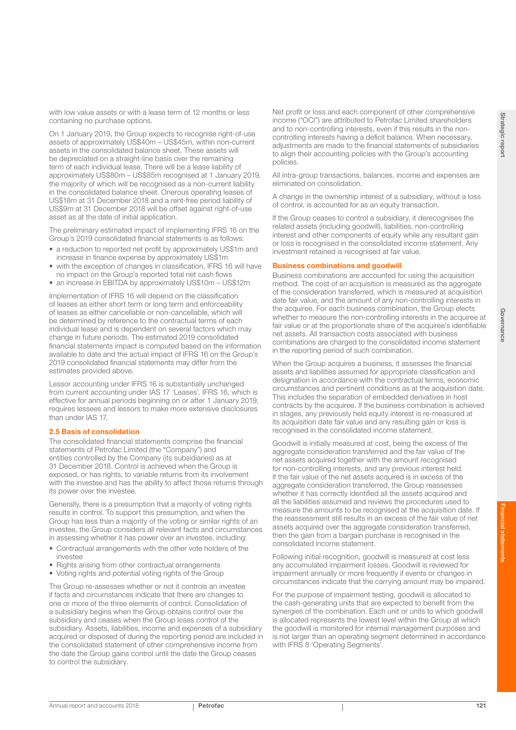with low value assets or with a lease term of 12 months or less containing no purchase options.

On 1 January 2019, the Group expects to recognise right-of-use assets of approximately US$40m – US$45m, within non-current assets in the consolidated balance sheet. These assets will be depreciated on a straight-line basis over the remaining term of each individual lease. There will be a lease liability of approximately US$80m – US$85m recognised at 1 January 2019, the majority of which will be recognised as a non-current liability in the consolidated balance sheet. Onerous operating leases of US$18m at 31 December 2018 and a rent-free period liability of US$9m at 31 December 2018 will be offset against right-of-use asset as at the date of initial application.

The preliminary estimated impact of implementing IFRS 16 on the Group's 2019 consolidated financial statements is as follows:

- a reduction to reported net profit by approximately US$1m and increase in finance expense by approximately US$1m
- with the exception of changes in classification, IFRS 16 will have no impact on the Group's reported total net cash flows
- an increase in EBITDA by approximately US$10m – US$12m

Implementation of IFRS 16 will depend on the classification of leases as either short term or long term and enforceability of leases as either cancellable or non-cancellable, which will be determined by reference to the contractual terms of each individual lease and is dependent on several factors which may change in future periods. The estimated 2019 consolidated financial statements impact is computed based on the information available to date and the actual impact of IFRS 16 on the Group's 2019 consolidated financial statements may differ from the estimates provided above.

Lessor accounting under IFRS 16 is substantially unchanged from current accounting under IAS 17 'Leases'. IFRS 16, which is effective for annual periods beginning on or after 1 January 2019, requires lessees and lessors to make more extensive disclosures than under IAS 17.

### 2.5 Basis of consolidation

The consolidated financial statements comprise the financial statements of Petrofac Limited (the "Company") and entities controlled by the Company (its subsidiaries) as at 31 December 2018. Control is achieved when the Group is exposed, or has rights, to variable returns from its involvement with the investee and has the ability to affect those returns through its power over the investee.

Generally, there is a presumption that a majority of voting rights results in control. To support this presumption, and when the Group has less than a majority of the voting or similar rights of an investee, the Group considers all relevant facts and circumstances in assessing whether it has power over an investee, including:

- Contractual arrangements with the other vote holders of the investee
- Rights arising from other contractual arrangements
- Voting rights and potential voting rights of the Group

The Group re-assesses whether or not it controls an investee if facts and circumstances indicate that there are changes to one or more of the three elements of control. Consolidation of a subsidiary begins when the Group obtains control over the subsidiary and ceases when the Group loses control of the subsidiary. Assets, liabilities, income and expenses of a subsidiary acquired or disposed of during the reporting period are included in the consolidated statement of other comprehensive income from the date the Group gains control until the date the Group ceases to control the subsidiary.

Net profit or loss and each component of other comprehensive income ("OCI") are attributed to Petrofac Limited shareholders and to non-controlling interests, even if this results in the non-controlling interests having a deficit balance. When necessary, adjustments are made to the financial statements of subsidiaries to align their accounting policies with the Group's accounting policies.

All intra-group transactions, balances, income and expenses are eliminated on consolidation.

A change in the ownership interest of a subsidiary, without a loss of control, is accounted for as an equity transaction.

If the Group ceases to control a subsidiary, it derecognises the related assets (including goodwill), liabilities, non-controlling interest and other components of equity while any resultant gain or loss is recognised in the consolidated income statement. Any investment retained is recognised at fair value.

### Business combinations and goodwill

Business combinations are accounted for using the acquisition method. The cost of an acquisition is measured as the aggregate of the consideration transferred, which is measured at acquisition date fair value, and the amount of any non-controlling interests in the acquiree. For each business combination, the Group elects whether to measure the non-controlling interests in the acquiree at fair value or at the proportionate share of the acquiree's identifiable net assets. All transaction costs associated with business combinations are charged to the consolidated income statement in the reporting period of such combination.

When the Group acquires a business, it assesses the financial assets and liabilities assumed for appropriate classification and designation in accordance with the contractual terms, economic circumstances and pertinent conditions as at the acquisition date. This includes the separation of embedded derivatives in host contracts by the acquiree. If the business combination is achieved in stages, any previously held equity interest is re-measured at its acquisition date fair value and any resulting gain or loss is recognised in the consolidated income statement.

Goodwill is initially measured at cost, being the excess of the aggregate consideration transferred and the fair value of the net assets acquired together with the amount recognised for non-controlling interests, and any previous interest held. If the fair value of the net assets acquired is in excess of the aggregate consideration transferred, the Group reassesses whether it has correctly identified all the assets acquired and all the liabilities assumed and reviews the procedures used to measure the amounts to be recognised at the acquisition date. If the reassessment still results in an excess of the fair value of net assets acquired over the aggregate consideration transferred, then the gain from a bargain purchase is recognised in the consolidated income statement.

Following initial recognition, goodwill is measured at cost less any accumulated impairment losses. Goodwill is reviewed for impairment annually or more frequently if events or changes in circumstances indicate that the carrying amount may be impaired.

For the purpose of impairment testing, goodwill is allocated to the cash-generating units that are expected to benefit from the synergies of the combination. Each unit or units to which goodwill is allocated represents the lowest level within the Group at which the goodwill is monitored for internal management purposes and is not larger than an operating segment determined in accordance with IFRS 8 'Operating Segments'.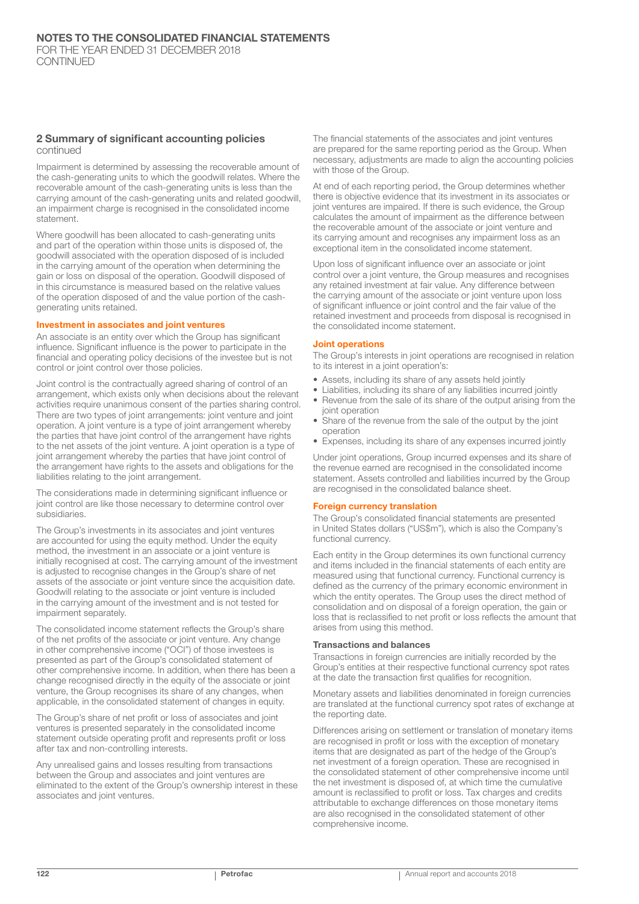## 2 Summary of significant accounting policies
continued

Impairment is determined by assessing the recoverable amount of the cash-generating units to which the goodwill relates. Where the recoverable amount of the cash-generating units is less than the carrying amount of the cash-generating units and related goodwill, an impairment charge is recognised in the consolidated income statement.

Where goodwill has been allocated to cash-generating units and part of the operation within those units is disposed of, the goodwill associated with the operation disposed of is included in the carrying amount of the operation when determining the gain or loss on disposal of the operation. Goodwill disposed of in this circumstance is measured based on the relative values of the operation disposed of and the value portion of the cash-generating units retained.

### Investment in associates and joint ventures

An associate is an entity over which the Group has significant influence. Significant influence is the power to participate in the financial and operating policy decisions of the investee but is not control or joint control over those policies.

Joint control is the contractually agreed sharing of control of an arrangement, which exists only when decisions about the relevant activities require unanimous consent of the parties sharing control. There are two types of joint arrangements: joint venture and joint operation. A joint venture is a type of joint arrangement whereby the parties that have joint control of the arrangement have rights to the net assets of the joint venture. A joint operation is a type of joint arrangement whereby the parties that have joint control of the arrangement have rights to the assets and obligations for the liabilities relating to the joint arrangement.

The considerations made in determining significant influence or joint control are like those necessary to determine control over subsidiaries.

The Group's investments in its associates and joint ventures are accounted for using the equity method. Under the equity method, the investment in an associate or a joint venture is initially recognised at cost. The carrying amount of the investment is adjusted to recognise changes in the Group's share of net assets of the associate or joint venture since the acquisition date. Goodwill relating to the associate or joint venture is included in the carrying amount of the investment and is not tested for impairment separately.

The consolidated income statement reflects the Group's share of the net profits of the associate or joint venture. Any change in other comprehensive income ("OCI") of those investees is presented as part of the Group's consolidated statement of other comprehensive income. In addition, when there has been a change recognised directly in the equity of the associate or joint venture, the Group recognises its share of any changes, when applicable, in the consolidated statement of changes in equity.

The Group's share of net profit or loss of associates and joint ventures is presented separately in the consolidated income statement outside operating profit and represents profit or loss after tax and non-controlling interests.

Any unrealised gains and losses resulting from transactions between the Group and associates and joint ventures are eliminated to the extent of the Group's ownership interest in these associates and joint ventures.

The financial statements of the associates and joint ventures are prepared for the same reporting period as the Group. When necessary, adjustments are made to align the accounting policies with those of the Group.

At end of each reporting period, the Group determines whether there is objective evidence that its investment in its associates or joint ventures are impaired. If there is such evidence, the Group calculates the amount of impairment as the difference between the recoverable amount of the associate or joint venture and its carrying amount and recognises any impairment loss as an exceptional item in the consolidated income statement.

Upon loss of significant influence over an associate or joint control over a joint venture, the Group measures and recognises any retained investment at fair value. Any difference between the carrying amount of the associate or joint venture upon loss of significant influence or joint control and the fair value of the retained investment and proceeds from disposal is recognised in the consolidated income statement.

### Joint operations

The Group's interests in joint operations are recognised in relation to its interest in a joint operation's:

- Assets, including its share of any assets held jointly
- Liabilities, including its share of any liabilities incurred jointly
- Revenue from the sale of its share of the output arising from the joint operation
- Share of the revenue from the sale of the output by the joint operation
- Expenses, including its share of any expenses incurred jointly

Under joint operations, Group incurred expenses and its share of the revenue earned are recognised in the consolidated income statement. Assets controlled and liabilities incurred by the Group are recognised in the consolidated balance sheet.

### Foreign currency translation

The Group's consolidated financial statements are presented in United States dollars ("US$m"), which is also the Company's functional currency.

Each entity in the Group determines its own functional currency and items included in the financial statements of each entity are measured using that functional currency. Functional currency is defined as the currency of the primary economic environment in which the entity operates. The Group uses the direct method of consolidation and on disposal of a foreign operation, the gain or loss that is reclassified to net profit or loss reflects the amount that arises from using this method.

#### Transactions and balances

Transactions in foreign currencies are initially recorded by the Group's entities at their respective functional currency spot rates at the date the transaction first qualifies for recognition.

Monetary assets and liabilities denominated in foreign currencies are translated at the functional currency spot rates of exchange at the reporting date.

Differences arising on settlement or translation of monetary items are recognised in profit or loss with the exception of monetary items that are designated as part of the hedge of the Group's net investment of a foreign operation. These are recognised in the consolidated statement of other comprehensive income until the net investment is disposed of, at which time the cumulative amount is reclassified to profit or loss. Tax charges and credits attributable to exchange differences on those monetary items are also recognised in the consolidated statement of other comprehensive income.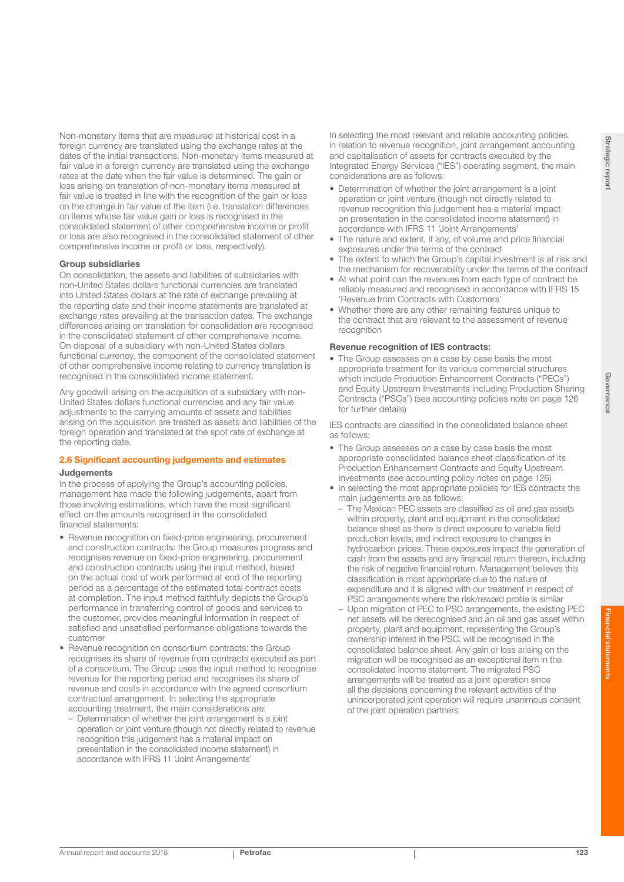Non-monetary items that are measured at historical cost in a foreign currency are translated using the exchange rates at the dates of the initial transactions. Non-monetary items measured at fair value in a foreign currency are translated using the exchange rates at the date when the fair value is determined. The gain or loss arising on translation of non-monetary items measured at fair value is treated in line with the recognition of the gain or loss on the change in fair value of the item (i.e. translation differences on items whose fair value gain or loss is recognised in the consolidated statement of other comprehensive income or profit or loss are also recognised in the consolidated statement of other comprehensive income or profit or loss, respectively).

**Group subsidiaries**

On consolidation, the assets and liabilities of subsidiaries with non-United States dollars functional currencies are translated into United States dollars at the rate of exchange prevailing at the reporting date and their income statements are translated at exchange rates prevailing at the transaction dates. The exchange differences arising on translation for consolidation are recognised in the consolidated statement of other comprehensive income. On disposal of a subsidiary with non-United States dollars functional currency, the component of the consolidated statement of other comprehensive income relating to currency translation is recognised in the consolidated income statement.

Any goodwill arising on the acquisition of a subsidiary with non-United States dollars functional currencies and any fair value adjustments to the carrying amounts of assets and liabilities arising on the acquisition are treated as assets and liabilities of the foreign operation and translated at the spot rate of exchange at the reporting date.

## 2.6 Significant accounting judgements and estimates

**Judgements**

In the process of applying the Group's accounting policies, management has made the following judgements, apart from those involving estimations, which have the most significant effect on the amounts recognised in the consolidated financial statements:

- Revenue recognition on fixed-price engineering, procurement and construction contracts: the Group measures progress and recognises revenue on fixed-price engineering, procurement and construction contracts using the input method, based on the actual cost of work performed at end of the reporting period as a percentage of the estimated total contract costs at completion. The input method faithfully depicts the Group's performance in transferring control of goods and services to the customer, provides meaningful information in respect of satisfied and unsatisfied performance obligations towards the customer
- Revenue recognition on consortium contracts: the Group recognises its share of revenue from contracts executed as part of a consortium. The Group uses the input method to recognise revenue for the reporting period and recognises its share of revenue and costs in accordance with the agreed consortium contractual arrangement. In selecting the appropriate accounting treatment, the main considerations are:
  - Determination of whether the joint arrangement is a joint operation or joint venture (though not directly related to revenue recognition this judgement has a material impact on presentation in the consolidated income statement) in accordance with IFRS 11 'Joint Arrangements'

In selecting the most relevant and reliable accounting policies in relation to revenue recognition, joint arrangement accounting and capitalisation of assets for contracts executed by the Integrated Energy Services ("IES") operating segment, the main considerations are as follows:

- Determination of whether the joint arrangement is a joint operation or joint venture (though not directly related to revenue recognition this judgement has a material impact on presentation in the consolidated income statement) in accordance with IFRS 11 'Joint Arrangements'
- The nature and extent, if any, of volume and price financial exposures under the terms of the contract
- The extent to which the Group's capital investment is at risk and the mechanism for recoverability under the terms of the contract
- At what point can the revenues from each type of contract be reliably measured and recognised in accordance with IFRS 15 'Revenue from Contracts with Customers'
- Whether there are any other remaining features unique to the contract that are relevant to the assessment of revenue recognition

**Revenue recognition of IES contracts:**

- The Group assesses on a case by case basis the most appropriate treatment for its various commercial structures which include Production Enhancement Contracts ("PECs") and Equity Upstream Investments including Production Sharing Contracts ("PSCs") (see accounting policies note on page 126 for further details)

IES contracts are classified in the consolidated balance sheet as follows:

- The Group assesses on a case by case basis the most appropriate consolidated balance sheet classification of its Production Enhancement Contracts and Equity Upstream Investments (see accounting policy notes on page 126)
- In selecting the most appropriate policies for IES contracts the main judgements are as follows:
  - The Mexican PEC assets are classified as oil and gas assets within property, plant and equipment in the consolidated balance sheet as there is direct exposure to variable field production levels, and indirect exposure to changes in hydrocarbon prices. These exposures impact the generation of cash from the assets and any financial return thereon, including the risk of negative financial return. Management believes this classification is most appropriate due to the nature of expenditure and it is aligned with our treatment in respect of PSC arrangements where the risk/reward profile is similar
  - Upon migration of PEC to PSC arrangements, the existing PEC net assets will be derecognised and an oil and gas asset within property, plant and equipment, representing the Group's ownership interest in the PSC, will be recognised in the consolidated balance sheet. Any gain or loss arising on the migration will be recognised as an exceptional item in the consolidated income statement. The migrated PSC arrangements will be treated as a joint operation since all the decisions concerning the relevant activities of the unincorporated joint operation will require unanimous consent of the joint operation partners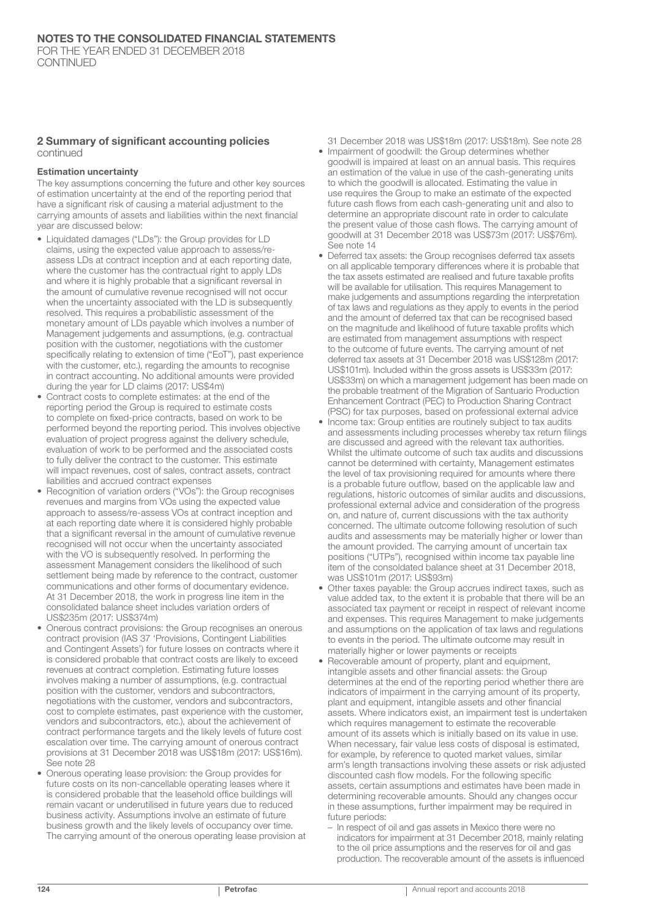## 2 Summary of significant accounting policies
continued

### Estimation uncertainty

The key assumptions concerning the future and other key sources of estimation uncertainty at the end of the reporting period that have a significant risk of causing a material adjustment to the carrying amounts of assets and liabilities within the next financial year are discussed below:

- Liquidated damages ("LDs"): the Group provides for LD claims, using the expected value approach to assess/re-assess LDs at contract inception and at each reporting date, where the customer has the contractual right to apply LDs and where it is highly probable that a significant reversal in the amount of cumulative revenue recognised will not occur when the uncertainty associated with the LD is subsequently resolved. This requires a probabilistic assessment of the monetary amount of LDs payable which involves a number of Management judgements and assumptions, (e.g. contractual position with the customer, negotiations with the customer specifically relating to extension of time ("EoT"), past experience with the customer, etc.), regarding the amounts to recognise in contract accounting. No additional amounts were provided during the year for LD claims (2017: US$4m)
- Contract costs to complete estimates: at the end of the reporting period the Group is required to estimate costs to complete on fixed-price contracts, based on work to be performed beyond the reporting period. This involves objective evaluation of project progress against the delivery schedule, evaluation of work to be performed and the associated costs to fully deliver the contract to the customer. This estimate will impact revenues, cost of sales, contract assets, contract liabilities and accrued contract expenses
- Recognition of variation orders ("VOs"): the Group recognises revenues and margins from VOs using the expected value approach to assess/re-assess VOs at contract inception and at each reporting date where it is considered highly probable that a significant reversal in the amount of cumulative revenue recognised will not occur when the uncertainty associated with the VO is subsequently resolved. In performing the assessment Management considers the likelihood of such settlement being made by reference to the contract, customer communications and other forms of documentary evidence. At 31 December 2018, the work in progress line item in the consolidated balance sheet includes variation orders of US$235m (2017: US$374m)
- Onerous contract provisions: the Group recognises an onerous contract provision (IAS 37 'Provisions, Contingent Liabilities and Contingent Assets') for future losses on contracts where it is considered probable that contract costs are likely to exceed revenues at contract completion. Estimating future losses involves making a number of assumptions, (e.g. contractual position with the customer, vendors and subcontractors, negotiations with the customer, vendors and subcontractors, cost to complete estimates, past experience with the customer, vendors and subcontractors, etc.), about the achievement of contract performance targets and the likely levels of future cost escalation over time. The carrying amount of onerous contract provisions at 31 December 2018 was US$18m (2017: US$16m). See note 28
- Onerous operating lease provision: the Group provides for future costs on its non-cancellable operating leases where it is considered probable that the leasehold office buildings will remain vacant or underutilised in future years due to reduced business activity. Assumptions involve an estimate of future business growth and the likely levels of occupancy over time. The carrying amount of the onerous operating lease provision at 31 December 2018 was US$18m (2017: US$18m). See note 28
- Impairment of goodwill: the Group determines whether goodwill is impaired at least on an annual basis. This requires an estimation of the value in use of the cash-generating units to which the goodwill is allocated. Estimating the value in use requires the Group to make an estimate of the expected future cash flows from each cash-generating unit and also to determine an appropriate discount rate in order to calculate the present value of those cash flows. The carrying amount of goodwill at 31 December 2018 was US$73m (2017: US$76m). See note 14
- Deferred tax assets: the Group recognises deferred tax assets on all applicable temporary differences where it is probable that the tax assets estimated are realised and future taxable profits will be available for utilisation. This requires Management to make judgements and assumptions regarding the interpretation of tax laws and regulations as they apply to events in the period and the amount of deferred tax that can be recognised based on the magnitude and likelihood of future taxable profits which are estimated from management assumptions with respect to the outcome of future events. The carrying amount of net deferred tax assets at 31 December 2018 was US$128m (2017: US$101m). Included within the gross assets is US$33m (2017: US$33m) on which a management judgement has been made on the probable treatment of the Migration of Santuario Production Enhancement Contract (PEC) to Production Sharing Contract (PSC) for tax purposes, based on professional external advice
- Income tax: Group entities are routinely subject to tax audits and assessments including processes whereby tax return filings are discussed and agreed with the relevant tax authorities. Whilst the ultimate outcome of such tax audits and discussions cannot be determined with certainty, Management estimates the level of tax provisioning required for amounts where there is a probable future outflow, based on the applicable law and regulations, historic outcomes of similar audits and discussions, professional external advice and consideration of the progress on, and nature of, current discussions with the tax authority concerned. The ultimate outcome following resolution of such audits and assessments may be materially higher or lower than the amount provided. The carrying amount of uncertain tax positions ("UTPs"), recognised within income tax payable line item of the consoldated balance sheet at 31 December 2018, was US$101m (2017: US$93m)
- Other taxes payable: the Group accrues indirect taxes, such as value added tax, to the extent it is probable that there will be an associated tax payment or receipt in respect of relevant income and expenses. This requires Management to make judgements and assumptions on the application of tax laws and regulations to events in the period. The ultimate outcome may result in materially higher or lower payments or receipts
- Recoverable amount of property, plant and equipment, intangible assets and other financial assets: the Group determines at the end of the reporting period whether there are indicators of impairment in the carrying amount of its property, plant and equipment, intangible assets and other financial assets. Where indicators exist, an impairment test is undertaken which requires management to estimate the recoverable amount of its assets which is initially based on its value in use. When necessary, fair value less costs of disposal is estimated, for example, by reference to quoted market values, similar arm's length transactions involving these assets or risk adjusted discounted cash flow models. For the following specific assets, certain assumptions and estimates have been made in determining recoverable amounts. Should any changes occur in these assumptions, further impairment may be required in future periods:
  - In respect of oil and gas assets in Mexico there were no indicators for impairment at 31 December 2018, mainly relating to the oil price assumptions and the reserves for oil and gas production. The recoverable amount of the assets is influenced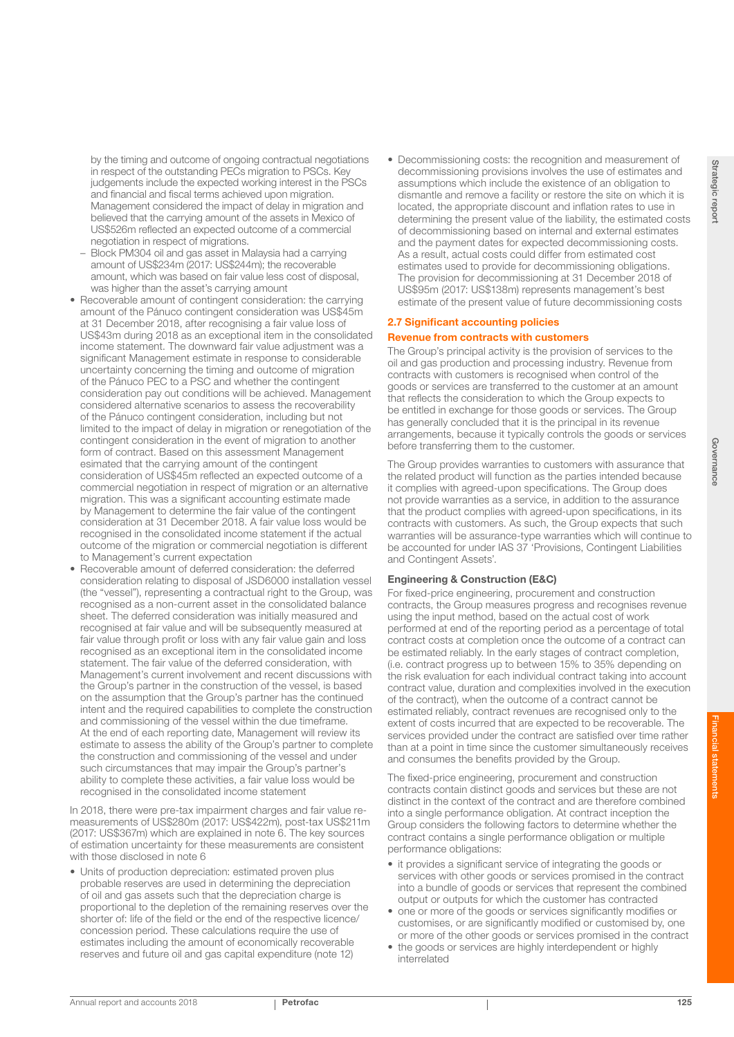by the timing and outcome of ongoing contractual negotiations in respect of the outstanding PECs migration to PSCs. Key judgements include the expected working interest in the PSCs and financial and fiscal terms achieved upon migration. Management considered the impact of delay in migration and believed that the carrying amount of the assets in Mexico of US$526m reflected an expected outcome of a commercial negotiation in respect of migrations.

- Block PM304 oil and gas asset in Malaysia had a carrying amount of US$234m (2017: US$244m); the recoverable amount, which was based on fair value less cost of disposal, was higher than the asset's carrying amount

- Recoverable amount of contingent consideration: the carrying amount of the Pánuco contingent consideration was US$45m at 31 December 2018, after recognising a fair value loss of US$43m during 2018 as an exceptional item in the consolidated income statement. The downward fair value adjustment was a significant Management estimate in response to considerable uncertainty concerning the timing and outcome of migration of the Pánuco PEC to a PSC and whether the contingent consideration pay out conditions will be achieved. Management considered alternative scenarios to assess the recoverability of the Pánuco contingent consideration, including but not limited to the impact of delay in migration or renegotiation of the contingent consideration in the event of migration to another form of contract. Based on this assessment Management esimated that the carrying amount of the contingent consideration of US$45m reflected an expected outcome of a commercial negotiation in respect of migration or an alternative migration. This was a significant accounting estimate made by Management to determine the fair value of the contingent consideration at 31 December 2018. A fair value loss would be recognised in the consolidated income statement if the actual outcome of the migration or commercial negotiation is different to Management's current expectation
- Recoverable amount of deferred consideration: the deferred consideration relating to disposal of JSD6000 installation vessel (the "vessel"), representing a contractual right to the Group, was recognised as a non-current asset in the consolidated balance sheet. The deferred consideration was initially measured and recognised at fair value and will be subsequently measured at fair value through profit or loss with any fair value gain and loss recognised as an exceptional item in the consolidated income statement. The fair value of the deferred consideration, with Management's current involvement and recent discussions with the Group's partner in the construction of the vessel, is based on the assumption that the Group's partner has the continued intent and the required capabilities to complete the construction and commissioning of the vessel within the due timeframe. At the end of each reporting date, Management will review its estimate to assess the ability of the Group's partner to complete the construction and commissioning of the vessel and under such circumstances that may impair the Group's partner's ability to complete these activities, a fair value loss would be recognised in the consolidated income statement

In 2018, there were pre-tax impairment charges and fair value re-measurements of US$280m (2017: US$422m), post-tax US$211m (2017: US$367m) which are explained in note 6. The key sources of estimation uncertainty for these measurements are consistent with those disclosed in note 6

- Units of production depreciation: estimated proven plus probable reserves are used in determining the depreciation of oil and gas assets such that the depreciation charge is proportional to the depletion of the remaining reserves over the shorter of: life of the field or the end of the respective licence/concession period. These calculations require the use of estimates including the amount of economically recoverable reserves and future oil and gas capital expenditure (note 12)
- Decommissioning costs: the recognition and measurement of decommissioning provisions involves the use of estimates and assumptions which include the existence of an obligation to dismantle and remove a facility or restore the site on which it is located, the appropriate discount and inflation rates to use in determining the present value of the liability, the estimated costs of decommissioning based on internal and external estimates and the payment dates for expected decommissioning costs. As a result, actual costs could differ from estimated cost estimates used to provide for decommissioning obligations. The provision for decommissioning at 31 December 2018 of US$95m (2017: US$138m) represents management's best estimate of the present value of future decommissioning costs

## 2.7 Significant accounting policies

### Revenue from contracts with customers

The Group's principal activity is the provision of services to the oil and gas production and processing industry. Revenue from contracts with customers is recognised when control of the goods or services are transferred to the customer at an amount that reflects the consideration to which the Group expects to be entitled in exchange for those goods or services. The Group has generally concluded that it is the principal in its revenue arrangements, because it typically controls the goods or services before transferring them to the customer.

The Group provides warranties to customers with assurance that the related product will function as the parties intended because it complies with agreed-upon specifications. The Group does not provide warranties as a service, in addition to the assurance that the product complies with agreed-upon specifications, in its contracts with customers. As such, the Group expects that such warranties will be assurance-type warranties which will continue to be accounted for under IAS 37 'Provisions, Contingent Liabilities and Contingent Assets'.

#### Engineering & Construction (E&C)

For fixed-price engineering, procurement and construction contracts, the Group measures progress and recognises revenue using the input method, based on the actual cost of work performed at end of the reporting period as a percentage of total contract costs at completion once the outcome of a contract can be estimated reliably. In the early stages of contract completion, (i.e. contract progress up to between 15% to 35% depending on the risk evaluation for each individual contract taking into account contract value, duration and complexities involved in the execution of the contract), when the outcome of a contract cannot be estimated reliably, contract revenues are recognised only to the extent of costs incurred that are expected to be recoverable. The services provided under the contract are satisfied over time rather than at a point in time since the customer simultaneously receives and consumes the benefits provided by the Group.

The fixed-price engineering, procurement and construction contracts contain distinct goods and services but these are not distinct in the context of the contract and are therefore combined into a single performance obligation. At contract inception the Group considers the following factors to determine whether the contract contains a single performance obligation or multiple performance obligations:

- it provides a significant service of integrating the goods or services with other goods or services promised in the contract into a bundle of goods or services that represent the combined output or outputs for which the customer has contracted
- one or more of the goods or services significantly modifies or customises, or are significantly modified or customised by, one or more of the other goods or services promised in the contract
- the goods or services are highly interdependent or highly interrelated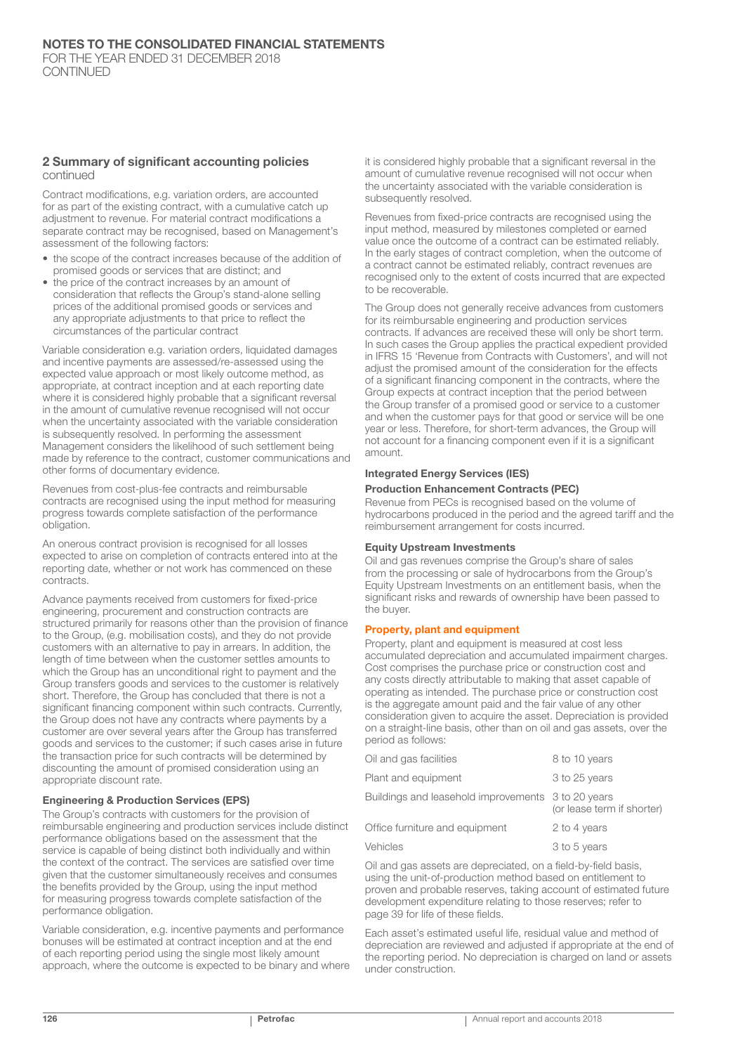## 2 Summary of significant accounting policies continued

Contract modifications, e.g. variation orders, are accounted for as part of the existing contract, with a cumulative catch up adjustment to revenue. For material contract modifications a separate contract may be recognised, based on Management's assessment of the following factors:

- the scope of the contract increases because of the addition of promised goods or services that are distinct; and
- the price of the contract increases by an amount of consideration that reflects the Group's stand-alone selling prices of the additional promised goods or services and any appropriate adjustments to that price to reflect the circumstances of the particular contract

Variable consideration e.g. variation orders, liquidated damages and incentive payments are assessed/re-assessed using the expected value approach or most likely outcome method, as appropriate, at contract inception and at each reporting date where it is considered highly probable that a significant reversal in the amount of cumulative revenue recognised will not occur when the uncertainty associated with the variable consideration is subsequently resolved. In performing the assessment Management considers the likelihood of such settlement being made by reference to the contract, customer communications and other forms of documentary evidence.

Revenues from cost-plus-fee contracts and reimbursable contracts are recognised using the input method for measuring progress towards complete satisfaction of the performance obligation.

An onerous contract provision is recognised for all losses expected to arise on completion of contracts entered into at the reporting date, whether or not work has commenced on these contracts.

Advance payments received from customers for fixed-price engineering, procurement and construction contracts are structured primarily for reasons other than the provision of finance to the Group, (e.g. mobilisation costs), and they do not provide customers with an alternative to pay in arrears. In addition, the length of time between when the customer settles amounts to which the Group has an unconditional right to payment and the Group transfers goods and services to the customer is relatively short. Therefore, the Group has concluded that there is not a significant financing component within such contracts. Currently, the Group does not have any contracts where payments by a customer are over several years after the Group has transferred goods and services to the customer; if such cases arise in future the transaction price for such contracts will be determined by discounting the amount of promised consideration using an appropriate discount rate.

### Engineering & Production Services (EPS)

The Group's contracts with customers for the provision of reimbursable engineering and production services include distinct performance obligations based on the assessment that the service is capable of being distinct both individually and within the context of the contract. The services are satisfied over time given that the customer simultaneously receives and consumes the benefits provided by the Group, using the input method for measuring progress towards complete satisfaction of the performance obligation.

Variable consideration, e.g. incentive payments and performance bonuses will be estimated at contract inception and at the end of each reporting period using the single most likely amount approach, where the outcome is expected to be binary and where it is considered highly probable that a significant reversal in the amount of cumulative revenue recognised will not occur when the uncertainty associated with the variable consideration is subsequently resolved.

Revenues from fixed-price contracts are recognised using the input method, measured by milestones completed or earned value once the outcome of a contract can be estimated reliably. In the early stages of contract completion, when the outcome of a contract cannot be estimated reliably, contract revenues are recognised only to the extent of costs incurred that are expected to be recoverable.

The Group does not generally receive advances from customers for its reimbursable engineering and production services contracts. If advances are received these will only be short term. In such cases the Group applies the practical expedient provided in IFRS 15 'Revenue from Contracts with Customers', and will not adjust the promised amount of the consideration for the effects of a significant financing component in the contracts, where the Group expects at contract inception that the period between the Group transfer of a promised good or service to a customer and when the customer pays for that good or service will be one year or less. Therefore, for short-term advances, the Group will not account for a financing component even if it is a significant amount.

### Integrated Energy Services (IES)

#### Production Enhancement Contracts (PEC)

Revenue from PECs is recognised based on the volume of hydrocarbons produced in the period and the agreed tariff and the reimbursement arrangement for costs incurred.

#### Equity Upstream Investments

Oil and gas revenues comprise the Group's share of sales from the processing or sale of hydrocarbons from the Group's Equity Upstream Investments on an entitlement basis, when the significant risks and rewards of ownership have been passed to the buyer.

### Property, plant and equipment

Property, plant and equipment is measured at cost less accumulated depreciation and accumulated impairment charges. Cost comprises the purchase price or construction cost and any costs directly attributable to making that asset capable of operating as intended. The purchase price or construction cost is the aggregate amount paid and the fair value of any other consideration given to acquire the asset. Depreciation is provided on a straight-line basis, other than on oil and gas assets, over the period as follows:

| | |
|---|---|
| Oil and gas facilities | 8 to 10 years |
| Plant and equipment | 3 to 25 years |
| Buildings and leasehold improvements | 3 to 20 years (or lease term if shorter) |
| Office furniture and equipment | 2 to 4 years |
| Vehicles | 3 to 5 years |

Oil and gas assets are depreciated, on a field-by-field basis, using the unit-of-production method based on entitlement to proven and probable reserves, taking account of estimated future development expenditure relating to those reserves; refer to page 39 for life of these fields.

Each asset's estimated useful life, residual value and method of depreciation are reviewed and adjusted if appropriate at the end of the reporting period. No depreciation is charged on land or assets under construction.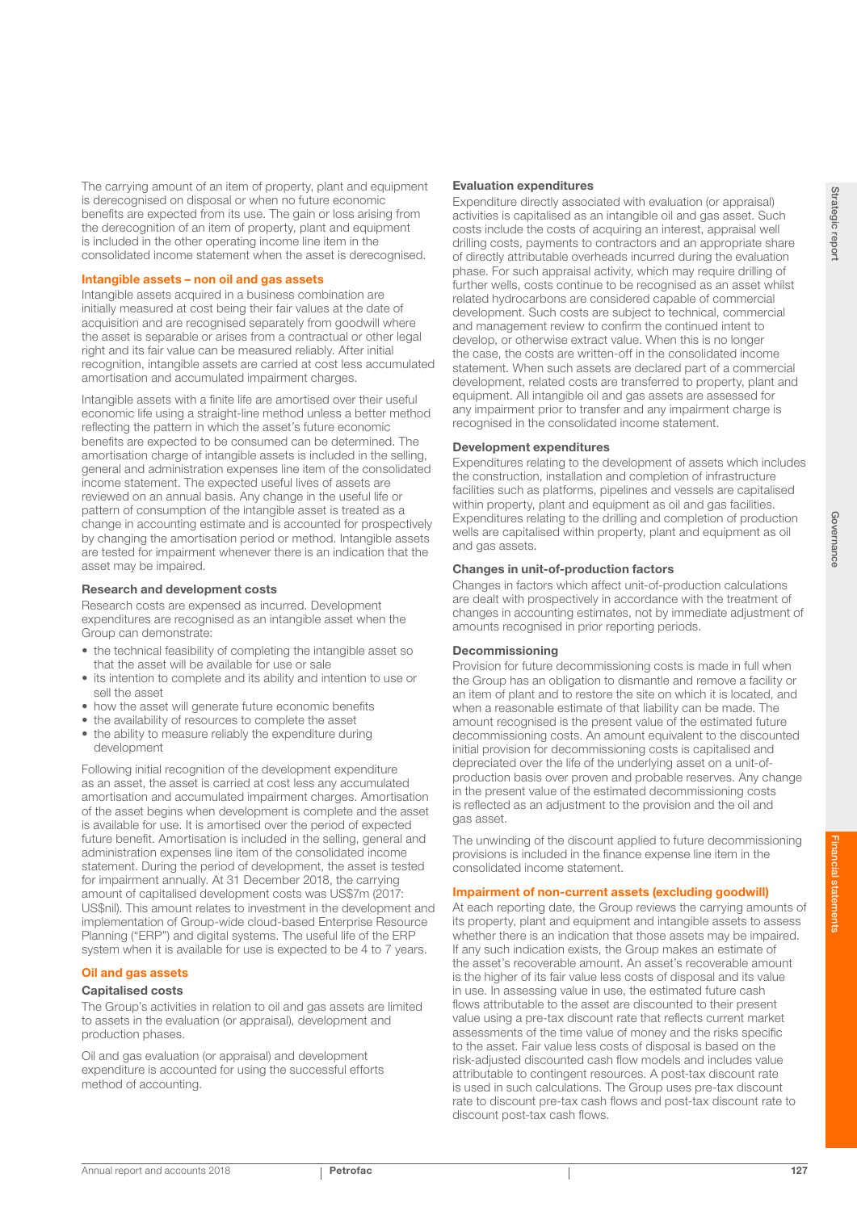The carrying amount of an item of property, plant and equipment is derecognised on disposal or when no future economic benefits are expected from its use. The gain or loss arising from the derecognition of an item of property, plant and equipment is included in the other operating income line item in the consolidated income statement when the asset is derecognised.

## Intangible assets – non oil and gas assets

Intangible assets acquired in a business combination are initially measured at cost being their fair values at the date of acquisition and are recognised separately from goodwill where the asset is separable or arises from a contractual or other legal right and its fair value can be measured reliably. After initial recognition, intangible assets are carried at cost less accumulated amortisation and accumulated impairment charges.

Intangible assets with a finite life are amortised over their useful economic life using a straight-line method unless a better method reflecting the pattern in which the asset's future economic benefits are expected to be consumed can be determined. The amortisation charge of intangible assets is included in the selling, general and administration expenses line item of the consolidated income statement. The expected useful lives of assets are reviewed on an annual basis. Any change in the useful life or pattern of consumption of the intangible asset is treated as a change in accounting estimate and is accounted for prospectively by changing the amortisation period or method. Intangible assets are tested for impairment whenever there is an indication that the asset may be impaired.

### Research and development costs

Research costs are expensed as incurred. Development expenditures are recognised as an intangible asset when the Group can demonstrate:

- the technical feasibility of completing the intangible asset so that the asset will be available for use or sale
- its intention to complete and its ability and intention to use or sell the asset
- how the asset will generate future economic benefits
- the availability of resources to complete the asset
- the ability to measure reliably the expenditure during development

Following initial recognition of the development expenditure as an asset, the asset is carried at cost less any accumulated amortisation and accumulated impairment charges. Amortisation of the asset begins when development is complete and the asset is available for use. It is amortised over the period of expected future benefit. Amortisation is included in the selling, general and administration expenses line item of the consolidated income statement. During the period of development, the asset is tested for impairment annually. At 31 December 2018, the carrying amount of capitalised development costs was US$7m (2017: US$nil). This amount relates to investment in the development and implementation of Group-wide cloud-based Enterprise Resource Planning ("ERP") and digital systems. The useful life of the ERP system when it is available for use is expected to be 4 to 7 years.

## Oil and gas assets

### Capitalised costs

The Group's activities in relation to oil and gas assets are limited to assets in the evaluation (or appraisal), development and production phases.

Oil and gas evaluation (or appraisal) and development expenditure is accounted for using the successful efforts method of accounting.

### Evaluation expenditures

Expenditure directly associated with evaluation (or appraisal) activities is capitalised as an intangible oil and gas asset. Such costs include the costs of acquiring an interest, appraisal well drilling costs, payments to contractors and an appropriate share of directly attributable overheads incurred during the evaluation phase. For such appraisal activity, which may require drilling of further wells, costs continue to be recognised as an asset whilst related hydrocarbons are considered capable of commercial development. Such costs are subject to technical, commercial and management review to confirm the continued intent to develop, or otherwise extract value. When this is no longer the case, the costs are written-off in the consolidated income statement. When such assets are declared part of a commercial development, related costs are transferred to property, plant and equipment. All intangible oil and gas assets are assessed for any impairment prior to transfer and any impairment charge is recognised in the consolidated income statement.

### Development expenditures

Expenditures relating to the development of assets which includes the construction, installation and completion of infrastructure facilities such as platforms, pipelines and vessels are capitalised within property, plant and equipment as oil and gas facilities. Expenditures relating to the drilling and completion of production wells are capitalised within property, plant and equipment as oil and gas assets.

### Changes in unit-of-production factors

Changes in factors which affect unit-of-production calculations are dealt with prospectively in accordance with the treatment of changes in accounting estimates, not by immediate adjustment of amounts recognised in prior reporting periods.

### Decommissioning

Provision for future decommissioning costs is made in full when the Group has an obligation to dismantle and remove a facility or an item of plant and to restore the site on which it is located, and when a reasonable estimate of that liability can be made. The amount recognised is the present value of the estimated future decommissioning costs. An amount equivalent to the discounted initial provision for decommissioning costs is capitalised and depreciated over the life of the underlying asset on a unit-of-production basis over proven and probable reserves. Any change in the present value of the estimated decommissioning costs is reflected as an adjustment to the provision and the oil and gas asset.

The unwinding of the discount applied to future decommissioning provisions is included in the finance expense line item in the consolidated income statement.

## Impairment of non-current assets (excluding goodwill)

At each reporting date, the Group reviews the carrying amounts of its property, plant and equipment and intangible assets to assess whether there is an indication that those assets may be impaired. If any such indication exists, the Group makes an estimate of the asset's recoverable amount. An asset's recoverable amount is the higher of its fair value less costs of disposal and its value in use. In assessing value in use, the estimated future cash flows attributable to the asset are discounted to their present value using a pre-tax discount rate that reflects current market assessments of the time value of money and the risks specific to the asset. Fair value less costs of disposal is based on the risk-adjusted discounted cash flow models and includes value attributable to contingent resources. A post-tax discount rate is used in such calculations. The Group uses pre-tax discount rate to discount pre-tax cash flows and post-tax discount rate to discount post-tax cash flows.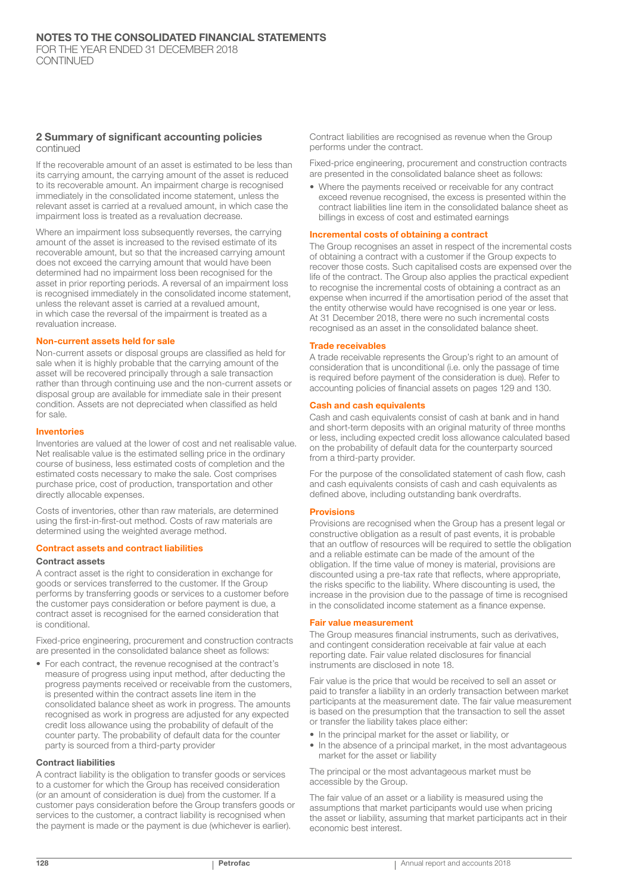## 2 Summary of significant accounting policies continued

If the recoverable amount of an asset is estimated to be less than its carrying amount, the carrying amount of the asset is reduced to its recoverable amount. An impairment charge is recognised immediately in the consolidated income statement, unless the relevant asset is carried at a revalued amount, in which case the impairment loss is treated as a revaluation decrease.

Where an impairment loss subsequently reverses, the carrying amount of the asset is increased to the revised estimate of its recoverable amount, but so that the increased carrying amount does not exceed the carrying amount that would have been determined had no impairment loss been recognised for the asset in prior reporting periods. A reversal of an impairment loss is recognised immediately in the consolidated income statement, unless the relevant asset is carried at a revalued amount, in which case the reversal of the impairment is treated as a revaluation increase.

### Non-current assets held for sale

Non-current assets or disposal groups are classified as held for sale when it is highly probable that the carrying amount of the asset will be recovered principally through a sale transaction rather than through continuing use and the non-current assets or disposal group are available for immediate sale in their present condition. Assets are not depreciated when classified as held for sale.

### Inventories

Inventories are valued at the lower of cost and net realisable value. Net realisable value is the estimated selling price in the ordinary course of business, less estimated costs of completion and the estimated costs necessary to make the sale. Cost comprises purchase price, cost of production, transportation and other directly allocable expenses.

Costs of inventories, other than raw materials, are determined using the first-in-first-out method. Costs of raw materials are determined using the weighted average method.

### Contract assets and contract liabilities

#### Contract assets

A contract asset is the right to consideration in exchange for goods or services transferred to the customer. If the Group performs by transferring goods or services to a customer before the customer pays consideration or before payment is due, a contract asset is recognised for the earned consideration that is conditional.

Fixed-price engineering, procurement and construction contracts are presented in the consolidated balance sheet as follows:

- For each contract, the revenue recognised at the contract's measure of progress using input method, after deducting the progress payments received or receivable from the customers, is presented within the contract assets line item in the consolidated balance sheet as work in progress. The amounts recognised as work in progress are adjusted for any expected credit loss allowance using the probability of default of the counter party. The probability of default data for the counter party is sourced from a third-party provider

#### Contract liabilities

A contract liability is the obligation to transfer goods or services to a customer for which the Group has received consideration (or an amount of consideration is due) from the customer. If a customer pays consideration before the Group transfers goods or services to the customer, a contract liability is recognised when the payment is made or the payment is due (whichever is earlier). Contract liabilities are recognised as revenue when the Group performs under the contract.

Fixed-price engineering, procurement and construction contracts are presented in the consolidated balance sheet as follows:

- Where the payments received or receivable for any contract exceed revenue recognised, the excess is presented within the contract liabilities line item in the consolidated balance sheet as billings in excess of cost and estimated earnings

### Incremental costs of obtaining a contract

The Group recognises an asset in respect of the incremental costs of obtaining a contract with a customer if the Group expects to recover those costs. Such capitalised costs are expensed over the life of the contract. The Group also applies the practical expedient to recognise the incremental costs of obtaining a contract as an expense when incurred if the amortisation period of the asset that the entity otherwise would have recognised is one year or less. At 31 December 2018, there were no such incremental costs recognised as an asset in the consolidated balance sheet.

### Trade receivables

A trade receivable represents the Group's right to an amount of consideration that is unconditional (i.e. only the passage of time is required before payment of the consideration is due). Refer to accounting policies of financial assets on pages 129 and 130.

### Cash and cash equivalents

Cash and cash equivalents consist of cash at bank and in hand and short-term deposits with an original maturity of three months or less, including expected credit loss allowance calculated based on the probability of default data for the counterparty sourced from a third-party provider.

For the purpose of the consolidated statement of cash flow, cash and cash equivalents consists of cash and cash equivalents as defined above, including outstanding bank overdrafts.

### Provisions

Provisions are recognised when the Group has a present legal or constructive obligation as a result of past events, it is probable that an outflow of resources will be required to settle the obligation and a reliable estimate can be made of the amount of the obligation. If the time value of money is material, provisions are discounted using a pre-tax rate that reflects, where appropriate, the risks specific to the liability. Where discounting is used, the increase in the provision due to the passage of time is recognised in the consolidated income statement as a finance expense.

### Fair value measurement

The Group measures financial instruments, such as derivatives, and contingent consideration receivable at fair value at each reporting date. Fair value related disclosures for financial instruments are disclosed in note 18.

Fair value is the price that would be received to sell an asset or paid to transfer a liability in an orderly transaction between market participants at the measurement date. The fair value measurement is based on the presumption that the transaction to sell the asset or transfer the liability takes place either:

- In the principal market for the asset or liability, or
- In the absence of a principal market, in the most advantageous market for the asset or liability

The principal or the most advantageous market must be accessible by the Group.

The fair value of an asset or a liability is measured using the assumptions that market participants would use when pricing the asset or liability, assuming that market participants act in their economic best interest.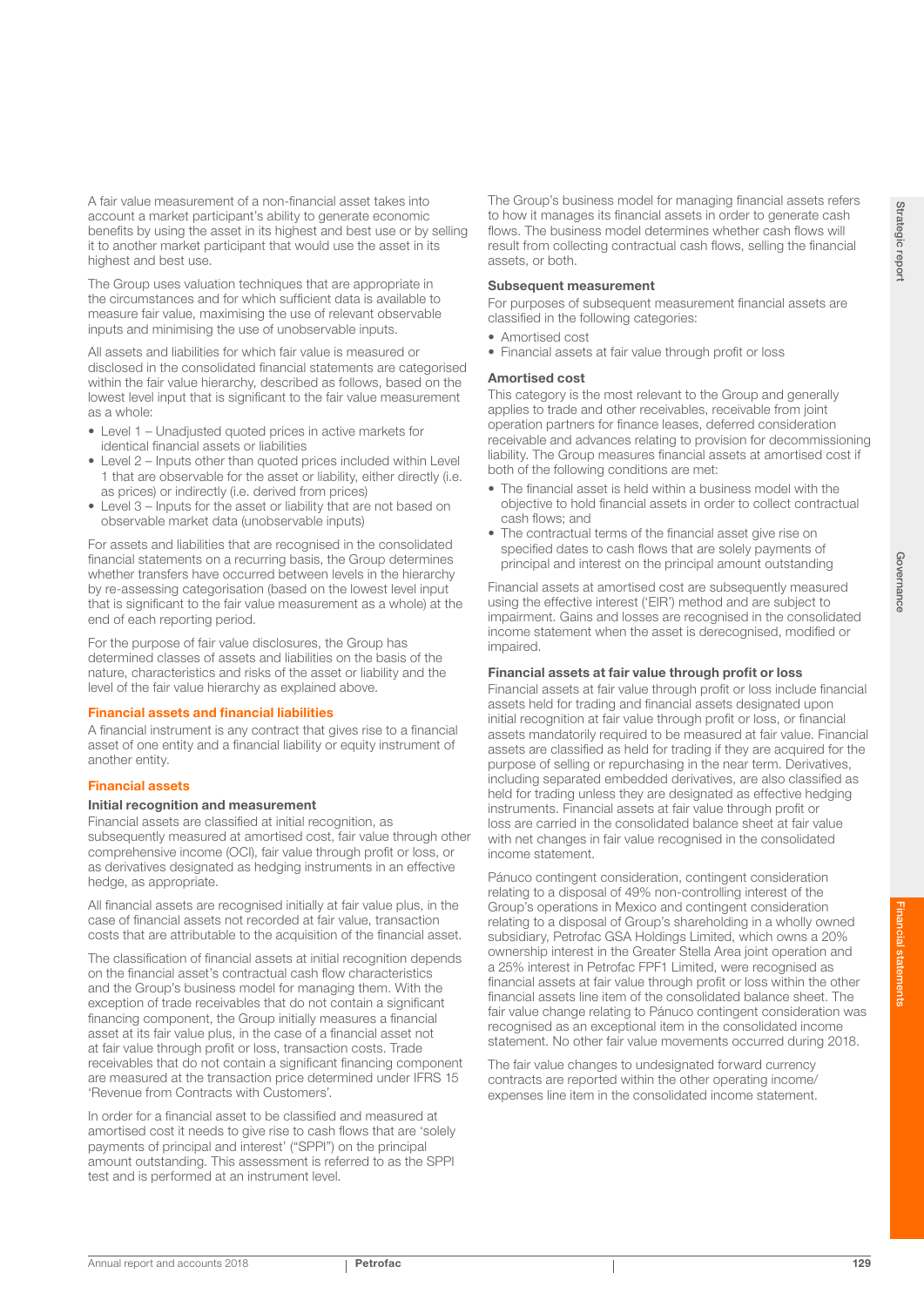A fair value measurement of a non-financial asset takes into account a market participant's ability to generate economic benefits by using the asset in its highest and best use or by selling it to another market participant that would use the asset in its highest and best use.

The Group uses valuation techniques that are appropriate in the circumstances and for which sufficient data is available to measure fair value, maximising the use of relevant observable inputs and minimising the use of unobservable inputs.

All assets and liabilities for which fair value is measured or disclosed in the consolidated financial statements are categorised within the fair value hierarchy, described as follows, based on the lowest level input that is significant to the fair value measurement as a whole:

- Level 1 – Unadjusted quoted prices in active markets for identical financial assets or liabilities
- Level 2 – Inputs other than quoted prices included within Level 1 that are observable for the asset or liability, either directly (i.e. as prices) or indirectly (i.e. derived from prices)
- Level 3 – Inputs for the asset or liability that are not based on observable market data (unobservable inputs)

For assets and liabilities that are recognised in the consolidated financial statements on a recurring basis, the Group determines whether transfers have occurred between levels in the hierarchy by re-assessing categorisation (based on the lowest level input that is significant to the fair value measurement as a whole) at the end of each reporting period.

For the purpose of fair value disclosures, the Group has determined classes of assets and liabilities on the basis of the nature, characteristics and risks of the asset or liability and the level of the fair value hierarchy as explained above.

## Financial assets and financial liabilities

A financial instrument is any contract that gives rise to a financial asset of one entity and a financial liability or equity instrument of another entity.

## Financial assets

### Initial recognition and measurement

Financial assets are classified at initial recognition, as subsequently measured at amortised cost, fair value through other comprehensive income (OCI), fair value through profit or loss, or as derivatives designated as hedging instruments in an effective hedge, as appropriate.

All financial assets are recognised initially at fair value plus, in the case of financial assets not recorded at fair value, transaction costs that are attributable to the acquisition of the financial asset.

The classification of financial assets at initial recognition depends on the financial asset's contractual cash flow characteristics and the Group's business model for managing them. With the exception of trade receivables that do not contain a significant financing component, the Group initially measures a financial asset at its fair value plus, in the case of a financial asset not at fair value through profit or loss, transaction costs. Trade receivables that do not contain a significant financing component are measured at the transaction price determined under IFRS 15 'Revenue from Contracts with Customers'.

In order for a financial asset to be classified and measured at amortised cost it needs to give rise to cash flows that are 'solely payments of principal and interest' ("SPPI") on the principal amount outstanding. This assessment is referred to as the SPPI test and is performed at an instrument level.

The Group's business model for managing financial assets refers to how it manages its financial assets in order to generate cash flows. The business model determines whether cash flows will result from collecting contractual cash flows, selling the financial assets, or both.

### Subsequent measurement

For purposes of subsequent measurement financial assets are classified in the following categories:

- Amortised cost
- Financial assets at fair value through profit or loss

### Amortised cost

This category is the most relevant to the Group and generally applies to trade and other receivables, receivable from joint operation partners for finance leases, deferred consideration receivable and advances relating to provision for decommissioning liability. The Group measures financial assets at amortised cost if both of the following conditions are met:

- The financial asset is held within a business model with the objective to hold financial assets in order to collect contractual cash flows; and
- The contractual terms of the financial asset give rise on specified dates to cash flows that are solely payments of principal and interest on the principal amount outstanding

Financial assets at amortised cost are subsequently measured using the effective interest ('EIR') method and are subject to impairment. Gains and losses are recognised in the consolidated income statement when the asset is derecognised, modified or impaired.

### Financial assets at fair value through profit or loss

Financial assets at fair value through profit or loss include financial assets held for trading and financial assets designated upon initial recognition at fair value through profit or loss, or financial assets mandatorily required to be measured at fair value. Financial assets are classified as held for trading if they are acquired for the purpose of selling or repurchasing in the near term. Derivatives, including separated embedded derivatives, are also classified as held for trading unless they are designated as effective hedging instruments. Financial assets at fair value through profit or loss are carried in the consolidated balance sheet at fair value with net changes in fair value recognised in the consolidated income statement.

Pánuco contingent consideration, contingent consideration relating to a disposal of 49% non-controlling interest of the Group's operations in Mexico and contingent consideration relating to a disposal of Group's shareholding in a wholly owned subsidiary, Petrofac GSA Holdings Limited, which owns a 20% ownership interest in the Greater Stella Area joint operation and a 25% interest in Petrofac FPF1 Limited, were recognised as financial assets at fair value through profit or loss within the other financial assets line item of the consolidated balance sheet. The fair value change relating to Pánuco contingent consideration was recognised as an exceptional item in the consolidated income statement. No other fair value movements occurred during 2018.

The fair value changes to undesignated forward currency contracts are reported within the other operating income/expenses line item in the consolidated income statement.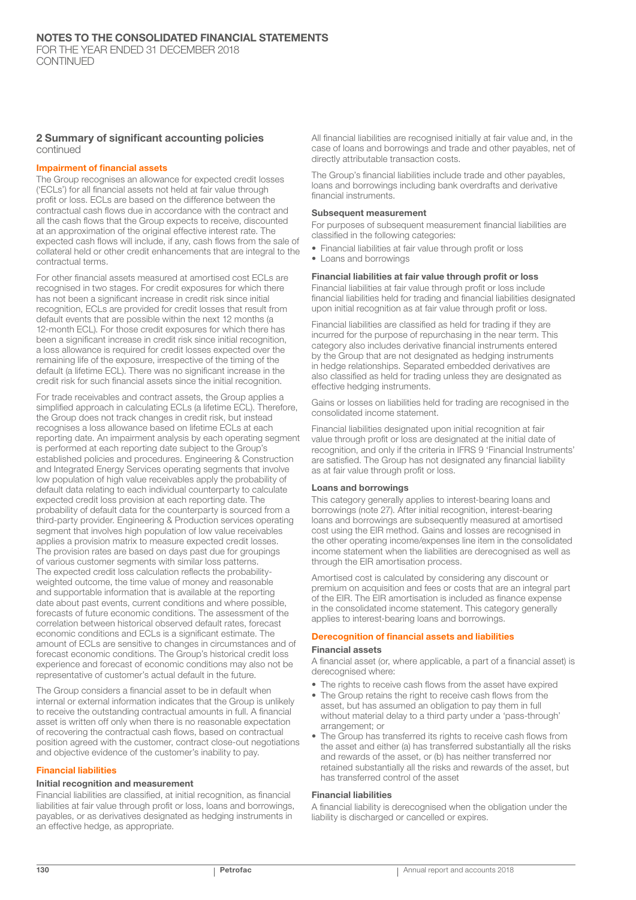## 2 Summary of significant accounting policies
continued

### Impairment of financial assets

The Group recognises an allowance for expected credit losses ('ECLs') for all financial assets not held at fair value through profit or loss. ECLs are based on the difference between the contractual cash flows due in accordance with the contract and all the cash flows that the Group expects to receive, discounted at an approximation of the original effective interest rate. The expected cash flows will include, if any, cash flows from the sale of collateral held or other credit enhancements that are integral to the contractual terms.

For other financial assets measured at amortised cost ECLs are recognised in two stages. For credit exposures for which there has not been a significant increase in credit risk since initial recognition, ECLs are provided for credit losses that result from default events that are possible within the next 12 months (a 12-month ECL). For those credit exposures for which there has been a significant increase in credit risk since initial recognition, a loss allowance is required for credit losses expected over the remaining life of the exposure, irrespective of the timing of the default (a lifetime ECL). There was no significant increase in the credit risk for such financial assets since the initial recognition.

For trade receivables and contract assets, the Group applies a simplified approach in calculating ECLs (a lifetime ECL). Therefore, the Group does not track changes in credit risk, but instead recognises a loss allowance based on lifetime ECLs at each reporting date. An impairment analysis by each operating segment is performed at each reporting date subject to the Group's established policies and procedures. Engineering & Construction and Integrated Energy Services operating segments that involve low population of high value receivables apply the probability of default data relating to each individual counterparty to calculate expected credit loss provision at each reporting date. The probability of default data for the counterparty is sourced from a third-party provider. Engineering & Production services operating segment that involves high population of low value receivables applies a provision matrix to measure expected credit losses. The provision rates are based on days past due for groupings of various customer segments with similar loss patterns. The expected credit loss calculation reflects the probability-weighted outcome, the time value of money and reasonable and supportable information that is available at the reporting date about past events, current conditions and where possible, forecasts of future economic conditions. The assessment of the correlation between historical observed default rates, forecast economic conditions and ECLs is a significant estimate. The amount of ECLs are sensitive to changes in circumstances and of forecast economic conditions. The Group's historical credit loss experience and forecast of economic conditions may also not be representative of customer's actual default in the future.

The Group considers a financial asset to be in default when internal or external information indicates that the Group is unlikely to receive the outstanding contractual amounts in full. A financial asset is written off only when there is no reasonable expectation of recovering the contractual cash flows, based on contractual position agreed with the customer, contract close-out negotiations and objective evidence of the customer's inability to pay.

### Financial liabilities

#### Initial recognition and measurement

Financial liabilities are classified, at initial recognition, as financial liabilities at fair value through profit or loss, loans and borrowings, payables, or as derivatives designated as hedging instruments in an effective hedge, as appropriate.

All financial liabilities are recognised initially at fair value and, in the case of loans and borrowings and trade and other payables, net of directly attributable transaction costs.

The Group's financial liabilities include trade and other payables, loans and borrowings including bank overdrafts and derivative financial instruments.

#### Subsequent measurement

For purposes of subsequent measurement financial liabilities are classified in the following categories:

- Financial liabilities at fair value through profit or loss
- Loans and borrowings

#### Financial liabilities at fair value through profit or loss

Financial liabilities at fair value through profit or loss include financial liabilities held for trading and financial liabilities designated upon initial recognition as at fair value through profit or loss.

Financial liabilities are classified as held for trading if they are incurred for the purpose of repurchasing in the near term. This category also includes derivative financial instruments entered by the Group that are not designated as hedging instruments in hedge relationships. Separated embedded derivatives are also classified as held for trading unless they are designated as effective hedging instruments.

Gains or losses on liabilities held for trading are recognised in the consolidated income statement.

Financial liabilities designated upon initial recognition at fair value through profit or loss are designated at the initial date of recognition, and only if the criteria in IFRS 9 'Financial Instruments' are satisfied. The Group has not designated any financial liability as at fair value through profit or loss.

#### Loans and borrowings

This category generally applies to interest-bearing loans and borrowings (note 27). After initial recognition, interest-bearing loans and borrowings are subsequently measured at amortised cost using the EIR method. Gains and losses are recognised in the other operating income/expenses line item in the consolidated income statement when the liabilities are derecognised as well as through the EIR amortisation process.

Amortised cost is calculated by considering any discount or premium on acquisition and fees or costs that are an integral part of the EIR. The EIR amortisation is included as finance expense in the consolidated income statement. This category generally applies to interest-bearing loans and borrowings.

### Derecognition of financial assets and liabilities

#### Financial assets

A financial asset (or, where applicable, a part of a financial asset) is derecognised where:

- The rights to receive cash flows from the asset have expired
- The Group retains the right to receive cash flows from the asset, but has assumed an obligation to pay them in full without material delay to a third party under a 'pass-through' arrangement; or
- The Group has transferred its rights to receive cash flows from the asset and either (a) has transferred substantially all the risks and rewards of the asset, or (b) has neither transferred nor retained substantially all the risks and rewards of the asset, but has transferred control of the asset

#### Financial liabilities

A financial liability is derecognised when the obligation under the liability is discharged or cancelled or expires.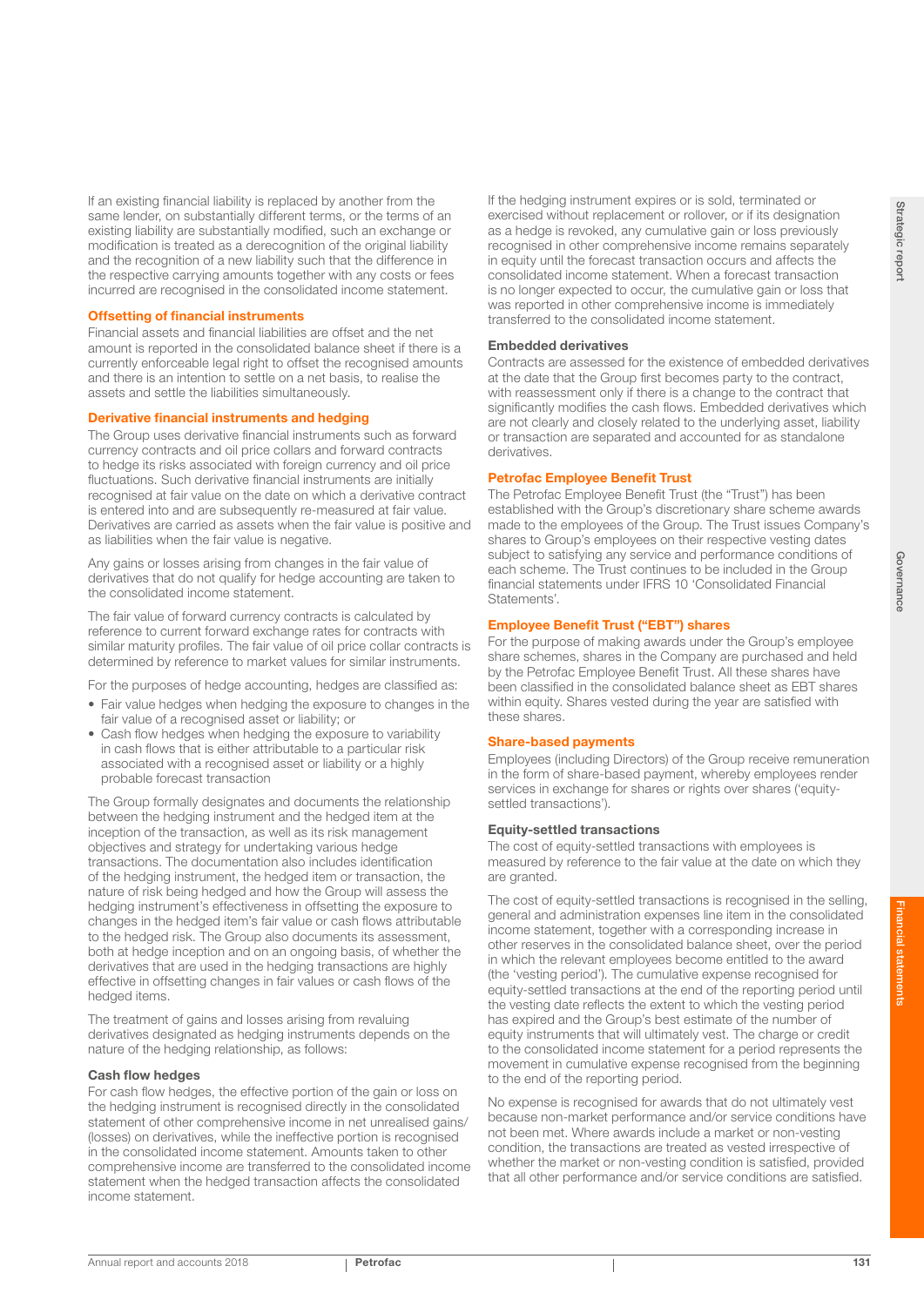If an existing financial liability is replaced by another from the same lender, on substantially different terms, or the terms of an existing liability are substantially modified, such an exchange or modification is treated as a derecognition of the original liability and the recognition of a new liability such that the difference in the respective carrying amounts together with any costs or fees incurred are recognised in the consolidated income statement.

### Offsetting of financial instruments

Financial assets and financial liabilities are offset and the net amount is reported in the consolidated balance sheet if there is a currently enforceable legal right to offset the recognised amounts and there is an intention to settle on a net basis, to realise the assets and settle the liabilities simultaneously.

### Derivative financial instruments and hedging

The Group uses derivative financial instruments such as forward currency contracts and oil price collars and forward contracts to hedge its risks associated with foreign currency and oil price fluctuations. Such derivative financial instruments are initially recognised at fair value on the date on which a derivative contract is entered into and are subsequently re-measured at fair value. Derivatives are carried as assets when the fair value is positive and as liabilities when the fair value is negative.

Any gains or losses arising from changes in the fair value of derivatives that do not qualify for hedge accounting are taken to the consolidated income statement.

The fair value of forward currency contracts is calculated by reference to current forward exchange rates for contracts with similar maturity profiles. The fair value of oil price collar contracts is determined by reference to market values for similar instruments.

For the purposes of hedge accounting, hedges are classified as:

- Fair value hedges when hedging the exposure to changes in the fair value of a recognised asset or liability; or
- Cash flow hedges when hedging the exposure to variability in cash flows that is either attributable to a particular risk associated with a recognised asset or liability or a highly probable forecast transaction

The Group formally designates and documents the relationship between the hedging instrument and the hedged item at the inception of the transaction, as well as its risk management objectives and strategy for undertaking various hedge transactions. The documentation also includes identification of the hedging instrument, the hedged item or transaction, the nature of risk being hedged and how the Group will assess the hedging instrument's effectiveness in offsetting the exposure to changes in the hedged item's fair value or cash flows attributable to the hedged risk. The Group also documents its assessment, both at hedge inception and on an ongoing basis, of whether the derivatives that are used in the hedging transactions are highly effective in offsetting changes in fair values or cash flows of the hedged items.

The treatment of gains and losses arising from revaluing derivatives designated as hedging instruments depends on the nature of the hedging relationship, as follows:

#### Cash flow hedges

For cash flow hedges, the effective portion of the gain or loss on the hedging instrument is recognised directly in the consolidated statement of other comprehensive income in net unrealised gains/(losses) on derivatives, while the ineffective portion is recognised in the consolidated income statement. Amounts taken to other comprehensive income are transferred to the consolidated income statement when the hedged transaction affects the consolidated income statement.

If the hedging instrument expires or is sold, terminated or exercised without replacement or rollover, or if its designation as a hedge is revoked, any cumulative gain or loss previously recognised in other comprehensive income remains separately in equity until the forecast transaction occurs and affects the consolidated income statement. When a forecast transaction is no longer expected to occur, the cumulative gain or loss that was reported in other comprehensive income is immediately transferred to the consolidated income statement.

#### Embedded derivatives

Contracts are assessed for the existence of embedded derivatives at the date that the Group first becomes party to the contract, with reassessment only if there is a change to the contract that significantly modifies the cash flows. Embedded derivatives which are not clearly and closely related to the underlying asset, liability or transaction are separated and accounted for as standalone derivatives.

### Petrofac Employee Benefit Trust

The Petrofac Employee Benefit Trust (the "Trust") has been established with the Group's discretionary share scheme awards made to the employees of the Group. The Trust issues Company's shares to Group's employees on their respective vesting dates subject to satisfying any service and performance conditions of each scheme. The Trust continues to be included in the Group financial statements under IFRS 10 'Consolidated Financial Statements'.

### Employee Benefit Trust ("EBT") shares

For the purpose of making awards under the Group's employee share schemes, shares in the Company are purchased and held by the Petrofac Employee Benefit Trust. All these shares have been classified in the consolidated balance sheet as EBT shares within equity. Shares vested during the year are satisfied with these shares.

### Share-based payments

Employees (including Directors) of the Group receive remuneration in the form of share-based payment, whereby employees render services in exchange for shares or rights over shares ('equity-settled transactions').

#### Equity-settled transactions

The cost of equity-settled transactions with employees is measured by reference to the fair value at the date on which they are granted.

The cost of equity-settled transactions is recognised in the selling, general and administration expenses line item in the consolidated income statement, together with a corresponding increase in other reserves in the consolidated balance sheet, over the period in which the relevant employees become entitled to the award (the 'vesting period'). The cumulative expense recognised for equity-settled transactions at the end of the reporting period until the vesting date reflects the extent to which the vesting period has expired and the Group's best estimate of the number of equity instruments that will ultimately vest. The charge or credit to the consolidated income statement for a period represents the movement in cumulative expense recognised from the beginning to the end of the reporting period.

No expense is recognised for awards that do not ultimately vest because non-market performance and/or service conditions have not been met. Where awards include a market or non-vesting condition, the transactions are treated as vested irrespective of whether the market or non-vesting condition is satisfied, provided that all other performance and/or service conditions are satisfied.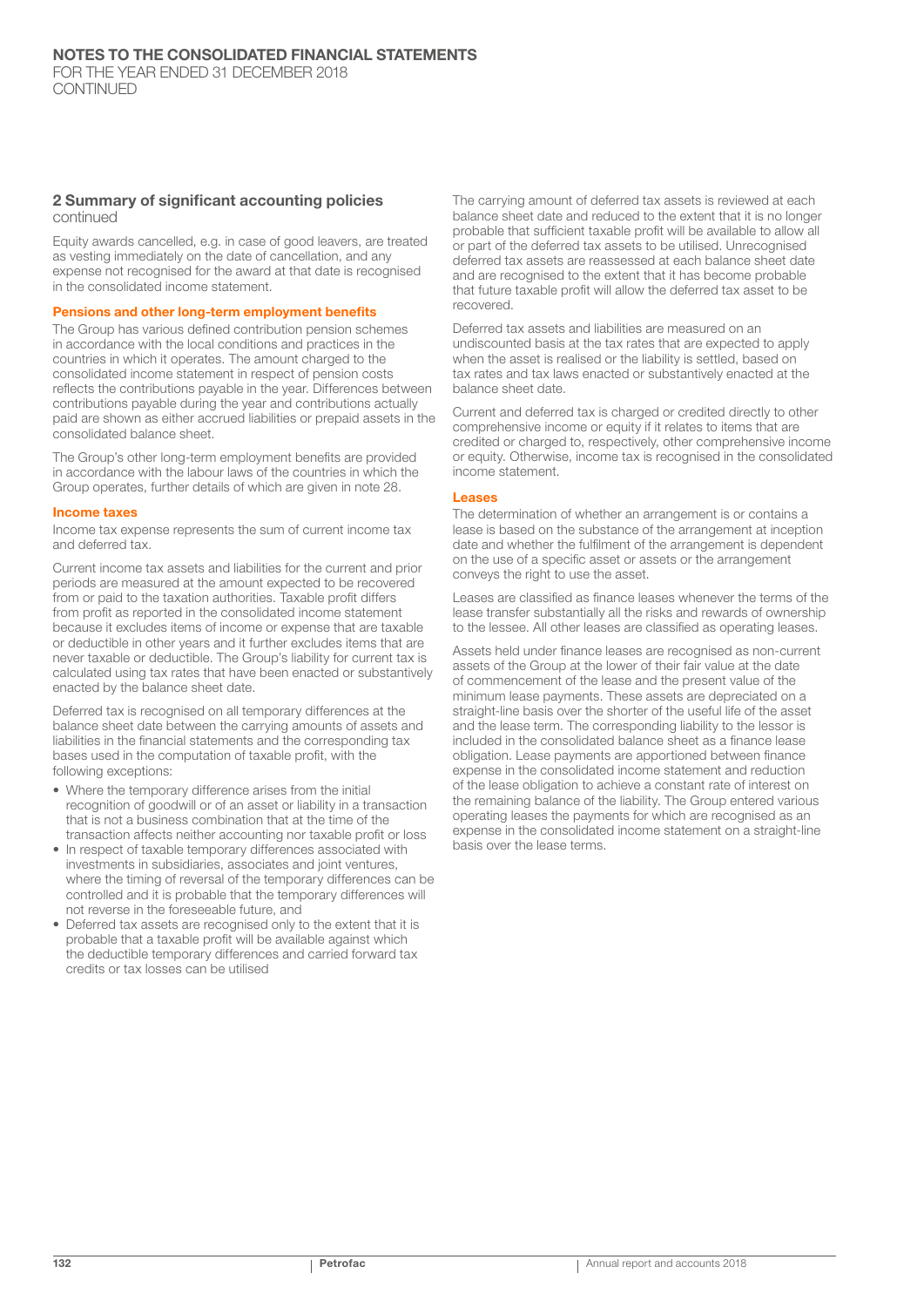## 2 Summary of significant accounting policies
continued

Equity awards cancelled, e.g. in case of good leavers, are treated as vesting immediately on the date of cancellation, and any expense not recognised for the award at that date is recognised in the consolidated income statement.

### Pensions and other long-term employment benefits

The Group has various defined contribution pension schemes in accordance with the local conditions and practices in the countries in which it operates. The amount charged to the consolidated income statement in respect of pension costs reflects the contributions payable in the year. Differences between contributions payable during the year and contributions actually paid are shown as either accrued liabilities or prepaid assets in the consolidated balance sheet.

The Group's other long-term employment benefits are provided in accordance with the labour laws of the countries in which the Group operates, further details of which are given in note 28.

### Income taxes

Income tax expense represents the sum of current income tax and deferred tax.

Current income tax assets and liabilities for the current and prior periods are measured at the amount expected to be recovered from or paid to the taxation authorities. Taxable profit differs from profit as reported in the consolidated income statement because it excludes items of income or expense that are taxable or deductible in other years and it further excludes items that are never taxable or deductible. The Group's liability for current tax is calculated using tax rates that have been enacted or substantively enacted by the balance sheet date.

Deferred tax is recognised on all temporary differences at the balance sheet date between the carrying amounts of assets and liabilities in the financial statements and the corresponding tax bases used in the computation of taxable profit, with the following exceptions:

- Where the temporary difference arises from the initial recognition of goodwill or of an asset or liability in a transaction that is not a business combination that at the time of the transaction affects neither accounting nor taxable profit or loss
- In respect of taxable temporary differences associated with investments in subsidiaries, associates and joint ventures, where the timing of reversal of the temporary differences can be controlled and it is probable that the temporary differences will not reverse in the foreseeable future, and
- Deferred tax assets are recognised only to the extent that it is probable that a taxable profit will be available against which the deductible temporary differences and carried forward tax credits or tax losses can be utilised

The carrying amount of deferred tax assets is reviewed at each balance sheet date and reduced to the extent that it is no longer probable that sufficient taxable profit will be available to allow all or part of the deferred tax assets to be utilised. Unrecognised deferred tax assets are reassessed at each balance sheet date and are recognised to the extent that it has become probable that future taxable profit will allow the deferred tax asset to be recovered.

Deferred tax assets and liabilities are measured on an undiscounted basis at the tax rates that are expected to apply when the asset is realised or the liability is settled, based on tax rates and tax laws enacted or substantively enacted at the balance sheet date.

Current and deferred tax is charged or credited directly to other comprehensive income or equity if it relates to items that are credited or charged to, respectively, other comprehensive income or equity. Otherwise, income tax is recognised in the consolidated income statement.

### Leases

The determination of whether an arrangement is or contains a lease is based on the substance of the arrangement at inception date and whether the fulfilment of the arrangement is dependent on the use of a specific asset or assets or the arrangement conveys the right to use the asset.

Leases are classified as finance leases whenever the terms of the lease transfer substantially all the risks and rewards of ownership to the lessee. All other leases are classified as operating leases.

Assets held under finance leases are recognised as non-current assets of the Group at the lower of their fair value at the date of commencement of the lease and the present value of the minimum lease payments. These assets are depreciated on a straight-line basis over the shorter of the useful life of the asset and the lease term. The corresponding liability to the lessor is included in the consolidated balance sheet as a finance lease obligation. Lease payments are apportioned between finance expense in the consolidated income statement and reduction of the lease obligation to achieve a constant rate of interest on the remaining balance of the liability. The Group entered various operating leases the payments for which are recognised as an expense in the consolidated income statement on a straight-line basis over the lease terms.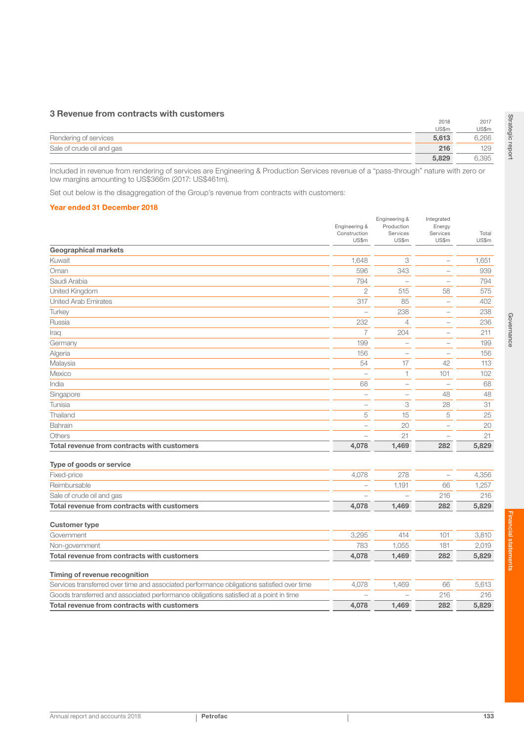## 3 Revenue from contracts with customers

| | 2018 US$m | 2017 US$m |
|---|---|---|
| Rendering of services | **5,613** | 6,266 |
| Sale of crude oil and gas | **216** | 129 |
| | **5,829** | 6,395 |

Included in revenue from rendering of services are Engineering & Production Services revenue of a "pass-through" nature with zero or low margins amounting to US$366m (2017: US$461m).

Set out below is the disaggregation of the Group's revenue from contracts with customers:

### Year ended 31 December 2018

| | Engineering & Construction US$m | Engineering & Production Services US$m | Integrated Energy Services US$m | Total US$m |
|---|---|---|---|---|
| **Geographical markets** | | | | |
| Kuwait | 1,648 | 3 | – | 1,651 |
| Oman | 596 | 343 | – | 939 |
| Saudi Arabia | 794 | – | – | 794 |
| United Kingdom | 2 | 515 | 58 | 575 |
| United Arab Emirates | 317 | 85 | – | 402 |
| Turkey | – | 238 | – | 238 |
| Russia | 232 | 4 | – | 236 |
| Iraq | 7 | 204 | – | 211 |
| Germany | 199 | – | – | 199 |
| Algeria | 156 | – | – | 156 |
| Malaysia | 54 | 17 | 42 | 113 |
| Mexico | – | 1 | 101 | 102 |
| India | 68 | – | – | 68 |
| Singapore | – | – | 48 | 48 |
| Tunisia | – | 3 | 28 | 31 |
| Thailand | 5 | 15 | 5 | 25 |
| Bahrain | – | 20 | – | 20 |
| Others | – | 21 | – | 21 |
| **Total revenue from contracts with customers** | **4,078** | **1,469** | **282** | **5,829** |
| **Type of goods or service** | | | | |
| Fixed-price | 4,078 | 278 | – | 4,356 |
| Reimbursable | – | 1,191 | 66 | 1,257 |
| Sale of crude oil and gas | – | – | 216 | 216 |
| **Total revenue from contracts with customers** | **4,078** | **1,469** | **282** | **5,829** |
| **Customer type** | | | | |
| Government | 3,295 | 414 | 101 | 3,810 |
| Non-government | 783 | 1,055 | 181 | 2,019 |
| **Total revenue from contracts with customers** | **4,078** | **1,469** | **282** | **5,829** |
| **Timing of revenue recognition** | | | | |
| Services transferred over time and associated performance obligations satisfied over time | 4,078 | 1,469 | 66 | 5,613 |
| Goods transferred and associated performance obligations satisfied at a point in time | – | – | 216 | 216 |
| **Total revenue from contracts with customers** | **4,078** | **1,469** | **282** | **5,829** |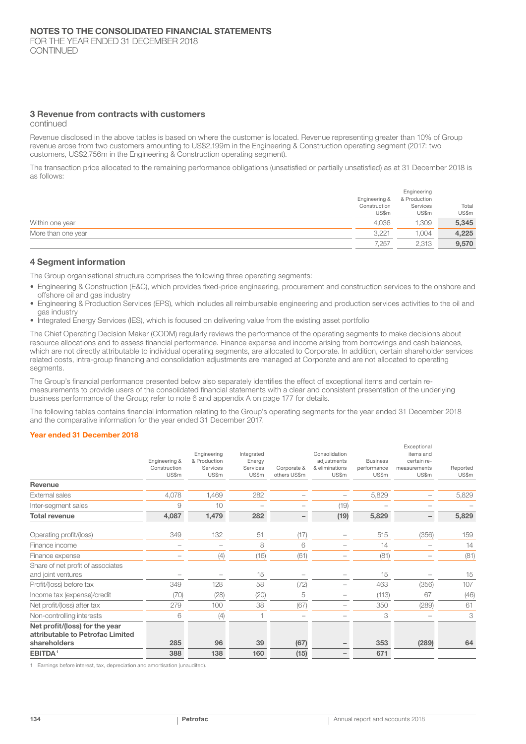## 3 Revenue from contracts with customers

continued

Revenue disclosed in the above tables is based on where the customer is located. Revenue representing greater than 10% of Group revenue arose from two customers amounting to US$2,199m in the Engineering & Construction operating segment (2017: two customers, US$2,756m in the Engineering & Construction operating segment).

The transaction price allocated to the remaining performance obligations (unsatisfied or partially unsatisfied) as at 31 December 2018 is as follows:

| | Engineering & Construction US$m | Engineering & Production Services US$m | Total US$m |
|---|---|---|---|
| Within one year | 4,036 | 1,309 | **5,345** |
| More than one year | 3,221 | 1,004 | **4,225** |
| | 7,257 | 2,313 | **9,570** |

## 4 Segment information

The Group organisational structure comprises the following three operating segments:

- Engineering & Construction (E&C), which provides fixed-price engineering, procurement and construction services to the onshore and offshore oil and gas industry
- Engineering & Production Services (EPS), which includes all reimbursable engineering and production services activities to the oil and gas industry
- Integrated Energy Services (IES), which is focused on delivering value from the existing asset portfolio

The Chief Operating Decision Maker (CODM) regularly reviews the performance of the operating segments to make decisions about resource allocations and to assess financial performance. Finance expense and income arising from borrowings and cash balances, which are not directly attributable to individual operating segments, are allocated to Corporate. In addition, certain shareholder services related costs, intra-group financing and consolidation adjustments are managed at Corporate and are not allocated to operating segments.

The Group's financial performance presented below also separately identifies the effect of exceptional items and certain re-measurements to provide users of the consolidated financial statements with a clear and consistent presentation of the underlying business performance of the Group; refer to note 6 and appendix A on page 177 for details.

The following tables contains financial information relating to the Group's operating segments for the year ended 31 December 2018 and the comparative information for the year ended 31 December 2017.

**Year ended 31 December 2018**

| | Engineering & Construction US$m | Engineering & Production Services US$m | Integrated Energy Services US$m | Corporate & others US$m | Consolidation adjustments & eliminations US$m | Business performance US$m | Exceptional items and certain re-measurements US$m | Reported US$m |
|---|---|---|---|---|---|---|---|---|
| **Revenue** | | | | | | | | |
| External sales | 4,078 | 1,469 | 282 | – | – | 5,829 | – | 5,829 |
| Inter-segment sales | 9 | 10 | – | – | (19) | – | – | – |
| **Total revenue** | **4,087** | **1,479** | **282** | **–** | **(19)** | **5,829** | **–** | **5,829** |
| Operating profit/(loss) | 349 | 132 | 51 | (17) | – | 515 | (356) | 159 |
| Finance income | – | – | 8 | 6 | – | 14 | – | 14 |
| Finance expense | – | (4) | (16) | (61) | – | (81) | – | (81) |
| Share of net profit of associates and joint ventures | – | – | 15 | – | – | 15 | – | 15 |
| Profit/(loss) before tax | 349 | 128 | 58 | (72) | – | 463 | (356) | 107 |
| Income tax (expense)/credit | (70) | (28) | (20) | 5 | – | (113) | 67 | (46) |
| Net profit/(loss) after tax | 279 | 100 | 38 | (67) | – | 350 | (289) | 61 |
| Non-controlling interests | 6 | (4) | 1 | – | – | 3 | – | 3 |
| **Net profit/(loss) for the year attributable to Petrofac Limited shareholders** | **285** | **96** | **39** | **(67)** | **–** | **353** | **(289)** | **64** |
| **EBITDA[1]** | **388** | **138** | **160** | **(15)** | **–** | **671** | | |

1 Earnings before interest, tax, depreciation and amortisation (unaudited).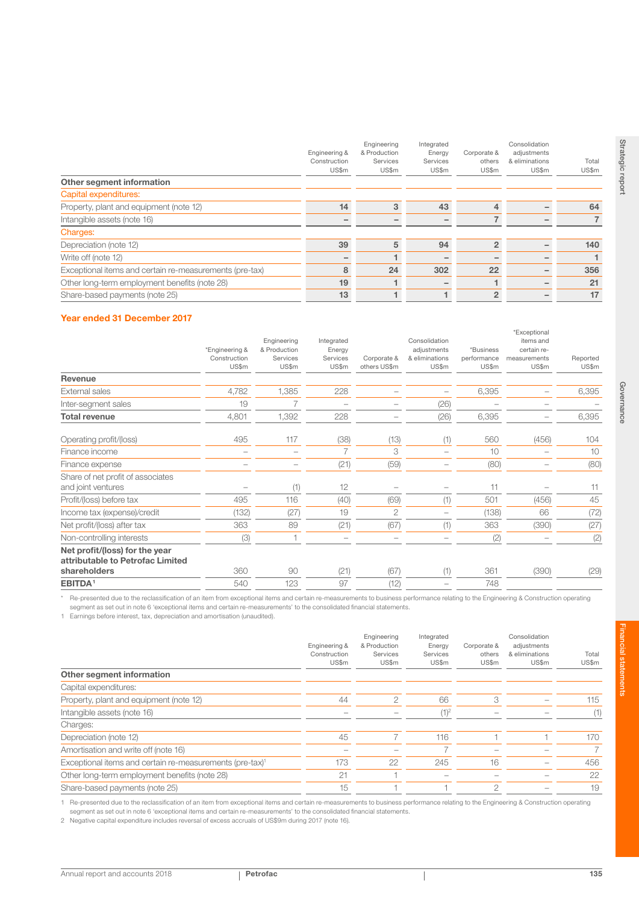| | Engineering & Construction US$m | Engineering & Production Services US$m | Integrated Energy Services US$m | Corporate & others US$m | Consolidation adjustments & eliminations US$m | Total US$m |
|---|---|---|---|---|---|---|
| **Other segment information** | | | | | | |
| Capital expenditures: | | | | | | |
| Property, plant and equipment (note 12) | **14** | **3** | **43** | **4** | **–** | **64** |
| Intangible assets (note 16) | **–** | **–** | **–** | **7** | **–** | **7** |
| Charges: | | | | | | |
| Depreciation (note 12) | **39** | **5** | **94** | **2** | **–** | **140** |
| Write off (note 12) | **–** | **1** | **–** | **–** | **–** | **1** |
| Exceptional items and certain re-measurements (pre-tax) | **8** | **24** | **302** | **22** | **–** | **356** |
| Other long-term employment benefits (note 28) | **19** | **1** | **–** | **1** | **–** | **21** |
| Share-based payments (note 25) | **13** | **1** | **1** | **2** | **–** | **17** |

## Year ended 31 December 2017

| | *Engineering & Construction US$m | Engineering & Production Services US$m | Integrated Energy Services US$m | Corporate & others US$m | Consolidation adjustments & eliminations US$m | *Business performance US$m | *Exceptional items and certain re-measurements US$m | Reported US$m |
|---|---|---|---|---|---|---|---|---|
| **Revenue** | | | | | | | | |
| External sales | 4,782 | 1,385 | 228 | – | – | 6,395 | – | 6,395 |
| Inter-segment sales | 19 | 7 | – | – | (26) | – | – | – |
| **Total revenue** | 4,801 | 1,392 | 228 | – | (26) | 6,395 | – | 6,395 |
| Operating profit/(loss) | 495 | 117 | (38) | (13) | (1) | 560 | (456) | 104 |
| Finance income | – | – | 7 | 3 | – | 10 | – | 10 |
| Finance expense | – | – | (21) | (59) | – | (80) | – | (80) |
| Share of net profit of associates and joint ventures | – | (1) | 12 | – | – | 11 | – | 11 |
| Profit/(loss) before tax | 495 | 116 | (40) | (69) | (1) | 501 | (456) | 45 |
| Income tax (expense)/credit | (132) | (27) | 19 | 2 | – | (138) | 66 | (72) |
| Net profit/(loss) after tax | 363 | 89 | (21) | (67) | (1) | 363 | (390) | (27) |
| Non-controlling interests | (3) | 1 | – | – | – | (2) | – | (2) |
| **Net profit/(loss) for the year attributable to Petrofac Limited shareholders** | 360 | 90 | (21) | (67) | (1) | 361 | (390) | (29) |
| **EBITDA**[1] | 540 | 123 | 97 | (12) | – | 748 | | |

\* Re-presented due to the reclassification of an item from exceptional items and certain re-measurements to business performance relating to the Engineering & Construction operating segment as set out in note 6 'exceptional items and certain re-measurements' to the consolidated financial statements.

1 Earnings before interest, tax, depreciation and amortisation (unaudited).

| | Engineering & Construction US$m | Engineering & Production Services US$m | Integrated Energy Services US$m | Corporate & others US$m | Consolidation adjustments & eliminations US$m | Total US$m |
|---|---|---|---|---|---|---|
| **Other segment information** | | | | | | |
| Capital expenditures: | | | | | | |
| Property, plant and equipment (note 12) | 44 | 2 | 66 | 3 | – | 115 |
| Intangible assets (note 16) | – | – | (1)[2] | – | – | (1) |
| Charges: | | | | | | |
| Depreciation (note 12) | 45 | 7 | 116 | 1 | 1 | 170 |
| Amortisation and write off (note 16) | – | – | 7 | – | – | 7 |
| Exceptional items and certain re-measurements (pre-tax)[1] | 173 | 22 | 245 | 16 | – | 456 |
| Other long-term employment benefits (note 28) | 21 | 1 | – | – | – | 22 |
| Share-based payments (note 25) | 15 | 1 | 1 | 2 | – | 19 |

1 Re-presented due to the reclassification of an item from exceptional items and certain re-measurements to business performance relating to the Engineering & Construction operating segment as set out in note 6 'exceptional items and certain re-measurements' to the consolidated financial statements.

2 Negative capital expenditure includes reversal of excess accruals of US$9m during 2017 (note 16).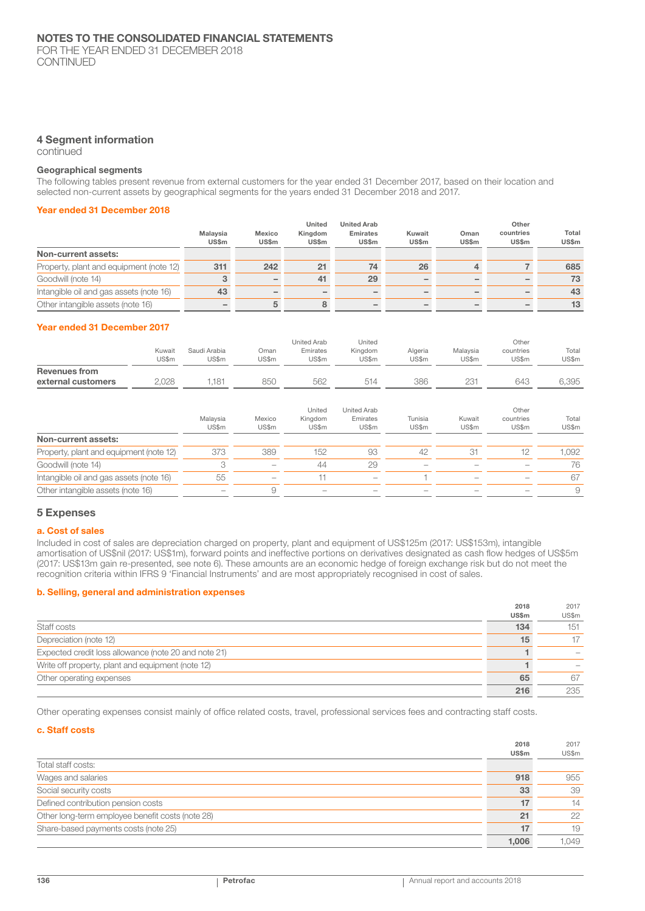## 4 Segment information

continued

### Geographical segments

The following tables present revenue from external customers for the year ended 31 December 2017, based on their location and selected non-current assets by geographical segments for the years ended 31 December 2018 and 2017.

#### Year ended 31 December 2018

| | Malaysia US$m | Mexico US$m | United Kingdom US$m | United Arab Emirates US$m | Kuwait US$m | Oman US$m | Other countries US$m | Total US$m |
|---|---|---|---|---|---|---|---|---|
| **Non-current assets:** | | | | | | | | |
| Property, plant and equipment (note 12) | **311** | **242** | **21** | **74** | **26** | **4** | **7** | **685** |
| Goodwill (note 14) | **3** | **–** | **41** | **29** | **–** | **–** | **–** | **73** |
| Intangible oil and gas assets (note 16) | **43** | **–** | **–** | **–** | **–** | **–** | **–** | **43** |
| Other intangible assets (note 16) | **–** | **5** | **8** | **–** | **–** | **–** | **–** | **13** |

#### Year ended 31 December 2017

| | Kuwait US$m | Saudi Arabia US$m | Oman US$m | United Arab Emirates US$m | United Kingdom US$m | Algeria US$m | Malaysia US$m | Other countries US$m | Total US$m |
|---|---|---|---|---|---|---|---|---|---|
| **Revenues from external customers** | 2,028 | 1,181 | 850 | 562 | 514 | 386 | 231 | 643 | 6,395 |

| | Malaysia US$m | Mexico US$m | United Kingdom US$m | United Arab Emirates US$m | Tunisia US$m | Kuwait US$m | Other countries US$m | Total US$m |
|---|---|---|---|---|---|---|---|---|
| **Non-current assets:** | | | | | | | | |
| Property, plant and equipment (note 12) | 373 | 389 | 152 | 93 | 42 | 31 | 12 | 1,092 |
| Goodwill (note 14) | 3 | – | 44 | 29 | – | – | – | 76 |
| Intangible oil and gas assets (note 16) | 55 | – | 11 | – | 1 | – | – | 67 |
| Other intangible assets (note 16) | – | 9 | – | – | – | – | – | 9 |

## 5 Expenses

### a. Cost of sales

Included in cost of sales are depreciation charged on property, plant and equipment of US$125m (2017: US$153m), intangible amortisation of US$nil (2017: US$1m), forward points and ineffective portions on derivatives designated as cash flow hedges of US$5m (2017: US$13m gain re-presented, see note 6). These amounts are an economic hedge of foreign exchange risk but do not meet the recognition criteria within IFRS 9 'Financial Instruments' and are most appropriately recognised in cost of sales.

### b. Selling, general and administration expenses

| | 2018 US$m | 2017 US$m |
|---|---|---|
| Staff costs | **134** | 151 |
| Depreciation (note 12) | **15** | 17 |
| Expected credit loss allowance (note 20 and note 21) | **1** | – |
| Write off property, plant and equipment (note 12) | **1** | – |
| Other operating expenses | **65** | 67 |
| | **216** | 235 |

Other operating expenses consist mainly of office related costs, travel, professional services fees and contracting staff costs.

### c. Staff costs

| | 2018 US$m | 2017 US$m |
|---|---|---|
| Total staff costs: | | |
| Wages and salaries | **918** | 955 |
| Social security costs | **33** | 39 |
| Defined contribution pension costs | **17** | 14 |
| Other long-term employee benefit costs (note 28) | **21** | 22 |
| Share-based payments costs (note 25) | **17** | 19 |
| | **1,006** | 1,049 |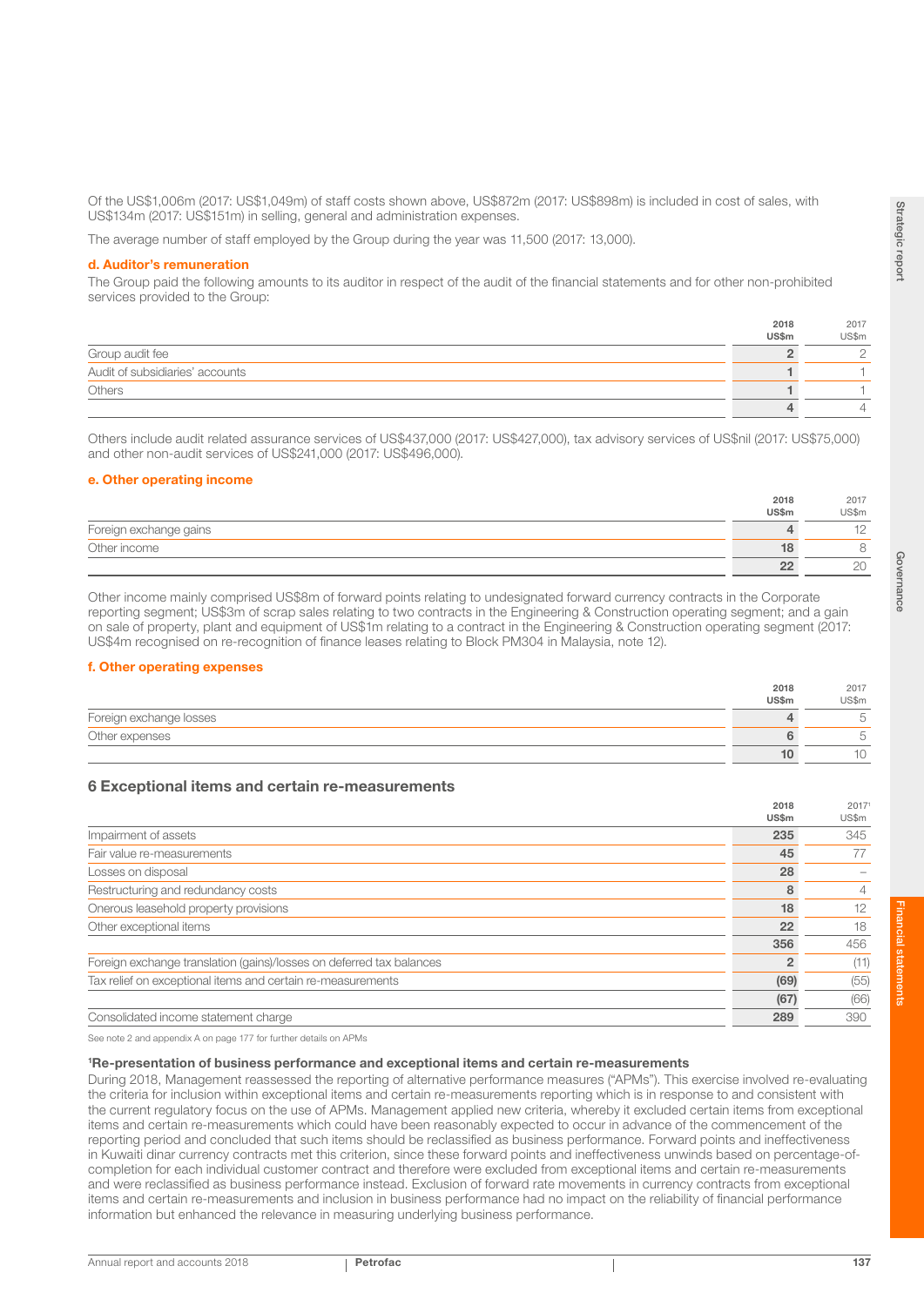Of the US$1,006m (2017: US$1,049m) of staff costs shown above, US$872m (2017: US$898m) is included in cost of sales, with US$134m (2017: US$151m) in selling, general and administration expenses.

The average number of staff employed by the Group during the year was 11,500 (2017: 13,000).

#### d. Auditor's remuneration

The Group paid the following amounts to its auditor in respect of the audit of the financial statements and for other non-prohibited services provided to the Group:

| | 2018 US$m | 2017 US$m |
|---|---|---|
| Group audit fee | **2** | 2 |
| Audit of subsidiaries' accounts | **1** | 1 |
| Others | **1** | 1 |
| | **4** | 4 |

Others include audit related assurance services of US$437,000 (2017: US$427,000), tax advisory services of US$nil (2017: US$75,000) and other non-audit services of US$241,000 (2017: US$496,000).

#### e. Other operating income

| | 2018 US$m | 2017 US$m |
|---|---|---|
| Foreign exchange gains | **4** | 12 |
| Other income | **18** | 8 |
| | **22** | 20 |

Other income mainly comprised US$8m of forward points relating to undesignated forward currency contracts in the Corporate reporting segment; US$3m of scrap sales relating to two contracts in the Engineering & Construction operating segment; and a gain on sale of property, plant and equipment of US$1m relating to a contract in the Engineering & Construction operating segment (2017: US$4m recognised on re-recognition of finance leases relating to Block PM304 in Malaysia, note 12).

#### f. Other operating expenses

| | 2018 US$m | 2017 US$m |
|---|---|---|
| Foreign exchange losses | **4** | 5 |
| Other expenses | **6** | 5 |
| | **10** | 10 |

## 6 Exceptional items and certain re-measurements

| | 2018 US$m | 2017[1] US$m |
|---|---|---|
| Impairment of assets | **235** | 345 |
| Fair value re-measurements | **45** | 77 |
| Losses on disposal | **28** | – |
| Restructuring and redundancy costs | **8** | 4 |
| Onerous leasehold property provisions | **18** | 12 |
| Other exceptional items | **22** | 18 |
| | **356** | 456 |
| Foreign exchange translation (gains)/losses on deferred tax balances | **2** | (11) |
| Tax relief on exceptional items and certain re-measurements | **(69)** | (55) |
| | **(67)** | (66) |
| Consolidated income statement charge | **289** | 390 |

See note 2 and appendix A on page 177 for further details on APMs

**[1]Re-presentation of business performance and exceptional items and certain re-measurements**

During 2018, Management reassessed the reporting of alternative performance measures ("APMs"). This exercise involved re-evaluating the criteria for inclusion within exceptional items and certain re-measurements reporting which is in response to and consistent with the current regulatory focus on the use of APMs. Management applied new criteria, whereby it excluded certain items from exceptional items and certain re-measurements which could have been reasonably expected to occur in advance of the commencement of the reporting period and concluded that such items should be reclassified as business performance. Forward points and ineffectiveness in Kuwaiti dinar currency contracts met this criterion, since these forward points and ineffectiveness unwinds based on percentage-of-completion for each individual customer contract and therefore were excluded from exceptional items and certain re-measurements and were reclassified as business performance instead. Exclusion of forward rate movements in currency contracts from exceptional items and certain re-measurements and inclusion in business performance had no impact on the reliability of financial performance information but enhanced the relevance in measuring underlying business performance.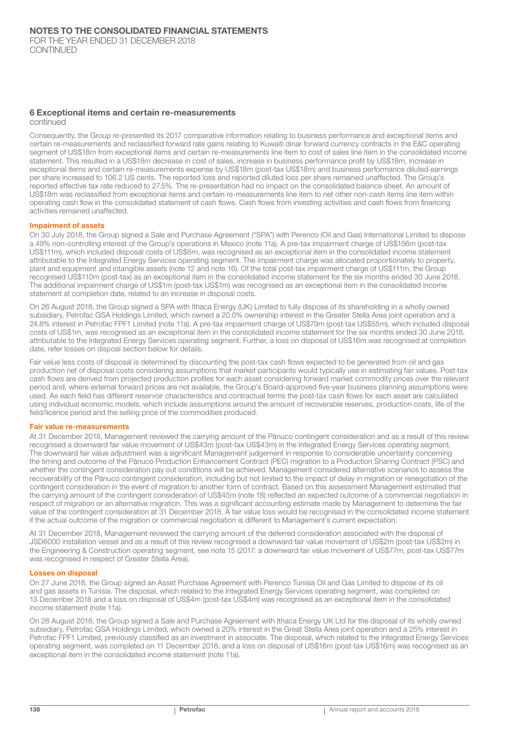## 6 Exceptional items and certain re-measurements

continued

Consequently, the Group re-presented its 2017 comparative information relating to business performance and exceptional items and certain re-measurements and reclassified forward rate gains relating to Kuwaiti dinar forward currency contracts in the E&C operating segment of US$18m from exceptional items and certain re-measurements line item to cost of sales line item in the consolidated income statement. This resulted in a US$18m decrease in cost of sales, increase in business performance profit by US$18m, increase in exceptional items and certain re-measurements expense by US$18m (post-tax US$18m) and business performance diluted earnings per share increased to 106.2 US cents. The reported loss and reported diluted loss per share remained unaffected. The Group's reported effective tax rate reduced to 27.5%. The re-presentation had no impact on the consolidated balance sheet. An amount of US$18m was reclassified from exceptional items and certain re-measurements line item to net other non-cash items line item within operating cash flow in the consolidated statement of cash flows. Cash flows from investing activities and cash flows from financing activities remained unaffected.

**Impairment of assets**

On 30 July 2018, the Group signed a Sale and Purchase Agreement ("SPA") with Perenco (Oil and Gas) International Limited to dispose a 49% non-controlling interest of the Group's operations in Mexico (note 11a). A pre-tax impairment charge of US$156m (post-tax US$111m), which included disposal costs of US$6m, was recognised as an exceptional item in the consolidated income statement attributable to the Integrated Energy Services operating segment. The impairment charge was allocated proportionately to property, plant and equipment and intangible assets (note 12 and note 16). Of the total post-tax impairment charge of US$111m, the Group recognised US$110m (post-tax) as an exceptional item in the consolidated income statement for the six months ended 30 June 2018. The additional impairment charge of US$1m (post-tax US$1m) was recognised as an exceptional item in the consolidated income statement at completion date, related to an increase in disposal costs.

On 26 August 2018, the Group signed a SPA with Ithaca Energy (UK) Limited to fully dispose of its shareholding in a wholly owned subsidiary, Petrofac GSA Holdings Limited, which owned a 20.0% ownership interest in the Greater Stella Area joint operation and a 24.8% interest in Petrofac FPF1 Limited (note 11a). A pre-tax impairment charge of US$79m (post-tax US$55m), which included disposal costs of US$1m, was recognised as an exceptional item in the consolidated income statement for the six months ended 30 June 2018, attributable to the Integrated Energy Services operating segment. Further, a loss on disposal of US$16m was recognised at completion date, refer losses on dispoal section below for details.

Fair value less costs of disposal is determined by discounting the post-tax cash flows expected to be generated from oil and gas production net of disposal costs considering assumptions that market participants would typically use in estimating fair values. Post-tax cash flows are derived from projected production profiles for each asset considering forward market commodity prices over the relevant period and, where external forward prices are not available, the Group's Board-approved five-year business planning assumptions were used. As each field has different reservoir characteristics and contractual terms the post-tax cash flows for each asset are calculated using individual economic models, which include assumptions around the amount of recoverable reserves, production costs, life of the field/licence period and the selling price of the commodities produced.

**Fair value re-measurements**

At 31 December 2018, Management reviewed the carrying amount of the Pánuco contingent consideration and as a result of this review recognised a downward fair value movement of US$43m (post-tax US$43m) in the Integrated Energy Services operating segment. The downward fair value adjustment was a significant Management judgement in response to considerable uncertainty concerning the timing and outcome of the Pánuco Production Enhancement Contract (PEC) migration to a Production Sharing Contract (PSC) and whether the contingent consideration pay out conditions will be achieved. Management considered alternative scenarios to assess the recoverability of the Pánuco contingent consideration, including but not limited to the impact of delay in migration or renegotiation of the contingent consideration in the event of migration to another form of contract. Based on this assessment Management estimated that the carrying amount of the contingent consideration of US$45m (note 18) reflected an expected outcome of a commercial negotiation in respect of migration or an alternative migration. This was a significant accounting estimate made by Management to determine the fair value of the contingent consideration at 31 December 2018. A fair value loss would be recognised in the consolidated income statement if the actual outcome of the migration or commercial negotiation is different to Management's current expectation.

At 31 December 2018, Management reviewed the carrying amount of the deferred consideration associated with the disposal of JSD6000 installation vessel and as a result of this review recognised a downward fair value movement of US$2m (post-tax US$2m) in the Engineering & Construction operating segment, see note 15 (2017: a downward fair value movement of US$77m, post-tax US$77m was recognised in respect of Greater Stella Area).

**Losses on disposal**

On 27 June 2018, the Group signed an Asset Purchase Agreement with Perenco Tunisia Oil and Gas Limited to dispose of its oil and gas assets in Tunisia. The disposal, which related to the Integrated Energy Services operating segment, was completed on 13 December 2018 and a loss on disposal of US$4m (post-tax US$4m) was recognised as an exceptional item in the consolidated income statement (note 11a).

On 26 August 2018, the Group signed a Sale and Purchase Agreement with Ithaca Energy UK Ltd for the disposal of its wholly owned subsidiary, Petrofac GSA Holdings Limited, which owned a 20% interest in the Great Stella Area joint operation and a 25% interest in Petrofac FPF1 Limited, previously classified as an investment in associate. The disposal, which related to the Integrated Energy Services operating segment, was completed on 11 December 2018, and a loss on disposal of US$16m (post-tax US$16m) was recognised as an exceptional item in the consolidated income statement (note 11a).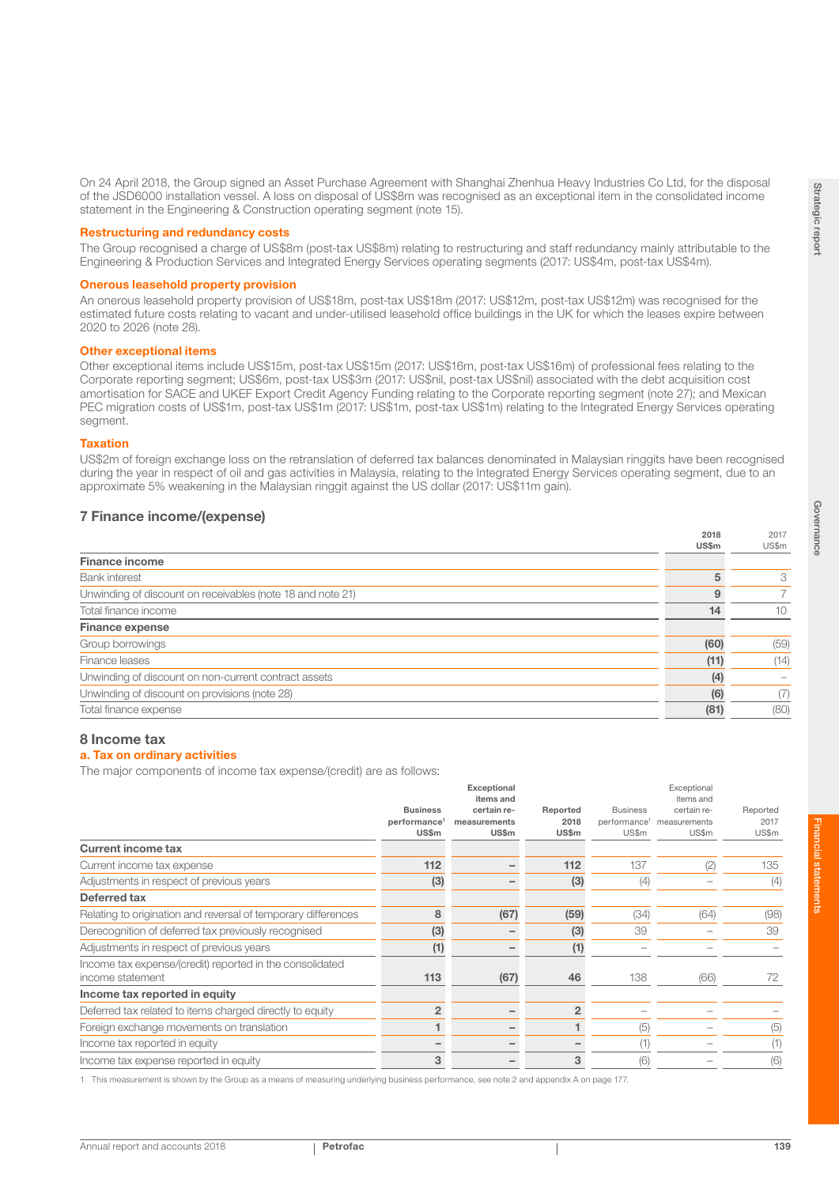On 24 April 2018, the Group signed an Asset Purchase Agreement with Shanghai Zhenhua Heavy Industries Co Ltd, for the disposal of the JSD6000 installation vessel. A loss on disposal of US$8m was recognised as an exceptional item in the consolidated income statement in the Engineering & Construction operating segment (note 15).

### Restructuring and redundancy costs

The Group recognised a charge of US$8m (post-tax US$8m) relating to restructuring and staff redundancy mainly attributable to the Engineering & Production Services and Integrated Energy Services operating segments (2017: US$4m, post-tax US$4m).

### Onerous leasehold property provision

An onerous leasehold property provision of US$18m, post-tax US$18m (2017: US$12m, post-tax US$12m) was recognised for the estimated future costs relating to vacant and under-utilised leasehold office buildings in the UK for which the leases expire between 2020 to 2026 (note 28).

### Other exceptional items

Other exceptional items include US$15m, post-tax US$15m (2017: US$16m, post-tax US$16m) of professional fees relating to the Corporate reporting segment; US$6m, post-tax US$3m (2017: US$nil, post-tax US$nil) associated with the debt acquisition cost amortisation for SACE and UKEF Export Credit Agency Funding relating to the Corporate reporting segment (note 27); and Mexican PEC migration costs of US$1m, post-tax US$1m (2017: US$1m, post-tax US$1m) relating to the Integrated Energy Services operating segment.

### Taxation

US$2m of foreign exchange loss on the retranslation of deferred tax balances denominated in Malaysian ringgits have been recognised during the year in respect of oil and gas activities in Malaysia, relating to the Integrated Energy Services operating segment, due to an approximate 5% weakening in the Malaysian ringgit against the US dollar (2017: US$11m gain).

## 7 Finance income/(expense)

| | 2018 US$m | 2017 US$m |
|---|---|---|
| **Finance income** | | |
| Bank interest | 5 | 3 |
| Unwinding of discount on receivables (note 18 and note 21) | 9 | 7 |
| Total finance income | 14 | 10 |
| **Finance expense** | | |
| Group borrowings | (60) | (59) |
| Finance leases | (11) | (14) |
| Unwinding of discount on non-current contract assets | (4) | – |
| Unwinding of discount on provisions (note 28) | (6) | (7) |
| Total finance expense | (81) | (80) |

## 8 Income tax

### a. Tax on ordinary activities

The major components of income tax expense/(credit) are as follows:

| | Business performance[1] US$m | Exceptional items and certain re-measurements US$m | Reported 2018 US$m | Business performance[1] US$m | Exceptional items and certain re-measurements US$m | Reported 2017 US$m |
|---|---|---|---|---|---|---|
| **Current income tax** | | | | | | |
| Current income tax expense | 112 | – | 112 | 137 | (2) | 135 |
| Adjustments in respect of previous years | (3) | – | (3) | (4) | – | (4) |
| **Deferred tax** | | | | | | |
| Relating to origination and reversal of temporary differences | 8 | (67) | (59) | (34) | (64) | (98) |
| Derecognition of deferred tax previously recognised | (3) | – | (3) | 39 | – | 39 |
| Adjustments in respect of previous years | (1) | – | (1) | – | – | – |
| Income tax expense/(credit) reported in the consolidated income statement | 113 | (67) | 46 | 138 | (66) | 72 |
| **Income tax reported in equity** | | | | | | |
| Deferred tax related to items charged directly to equity | 2 | – | 2 | – | – | – |
| Foreign exchange movements on translation | 1 | – | 1 | (5) | – | (5) |
| Income tax reported in equity | – | – | – | (1) | – | (1) |
| Income tax expense reported in equity | 3 | – | 3 | (6) | – | (6) |

1 This measurement is shown by the Group as a means of measuring underlying business performance, see note 2 and appendix A on page 177.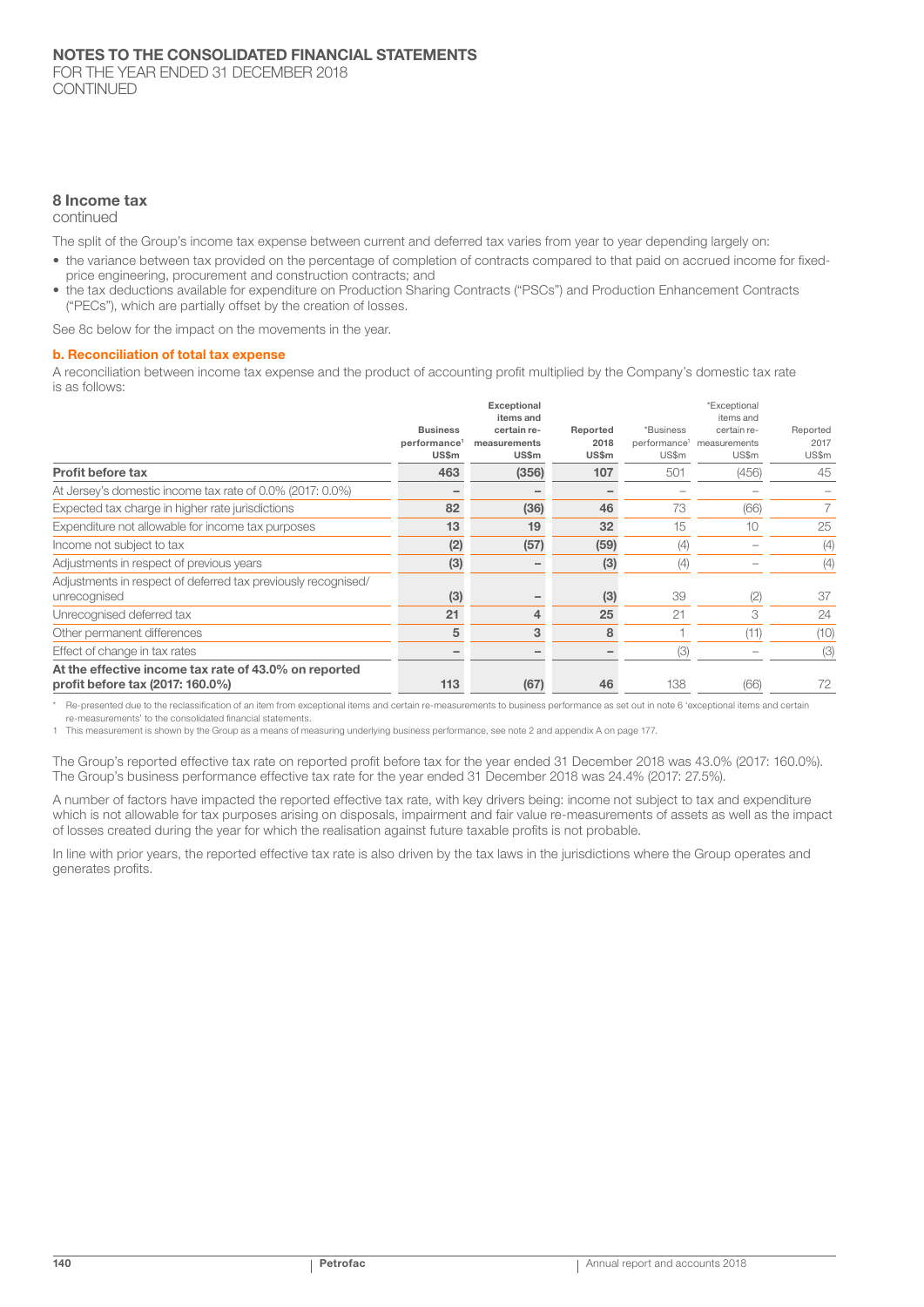## 8 Income tax

continued

The split of the Group's income tax expense between current and deferred tax varies from year to year depending largely on:

- the variance between tax provided on the percentage of completion of contracts compared to that paid on accrued income for fixed-price engineering, procurement and construction contracts; and
- the tax deductions available for expenditure on Production Sharing Contracts ("PSCs") and Production Enhancement Contracts ("PECs"), which are partially offset by the creation of losses.

See 8c below for the impact on the movements in the year.

### b. Reconciliation of total tax expense

A reconciliation between income tax expense and the product of accounting profit multiplied by the Company's domestic tax rate is as follows:

| | Business performance[1] US$m | Exceptional items and certain re-measurements US$m | Reported 2018 US$m | *Business performance[1] US$m | *Exceptional items and certain re-measurements US$m | Reported 2017 US$m |
|---|---|---|---|---|---|---|
| **Profit before tax** | **463** | **(356)** | **107** | 501 | (456) | 45 |
| At Jersey's domestic income tax rate of 0.0% (2017: 0.0%) | – | – | – | – | – | – |
| Expected tax charge in higher rate jurisdictions | **82** | **(36)** | **46** | 73 | (66) | 7 |
| Expenditure not allowable for income tax purposes | **13** | **19** | **32** | 15 | 10 | 25 |
| Income not subject to tax | **(2)** | **(57)** | **(59)** | (4) | – | (4) |
| Adjustments in respect of previous years | **(3)** | – | **(3)** | (4) | – | (4) |
| Adjustments in respect of deferred tax previously recognised/ unrecognised | **(3)** | – | **(3)** | 39 | (2) | 37 |
| Unrecognised deferred tax | **21** | **4** | **25** | 21 | 3 | 24 |
| Other permanent differences | **5** | **3** | **8** | 1 | (11) | (10) |
| Effect of change in tax rates | – | – | – | (3) | – | (3) |
| **At the effective income tax rate of 43.0% on reported profit before tax (2017: 160.0%)** | **113** | **(67)** | **46** | 138 | (66) | 72 |

\* Re-presented due to the reclassification of an item from exceptional items and certain re-measurements to business performance as set out in note 6 'exceptional items and certain re-measurements' to the consolidated financial statements.

1 This measurement is shown by the Group as a means of measuring underlying business performance, see note 2 and appendix A on page 177.

The Group's reported effective tax rate on reported profit before tax for the year ended 31 December 2018 was 43.0% (2017: 160.0%). The Group's business performance effective tax rate for the year ended 31 December 2018 was 24.4% (2017: 27.5%).

A number of factors have impacted the reported effective tax rate, with key drivers being: income not subject to tax and expenditure which is not allowable for tax purposes arising on disposals, impairment and fair value re-measurements of assets as well as the impact of losses created during the year for which the realisation against future taxable profits is not probable.

In line with prior years, the reported effective tax rate is also driven by the tax laws in the jurisdictions where the Group operates and generates profits.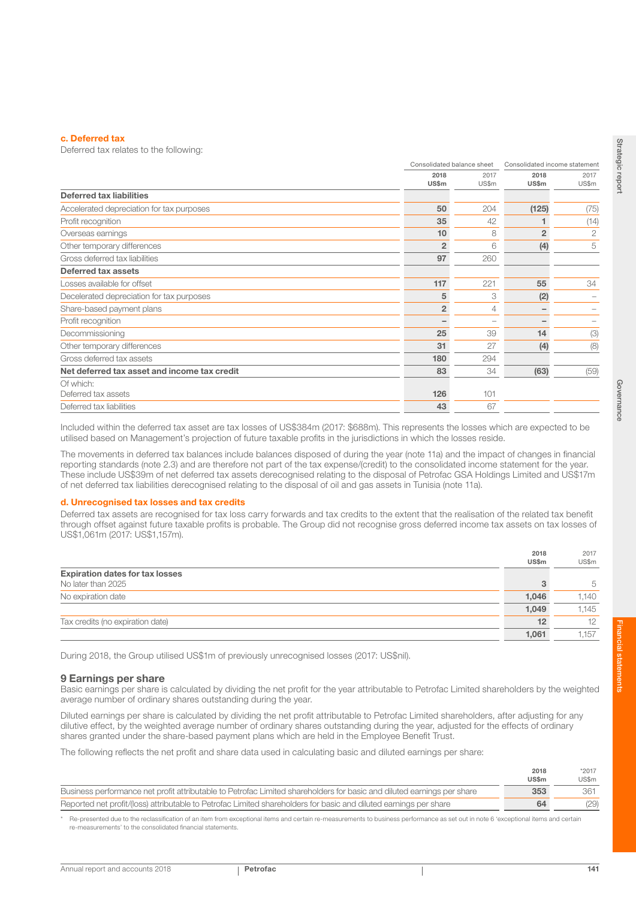### c. Deferred tax

Deferred tax relates to the following:

| | Consolidated balance sheet | | Consolidated income statement | |
|---|---|---|---|---|
| | **2018 US$m** | 2017 US$m | **2018 US$m** | 2017 US$m |
| **Deferred tax liabilities** | | | | |
| Accelerated depreciation for tax purposes | **50** | 204 | **(125)** | (75) |
| Profit recognition | **35** | 42 | **1** | (14) |
| Overseas earnings | **10** | 8 | **2** | 2 |
| Other temporary differences | **2** | 6 | **(4)** | 5 |
| Gross deferred tax liabilities | **97** | 260 | | |
| **Deferred tax assets** | | | | |
| Losses available for offset | **117** | 221 | **55** | 34 |
| Decelerated depreciation for tax purposes | **5** | 3 | **(2)** | – |
| Share-based payment plans | **2** | 4 | **–** | – |
| Profit recognition | **–** | – | **–** | – |
| Decommissioning | **25** | 39 | **14** | (3) |
| Other temporary differences | **31** | 27 | **(4)** | (8) |
| Gross deferred tax assets | **180** | 294 | | |
| **Net deferred tax asset and income tax credit** | **83** | 34 | **(63)** | (59) |
| Of which: | | | | |
| Deferred tax assets | **126** | 101 | | |
| Deferred tax liabilities | **43** | 67 | | |

Included within the deferred tax asset are tax losses of US$384m (2017: $688m). This represents the losses which are expected to be utilised based on Management's projection of future taxable profits in the jurisdictions in which the losses reside.

The movements in deferred tax balances include balances disposed of during the year (note 11a) and the impact of changes in financial reporting standards (note 2.3) and are therefore not part of the tax expense/(credit) to the consolidated income statement for the year. These include US$39m of net deferred tax assets derecognised relating to the disposal of Petrofac GSA Holdings Limited and US$17m of net deferred tax liabilities derecognised relating to the disposal of oil and gas assets in Tunisia (note 11a).

### d. Unrecognised tax losses and tax credits

Deferred tax assets are recognised for tax loss carry forwards and tax credits to the extent that the realisation of the related tax benefit through offset against future taxable profits is probable. The Group did not recognise gross deferred income tax assets on tax losses of US$1,061m (2017: US$1,157m).

| | **2018 US$m** | 2017 US$m |
|---|---|---|
| **Expiration dates for tax losses** | | |
| No later than 2025 | **3** | 5 |
| No expiration date | **1,046** | 1,140 |
| | **1,049** | 1,145 |
| Tax credits (no expiration date) | **12** | 12 |
| | **1,061** | 1,157 |

During 2018, the Group utilised US$1m of previously unrecognised losses (2017: US$nil).

## 9 Earnings per share

Basic earnings per share is calculated by dividing the net profit for the year attributable to Petrofac Limited shareholders by the weighted average number of ordinary shares outstanding during the year.

Diluted earnings per share is calculated by dividing the net profit attributable to Petrofac Limited shareholders, after adjusting for any dilutive effect, by the weighted average number of ordinary shares outstanding during the year, adjusted for the effects of ordinary shares granted under the share-based payment plans which are held in the Employee Benefit Trust.

The following reflects the net profit and share data used in calculating basic and diluted earnings per share:

| | **2018 US$m** | *2017 US$m |
|---|---|---|
| Business performance net profit attributable to Petrofac Limited shareholders for basic and diluted earnings per share | **353** | 361 |
| Reported net profit/(loss) attributable to Petrofac Limited shareholders for basic and diluted earnings per share | **64** | (29) |

\* Re-presented due to the reclassification of an item from exceptional items and certain re-measurements to business performance as set out in note 6 'exceptional items and certain re-measurements' to the consolidated financial statements.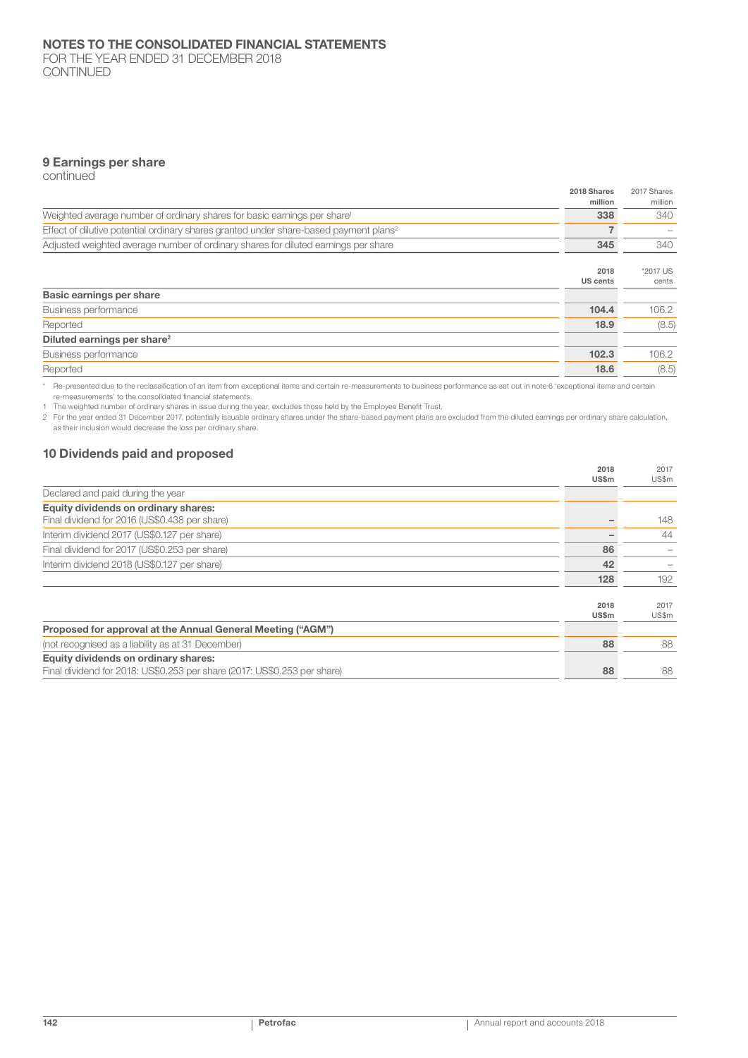# NOTES TO THE CONSOLIDATED FINANCIAL STATEMENTS

FOR THE YEAR ENDED 31 DECEMBER 2018
CONTINUED

## 9 Earnings per share

continued

| | 2018 Shares million | 2017 Shares million |
|---|---|---|
| Weighted average number of ordinary shares for basic earnings per share[1] | **338** | 340 |
| Effect of dilutive potential ordinary shares granted under share-based payment plans[2] | **7** | – |
| Adjusted weighted average number of ordinary shares for diluted earnings per share | **345** | 340 |

| | 2018 US cents | *2017 US cents |
|---|---|---|
| **Basic earnings per share** | | |
| Business performance | **104.4** | 106.2 |
| Reported | **18.9** | (8.5) |
| **Diluted earnings per share[2]** | | |
| Business performance | **102.3** | 106.2 |
| Reported | **18.6** | (8.5) |

\* Re-presented due to the reclassification of an item from exceptional items and certain re-measurements to business performance as set out in note 6 'exceptional items and certain re-measurements' to the consolidated financial statements.

1 The weighted number of ordinary shares in issue during the year, excludes those held by the Employee Benefit Trust.

2 For the year ended 31 December 2017, potentially issuable ordinary shares under the share-based payment plans are excluded from the diluted earnings per ordinary share calculation, as their inclusion would decrease the loss per ordinary share.

## 10 Dividends paid and proposed

| | 2018 US$m | 2017 US$m |
|---|---|---|
| Declared and paid during the year | | |
| **Equity dividends on ordinary shares:** | | |
| Final dividend for 2016 (US$0.438 per share) | **–** | 148 |
| Interim dividend 2017 (US$0.127 per share) | **–** | 44 |
| Final dividend for 2017 (US$0.253 per share) | **86** | – |
| Interim dividend 2018 (US$0.127 per share) | **42** | – |
| | **128** | 192 |

| | 2018 US$m | 2017 US$m |
|---|---|---|
| **Proposed for approval at the Annual General Meeting ("AGM")** | | |
| (not recognised as a liability as at 31 December) | **88** | 88 |
| **Equity dividends on ordinary shares:** | | |
| Final dividend for 2018: US$0.253 per share (2017: US$0.253 per share) | **88** | 88 |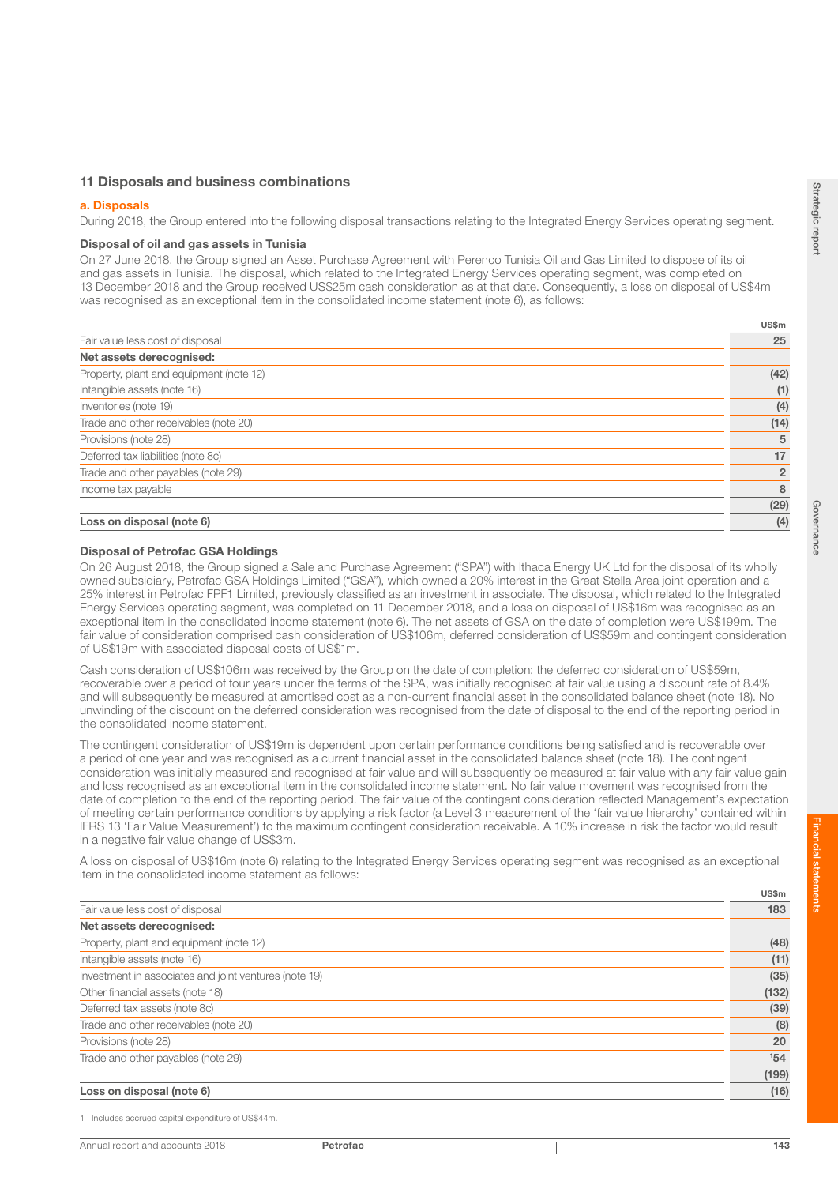## 11 Disposals and business combinations

### a. Disposals

During 2018, the Group entered into the following disposal transactions relating to the Integrated Energy Services operating segment.

**Disposal of oil and gas assets in Tunisia**

On 27 June 2018, the Group signed an Asset Purchase Agreement with Perenco Tunisia Oil and Gas Limited to dispose of its oil and gas assets in Tunisia. The disposal, which related to the Integrated Energy Services operating segment, was completed on 13 December 2018 and the Group received US$25m cash consideration as at that date. Consequently, a loss on disposal of US$4m was recognised as an exceptional item in the consolidated income statement (note 6), as follows:

| | US$m |
|---|---|
| Fair value less cost of disposal | 25 |
| **Net assets derecognised:** | |
| Property, plant and equipment (note 12) | (42) |
| Intangible assets (note 16) | (1) |
| Inventories (note 19) | (4) |
| Trade and other receivables (note 20) | (14) |
| Provisions (note 28) | 5 |
| Deferred tax liabilities (note 8c) | 17 |
| Trade and other payables (note 29) | 2 |
| Income tax payable | 8 |
| | (29) |
| **Loss on disposal (note 6)** | (4) |

**Disposal of Petrofac GSA Holdings**

On 26 August 2018, the Group signed a Sale and Purchase Agreement ("SPA") with Ithaca Energy UK Ltd for the disposal of its wholly owned subsidiary, Petrofac GSA Holdings Limited ("GSA"), which owned a 20% interest in the Great Stella Area joint operation and a 25% interest in Petrofac FPF1 Limited, previously classified as an investment in associate. The disposal, which related to the Integrated Energy Services operating segment, was completed on 11 December 2018, and a loss on disposal of US$16m was recognised as an exceptional item in the consolidated income statement (note 6). The net assets of GSA on the date of completion were US$199m. The fair value of consideration comprised cash consideration of US$106m, deferred consideration of US$59m and contingent consideration of US$19m with associated disposal costs of US$1m.

Cash consideration of US$106m was received by the Group on the date of completion; the deferred consideration of US$59m, recoverable over a period of four years under the terms of the SPA, was initially recognised at fair value using a discount rate of 8.4% and will subsequently be measured at amortised cost as a non-current financial asset in the consolidated balance sheet (note 18). No unwinding of the discount on the deferred consideration was recognised from the date of disposal to the end of the reporting period in the consolidated income statement.

The contingent consideration of US$19m is dependent upon certain performance conditions being satisfied and is recoverable over a period of one year and was recognised as a current financial asset in the consolidated balance sheet (note 18). The contingent consideration was initially measured and recognised at fair value and will subsequently be measured at fair value with any fair value gain and loss recognised as an exceptional item in the consolidated income statement. No fair value movement was recognised from the date of completion to the end of the reporting period. The fair value of the contingent consideration reflected Management's expectation of meeting certain performance conditions by applying a risk factor (a Level 3 measurement of the 'fair value hierarchy' contained within IFRS 13 'Fair Value Measurement') to the maximum contingent consideration receivable. A 10% increase in risk the factor would result in a negative fair value change of US$3m.

A loss on disposal of US$16m (note 6) relating to the Integrated Energy Services operating segment was recognised as an exceptional item in the consolidated income statement as follows:

| | US$m |
|---|---|
| Fair value less cost of disposal | 183 |
| **Net assets derecognised:** | |
| Property, plant and equipment (note 12) | (48) |
| Intangible assets (note 16) | (11) |
| Investment in associates and joint ventures (note 19) | (35) |
| Other financial assets (note 18) | (132) |
| Deferred tax assets (note 8c) | (39) |
| Trade and other receivables (note 20) | (8) |
| Provisions (note 28) | 20 |
| Trade and other payables (note 29) | [1]54 |
| | (199) |
| **Loss on disposal (note 6)** | (16) |

1 Includes accrued capital expenditure of US$44m.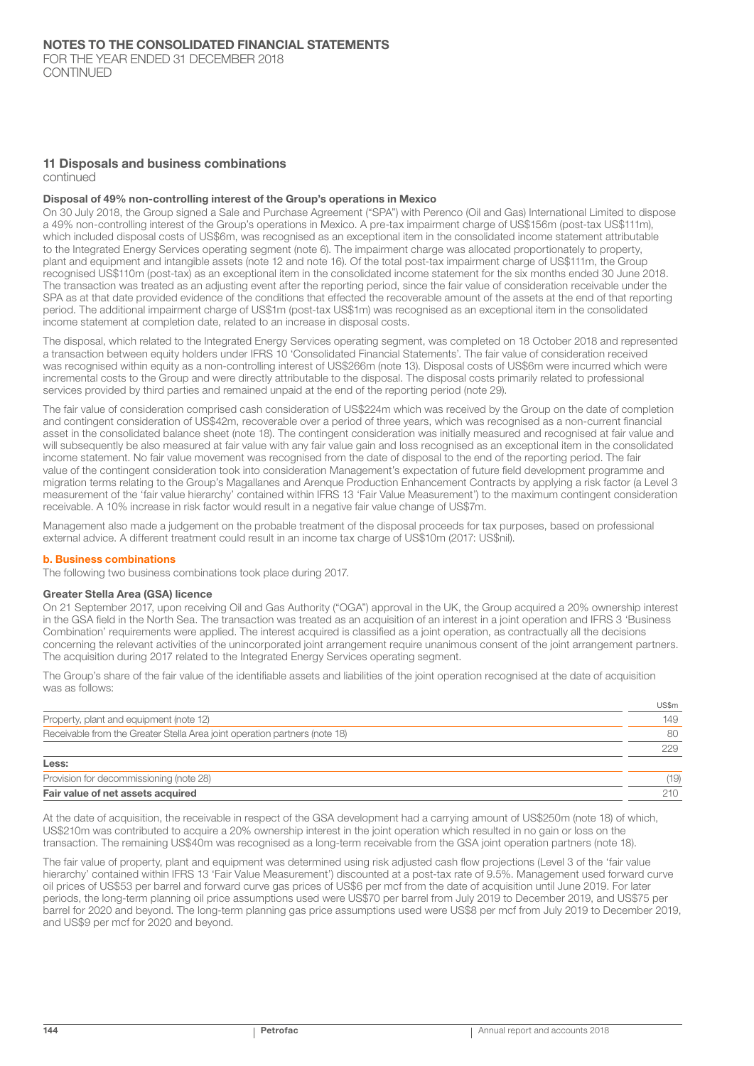## 11 Disposals and business combinations

continued

### Disposal of 49% non-controlling interest of the Group's operations in Mexico

On 30 July 2018, the Group signed a Sale and Purchase Agreement ("SPA") with Perenco (Oil and Gas) International Limited to dispose a 49% non-controlling interest of the Group's operations in Mexico. A pre-tax impairment charge of US$156m (post-tax US$111m), which included disposal costs of US$6m, was recognised as an exceptional item in the consolidated income statement attributable to the Integrated Energy Services operating segment (note 6). The impairment charge was allocated proportionately to property, plant and equipment and intangible assets (note 12 and note 16). Of the total post-tax impairment charge of US$111m, the Group recognised US$110m (post-tax) as an exceptional item in the consolidated income statement for the six months ended 30 June 2018. The transaction was treated as an adjusting event after the reporting period, since the fair value of consideration receivable under the SPA as at that date provided evidence of the conditions that effected the recoverable amount of the assets at the end of that reporting period. The additional impairment charge of US$1m (post-tax US$1m) was recognised as an exceptional item in the consolidated income statement at completion date, related to an increase in disposal costs.

The disposal, which related to the Integrated Energy Services operating segment, was completed on 18 October 2018 and represented a transaction between equity holders under IFRS 10 'Consolidated Financial Statements'. The fair value of consideration received was recognised within equity as a non-controlling interest of US$266m (note 13). Disposal costs of US$6m were incurred which were incremental costs to the Group and were directly attributable to the disposal. The disposal costs primarily related to professional services provided by third parties and remained unpaid at the end of the reporting period (note 29).

The fair value of consideration comprised cash consideration of US$224m which was received by the Group on the date of completion and contingent consideration of US$42m, recoverable over a period of three years, which was recognised as a non-current financial asset in the consolidated balance sheet (note 18). The contingent consideration was initially measured and recognised at fair value and will subsequently be also measured at fair value with any fair value gain and loss recognised as an exceptional item in the consolidated income statement. No fair value movement was recognised from the date of disposal to the end of the reporting period. The fair value of the contingent consideration took into consideration Management's expectation of future field development programme and migration terms relating to the Group's Magallanes and Arenque Production Enhancement Contracts by applying a risk factor (a Level 3 measurement of the 'fair value hierarchy' contained within IFRS 13 'Fair Value Measurement') to the maximum contingent consideration receivable. A 10% increase in risk factor would result in a negative fair value change of US$7m.

Management also made a judgement on the probable treatment of the disposal proceeds for tax purposes, based on professional external advice. A different treatment could result in an income tax charge of US$10m (2017: US$nil).

### b. Business combinations

The following two business combinations took place during 2017.

### Greater Stella Area (GSA) licence

On 21 September 2017, upon receiving Oil and Gas Authority ("OGA") approval in the UK, the Group acquired a 20% ownership interest in the GSA field in the North Sea. The transaction was treated as an acquisition of an interest in a joint operation and IFRS 3 'Business Combination' requirements were applied. The interest acquired is classified as a joint operation, as contractually all the decisions concerning the relevant activities of the unincorporated joint arrangement require unanimous consent of the joint arrangement partners. The acquisition during 2017 related to the Integrated Energy Services operating segment.

The Group's share of the fair value of the identifiable assets and liabilities of the joint operation recognised at the date of acquisition was as follows:

| | US$m |
|---|---|
| Property, plant and equipment (note 12) | 149 |
| Receivable from the Greater Stella Area joint operation partners (note 18) | 80 |
| | 229 |
| **Less:** | |
| Provision for decommissioning (note 28) | (19) |
| **Fair value of net assets acquired** | 210 |

At the date of acquisition, the receivable in respect of the GSA development had a carrying amount of US$250m (note 18) of which, US$210m was contributed to acquire a 20% ownership interest in the joint operation which resulted in no gain or loss on the transaction. The remaining US$40m was recognised as a long-term receivable from the GSA joint operation partners (note 18).

The fair value of property, plant and equipment was determined using risk adjusted cash flow projections (Level 3 of the 'fair value hierarchy' contained within IFRS 13 'Fair Value Measurement') discounted at a post-tax rate of 9.5%. Management used forward curve oil prices of US$53 per barrel and forward curve gas prices of US$6 per mcf from the date of acquisition until June 2019. For later periods, the long-term planning oil price assumptions used were US$70 per barrel from July 2019 to December 2019, and US$75 per barrel for 2020 and beyond. The long-term planning gas price assumptions used were US$8 per mcf from July 2019 to December 2019, and US$9 per mcf for 2020 and beyond.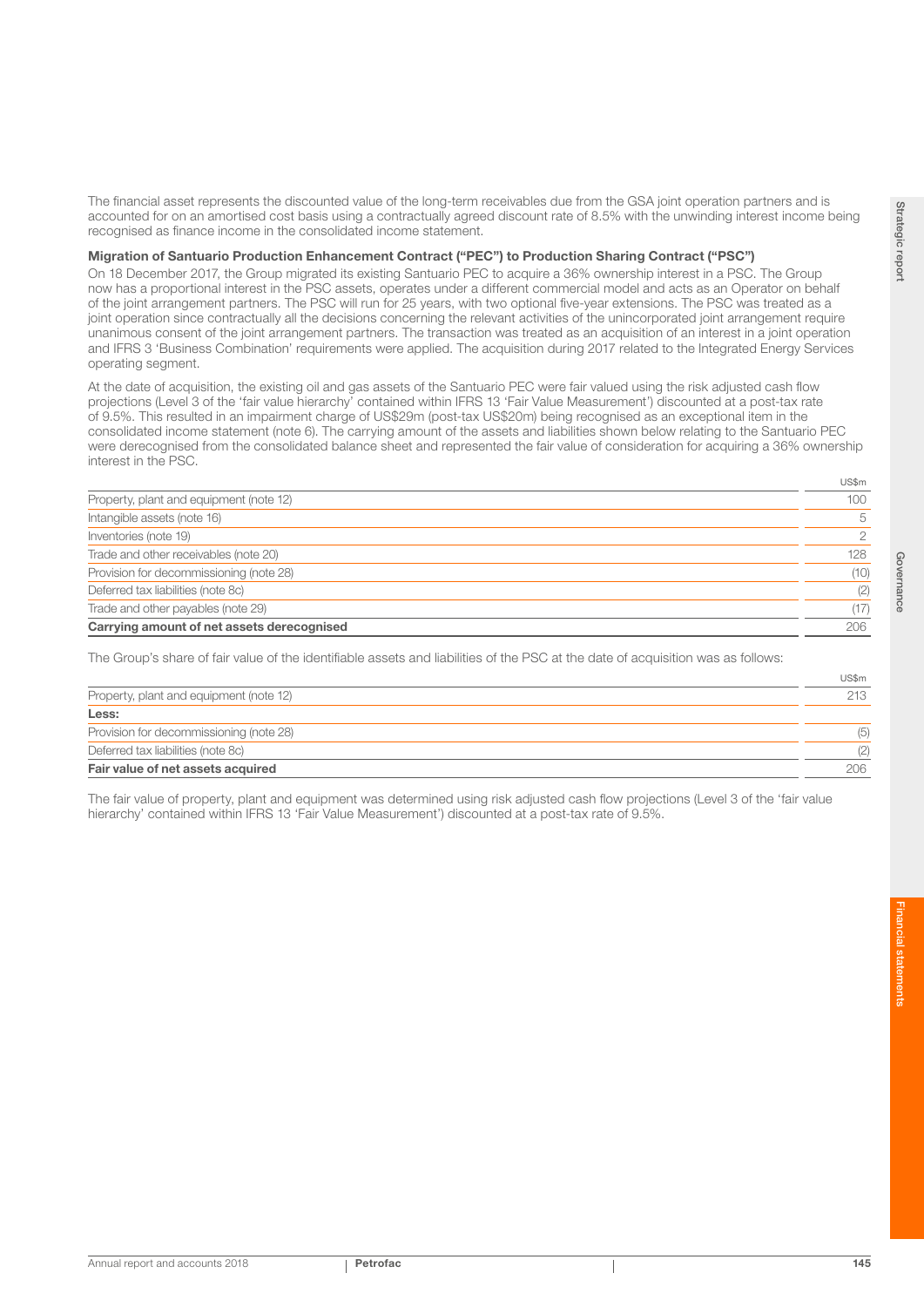The financial asset represents the discounted value of the long-term receivables due from the GSA joint operation partners and is accounted for on an amortised cost basis using a contractually agreed discount rate of 8.5% with the unwinding interest income being recognised as finance income in the consolidated income statement.

**Migration of Santuario Production Enhancement Contract ("PEC") to Production Sharing Contract ("PSC")**

On 18 December 2017, the Group migrated its existing Santuario PEC to acquire a 36% ownership interest in a PSC. The Group now has a proportional interest in the PSC assets, operates under a different commercial model and acts as an Operator on behalf of the joint arrangement partners. The PSC will run for 25 years, with two optional five-year extensions. The PSC was treated as a joint operation since contractually all the decisions concerning the relevant activities of the unincorporated joint arrangement require unanimous consent of the joint arrangement partners. The transaction was treated as an acquisition of an interest in a joint operation and IFRS 3 'Business Combination' requirements were applied. The acquisition during 2017 related to the Integrated Energy Services operating segment.

At the date of acquisition, the existing oil and gas assets of the Santuario PEC were fair valued using the risk adjusted cash flow projections (Level 3 of the 'fair value hierarchy' contained within IFRS 13 'Fair Value Measurement') discounted at a post-tax rate of 9.5%. This resulted in an impairment charge of US$29m (post-tax US$20m) being recognised as an exceptional item in the consolidated income statement (note 6). The carrying amount of the assets and liabilities shown below relating to the Santuario PEC were derecognised from the consolidated balance sheet and represented the fair value of consideration for acquiring a 36% ownership interest in the PSC.

| | US$m |
|---|---|
| Property, plant and equipment (note 12) | 100 |
| Intangible assets (note 16) | 5 |
| Inventories (note 19) | 2 |
| Trade and other receivables (note 20) | 128 |
| Provision for decommissioning (note 28) | (10) |
| Deferred tax liabilities (note 8c) | (2) |
| Trade and other payables (note 29) | (17) |
| **Carrying amount of net assets derecognised** | 206 |

The Group's share of fair value of the identifiable assets and liabilities of the PSC at the date of acquisition was as follows:

| | US$m |
|---|---|
| Property, plant and equipment (note 12) | 213 |
| **Less:** | |
| Provision for decommissioning (note 28) | (5) |
| Deferred tax liabilities (note 8c) | (2) |
| **Fair value of net assets acquired** | 206 |

The fair value of property, plant and equipment was determined using risk adjusted cash flow projections (Level 3 of the 'fair value hierarchy' contained within IFRS 13 'Fair Value Measurement') discounted at a post-tax rate of 9.5%.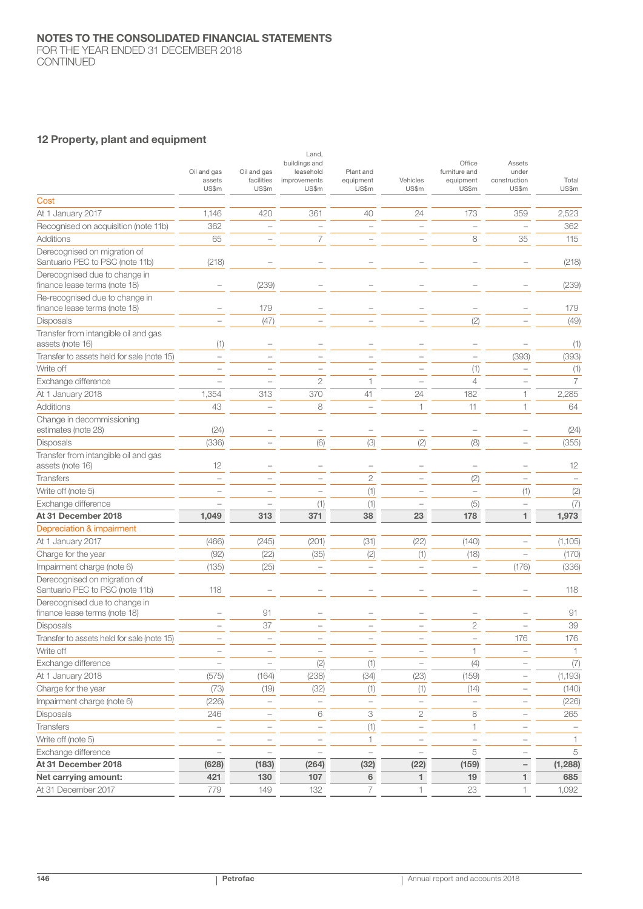# NOTES TO THE CONSOLIDATED FINANCIAL STATEMENTS

FOR THE YEAR ENDED 31 DECEMBER 2018
CONTINUED

## 12 Property, plant and equipment

| | Oil and gas assets US$m | Oil and gas facilities US$m | Land, buildings and leasehold improvements US$m | Plant and equipment US$m | Vehicles US$m | Office furniture and equipment US$m | Assets under construction US$m | Total US$m |
|---|---|---|---|---|---|---|---|---|
| **Cost** | | | | | | | | |
| At 1 January 2017 | 1,146 | 420 | 361 | 40 | 24 | 173 | 359 | 2,523 |
| Recognised on acquisition (note 11b) | 362 | – | – | – | – | – | – | 362 |
| Additions | 65 | – | 7 | – | – | 8 | 35 | 115 |
| Derecognised on migration of Santuario PEC to PSC (note 11b) | (218) | – | – | – | – | – | – | (218) |
| Derecognised due to change in finance lease terms (note 18) | – | (239) | – | – | – | – | – | (239) |
| Re-recognised due to change in finance lease terms (note 18) | – | 179 | – | – | – | – | – | 179 |
| Disposals | – | (47) | – | – | – | (2) | – | (49) |
| Transfer from intangible oil and gas assets (note 16) | (1) | – | – | – | – | – | – | (1) |
| Transfer to assets held for sale (note 15) | – | – | – | – | – | – | (393) | (393) |
| Write off | – | – | – | – | – | (1) | – | (1) |
| Exchange difference | – | – | 2 | 1 | – | 4 | – | 7 |
| At 1 January 2018 | 1,354 | 313 | 370 | 41 | 24 | 182 | 1 | 2,285 |
| Additions | 43 | – | 8 | – | 1 | 11 | 1 | 64 |
| Change in decommissioning estimates (note 28) | (24) | – | – | – | – | – | – | (24) |
| Disposals | (336) | – | (6) | (3) | (2) | (8) | – | (355) |
| Transfer from intangible oil and gas assets (note 16) | 12 | – | – | – | – | – | – | 12 |
| Transfers | – | – | – | 2 | – | (2) | – | – |
| Write off (note 5) | – | – | – | (1) | – | – | (1) | (2) |
| Exchange difference | – | – | (1) | (1) | – | (5) | – | (7) |
| **At 31 December 2018** | **1,049** | **313** | **371** | **38** | **23** | **178** | **1** | **1,973** |
| **Depreciation & impairment** | | | | | | | | |
| At 1 January 2017 | (466) | (245) | (201) | (31) | (22) | (140) | – | (1,105) |
| Charge for the year | (92) | (22) | (35) | (2) | (1) | (18) | – | (170) |
| Impairment charge (note 6) | (135) | (25) | – | – | – | – | (176) | (336) |
| Derecognised on migration of Santuario PEC to PSC (note 11b) | 118 | – | – | – | – | – | – | 118 |
| Derecognised due to change in finance lease terms (note 18) | – | 91 | – | – | – | – | – | 91 |
| Disposals | – | 37 | – | – | – | 2 | – | 39 |
| Transfer to assets held for sale (note 15) | – | – | – | – | – | – | 176 | 176 |
| Write off | – | – | – | – | – | 1 | – | 1 |
| Exchange difference | – | – | (2) | (1) | – | (4) | – | (7) |
| At 1 January 2018 | (575) | (164) | (238) | (34) | (23) | (159) | – | (1,193) |
| Charge for the year | (73) | (19) | (32) | (1) | (1) | (14) | – | (140) |
| Impairment charge (note 6) | (226) | – | – | – | – | – | – | (226) |
| Disposals | 246 | – | 6 | 3 | 2 | 8 | – | 265 |
| Transfers | – | – | – | (1) | – | 1 | – | – |
| Write off (note 5) | – | – | – | 1 | – | – | – | 1 |
| Exchange difference | – | – | – | – | – | 5 | – | 5 |
| **At 31 December 2018** | **(628)** | **(183)** | **(264)** | **(32)** | **(22)** | **(159)** | **–** | **(1,288)** |
| **Net carrying amount:** | **421** | **130** | **107** | **6** | **1** | **19** | **1** | **685** |
| At 31 December 2017 | 779 | 149 | 132 | 7 | 1 | 23 | 1 | 1,092 |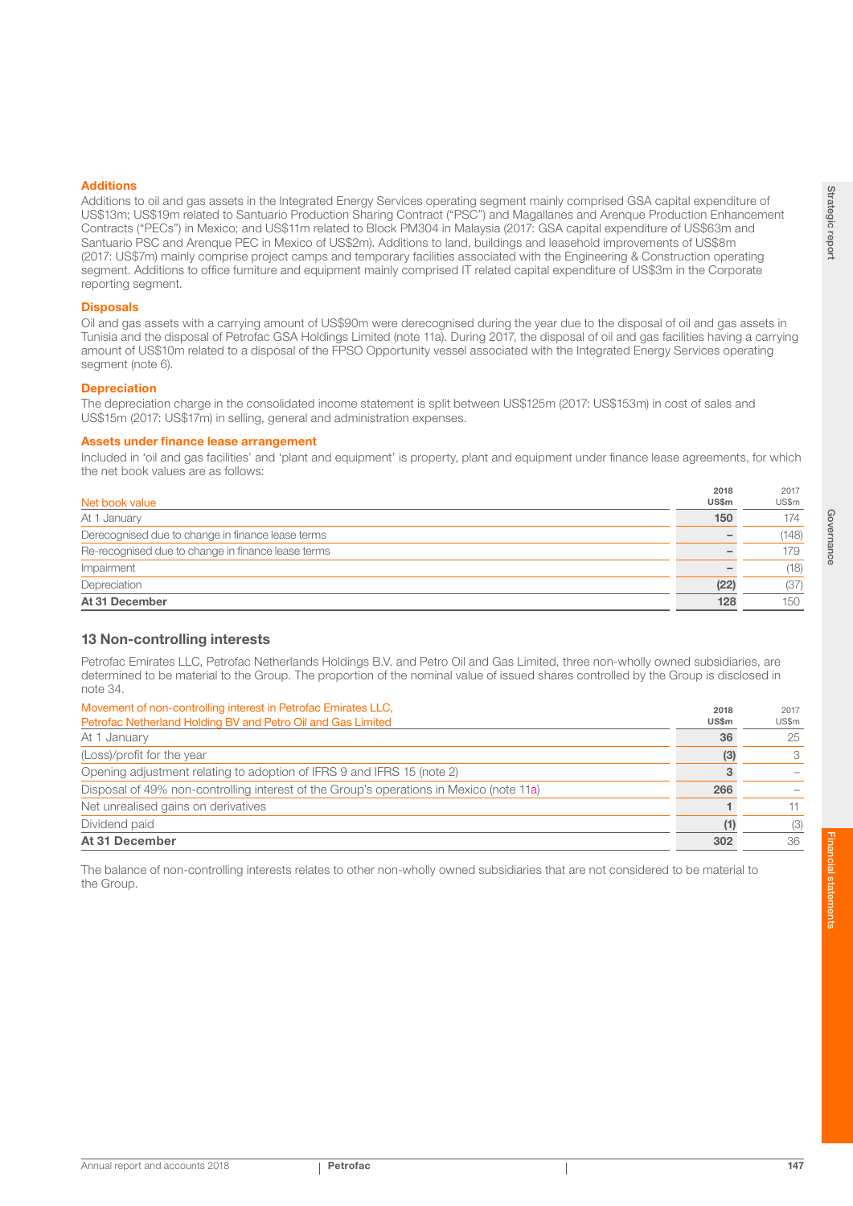### Additions

Additions to oil and gas assets in the Integrated Energy Services operating segment mainly comprised GSA capital expenditure of US$13m; US$19m related to Santuario Production Sharing Contract ("PSC") and Magallanes and Arenque Production Enhancement Contracts ("PECs") in Mexico; and US$11m related to Block PM304 in Malaysia (2017: GSA capital expenditure of US$63m and Santuario PSC and Arenque PEC in Mexico of US$2m). Additions to land, buildings and leasehold improvements of US$8m (2017: US$7m) mainly comprise project camps and temporary facilities associated with the Engineering & Construction operating segment. Additions to office furniture and equipment mainly comprised IT related capital expenditure of US$3m in the Corporate reporting segment.

### Disposals

Oil and gas assets with a carrying amount of US$90m were derecognised during the year due to the disposal of oil and gas assets in Tunisia and the disposal of Petrofac GSA Holdings Limited (note 11a). During 2017, the disposal of oil and gas facilities having a carrying amount of US$10m related to a disposal of the FPSO Opportunity vessel associated with the Integrated Energy Services operating segment (note 6).

### Depreciation

The depreciation charge in the consolidated income statement is split between US$125m (2017: US$153m) in cost of sales and US$15m (2017: US$17m) in selling, general and administration expenses.

### Assets under finance lease arrangement

Included in 'oil and gas facilities' and 'plant and equipment' is property, plant and equipment under finance lease agreements, for which the net book values are as follows:

| Net book value | 2018 US$m | 2017 US$m |
|---|---|---|
| At 1 January | **150** | 174 |
| Derecognised due to change in finance lease terms | **–** | (148) |
| Re-recognised due to change in finance lease terms | **–** | 179 |
| Impairment | **–** | (18) |
| Depreciation | **(22)** | (37) |
| **At 31 December** | **128** | 150 |

## 13 Non-controlling interests

Petrofac Emirates LLC, Petrofac Netherlands Holdings B.V. and Petro Oil and Gas Limited, three non-wholly owned subsidiaries, are determined to be material to the Group. The proportion of the nominal value of issued shares controlled by the Group is disclosed in note 34.

| Movement of non-controlling interest in Petrofac Emirates LLC, Petrofac Netherland Holding BV and Petro Oil and Gas Limited | 2018 US$m | 2017 US$m |
|---|---|---|
| At 1 January | **36** | 25 |
| (Loss)/profit for the year | **(3)** | 3 |
| Opening adjustment relating to adoption of IFRS 9 and IFRS 15 (note 2) | **3** | – |
| Disposal of 49% non-controlling interest of the Group's operations in Mexico (note 11a) | **266** | – |
| Net unrealised gains on derivatives | **1** | 11 |
| Dividend paid | **(1)** | (3) |
| **At 31 December** | **302** | 36 |

The balance of non-controlling interests relates to other non-wholly owned subsidiaries that are not considered to be material to the Group.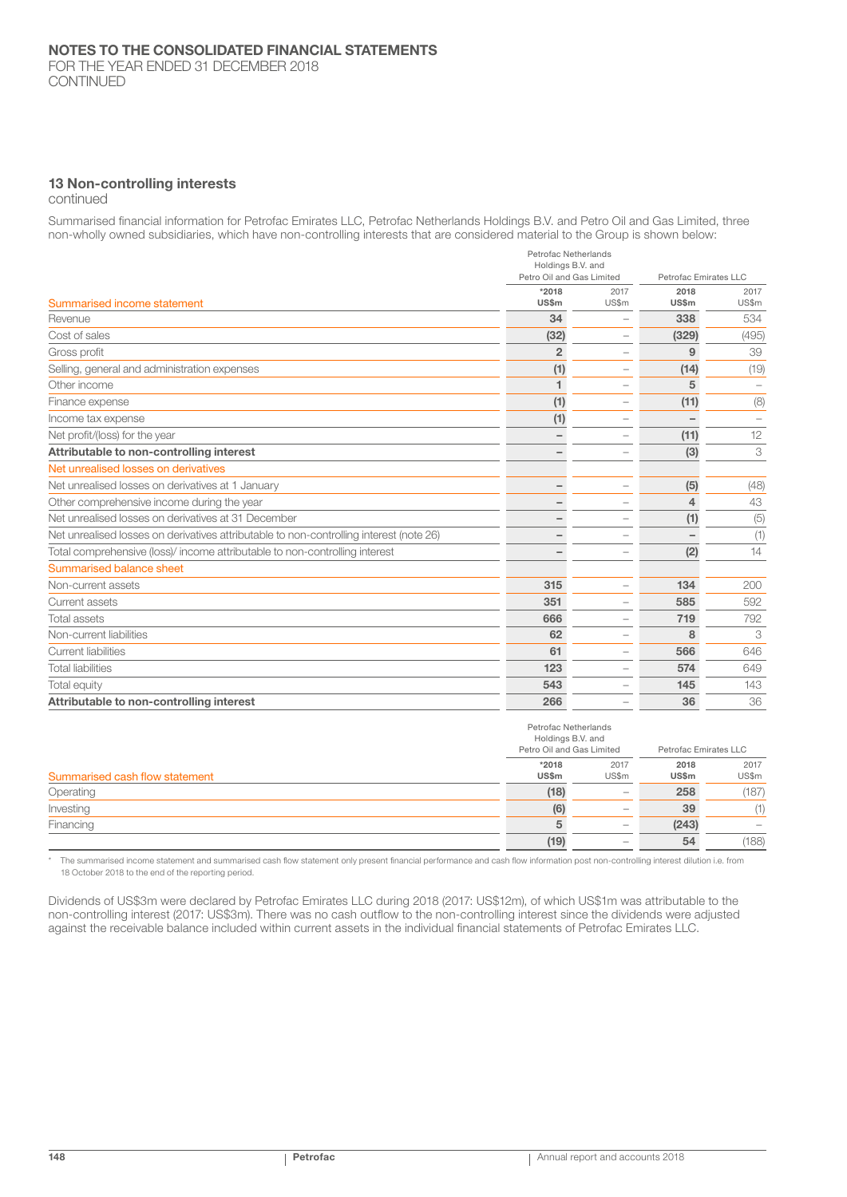## 13 Non-controlling interests
continued

Summarised financial information for Petrofac Emirates LLC, Petrofac Netherlands Holdings B.V. and Petro Oil and Gas Limited, three non-wholly owned subsidiaries, which have non-controlling interests that are considered material to the Group is shown below:

| | Petrofac Netherlands Holdings B.V. and Petro Oil and Gas Limited | | Petrofac Emirates LLC | |
|---|---|---|---|---|
| **Summarised income statement** | ***2018 US$m** | 2017 US$m | **2018 US$m** | 2017 US$m |
| Revenue | **34** | – | **338** | 534 |
| Cost of sales | **(32)** | – | **(329)** | (495) |
| Gross profit | **2** | – | **9** | 39 |
| Selling, general and administration expenses | **(1)** | – | **(14)** | (19) |
| Other income | **1** | – | **5** | – |
| Finance expense | **(1)** | – | **(11)** | (8) |
| Income tax expense | **(1)** | – | **–** | – |
| Net profit/(loss) for the year | **–** | – | **(11)** | 12 |
| **Attributable to non-controlling interest** | **–** | – | **(3)** | 3 |
| **Net unrealised losses on derivatives** | | | | |
| Net unrealised losses on derivatives at 1 January | **–** | – | **(5)** | (48) |
| Other comprehensive income during the year | **–** | – | **4** | 43 |
| Net unrealised losses on derivatives at 31 December | **–** | – | **(1)** | (5) |
| Net unrealised losses on derivatives attributable to non-controlling interest (note 26) | **–** | – | **–** | (1) |
| Total comprehensive (loss)/ income attributable to non-controlling interest | **–** | – | **(2)** | 14 |
| **Summarised balance sheet** | | | | |
| Non-current assets | **315** | – | **134** | 200 |
| Current assets | **351** | – | **585** | 592 |
| Total assets | **666** | – | **719** | 792 |
| Non-current liabilities | **62** | – | **8** | 3 |
| Current liabilities | **61** | – | **566** | 646 |
| Total liabilities | **123** | – | **574** | 649 |
| Total equity | **543** | – | **145** | 143 |
| **Attributable to non-controlling interest** | **266** | – | **36** | 36 |

| | Petrofac Netherlands Holdings B.V. and Petro Oil and Gas Limited | | Petrofac Emirates LLC | |
|---|---|---|---|---|
| **Summarised cash flow statement** | ***2018 US$m** | 2017 US$m | **2018 US$m** | 2017 US$m |
| Operating | **(18)** | – | **258** | (187) |
| Investing | **(6)** | – | **39** | (1) |
| Financing | **5** | – | **(243)** | – |
| | **(19)** | – | **54** | (188) |

* The summarised income statement and summarised cash flow statement only present financial performance and cash flow information post non-controlling interest dilution i.e. from 18 October 2018 to the end of the reporting period.

Dividends of US$3m were declared by Petrofac Emirates LLC during 2018 (2017: US$12m), of which US$1m was attributable to the non-controlling interest (2017: US$3m). There was no cash outflow to the non-controlling interest since the dividends were adjusted against the receivable balance included within current assets in the individual financial statements of Petrofac Emirates LLC.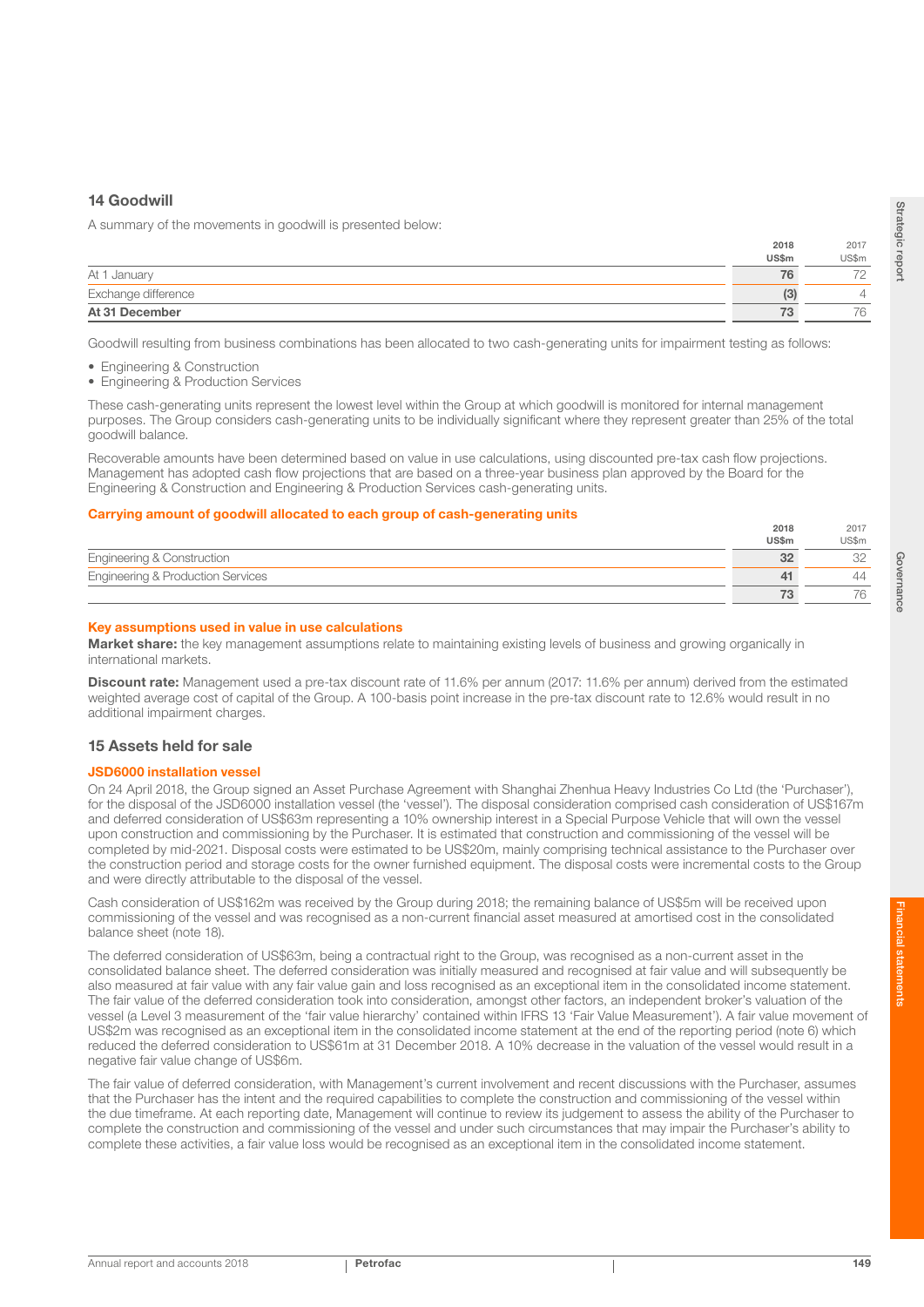## 14 Goodwill

A summary of the movements in goodwill is presented below:

| | 2018 US$m | 2017 US$m |
|---|---|---|
| At 1 January | 76 | 72 |
| Exchange difference | (3) | 4 |
| **At 31 December** | **73** | **76** |

Goodwill resulting from business combinations has been allocated to two cash-generating units for impairment testing as follows:

- Engineering & Construction
- Engineering & Production Services

These cash-generating units represent the lowest level within the Group at which goodwill is monitored for internal management purposes. The Group considers cash-generating units to be individually significant where they represent greater than 25% of the total goodwill balance.

Recoverable amounts have been determined based on value in use calculations, using discounted pre-tax cash flow projections. Management has adopted cash flow projections that are based on a three-year business plan approved by the Board for the Engineering & Construction and Engineering & Production Services cash-generating units.

### Carrying amount of goodwill allocated to each group of cash-generating units

| | 2018 US$m | 2017 US$m |
|---|---|---|
| Engineering & Construction | 32 | 32 |
| Engineering & Production Services | 41 | 44 |
| | 73 | 76 |

### Key assumptions used in value in use calculations

**Market share:** the key management assumptions relate to maintaining existing levels of business and growing organically in international markets.

**Discount rate:** Management used a pre-tax discount rate of 11.6% per annum (2017: 11.6% per annum) derived from the estimated weighted average cost of capital of the Group. A 100-basis point increase in the pre-tax discount rate to 12.6% would result in no additional impairment charges.

## 15 Assets held for sale

### JSD6000 installation vessel

On 24 April 2018, the Group signed an Asset Purchase Agreement with Shanghai Zhenhua Heavy Industries Co Ltd (the 'Purchaser'), for the disposal of the JSD6000 installation vessel (the 'vessel'). The disposal consideration comprised cash consideration of US$167m and deferred consideration of US$63m representing a 10% ownership interest in a Special Purpose Vehicle that will own the vessel upon construction and commissioning by the Purchaser. It is estimated that construction and commissioning of the vessel will be completed by mid-2021. Disposal costs were estimated to be US$20m, mainly comprising technical assistance to the Purchaser over the construction period and storage costs for the owner furnished equipment. The disposal costs were incremental costs to the Group and were directly attributable to the disposal of the vessel.

Cash consideration of US$162m was received by the Group during 2018; the remaining balance of US$5m will be received upon commissioning of the vessel and was recognised as a non-current financial asset measured at amortised cost in the consolidated balance sheet (note 18).

The deferred consideration of US$63m, being a contractual right to the Group, was recognised as a non-current asset in the consolidated balance sheet. The deferred consideration was initially measured and recognised at fair value and will subsequently be also measured at fair value with any fair value gain and loss recognised as an exceptional item in the consolidated income statement. The fair value of the deferred consideration took into consideration, amongst other factors, an independent broker's valuation of the vessel (a Level 3 measurement of the 'fair value hierarchy' contained within IFRS 13 'Fair Value Measurement'). A fair value movement of US$2m was recognised as an exceptional item in the consolidated income statement at the end of the reporting period (note 6) which reduced the deferred consideration to US$61m at 31 December 2018. A 10% decrease in the valuation of the vessel would result in a negative fair value change of US$6m.

The fair value of deferred consideration, with Management's current involvement and recent discussions with the Purchaser, assumes that the Purchaser has the intent and the required capabilities to complete the construction and commissioning of the vessel within the due timeframe. At each reporting date, Management will continue to review its judgement to assess the ability of the Purchaser to complete the construction and commissioning of the vessel and under such circumstances that may impair the Purchaser's ability to complete these activities, a fair value loss would be recognised as an exceptional item in the consolidated income statement.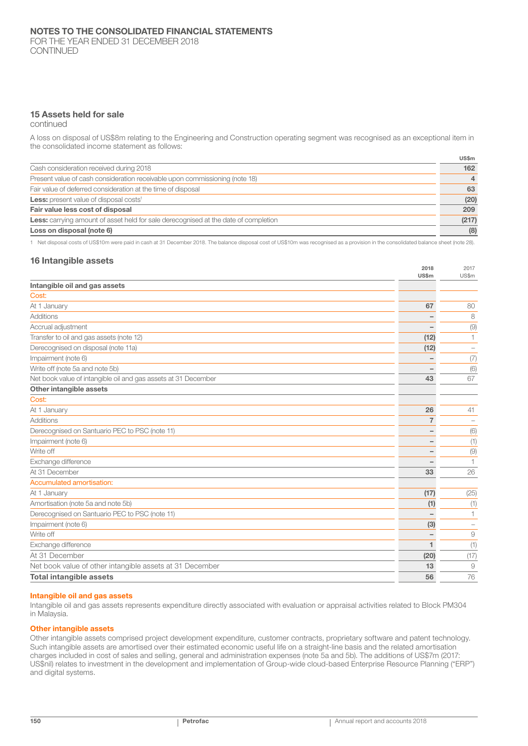## 15 Assets held for sale

continued

A loss on disposal of US$8m relating to the Engineering and Construction operating segment was recognised as an exceptional item in the consolidated income statement as follows:

| | US$m |
|---|---|
| Cash consideration received during 2018 | 162 |
| Present value of cash consideration receivable upon commissioning (note 18) | 4 |
| Fair value of deferred consideration at the time of disposal | 63 |
| **Less:** present value of disposal costs[1] | (20) |
| **Fair value less cost of disposal** | **209** |
| **Less:** carrying amount of asset held for sale derecognised at the date of completion | (217) |
| **Loss on disposal (note 6)** | **(8)** |

1 Net disposal costs of US$10m were paid in cash at 31 December 2018. The balance disposal cost of US$10m was recognised as a provision in the consolidated balance sheet (note 28).

## 16 Intangible assets

| | 2018 US$m | 2017 US$m |
|---|---|---|
| **Intangible oil and gas assets** | | |
| Cost: | | |
| At 1 January | 67 | 80 |
| Additions | – | 8 |
| Accrual adjustment | – | (9) |
| Transfer to oil and gas assets (note 12) | (12) | 1 |
| Derecognised on disposal (note 11a) | (12) | – |
| Impairment (note 6) | – | (7) |
| Write off (note 5a and note 5b) | – | (6) |
| Net book value of intangible oil and gas assets at 31 December | 43 | 67 |
| **Other intangible assets** | | |
| Cost: | | |
| At 1 January | 26 | 41 |
| Additions | 7 | – |
| Derecognised on Santuario PEC to PSC (note 11) | – | (6) |
| Impairment (note 6) | – | (1) |
| Write off | – | (9) |
| Exchange difference | – | 1 |
| At 31 December | 33 | 26 |
| Accumulated amortisation: | | |
| At 1 January | (17) | (25) |
| Amortisation (note 5a and note 5b) | (1) | (1) |
| Derecognised on Santuario PEC to PSC (note 11) | – | 1 |
| Impairment (note 6) | (3) | – |
| Write off | – | 9 |
| Exchange difference | 1 | (1) |
| At 31 December | (20) | (17) |
| Net book value of other intangible assets at 31 December | 13 | 9 |
| **Total intangible assets** | **56** | **76** |

### Intangible oil and gas assets

Intangible oil and gas assets represents expenditure directly associated with evaluation or appraisal activities related to Block PM304 in Malaysia.

### Other intangible assets

Other intangible assets comprised project development expenditure, customer contracts, proprietary software and patent technology. Such intangible assets are amortised over their estimated economic useful life on a straight-line basis and the related amortisation charges included in cost of sales and selling, general and administration expenses (note 5a and 5b). The additions of US$7m (2017: US$nil) relates to investment in the development and implementation of Group-wide cloud-based Enterprise Resource Planning ("ERP") and digital systems.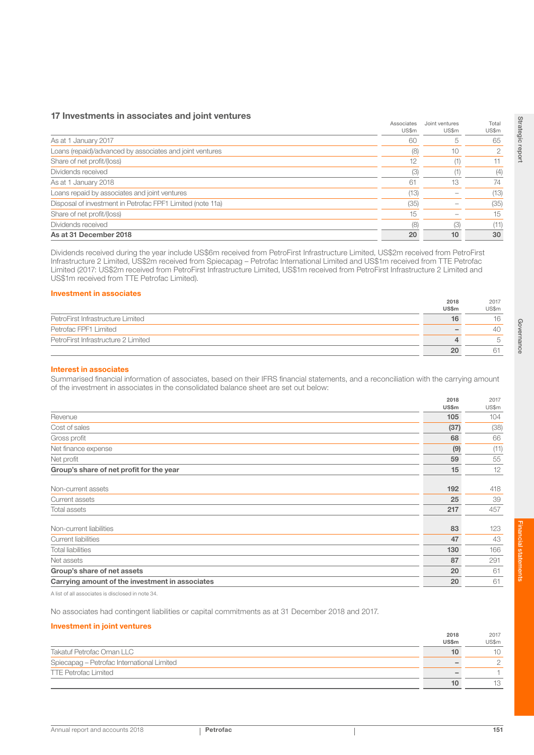## 17 Investments in associates and joint ventures

| | Associates US$m | Joint ventures US$m | Total US$m |
|---|---|---|---|
| As at 1 January 2017 | 60 | 5 | 65 |
| Loans (repaid)/advanced by associates and joint ventures | (8) | 10 | 2 |
| Share of net profit/(loss) | 12 | (1) | 11 |
| Dividends received | (3) | (1) | (4) |
| As at 1 January 2018 | 61 | 13 | 74 |
| Loans repaid by associates and joint ventures | (13) | – | (13) |
| Disposal of investment in Petrofac FPF1 Limited (note 11a) | (35) | – | (35) |
| Share of net profit/(loss) | 15 | – | 15 |
| Dividends received | (8) | (3) | (11) |
| **As at 31 December 2018** | **20** | **10** | **30** |

Dividends received during the year include US$6m received from PetroFirst Infrastructure Limited, US$2m received from PetroFirst Infrastructure 2 Limited, US$2m received from Spiecapag – Petrofac International Limited and US$1m received from TTE Petrofac Limited (2017: US$2m received from PetroFirst Infrastructure Limited, US$1m received from PetroFirst Infrastructure 2 Limited and US$1m received from TTE Petrofac Limited).

### Investment in associates

| | 2018 US$m | 2017 US$m |
|---|---|---|
| PetroFirst Infrastructure Limited | **16** | 16 |
| Petrofac FPF1 Limited | **–** | 40 |
| PetroFirst Infrastructure 2 Limited | **4** | 5 |
| | **20** | 61 |

### Interest in associates

Summarised financial information of associates, based on their IFRS financial statements, and a reconciliation with the carrying amount of the investment in associates in the consolidated balance sheet are set out below:

| | 2018 US$m | 2017 US$m |
|---|---|---|
| Revenue | **105** | 104 |
| Cost of sales | **(37)** | (38) |
| Gross profit | **68** | 66 |
| Net finance expense | **(9)** | (11) |
| Net profit | **59** | 55 |
| **Group's share of net profit for the year** | **15** | 12 |
| | | |
| Non-current assets | **192** | 418 |
| Current assets | **25** | 39 |
| Total assets | **217** | 457 |
| | | |
| Non-current liabilities | **83** | 123 |
| Current liabilities | **47** | 43 |
| Total liabilities | **130** | 166 |
| Net assets | **87** | 291 |
| **Group's share of net assets** | **20** | 61 |
| **Carrying amount of the investment in associates** | **20** | 61 |

A list of all associates is disclosed in note 34.

No associates had contingent liabilities or capital commitments as at 31 December 2018 and 2017.

### Investment in joint ventures

| | 2018 US$m | 2017 US$m |
|---|---|---|
| Takatuf Petrofac Oman LLC | **10** | 10 |
| Spiecapag – Petrofac International Limited | **–** | 2 |
| TTE Petrofac Limited | **–** | 1 |
| | **10** | 13 |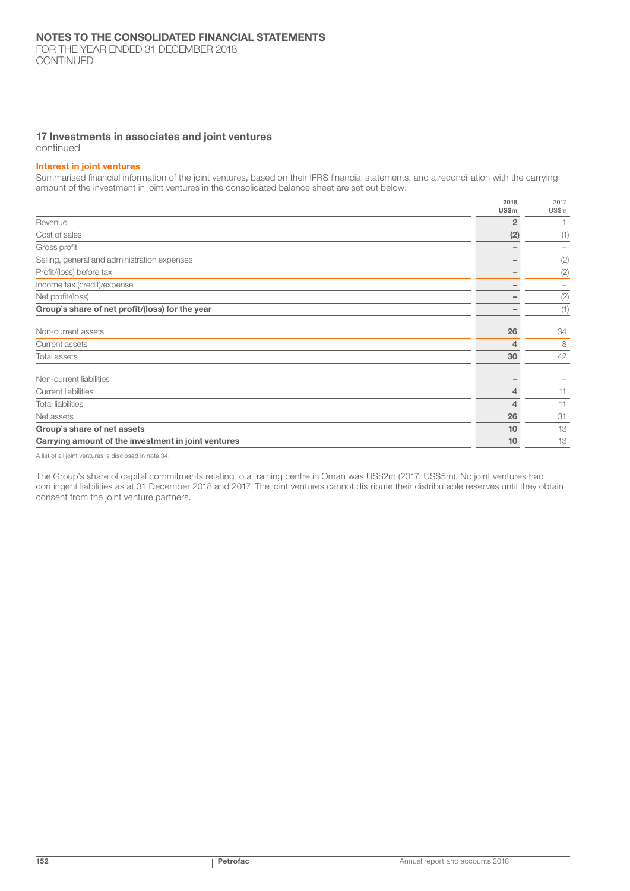## 17 Investments in associates and joint ventures

continued

### Interest in joint ventures

Summarised financial information of the joint ventures, based on their IFRS financial statements, and a reconciliation with the carrying amount of the investment in joint ventures in the consolidated balance sheet are set out below:

| | 2018 US$m | 2017 US$m |
|---|---|---|
| Revenue | 2 | 1 |
| Cost of sales | (2) | (1) |
| Gross profit | – | – |
| Selling, general and administration expenses | – | (2) |
| Profit/(loss) before tax | – | (2) |
| Income tax (credit)/expense | – | – |
| Net profit/(loss) | – | (2) |
| **Group's share of net profit/(loss) for the year** | – | (1) |
| | | |
| Non-current assets | 26 | 34 |
| Current assets | 4 | 8 |
| Total assets | 30 | 42 |
| | | |
| Non-current liabilities | – | – |
| Current liabilities | 4 | 11 |
| Total liabilities | 4 | 11 |
| Net assets | 26 | 31 |
| **Group's share of net assets** | 10 | 13 |
| **Carrying amount of the investment in joint ventures** | 10 | 13 |

A list of all joint ventures is disclosed in note 34.

The Group's share of capital commitments relating to a training centre in Oman was US$2m (2017: US$5m). No joint ventures had contingent liabilities as at 31 December 2018 and 2017. The joint ventures cannot distribute their distributable reserves until they obtain consent from the joint venture partners.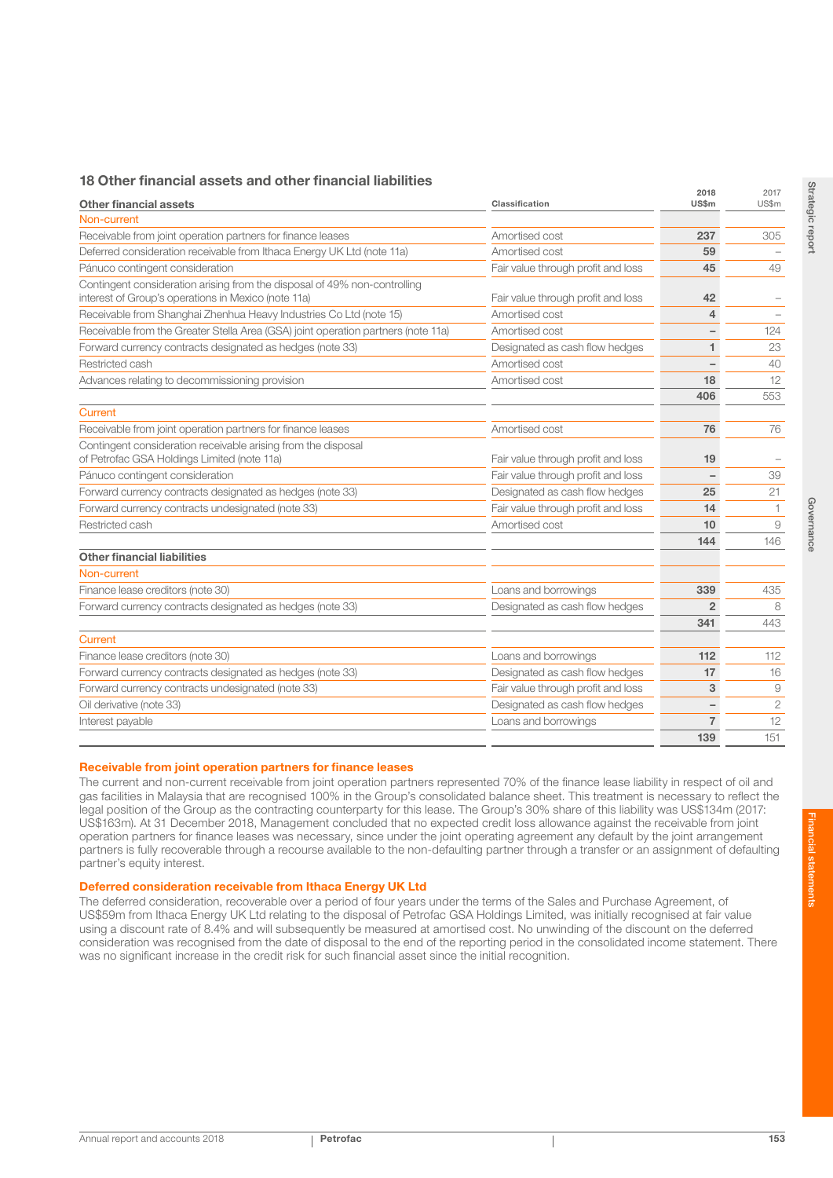## 18 Other financial assets and other financial liabilities

| Other financial assets | Classification | 2018 US$m | 2017 US$m |
|---|---|---|---|
| **Non-current** | | | |
| Receivable from joint operation partners for finance leases | Amortised cost | **237** | 305 |
| Deferred consideration receivable from Ithaca Energy UK Ltd (note 11a) | Amortised cost | **59** | – |
| Pánuco contingent consideration | Fair value through profit and loss | **45** | 49 |
| Contingent consideration arising from the disposal of 49% non-controlling interest of Group's operations in Mexico (note 11a) | Fair value through profit and loss | **42** | – |
| Receivable from Shanghai Zhenhua Heavy Industries Co Ltd (note 15) | Amortised cost | **4** | – |
| Receivable from the Greater Stella Area (GSA) joint operation partners (note 11a) | Amortised cost | **–** | 124 |
| Forward currency contracts designated as hedges (note 33) | Designated as cash flow hedges | **1** | 23 |
| Restricted cash | Amortised cost | **–** | 40 |
| Advances relating to decommissioning provision | Amortised cost | **18** | 12 |
| | | **406** | 553 |
| **Current** | | | |
| Receivable from joint operation partners for finance leases | Amortised cost | **76** | 76 |
| Contingent consideration receivable arising from the disposal of Petrofac GSA Holdings Limited (note 11a) | Fair value through profit and loss | **19** | – |
| Pánuco contingent consideration | Fair value through profit and loss | **–** | 39 |
| Forward currency contracts designated as hedges (note 33) | Designated as cash flow hedges | **25** | 21 |
| Forward currency contracts undesignated (note 33) | Fair value through profit and loss | **14** | 1 |
| Restricted cash | Amortised cost | **10** | 9 |
| | | **144** | 146 |
| **Other financial liabilities** | | | |
| **Non-current** | | | |
| Finance lease creditors (note 30) | Loans and borrowings | **339** | 435 |
| Forward currency contracts designated as hedges (note 33) | Designated as cash flow hedges | **2** | 8 |
| | | **341** | 443 |
| **Current** | | | |
| Finance lease creditors (note 30) | Loans and borrowings | **112** | 112 |
| Forward currency contracts designated as hedges (note 33) | Designated as cash flow hedges | **17** | 16 |
| Forward currency contracts undesignated (note 33) | Fair value through profit and loss | **3** | 9 |
| Oil derivative (note 33) | Designated as cash flow hedges | **–** | 2 |
| Interest payable | Loans and borrowings | **7** | 12 |
| | | **139** | 151 |

### Receivable from joint operation partners for finance leases

The current and non-current receivable from joint operation partners represented 70% of the finance lease liability in respect of oil and gas facilities in Malaysia that are recognised 100% in the Group's consolidated balance sheet. This treatment is necessary to reflect the legal position of the Group as the contracting counterparty for this lease. The Group's 30% share of this liability was US$134m (2017: US$163m). At 31 December 2018, Management concluded that no expected credit loss allowance against the receivable from joint operation partners for finance leases was necessary, since under the joint operating agreement any default by the joint arrangement partners is fully recoverable through a recourse available to the non-defaulting partner through a transfer or an assignment of defaulting partner's equity interest.

### Deferred consideration receivable from Ithaca Energy UK Ltd

The deferred consideration, recoverable over a period of four years under the terms of the Sales and Purchase Agreement, of US$59m from Ithaca Energy UK Ltd relating to the disposal of Petrofac GSA Holdings Limited, was initially recognised at fair value using a discount rate of 8.4% and will subsequently be measured at amortised cost. No unwinding of the discount on the deferred consideration was recognised from the date of disposal to the end of the reporting period in the consolidated income statement. There was no significant increase in the credit risk for such financial asset since the initial recognition.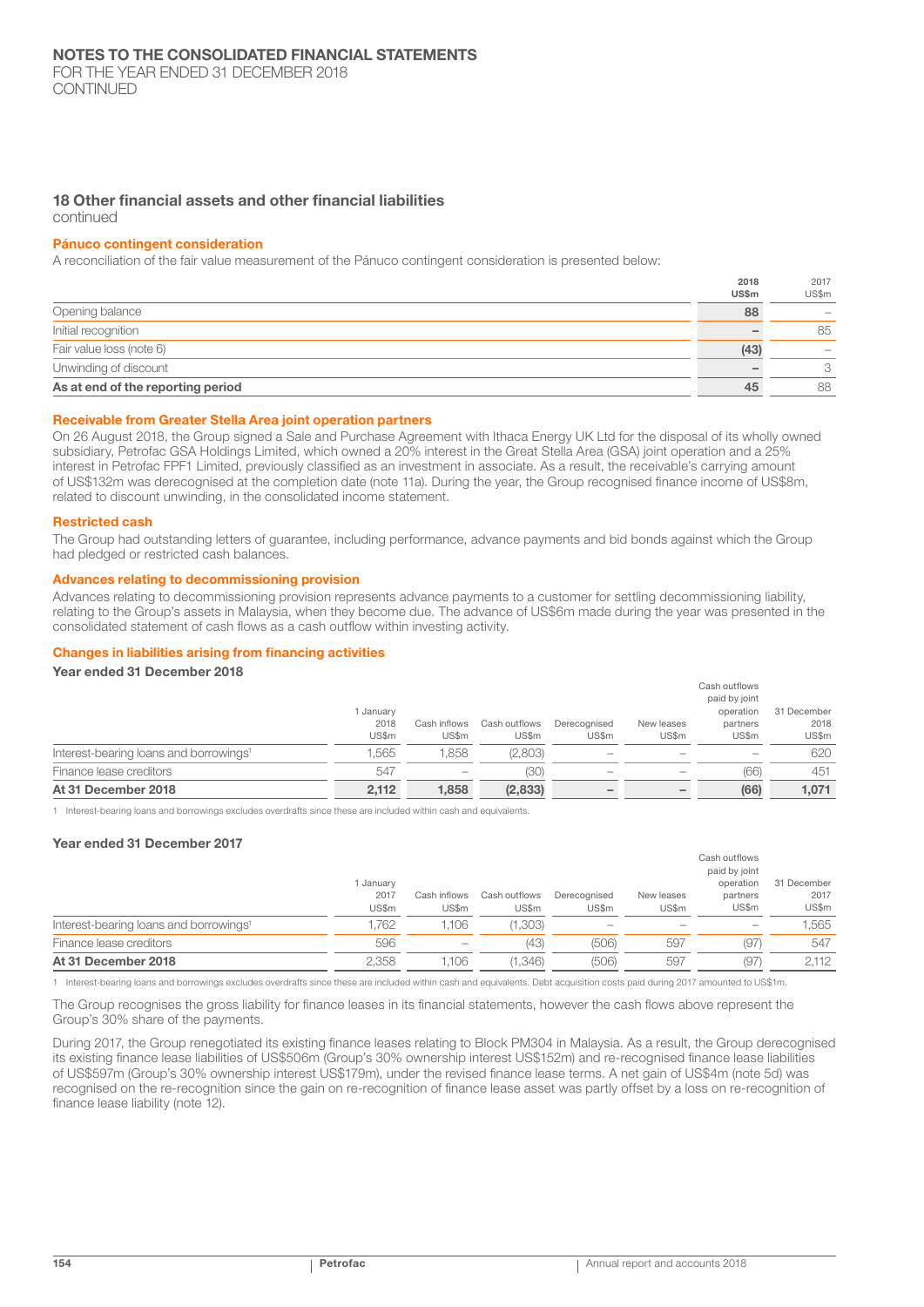## 18 Other financial assets and other financial liabilities
continued

### Pánuco contingent consideration

A reconciliation of the fair value measurement of the Pánuco contingent consideration is presented below:

| | **2018 US$m** | 2017 US$m |
|---|---|---|
| Opening balance | **88** | – |
| Initial recognition | **–** | 85 |
| Fair value loss (note 6) | **(43)** | – |
| Unwinding of discount | **–** | 3 |
| **As at end of the reporting period** | **45** | 88 |

### Receivable from Greater Stella Area joint operation partners

On 26 August 2018, the Group signed a Sale and Purchase Agreement with Ithaca Energy UK Ltd for the disposal of its wholly owned subsidiary, Petrofac GSA Holdings Limited, which owned a 20% interest in the Great Stella Area (GSA) joint operation and a 25% interest in Petrofac FPF1 Limited, previously classified as an investment in associate. As a result, the receivable's carrying amount of US$132m was derecognised at the completion date (note 11a). During the year, the Group recognised finance income of US$8m, related to discount unwinding, in the consolidated income statement.

### Restricted cash

The Group had outstanding letters of guarantee, including performance, advance payments and bid bonds against which the Group had pledged or restricted cash balances.

### Advances relating to decommissioning provision

Advances relating to decommissioning provision represents advance payments to a customer for settling decommissioning liability, relating to the Group's assets in Malaysia, when they become due. The advance of US$6m made during the year was presented in the consolidated statement of cash flows as a cash outflow within investing activity.

### Changes in liabilities arising from financing activities

**Year ended 31 December 2018**

| | 1 January 2018 US$m | Cash inflows US$m | Cash outflows US$m | Derecognised US$m | New leases US$m | Cash outflows paid by joint operation partners US$m | 31 December 2018 US$m |
|---|---|---|---|---|---|---|---|
| Interest-bearing loans and borrowings[1] | 1,565 | 1,858 | (2,803) | – | – | – | 620 |
| Finance lease creditors | 547 | – | (30) | – | – | (66) | 451 |
| **At 31 December 2018** | **2,112** | **1,858** | **(2,833)** | **–** | **–** | **(66)** | **1,071** |

1 Interest-bearing loans and borrowings excludes overdrafts since these are included within cash and equivalents.

**Year ended 31 December 2017**

| | 1 January 2017 US$m | Cash inflows US$m | Cash outflows US$m | Derecognised US$m | New leases US$m | Cash outflows paid by joint operation partners US$m | 31 December 2017 US$m |
|---|---|---|---|---|---|---|---|
| Interest-bearing loans and borrowings[1] | 1,762 | 1,106 | (1,303) | – | – | – | 1,565 |
| Finance lease creditors | 596 | – | (43) | (506) | 597 | (97) | 547 |
| **At 31 December 2018** | 2,358 | 1,106 | (1,346) | (506) | 597 | (97) | 2,112 |

1 Interest-bearing loans and borrowings excludes overdrafts since these are included within cash and equivalents. Debt acquisition costs paid during 2017 amounted to US$1m.

The Group recognises the gross liability for finance leases in its financial statements, however the cash flows above represent the Group's 30% share of the payments.

During 2017, the Group renegotiated its existing finance leases relating to Block PM304 in Malaysia. As a result, the Group derecognised its existing finance lease liabilities of US$506m (Group's 30% ownership interest US$152m) and re-recognised finance lease liabilities of US$597m (Group's 30% ownership interest US$179m), under the revised finance lease terms. A net gain of US$4m (note 5d) was recognised on the re-recognition since the gain on re-recognition of finance lease asset was partly offset by a loss on re-recognition of finance lease liability (note 12).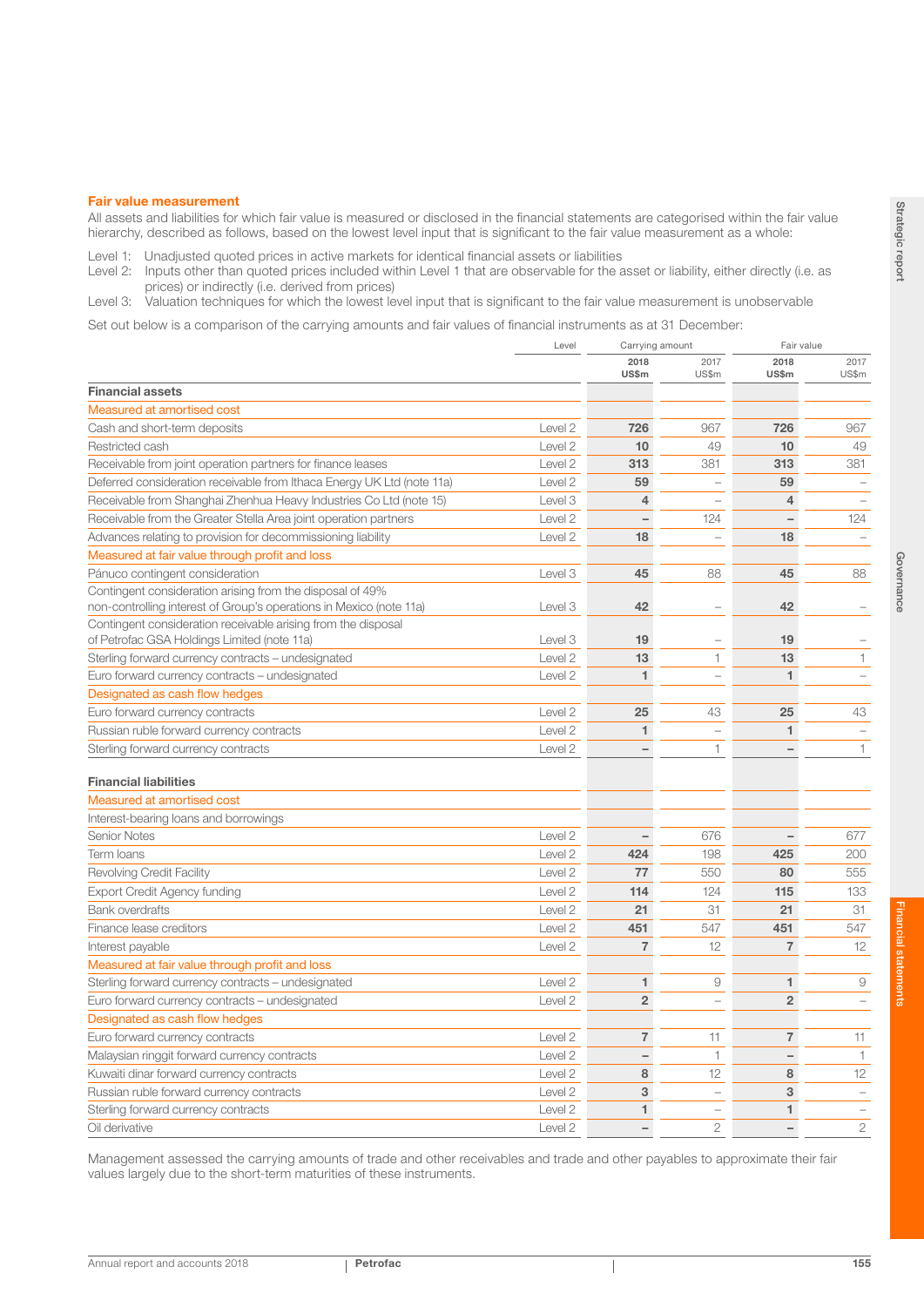### Fair value measurement

All assets and liabilities for which fair value is measured or disclosed in the financial statements are categorised within the fair value hierarchy, described as follows, based on the lowest level input that is significant to the fair value measurement as a whole:

Level 1: Unadjusted quoted prices in active markets for identical financial assets or liabilities
Level 2: Inputs other than quoted prices included within Level 1 that are observable for the asset or liability, either directly (i.e. as prices) or indirectly (i.e. derived from prices)
Level 3: Valuation techniques for which the lowest level input that is significant to the fair value measurement is unobservable

Set out below is a comparison of the carrying amounts and fair values of financial instruments as at 31 December:

| | Level | Carrying amount | | Fair value | |
|---|---|---|---|---|---|
| | | **2018 US$m** | 2017 US$m | **2018 US$m** | 2017 US$m |
| **Financial assets** | | | | | |
| *Measured at amortised cost* | | | | | |
| Cash and short-term deposits | Level 2 | **726** | 967 | **726** | 967 |
| Restricted cash | Level 2 | **10** | 49 | **10** | 49 |
| Receivable from joint operation partners for finance leases | Level 2 | **313** | 381 | **313** | 381 |
| Deferred consideration receivable from Ithaca Energy UK Ltd (note 11a) | Level 2 | **59** | – | **59** | – |
| Receivable from Shanghai Zhenhua Heavy Industries Co Ltd (note 15) | Level 3 | **4** | – | **4** | – |
| Receivable from the Greater Stella Area joint operation partners | Level 2 | **–** | 124 | **–** | 124 |
| Advances relating to provision for decommissioning liability | Level 2 | **18** | – | **18** | – |
| *Measured at fair value through profit and loss* | | | | | |
| Pánuco contingent consideration | Level 3 | **45** | 88 | **45** | 88 |
| Contingent consideration arising from the disposal of 49% non-controlling interest of Group's operations in Mexico (note 11a) | Level 3 | **42** | – | **42** | – |
| Contingent consideration receivable arising from the disposal of Petrofac GSA Holdings Limited (note 11a) | Level 3 | **19** | – | **19** | – |
| Sterling forward currency contracts – undesignated | Level 2 | **13** | 1 | **13** | 1 |
| Euro forward currency contracts – undesignated | Level 2 | **1** | – | **1** | – |
| *Designated as cash flow hedges* | | | | | |
| Euro forward currency contracts | Level 2 | **25** | 43 | **25** | 43 |
| Russian ruble forward currency contracts | Level 2 | **1** | – | **1** | – |
| Sterling forward currency contracts | Level 2 | **–** | 1 | **–** | 1 |
| **Financial liabilities** | | | | | |
| *Measured at amortised cost* | | | | | |
| Interest-bearing loans and borrowings | | | | | |
| Senior Notes | Level 2 | **–** | 676 | **–** | 677 |
| Term loans | Level 2 | **424** | 198 | **425** | 200 |
| Revolving Credit Facility | Level 2 | **77** | 550 | **80** | 555 |
| Export Credit Agency funding | Level 2 | **114** | 124 | **115** | 133 |
| Bank overdrafts | Level 2 | **21** | 31 | **21** | 31 |
| Finance lease creditors | Level 2 | **451** | 547 | **451** | 547 |
| Interest payable | Level 2 | **7** | 12 | **7** | 12 |
| *Measured at fair value through profit and loss* | | | | | |
| Sterling forward currency contracts – undesignated | Level 2 | **1** | 9 | **1** | 9 |
| Euro forward currency contracts – undesignated | Level 2 | **2** | – | **2** | – |
| *Designated as cash flow hedges* | | | | | |
| Euro forward currency contracts | Level 2 | **7** | 11 | **7** | 11 |
| Malaysian ringgit forward currency contracts | Level 2 | **–** | 1 | **–** | 1 |
| Kuwaiti dinar forward currency contracts | Level 2 | **8** | 12 | **8** | 12 |
| Russian ruble forward currency contracts | Level 2 | **3** | – | **3** | – |
| Sterling forward currency contracts | Level 2 | **1** | – | **1** | – |
| Oil derivative | Level 2 | **–** | 2 | **–** | 2 |

Management assessed the carrying amounts of trade and other receivables and trade and other payables to approximate their fair values largely due to the short-term maturities of these instruments.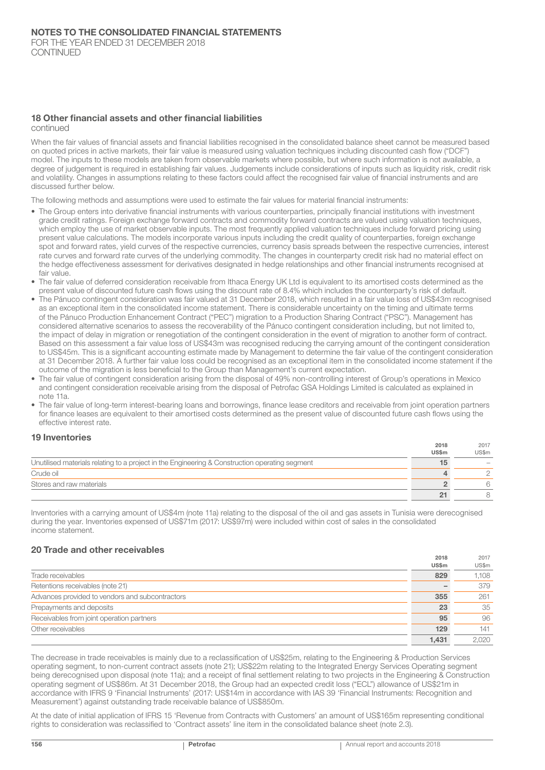## 18 Other financial assets and other financial liabilities

continued

When the fair values of financial assets and financial liabilities recognised in the consolidated balance sheet cannot be measured based on quoted prices in active markets, their fair value is measured using valuation techniques including discounted cash flow ("DCF") model. The inputs to these models are taken from observable markets where possible, but where such information is not available, a degree of judgement is required in establishing fair values. Judgements include considerations of inputs such as liquidity risk, credit risk and volatility. Changes in assumptions relating to these factors could affect the recognised fair value of financial instruments and are discussed further below.

The following methods and assumptions were used to estimate the fair values for material financial instruments:

- The Group enters into derivative financial instruments with various counterparties, principally financial institutions with investment grade credit ratings. Foreign exchange forward contracts and commodity forward contracts are valued using valuation techniques, which employ the use of market observable inputs. The most frequently applied valuation techniques include forward pricing using present value calculations. The models incorporate various inputs including the credit quality of counterparties, foreign exchange spot and forward rates, yield curves of the respective currencies, currency basis spreads between the respective currencies, interest rate curves and forward rate curves of the underlying commodity. The changes in counterparty credit risk had no material effect on the hedge effectiveness assessment for derivatives designated in hedge relationships and other financial instruments recognised at fair value.
- The fair value of deferred consideration receivable from Ithaca Energy UK Ltd is equivalent to its amortised costs determined as the present value of discounted future cash flows using the discount rate of 8.4% which includes the counterparty's risk of default.
- The Pánuco contingent consideration was fair valued at 31 December 2018, which resulted in a fair value loss of US$43m recognised as an exceptional item in the consolidated income statement. There is considerable uncertainty on the timing and ultimate terms of the Pánuco Production Enhancement Contract ("PEC") migration to a Production Sharing Contract ("PSC"). Management has considered alternative scenarios to assess the recoverability of the Pánuco contingent consideration including, but not limited to, the impact of delay in migration or renegotiation of the contingent consideration in the event of migration to another form of contract. Based on this assessment a fair value loss of US$43m was recognised reducing the carrying amount of the contingent consideration to US$45m. This is a significant accounting estimate made by Management to determine the fair value of the contingent consideration at 31 December 2018. A further fair value loss could be recognised as an exceptional item in the consolidated income statement if the outcome of the migration is less beneficial to the Group than Management's current expectation.
- The fair value of contingent consideration arising from the disposal of 49% non-controlling interest of Group's operations in Mexico and contingent consideration receivable arising from the disposal of Petrofac GSA Holdings Limited is calculated as explained in note 11a.
- The fair value of long-term interest-bearing loans and borrowings, finance lease creditors and receivable from joint operation partners for finance leases are equivalent to their amortised costs determined as the present value of discounted future cash flows using the effective interest rate.

## 19 Inventories

| | 2018 US$m | 2017 US$m |
|---|---|---|
| Unutilised materials relating to a project in the Engineering & Construction operating segment | **15** | – |
| Crude oil | **4** | 2 |
| Stores and raw materials | **2** | 6 |
| | **21** | 8 |

Inventories with a carrying amount of US$4m (note 11a) relating to the disposal of the oil and gas assets in Tunisia were derecognised during the year. Inventories expensed of US$71m (2017: US$97m) were included within cost of sales in the consolidated income statement.

## 20 Trade and other receivables

| | 2018 US$m | 2017 US$m |
|---|---|---|
| Trade receivables | **829** | 1,108 |
| Retentions receivables (note 21) | **–** | 379 |
| Advances provided to vendors and subcontractors | **355** | 261 |
| Prepayments and deposits | **23** | 35 |
| Receivables from joint operation partners | **95** | 96 |
| Other receivables | **129** | 141 |
| | **1,431** | 2,020 |

The decrease in trade receivables is mainly due to a reclassification of US$25m, relating to the Engineering & Production Services operating segment, to non-current contract assets (note 21); US$22m relating to the Integrated Energy Services Operating segment being derecognised upon disposal (note 11a); and a receipt of final settlement relating to two projects in the Engineering & Construction operating segment of US$86m. At 31 December 2018, the Group had an expected credit loss ("ECL") allowance of US$21m in accordance with IFRS 9 'Financial Instruments' (2017: US$14m in accordance with IAS 39 'Financial Instruments: Recognition and Measurement') against outstanding trade receivable balance of US$850m.

At the date of initial application of IFRS 15 'Revenue from Contracts with Customers' an amount of US$165m representing conditional rights to consideration was reclassified to 'Contract assets' line item in the consolidated balance sheet (note 2.3).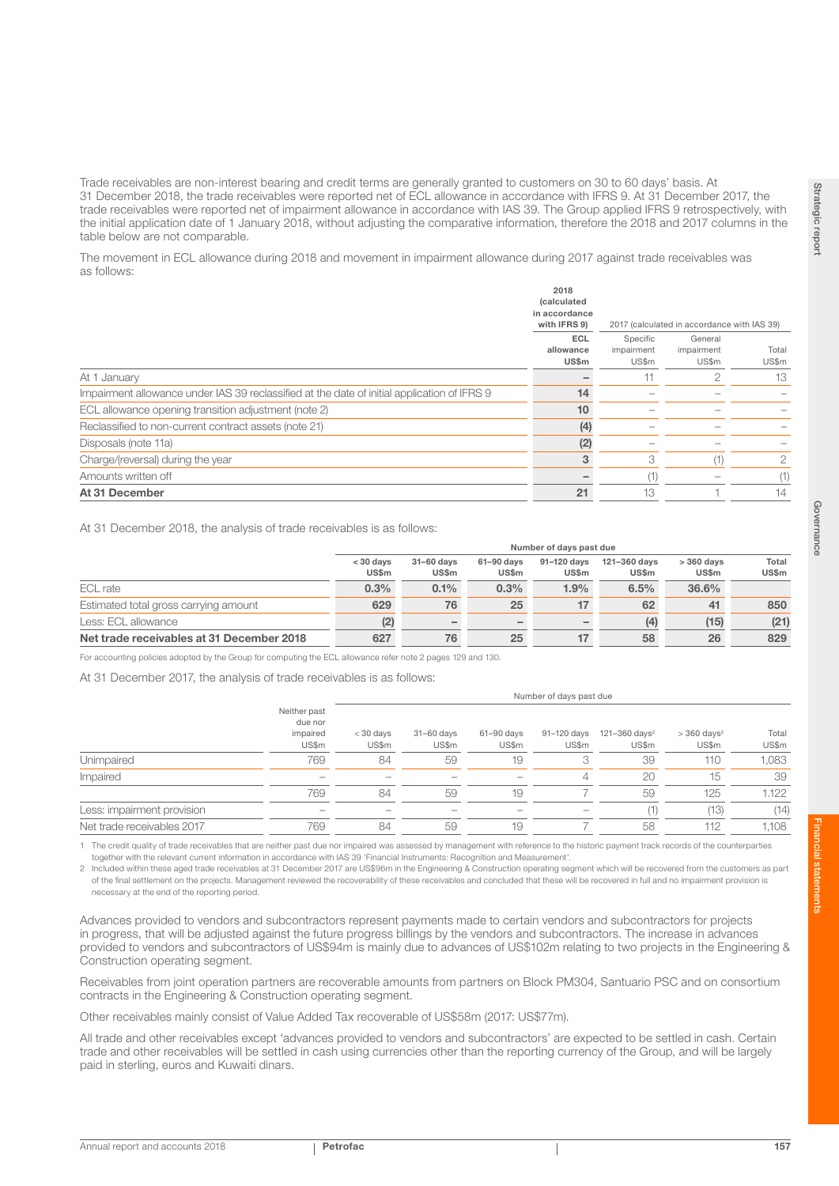Trade receivables are non-interest bearing and credit terms are generally granted to customers on 30 to 60 days' basis. At 31 December 2018, the trade receivables were reported net of ECL allowance in accordance with IFRS 9. At 31 December 2017, the trade receivables were reported net of impairment allowance in accordance with IAS 39. The Group applied IFRS 9 retrospectively, with the initial application date of 1 January 2018, without adjusting the comparative information, therefore the 2018 and 2017 columns in the table below are not comparable.

The movement in ECL allowance during 2018 and movement in impairment allowance during 2017 against trade receivables was as follows:

| | 2018 (calculated in accordance with IFRS 9) | 2017 (calculated in accordance with IAS 39) | | |
|---|---|---|---|---|
| | ECL allowance US$m | Specific impairment US$m | General impairment US$m | Total US$m |
| At 1 January | – | 11 | 2 | 13 |
| Impairment allowance under IAS 39 reclassified at the date of initial application of IFRS 9 | 14 | – | – | – |
| ECL allowance opening transition adjustment (note 2) | 10 | – | – | – |
| Reclassified to non-current contract assets (note 21) | (4) | – | – | – |
| Disposals (note 11a) | (2) | – | – | – |
| Charge/(reversal) during the year | 3 | 3 | (1) | 2 |
| Amounts written off | – | (1) | – | (1) |
| **At 31 December** | **21** | 13 | 1 | 14 |

At 31 December 2018, the analysis of trade receivables is as follows:

| | Number of days past due | | | | | | |
|---|---|---|---|---|---|---|---|
| | < 30 days US$m | 31–60 days US$m | 61–90 days US$m | 91–120 days US$m | 121–360 days US$m | > 360 days US$m | Total US$m |
| ECL rate | 0.3% | 0.1% | 0.3% | 1.9% | 6.5% | 36.6% | |
| Estimated total gross carrying amount | 629 | 76 | 25 | 17 | 62 | 41 | 850 |
| Less: ECL allowance | (2) | – | – | – | (4) | (15) | (21) |
| **Net trade receivables at 31 December 2018** | **627** | **76** | **25** | **17** | **58** | **26** | **829** |

For accounting policies adopted by the Group for computing the ECL allowance refer note 2 pages 129 and 130.

At 31 December 2017, the analysis of trade receivables is as follows:

| | | Number of days past due | | | | | | |
|---|---|---|---|---|---|---|---|---|
| | Neither past due nor impaired[1] US$m | < 30 days US$m | 31–60 days US$m | 61–90 days US$m | 91–120 days US$m | 121–360 days[2] US$m | > 360 days[2] US$m | Total US$m |
| Unimpaired | 769 | 84 | 59 | 19 | 3 | 39 | 110 | 1,083 |
| Impaired | – | – | – | – | 4 | 20 | 15 | 39 |
| | 769 | 84 | 59 | 19 | 7 | 59 | 125 | 1,122 |
| Less: impairment provision | – | – | – | – | – | (1) | (13) | (14) |
| Net trade receivables 2017 | 769 | 84 | 59 | 19 | 7 | 58 | 112 | 1,108 |

1 The credit quality of trade receivables that are neither past due nor impaired was assessed by management with reference to the historic payment track records of the counterparties together with the relevant current information in accordance with IAS 39 'Financial Instruments: Recognition and Measurement'.

2 Included within these aged trade receivables at 31 December 2017 are US$96m in the Engineering & Construction operating segment which will be recovered from the customers as part of the final settlement on the projects. Management reviewed the recoverability of these receivables and concluded that these will be recovered in full and no impairment provision is necessary at the end of the reporting period.

Advances provided to vendors and subcontractors represent payments made to certain vendors and subcontractors for projects in progress, that will be adjusted against the future progress billings by the vendors and subcontractors. The increase in advances provided to vendors and subcontractors of US$94m is mainly due to advances of US$102m relating to two projects in the Engineering & Construction operating segment.

Receivables from joint operation partners are recoverable amounts from partners on Block PM304, Santuario PSC and on consortium contracts in the Engineering & Construction operating segment.

Other receivables mainly consist of Value Added Tax recoverable of US$58m (2017: US$77m).

All trade and other receivables except 'advances provided to vendors and subcontractors' are expected to be settled in cash. Certain trade and other receivables will be settled in cash using currencies other than the reporting currency of the Group, and will be largely paid in sterling, euros and Kuwaiti dinars.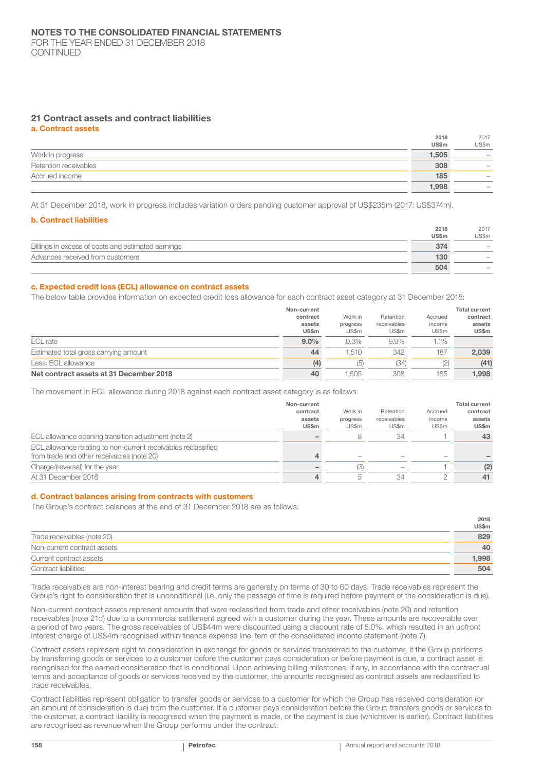## 21 Contract assets and contract liabilities

### a. Contract assets

| | 2018 US$m | 2017 US$m |
|---|---|---|
| Work in progress | **1,505** | – |
| Retention receivables | **308** | – |
| Accrued income | **185** | – |
| | **1,998** | – |

At 31 December 2018, work in progress includes variation orders pending customer approval of US$235m (2017: US$374m).

### b. Contract liabilities

| | 2018 US$m | 2017 US$m |
|---|---|---|
| Billings in excess of costs and estimated earnings | **374** | – |
| Advances received from customers | **130** | – |
| | **504** | – |

### c. Expected credit loss (ECL) allowance on contract assets

The below table provides information on expected credit loss allowance for each contract asset category at 31 December 2018:

| | Non-current contract assets US$m | Work in progress US$m | Retention receivables US$m | Accrued income US$m | Total current contract assets US$m |
|---|---|---|---|---|---|
| ECL rate | **9.0%** | 0.3% | 9.9% | 1.1% | |
| Estimated total gross carrying amount | **44** | 1,510 | 342 | 187 | **2,039** |
| Less: ECL allowance | **(4)** | (5) | (34) | (2) | **(41)** |
| **Net contract assets at 31 December 2018** | **40** | 1,505 | 308 | 185 | **1,998** |

The movement in ECL allowance during 2018 against each contract asset category is as follows:

| | Non-current contract assets US$m | Work in progress US$m | Retention receivables US$m | Accrued income US$m | Total current contract assets US$m |
|---|---|---|---|---|---|
| ECL allowance opening transition adjustment (note 2) | **–** | 8 | 34 | 1 | **43** |
| ECL allowance relating to non-current receivables reclassified from trade and other receivables (note 20) | **4** | – | – | – | **–** |
| Charge/(reversal) for the year | **–** | (3) | – | 1 | **(2)** |
| At 31 December 2018 | **4** | 5 | 34 | 2 | **41** |

### d. Contract balances arising from contracts with customers

The Group's contract balances at the end of 31 December 2018 are as follows:

| | 2018 US$m |
|---|---|
| Trade receivables (note 20) | **829** |
| Non-current contract assets | **40** |
| Current contract assets | **1,998** |
| Contract liabilities | **504** |

Trade receivables are non-interest bearing and credit terms are generally on terms of 30 to 60 days. Trade receivables represent the Group's right to consideration that is unconditional (i.e. only the passage of time is required before payment of the consideration is due).

Non-current contract assets represent amounts that were reclassified from trade and other receivables (note 20) and retention receivables (note 21d) due to a commercial settlement agreed with a customer during the year. These amounts are recoverable over a period of two years. The gross receivables of US$44m were discounted using a discount rate of 5.0%, which resulted in an upfront interest charge of US$4m recognised within finance expense line item of the consolidated income statement (note 7).

Contract assets represent right to consideration in exchange for goods or services transferred to the customer. If the Group performs by transferring goods or services to a customer before the customer pays consideration or before payment is due, a contract asset is recognised for the earned consideration that is conditional. Upon achieving billing milestones, if any, in accordance with the contractual terms and acceptance of goods or services received by the customer, the amounts recognised as contract assets are reclassified to trade receivables.

Contract liabilities represent obligation to transfer goods or services to a customer for which the Group has received consideration (or an amount of consideration is due) from the customer. If a customer pays consideration before the Group transfers goods or services to the customer, a contract liability is recognised when the payment is made, or the payment is due (whichever is earlier). Contract liabilities are recognised as revenue when the Group performs under the contract.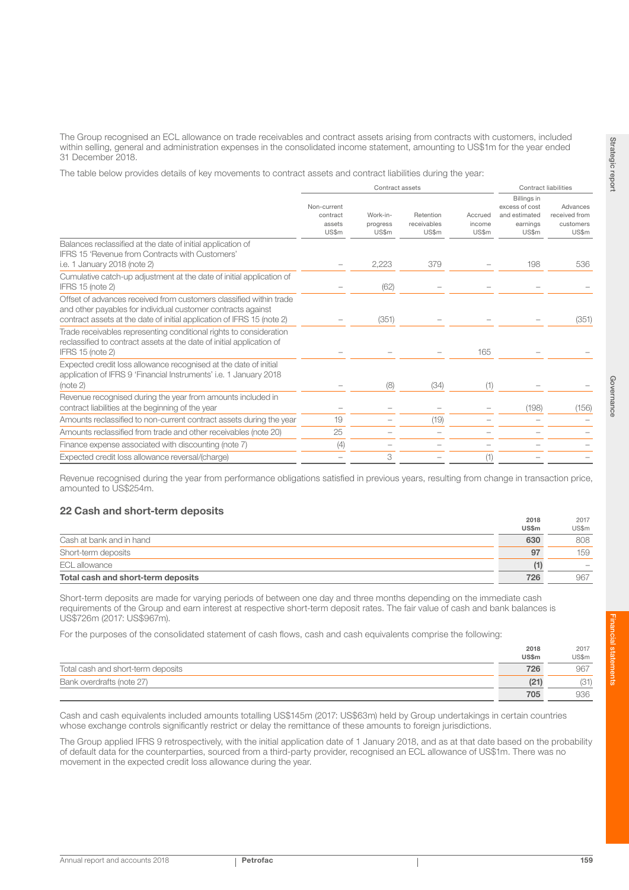The Group recognised an ECL allowance on trade receivables and contract assets arising from contracts with customers, included within selling, general and administration expenses in the consolidated income statement, amounting to US$1m for the year ended 31 December 2018.

The table below provides details of key movements to contract assets and contract liabilities during the year:

| | Contract assets | | | | Contract liabilities | |
|---|---|---|---|---|---|---|
| | Non-current contract assets US$m | Work-in-progress US$m | Retention receivables US$m | Accrued income US$m | Billings in excess of cost and estimated earnings US$m | Advances received from customers US$m |
| Balances reclassified at the date of initial application of IFRS 15 'Revenue from Contracts with Customers' i.e. 1 January 2018 (note 2) | – | 2,223 | 379 | – | 198 | 536 |
| Cumulative catch-up adjustment at the date of initial application of IFRS 15 (note 2) | – | (62) | – | – | – | – |
| Offset of advances received from customers classified within trade and other payables for individual customer contracts against contract assets at the date of initial application of IFRS 15 (note 2) | – | (351) | – | – | – | (351) |
| Trade receivables representing conditional rights to consideration reclassified to contract assets at the date of initial application of IFRS 15 (note 2) | – | – | – | 165 | – | – |
| Expected credit loss allowance recognised at the date of initial application of IFRS 9 'Financial Instruments' i.e. 1 January 2018 (note 2) | – | (8) | (34) | (1) | – | – |
| Revenue recognised during the year from amounts included in contract liabilities at the beginning of the year | – | – | – | – | (198) | (156) |
| Amounts reclassified to non-current contract assets during the year | 19 | – | (19) | – | – | – |
| Amounts reclassified from trade and other receivables (note 20) | 25 | – | – | – | – | – |
| Finance expense associated with discounting (note 7) | (4) | – | – | – | – | – |
| Expected credit loss allowance reversal/(charge) | – | 3 | – | (1) | – | – |

Revenue recognised during the year from performance obligations satisfied in previous years, resulting from change in transaction price, amounted to US$254m.

## 22 Cash and short-term deposits

| | 2018 US$m | 2017 US$m |
|---|---|---|
| Cash at bank and in hand | 630 | 808 |
| Short-term deposits | 97 | 159 |
| ECL allowance | (1) | – |
| **Total cash and short-term deposits** | **726** | **967** |

Short-term deposits are made for varying periods of between one day and three months depending on the immediate cash requirements of the Group and earn interest at respective short-term deposit rates. The fair value of cash and bank balances is US$726m (2017: US$967m).

For the purposes of the consolidated statement of cash flows, cash and cash equivalents comprise the following:

| | 2018 US$m | 2017 US$m |
|---|---|---|
| Total cash and short-term deposits | 726 | 967 |
| Bank overdrafts (note 27) | (21) | (31) |
| | 705 | 936 |

Cash and cash equivalents included amounts totalling US$145m (2017: US$63m) held by Group undertakings in certain countries whose exchange controls significantly restrict or delay the remittance of these amounts to foreign jurisdictions.

The Group applied IFRS 9 retrospectively, with the initial application date of 1 January 2018, and as at that date based on the probability of default data for the counterparties, sourced from a third-party provider, recognised an ECL allowance of US$1m. There was no movement in the expected credit loss allowance during the year.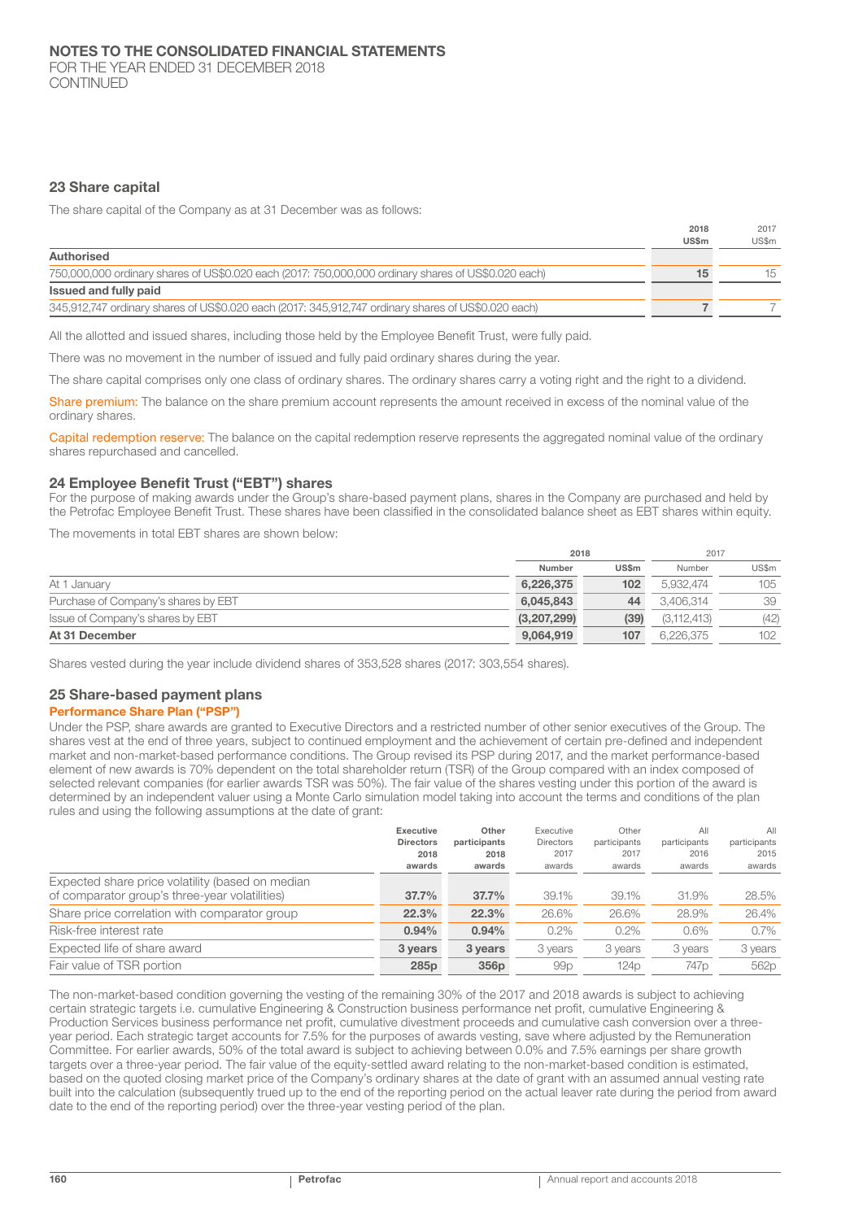## 23 Share capital

The share capital of the Company as at 31 December was as follows:

| | 2018 US$m | 2017 US$m |
|---|---|---|
| **Authorised** | | |
| 750,000,000 ordinary shares of US$0.020 each (2017: 750,000,000 ordinary shares of US$0.020 each) | **15** | 15 |
| **Issued and fully paid** | | |
| 345,912,747 ordinary shares of US$0.020 each (2017: 345,912,747 ordinary shares of US$0.020 each) | **7** | 7 |

All the allotted and issued shares, including those held by the Employee Benefit Trust, were fully paid.

There was no movement in the number of issued and fully paid ordinary shares during the year.

The share capital comprises only one class of ordinary shares. The ordinary shares carry a voting right and the right to a dividend.

Share premium: The balance on the share premium account represents the amount received in excess of the nominal value of the ordinary shares.

Capital redemption reserve: The balance on the capital redemption reserve represents the aggregated nominal value of the ordinary shares repurchased and cancelled.

## 24 Employee Benefit Trust ("EBT") shares

For the purpose of making awards under the Group's share-based payment plans, shares in the Company are purchased and held by the Petrofac Employee Benefit Trust. These shares have been classified in the consolidated balance sheet as EBT shares within equity.

The movements in total EBT shares are shown below:

| | 2018 | | 2017 | |
|---|---|---|---|---|
| | Number | US$m | Number | US$m |
| At 1 January | **6,226,375** | **102** | 5,932,474 | 105 |
| Purchase of Company's shares by EBT | **6,045,843** | **44** | 3,406,314 | 39 |
| Issue of Company's shares by EBT | **(3,207,299)** | **(39)** | (3,112,413) | (42) |
| **At 31 December** | **9,064,919** | **107** | 6,226,375 | 102 |

Shares vested during the year include dividend shares of 353,528 shares (2017: 303,554 shares).

## 25 Share-based payment plans

### Performance Share Plan ("PSP")

Under the PSP, share awards are granted to Executive Directors and a restricted number of other senior executives of the Group. The shares vest at the end of three years, subject to continued employment and the achievement of certain pre-defined and independent market and non-market-based performance conditions. The Group revised its PSP during 2017, and the market performance-based element of new awards is 70% dependent on the total shareholder return (TSR) of the Group compared with an index composed of selected relevant companies (for earlier awards TSR was 50%). The fair value of the shares vesting under this portion of the award is determined by an independent valuer using a Monte Carlo simulation model taking into account the terms and conditions of the plan rules and using the following assumptions at the date of grant:

| | Executive Directors 2018 awards | Other participants 2018 awards | Executive Directors 2017 awards | Other participants 2017 awards | All participants 2016 awards | All participants 2015 awards |
|---|---|---|---|---|---|---|
| Expected share price volatility (based on median of comparator group's three-year volatilities) | **37.7%** | **37.7%** | 39.1% | 39.1% | 31.9% | 28.5% |
| Share price correlation with comparator group | **22.3%** | **22.3%** | 26.6% | 26.6% | 28.9% | 26.4% |
| Risk-free interest rate | **0.94%** | **0.94%** | 0.2% | 0.2% | 0.6% | 0.7% |
| Expected life of share award | **3 years** | **3 years** | 3 years | 3 years | 3 years | 3 years |
| Fair value of TSR portion | **285p** | **356p** | 99p | 124p | 747p | 562p |

The non-market-based condition governing the vesting of the remaining 30% of the 2017 and 2018 awards is subject to achieving certain strategic targets i.e. cumulative Engineering & Construction business performance net profit, cumulative Engineering & Production Services business performance net profit, cumulative divestment proceeds and cumulative cash conversion over a three-year period. Each strategic target accounts for 7.5% for the purposes of awards vesting, save where adjusted by the Remuneration Committee. For earlier awards, 50% of the total award is subject to achieving between 0.0% and 7.5% earnings per share growth targets over a three-year period. The fair value of the equity-settled award relating to the non-market-based condition is estimated, based on the quoted closing market price of the Company's ordinary shares at the date of grant with an assumed annual vesting rate built into the calculation (subsequently trued up to the end of the reporting period on the actual leaver rate during the period from award date to the end of the reporting period) over the three-year vesting period of the plan.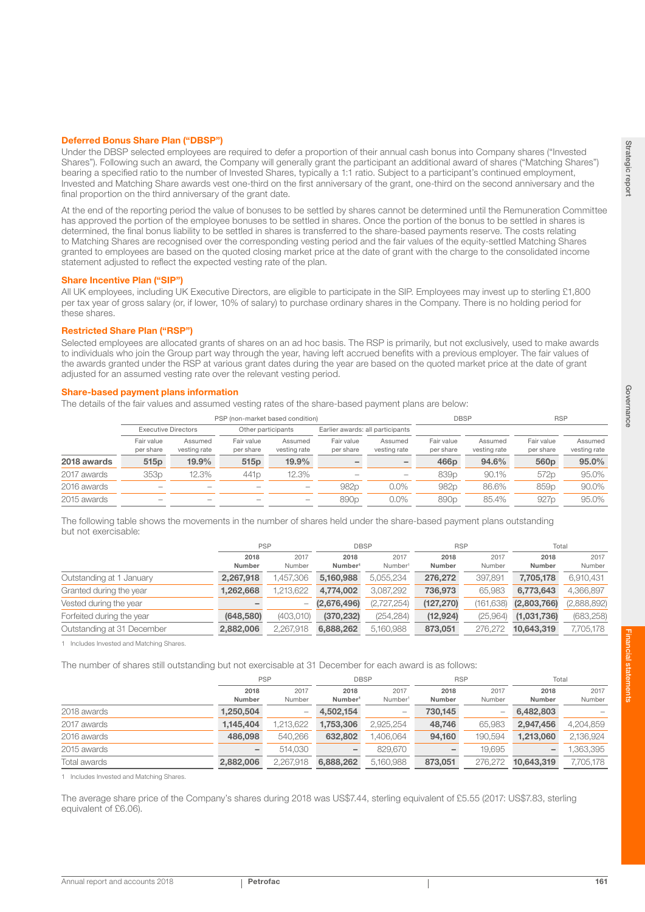### Deferred Bonus Share Plan ("DBSP")

Under the DBSP selected employees are required to defer a proportion of their annual cash bonus into Company shares ("Invested Shares"). Following such an award, the Company will generally grant the participant an additional award of shares ("Matching Shares") bearing a specified ratio to the number of Invested Shares, typically a 1:1 ratio. Subject to a participant's continued employment, Invested and Matching Share awards vest one-third on the first anniversary of the grant, one-third on the second anniversary and the final proportion on the third anniversary of the grant date.

At the end of the reporting period the value of bonuses to be settled by shares cannot be determined until the Remuneration Committee has approved the portion of the employee bonuses to be settled in shares. Once the portion of the bonus to be settled in shares is determined, the final bonus liability to be settled in shares is transferred to the share-based payments reserve. The costs relating to Matching Shares are recognised over the corresponding vesting period and the fair values of the equity-settled Matching Shares granted to employees are based on the quoted closing market price at the date of grant with the charge to the consolidated income statement adjusted to reflect the expected vesting rate of the plan.

### Share Incentive Plan ("SIP")

All UK employees, including UK Executive Directors, are eligible to participate in the SIP. Employees may invest up to sterling £1,800 per tax year of gross salary (or, if lower, 10% of salary) to purchase ordinary shares in the Company. There is no holding period for these shares.

### Restricted Share Plan ("RSP")

Selected employees are allocated grants of shares on an ad hoc basis. The RSP is primarily, but not exclusively, used to make awards to individuals who join the Group part way through the year, having left accrued benefits with a previous employer. The fair values of the awards granted under the RSP at various grant dates during the year are based on the quoted market price at the date of grant adjusted for an assumed vesting rate over the relevant vesting period.

### Share-based payment plans information

The details of the fair values and assumed vesting rates of the share-based payment plans are below:

| | PSP (non-market based condition) | | | | | | DBSP | | RSP | |
|---|---|---|---|---|---|---|---|---|---|---|
| | Executive Directors | | Other participants | | Earlier awards: all participants | | | | | |
| | Fair value per share | Assumed vesting rate | Fair value per share | Assumed vesting rate | Fair value per share | Assumed vesting rate | Fair value per share | Assumed vesting rate | Fair value per share | Assumed vesting rate |
| **2018 awards** | **515p** | **19.9%** | **515p** | **19.9%** | **–** | **–** | **466p** | **94.6%** | **560p** | **95.0%** |
| 2017 awards | 353p | 12.3% | 441p | 12.3% | – | – | 839p | 90.1% | 572p | 95.0% |
| 2016 awards | – | – | – | – | 982p | 0.0% | 982p | 86.6% | 859p | 90.0% |
| 2015 awards | – | – | – | – | 890p | 0.0% | 890p | 85.4% | 927p | 95.0% |

The following table shows the movements in the number of shares held under the share-based payment plans outstanding but not exercisable:

| | PSP | | DBSP | | RSP | | Total | |
|---|---|---|---|---|---|---|---|---|
| | **2018 Number** | 2017 Number | **2018 Number[1]** | 2017 Number[1] | **2018 Number** | 2017 Number | **2018 Number** | 2017 Number |
| Outstanding at 1 January | **2,267,918** | 1,457,306 | **5,160,988** | 5,055,234 | **276,272** | 397,891 | **7,705,178** | 6,910,431 |
| Granted during the year | **1,262,668** | 1,213,622 | **4,774,002** | 3,087,292 | **736,973** | 65,983 | **6,773,643** | 4,366,897 |
| Vested during the year | **–** | – | **(2,676,496)** | (2,727,254) | **(127,270)** | (161,638) | **(2,803,766)** | (2,888,892) |
| Forfeited during the year | **(648,580)** | (403,010) | **(370,232)** | (254,284) | **(12,924)** | (25,964) | **(1,031,736)** | (683,258) |
| Outstanding at 31 December | **2,882,006** | 2,267,918 | **6,888,262** | 5,160,988 | **873,051** | 276,272 | **10,643,319** | 7,705,178 |

1 Includes Invested and Matching Shares.

The number of shares still outstanding but not exercisable at 31 December for each award is as follows:

| | PSP | | DBSP | | RSP | | Total | |
|---|---|---|---|---|---|---|---|---|
| | **2018 Number** | 2017 Number | **2018 Number[1]** | 2017 Number[1] | **2018 Number** | 2017 Number | **2018 Number** | 2017 Number |
| 2018 awards | **1,250,504** | – | **4,502,154** | – | **730,145** | – | **6,482,803** | – |
| 2017 awards | **1,145,404** | 1,213,622 | **1,753,306** | 2,925,254 | **48,746** | 65,983 | **2,947,456** | 4,204,859 |
| 2016 awards | **486,098** | 540,266 | **632,802** | 1,406,064 | **94,160** | 190,594 | **1,213,060** | 2,136,924 |
| 2015 awards | **–** | 514,030 | **–** | 829,670 | **–** | 19,695 | **–** | 1,363,395 |
| Total awards | **2,882,006** | 2,267,918 | **6,888,262** | 5,160,988 | **873,051** | 276,272 | **10,643,319** | 7,705,178 |

1 Includes Invested and Matching Shares.

The average share price of the Company's shares during 2018 was US$7.44, sterling equivalent of £5.55 (2017: US$7.83, sterling equivalent of £6.06).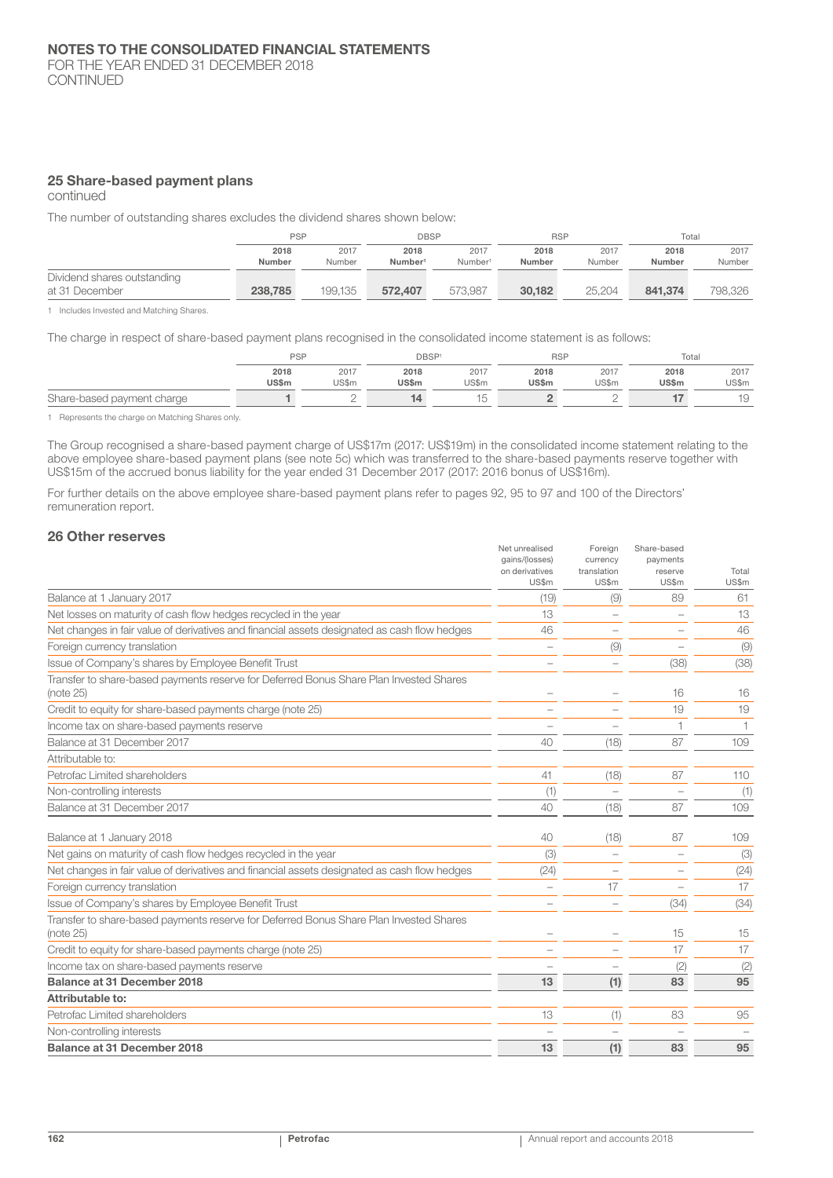## 25 Share-based payment plans

continued

The number of outstanding shares excludes the dividend shares shown below:

| | PSP | | DBSP | | RSP | | Total | |
|---|---|---|---|---|---|---|---|---|
| | **2018 Number** | 2017 Number | **2018 Number[1]** | 2017 Number[1] | **2018 Number** | 2017 Number | **2018 Number** | 2017 Number |
| Dividend shares outstanding at 31 December | **238,785** | 199,135 | **572,407** | 573,987 | **30,182** | 25,204 | **841,374** | 798,326 |

1 Includes Invested and Matching Shares.

The charge in respect of share-based payment plans recognised in the consolidated income statement is as follows:

| | PSP | | DBSP[1] | | RSP | | Total | |
|---|---|---|---|---|---|---|---|---|
| | **2018 US$m** | 2017 US$m | **2018 US$m** | 2017 US$m | **2018 US$m** | 2017 US$m | **2018 US$m** | 2017 US$m |
| Share-based payment charge | **1** | 2 | **14** | 15 | **2** | 2 | **17** | 19 |

1 Represents the charge on Matching Shares only.

The Group recognised a share-based payment charge of US$17m (2017: US$19m) in the consolidated income statement relating to the above employee share-based payment plans (see note 5c) which was transferred to the share-based payments reserve together with US$15m of the accrued bonus liability for the year ended 31 December 2017 (2017: 2016 bonus of US$16m).

For further details on the above employee share-based payment plans refer to pages 92, 95 to 97 and 100 of the Directors' remuneration report.

## 26 Other reserves

| | Net unrealised gains/(losses) on derivatives US$m | Foreign currency translation US$m | Share-based payments reserve US$m | Total US$m |
|---|---|---|---|---|
| Balance at 1 January 2017 | (19) | (9) | 89 | 61 |
| Net losses on maturity of cash flow hedges recycled in the year | 13 | – | – | 13 |
| Net changes in fair value of derivatives and financial assets designated as cash flow hedges | 46 | – | – | 46 |
| Foreign currency translation | – | (9) | – | (9) |
| Issue of Company's shares by Employee Benefit Trust | – | – | (38) | (38) |
| Transfer to share-based payments reserve for Deferred Bonus Share Plan Invested Shares (note 25) | – | – | 16 | 16 |
| Credit to equity for share-based payments charge (note 25) | – | – | 19 | 19 |
| Income tax on share-based payments reserve | – | – | 1 | 1 |
| Balance at 31 December 2017 | 40 | (18) | 87 | 109 |
| Attributable to: | | | | |
| Petrofac Limited shareholders | 41 | (18) | 87 | 110 |
| Non-controlling interests | (1) | – | – | (1) |
| Balance at 31 December 2017 | 40 | (18) | 87 | 109 |
| | | | | |
| Balance at 1 January 2018 | 40 | (18) | 87 | 109 |
| Net gains on maturity of cash flow hedges recycled in the year | (3) | – | – | (3) |
| Net changes in fair value of derivatives and financial assets designated as cash flow hedges | (24) | – | – | (24) |
| Foreign currency translation | – | 17 | – | 17 |
| Issue of Company's shares by Employee Benefit Trust | – | – | (34) | (34) |
| Transfer to share-based payments reserve for Deferred Bonus Share Plan Invested Shares (note 25) | – | – | 15 | 15 |
| Credit to equity for share-based payments charge (note 25) | – | – | 17 | 17 |
| Income tax on share-based payments reserve | – | – | (2) | (2) |
| **Balance at 31 December 2018** | **13** | **(1)** | **83** | **95** |
| **Attributable to:** | | | | |
| Petrofac Limited shareholders | 13 | (1) | 83 | 95 |
| Non-controlling interests | – | – | – | – |
| **Balance at 31 December 2018** | **13** | **(1)** | **83** | **95** |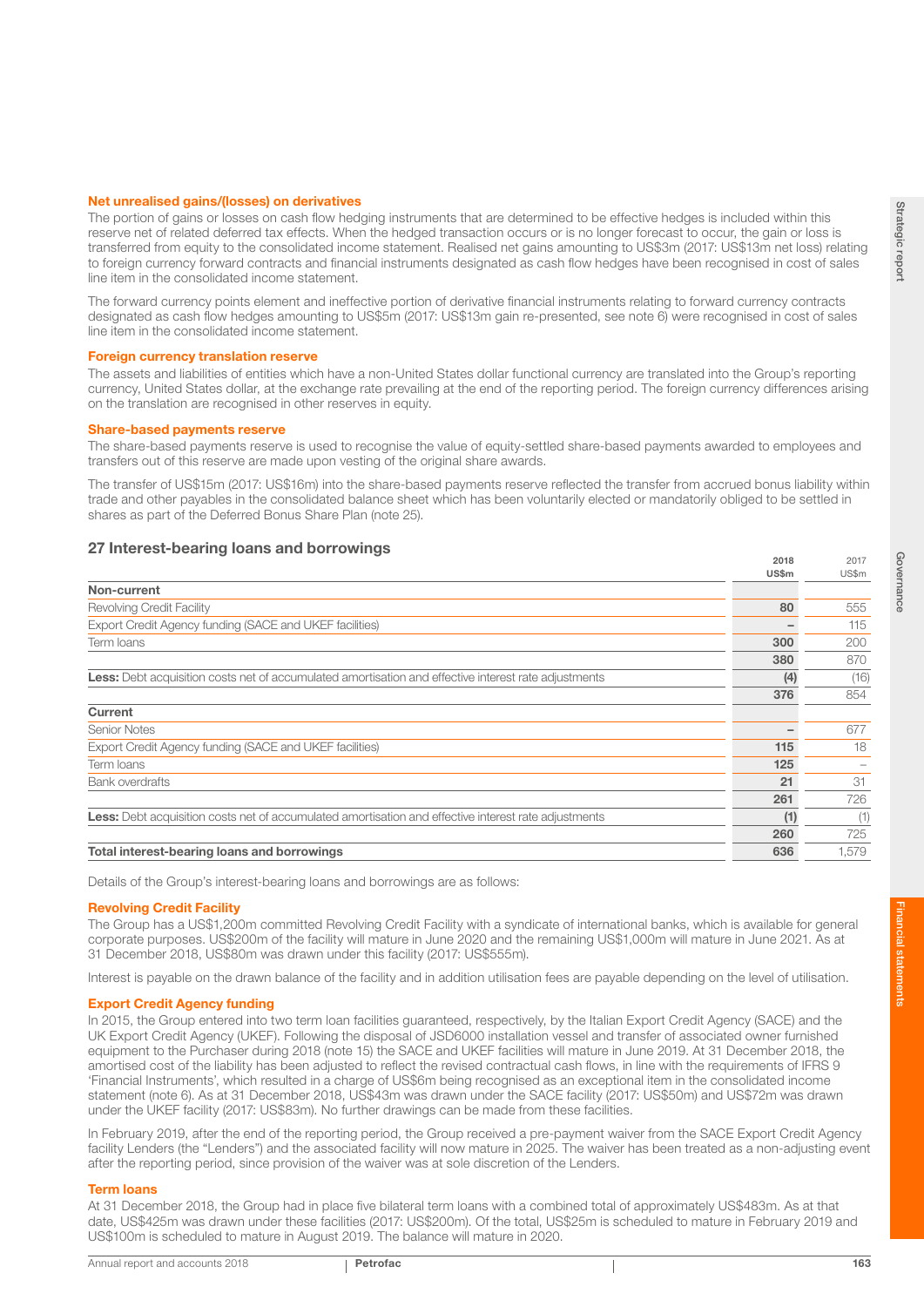### Net unrealised gains/(losses) on derivatives

The portion of gains or losses on cash flow hedging instruments that are determined to be effective hedges is included within this reserve net of related deferred tax effects. When the hedged transaction occurs or is no longer forecast to occur, the gain or loss is transferred from equity to the consolidated income statement. Realised net gains amounting to US$3m (2017: US$13m net loss) relating to foreign currency forward contracts and financial instruments designated as cash flow hedges have been recognised in cost of sales line item in the consolidated income statement.

The forward currency points element and ineffective portion of derivative financial instruments relating to forward currency contracts designated as cash flow hedges amounting to US$5m (2017: US$13m gain re-presented, see note 6) were recognised in cost of sales line item in the consolidated income statement.

### Foreign currency translation reserve

The assets and liabilities of entities which have a non-United States dollar functional currency are translated into the Group's reporting currency, United States dollar, at the exchange rate prevailing at the end of the reporting period. The foreign currency differences arising on the translation are recognised in other reserves in equity.

### Share-based payments reserve

The share-based payments reserve is used to recognise the value of equity-settled share-based payments awarded to employees and transfers out of this reserve are made upon vesting of the original share awards.

The transfer of US$15m (2017: US$16m) into the share-based payments reserve reflected the transfer from accrued bonus liability within trade and other payables in the consolidated balance sheet which has been voluntarily elected or mandatorily obliged to be settled in shares as part of the Deferred Bonus Share Plan (note 25).

## 27 Interest-bearing loans and borrowings

| | 2018 US$m | 2017 US$m |
|---|---|---|
| **Non-current** | | |
| Revolving Credit Facility | **80** | 555 |
| Export Credit Agency funding (SACE and UKEF facilities) | **–** | 115 |
| Term loans | **300** | 200 |
| | **380** | 870 |
| **Less:** Debt acquisition costs net of accumulated amortisation and effective interest rate adjustments | **(4)** | (16) |
| | **376** | 854 |
| **Current** | | |
| Senior Notes | **–** | 677 |
| Export Credit Agency funding (SACE and UKEF facilities) | **115** | 18 |
| Term loans | **125** | – |
| Bank overdrafts | **21** | 31 |
| | **261** | 726 |
| **Less:** Debt acquisition costs net of accumulated amortisation and effective interest rate adjustments | **(1)** | (1) |
| | **260** | 725 |
| **Total interest-bearing loans and borrowings** | **636** | 1,579 |

Details of the Group's interest-bearing loans and borrowings are as follows:

### Revolving Credit Facility

The Group has a US$1,200m committed Revolving Credit Facility with a syndicate of international banks, which is available for general corporate purposes. US$200m of the facility will mature in June 2020 and the remaining US$1,000m will mature in June 2021. As at 31 December 2018, US$80m was drawn under this facility (2017: US$555m).

Interest is payable on the drawn balance of the facility and in addition utilisation fees are payable depending on the level of utilisation.

### Export Credit Agency funding

In 2015, the Group entered into two term loan facilities guaranteed, respectively, by the Italian Export Credit Agency (SACE) and the UK Export Credit Agency (UKEF). Following the disposal of JSD6000 installation vessel and transfer of associated owner furnished equipment to the Purchaser during 2018 (note 15) the SACE and UKEF facilities will mature in June 2019. At 31 December 2018, the amortised cost of the liability has been adjusted to reflect the revised contractual cash flows, in line with the requirements of IFRS 9 'Financial Instruments', which resulted in a charge of US$6m being recognised as an exceptional item in the consolidated income statement (note 6). As at 31 December 2018, US$43m was drawn under the SACE facility (2017: US$50m) and US$72m was drawn under the UKEF facility (2017: US$83m). No further drawings can be made from these facilities.

In February 2019, after the end of the reporting period, the Group received a pre-payment waiver from the SACE Export Credit Agency facility Lenders (the "Lenders") and the associated facility will now mature in 2025. The waiver has been treated as a non-adjusting event after the reporting period, since provision of the waiver was at sole discretion of the Lenders.

### Term loans

At 31 December 2018, the Group had in place five bilateral term loans with a combined total of approximately US$483m. As at that date, US$425m was drawn under these facilities (2017: US$200m). Of the total, US$25m is scheduled to mature in February 2019 and US$100m is scheduled to mature in August 2019. The balance will mature in 2020.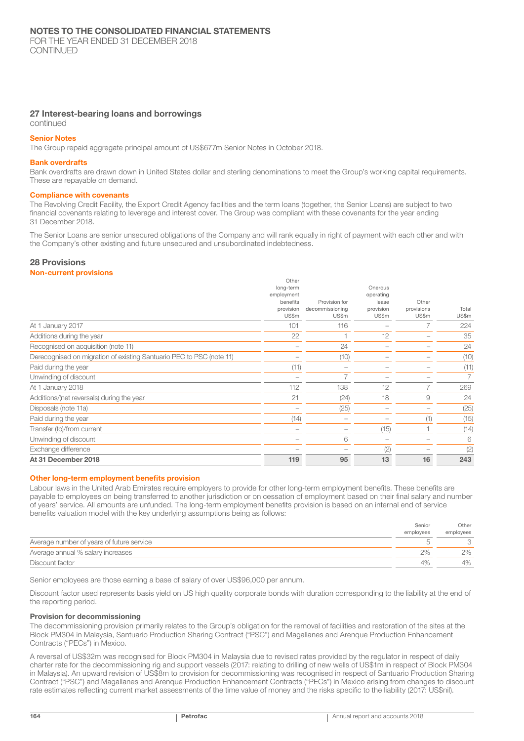# NOTES TO THE CONSOLIDATED FINANCIAL STATEMENTS

FOR THE YEAR ENDED 31 DECEMBER 2018
CONTINUED

## 27 Interest-bearing loans and borrowings

continued

### Senior Notes

The Group repaid aggregate principal amount of US$677m Senior Notes in October 2018.

### Bank overdrafts

Bank overdrafts are drawn down in United States dollar and sterling denominations to meet the Group's working capital requirements. These are repayable on demand.

### Compliance with covenants

The Revolving Credit Facility, the Export Credit Agency facilities and the term loans (together, the Senior Loans) are subject to two financial covenants relating to leverage and interest cover. The Group was compliant with these covenants for the year ending 31 December 2018.

The Senior Loans are senior unsecured obligations of the Company and will rank equally in right of payment with each other and with the Company's other existing and future unsecured and unsubordinated indebtedness.

## 28 Provisions

### Non-current provisions

| | Other long-term employment benefits provision US$m | Provision for decommissioning US$m | Onerous operating lease provision US$m | Other provisions US$m | Total US$m |
|---|---|---|---|---|---|
| At 1 January 2017 | 101 | 116 | – | 7 | 224 |
| Additions during the year | 22 | 1 | 12 | – | 35 |
| Recognised on acquisition (note 11) | – | 24 | – | – | 24 |
| Derecognised on migration of existing Santuario PEC to PSC (note 11) | – | (10) | – | – | (10) |
| Paid during the year | (11) | – | – | – | (11) |
| Unwinding of discount | – | 7 | – | – | 7 |
| At 1 January 2018 | 112 | 138 | 12 | 7 | 269 |
| Additions/(net reversals) during the year | 21 | (24) | 18 | 9 | 24 |
| Disposals (note 11a) | – | (25) | – | – | (25) |
| Paid during the year | (14) | – | – | (1) | (15) |
| Transfer (to)/from current | – | – | (15) | 1 | (14) |
| Unwinding of discount | – | 6 | – | – | 6 |
| Exchange difference | – | – | (2) | – | (2) |
| **At 31 December 2018** | **119** | **95** | **13** | **16** | **243** |

### Other long-term employment benefits provision

Labour laws in the United Arab Emirates require employers to provide for other long-term employment benefits. These benefits are payable to employees on being transferred to another jurisdiction or on cessation of employment based on their final salary and number of years' service. All amounts are unfunded. The long-term employment benefits provision is based on an internal end of service benefits valuation model with the key underlying assumptions being as follows:

| | Senior employees | Other employees |
|---|---|---|
| Average number of years of future service | 5 | 3 |
| Average annual % salary increases | 2% | 2% |
| Discount factor | 4% | 4% |

Senior employees are those earning a base of salary of over US$96,000 per annum.

Discount factor used represents basis yield on US high quality corporate bonds with duration corresponding to the liability at the end of the reporting period.

### Provision for decommissioning

The decommissioning provision primarily relates to the Group's obligation for the removal of facilities and restoration of the sites at the Block PM304 in Malaysia, Santuario Production Sharing Contract ("PSC") and Magallanes and Arenque Production Enhancement Contracts ("PECs") in Mexico.

A reversal of US$32m was recognised for Block PM304 in Malaysia due to revised rates provided by the regulator in respect of daily charter rate for the decommissioning rig and support vessels (2017: relating to drilling of new wells of US$1m in respect of Block PM304 in Malaysia). An upward revision of US$8m to provision for decommissioning was recognised in respect of Santuario Production Sharing Contract ("PSC") and Magallanes and Arenque Production Enhancement Contracts ("PECs") in Mexico arising from changes to discount rate estimates reflecting current market assessments of the time value of money and the risks specific to the liability (2017: US$nil).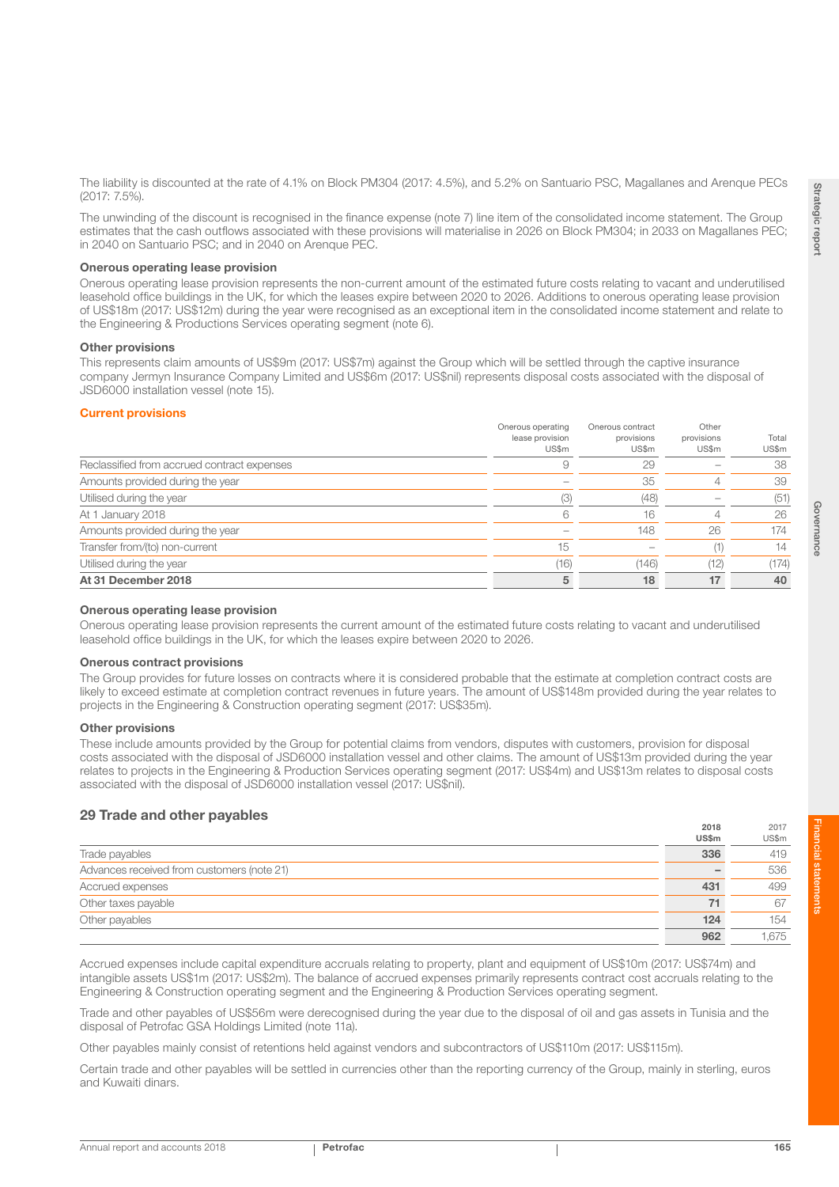The liability is discounted at the rate of 4.1% on Block PM304 (2017: 4.5%), and 5.2% on Santuario PSC, Magallanes and Arenque PECs (2017: 7.5%).

The unwinding of the discount is recognised in the finance expense (note 7) line item of the consolidated income statement. The Group estimates that the cash outflows associated with these provisions will materialise in 2026 on Block PM304; in 2033 on Magallanes PEC; in 2040 on Santuario PSC; and in 2040 on Arenque PEC.

**Onerous operating lease provision**

Onerous operating lease provision represents the non-current amount of the estimated future costs relating to vacant and underutilised leasehold office buildings in the UK, for which the leases expire between 2020 to 2026. Additions to onerous operating lease provision of US$18m (2017: US$12m) during the year were recognised as an exceptional item in the consolidated income statement and relate to the Engineering & Productions Services operating segment (note 6).

**Other provisions**

This represents claim amounts of US$9m (2017: US$7m) against the Group which will be settled through the captive insurance company Jermyn Insurance Company Limited and US$6m (2017: US$nil) represents disposal costs associated with the disposal of JSD6000 installation vessel (note 15).

### Current provisions

| | Onerous operating lease provision US$m | Onerous contract provisions US$m | Other provisions US$m | Total US$m |
|---|---|---|---|---|
| Reclassified from accrued contract expenses | 9 | 29 | – | 38 |
| Amounts provided during the year | – | 35 | 4 | 39 |
| Utilised during the year | (3) | (48) | – | (51) |
| At 1 January 2018 | 6 | 16 | 4 | 26 |
| Amounts provided during the year | – | 148 | 26 | 174 |
| Transfer from/(to) non-current | 15 | – | (1) | 14 |
| Utilised during the year | (16) | (146) | (12) | (174) |
| **At 31 December 2018** | **5** | **18** | **17** | **40** |

**Onerous operating lease provision**

Onerous operating lease provision represents the current amount of the estimated future costs relating to vacant and underutilised leasehold office buildings in the UK, for which the leases expire between 2020 to 2026.

**Onerous contract provisions**

The Group provides for future losses on contracts where it is considered probable that the estimate at completion contract costs are likely to exceed estimate at completion contract revenues in future years. The amount of US$148m provided during the year relates to projects in the Engineering & Construction operating segment (2017: US$35m).

**Other provisions**

These include amounts provided by the Group for potential claims from vendors, disputes with customers, provision for disposal costs associated with the disposal of JSD6000 installation vessel and other claims. The amount of US$13m provided during the year relates to projects in the Engineering & Production Services operating segment (2017: US$4m) and US$13m relates to disposal costs associated with the disposal of JSD6000 installation vessel (2017: US$nil).

## 29 Trade and other payables

| | 2018 US$m | 2017 US$m |
|---|---|---|
| Trade payables | **336** | 419 |
| Advances received from customers (note 21) | **–** | 536 |
| Accrued expenses | **431** | 499 |
| Other taxes payable | **71** | 67 |
| Other payables | **124** | 154 |
| | **962** | 1,675 |

Accrued expenses include capital expenditure accruals relating to property, plant and equipment of US$10m (2017: US$74m) and intangible assets US$1m (2017: US$2m). The balance of accrued expenses primarily represents contract cost accruals relating to the Engineering & Construction operating segment and the Engineering & Production Services operating segment.

Trade and other payables of US$56m were derecognised during the year due to the disposal of oil and gas assets in Tunisia and the disposal of Petrofac GSA Holdings Limited (note 11a).

Other payables mainly consist of retentions held against vendors and subcontractors of US$110m (2017: US$115m).

Certain trade and other payables will be settled in currencies other than the reporting currency of the Group, mainly in sterling, euros and Kuwaiti dinars.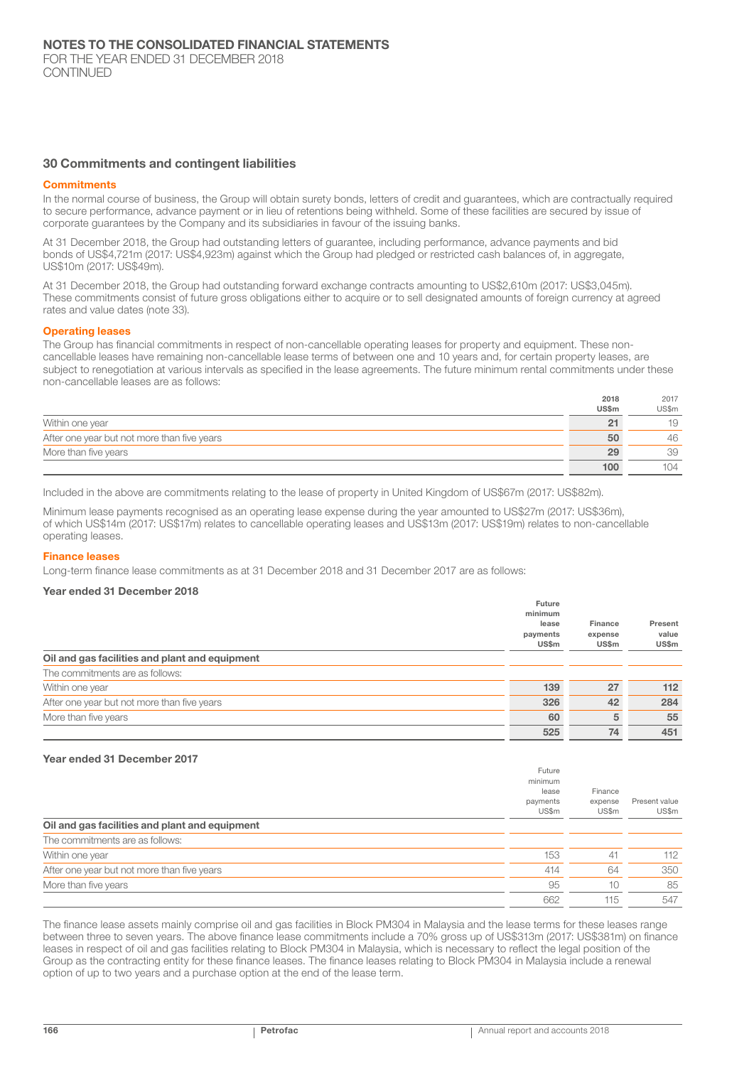## 30 Commitments and contingent liabilities

### Commitments

In the normal course of business, the Group will obtain surety bonds, letters of credit and guarantees, which are contractually required to secure performance, advance payment or in lieu of retentions being withheld. Some of these facilities are secured by issue of corporate guarantees by the Company and its subsidiaries in favour of the issuing banks.

At 31 December 2018, the Group had outstanding letters of guarantee, including performance, advance payments and bid bonds of US$4,721m (2017: US$4,923m) against which the Group had pledged or restricted cash balances of, in aggregate, US$10m (2017: US$49m).

At 31 December 2018, the Group had outstanding forward exchange contracts amounting to US$2,610m (2017: US$3,045m). These commitments consist of future gross obligations either to acquire or to sell designated amounts of foreign currency at agreed rates and value dates (note 33).

### Operating leases

The Group has financial commitments in respect of non-cancellable operating leases for property and equipment. These non-cancellable leases have remaining non-cancellable lease terms of between one and 10 years and, for certain property leases, are subject to renegotiation at various intervals as specified in the lease agreements. The future minimum rental commitments under these non-cancellable leases are as follows:

| | **2018 US$m** | 2017 US$m |
|---|---|---|
| Within one year | **21** | 19 |
| After one year but not more than five years | **50** | 46 |
| More than five years | **29** | 39 |
| | **100** | 104 |

Included in the above are commitments relating to the lease of property in United Kingdom of US$67m (2017: US$82m).

Minimum lease payments recognised as an operating lease expense during the year amounted to US$27m (2017: US$36m), of which US$14m (2017: US$17m) relates to cancellable operating leases and US$13m (2017: US$19m) relates to non-cancellable operating leases.

### Finance leases

Long-term finance lease commitments as at 31 December 2018 and 31 December 2017 are as follows:

#### Year ended 31 December 2018

| | **Future minimum lease payments US$m** | **Finance expense US$m** | **Present value US$m** |
|---|---|---|---|
| **Oil and gas facilities and plant and equipment** | | | |
| The commitments are as follows: | | | |
| Within one year | **139** | **27** | **112** |
| After one year but not more than five years | **326** | **42** | **284** |
| More than five years | **60** | **5** | **55** |
| | **525** | **74** | **451** |

#### Year ended 31 December 2017

| | Future minimum lease payments US$m | Finance expense US$m | Present value US$m |
|---|---|---|---|
| **Oil and gas facilities and plant and equipment** | | | |
| The commitments are as follows: | | | |
| Within one year | 153 | 41 | 112 |
| After one year but not more than five years | 414 | 64 | 350 |
| More than five years | 95 | 10 | 85 |
| | 662 | 115 | 547 |

The finance lease assets mainly comprise oil and gas facilities in Block PM304 in Malaysia and the lease terms for these leases range between three to seven years. The above finance lease commitments include a 70% gross up of US$313m (2017: US$381m) on finance leases in respect of oil and gas facilities relating to Block PM304 in Malaysia, which is necessary to reflect the legal position of the Group as the contracting entity for these finance leases. The finance leases relating to Block PM304 in Malaysia include a renewal option of up to two years and a purchase option at the end of the lease term.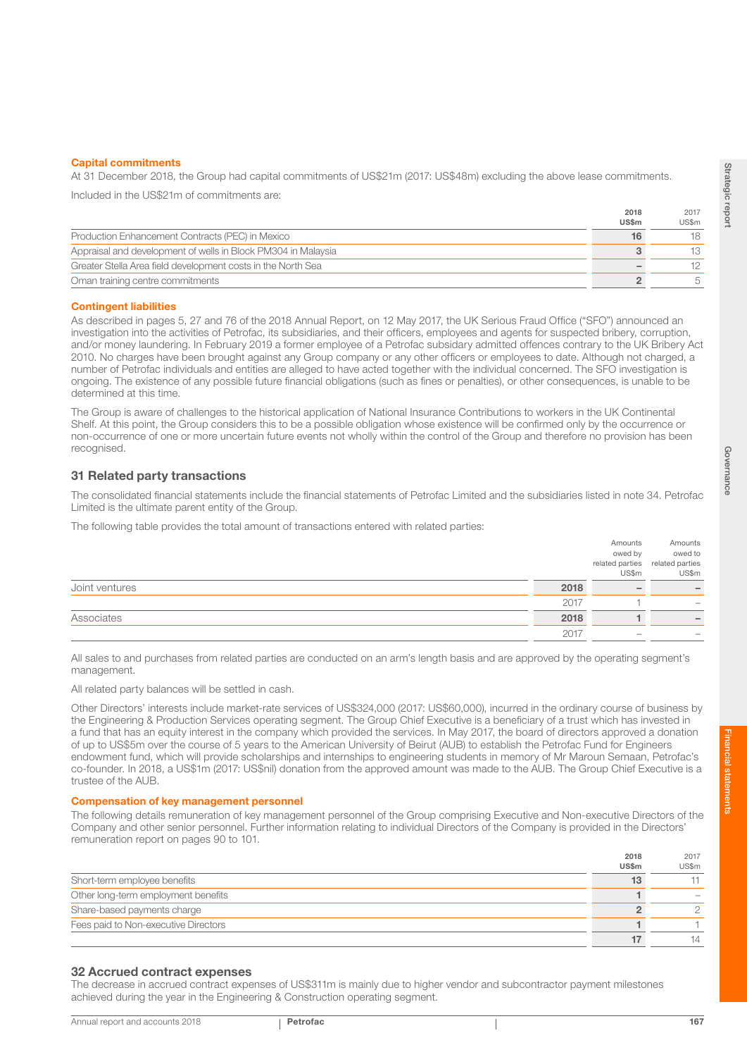### Capital commitments

At 31 December 2018, the Group had capital commitments of US$21m (2017: US$48m) excluding the above lease commitments.

Included in the US$21m of commitments are:

| | 2018 US$m | 2017 US$m |
|---|---|---|
| Production Enhancement Contracts (PEC) in Mexico | 16 | 18 |
| Appraisal and development of wells in Block PM304 in Malaysia | 3 | 13 |
| Greater Stella Area field development costs in the North Sea | – | 12 |
| Oman training centre commitments | 2 | 5 |

### Contingent liabilities

As described in pages 5, 27 and 76 of the 2018 Annual Report, on 12 May 2017, the UK Serious Fraud Office ("SFO") announced an investigation into the activities of Petrofac, its subsidiaries, and their officers, employees and agents for suspected bribery, corruption, and/or money laundering. In February 2019 a former employee of a Petrofac subsidary admitted offences contrary to the UK Bribery Act 2010. No charges have been brought against any Group company or any other officers or employees to date. Although not charged, a number of Petrofac individuals and entities are alleged to have acted together with the individual concerned. The SFO investigation is ongoing. The existence of any possible future financial obligations (such as fines or penalties), or other consequences, is unable to be determined at this time.

The Group is aware of challenges to the historical application of National Insurance Contributions to workers in the UK Continental Shelf. At this point, the Group considers this to be a possible obligation whose existence will be confirmed only by the occurrence or non-occurrence of one or more uncertain future events not wholly within the control of the Group and therefore no provision has been recognised.

## 31 Related party transactions

The consolidated financial statements include the financial statements of Petrofac Limited and the subsidiaries listed in note 34. Petrofac Limited is the ultimate parent entity of the Group.

The following table provides the total amount of transactions entered with related parties:

| | | Amounts owed by related parties US$m | Amounts owed to related parties US$m |
|---|---|---|---|
| Joint ventures | 2018 | – | – |
| | 2017 | 1 | – |
| Associates | 2018 | 1 | – |
| | 2017 | – | – |

All sales to and purchases from related parties are conducted on an arm's length basis and are approved by the operating segment's management.

All related party balances will be settled in cash.

Other Directors' interests include market-rate services of US$324,000 (2017: US$60,000), incurred in the ordinary course of business by the Engineering & Production Services operating segment. The Group Chief Executive is a beneficiary of a trust which has invested in a fund that has an equity interest in the company which provided the services. In May 2017, the board of directors approved a donation of up to US$5m over the course of 5 years to the American University of Beirut (AUB) to establish the Petrofac Fund for Engineers endowment fund, which will provide scholarships and internships to engineering students in memory of Mr Maroun Semaan, Petrofac's co-founder. In 2018, a US$1m (2017: US$nil) donation from the approved amount was made to the AUB. The Group Chief Executive is a trustee of the AUB.

### Compensation of key management personnel

The following details remuneration of key management personnel of the Group comprising Executive and Non-executive Directors of the Company and other senior personnel. Further information relating to individual Directors of the Company is provided in the Directors' remuneration report on pages 90 to 101.

| | 2018 US$m | 2017 US$m |
|---|---|---|
| Short-term employee benefits | 13 | 11 |
| Other long-term employment benefits | 1 | – |
| Share-based payments charge | 2 | 2 |
| Fees paid to Non-executive Directors | 1 | 1 |
| | 17 | 14 |

## 32 Accrued contract expenses

The decrease in accrued contract expenses of US$311m is mainly due to higher vendor and subcontractor payment milestones achieved during the year in the Engineering & Construction operating segment.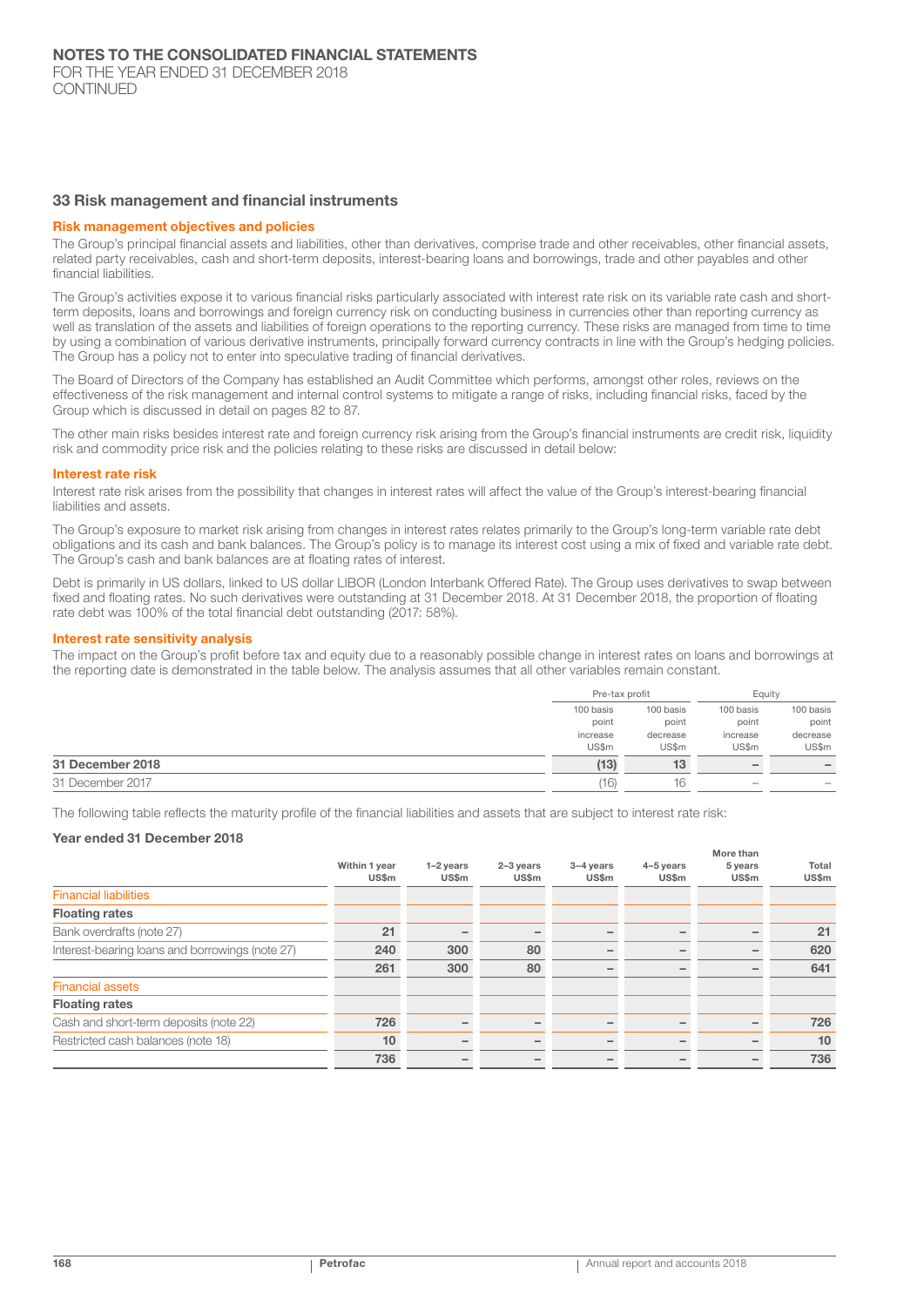# NOTES TO THE CONSOLIDATED FINANCIAL STATEMENTS

FOR THE YEAR ENDED 31 DECEMBER 2018
CONTINUED

## 33 Risk management and financial instruments

### Risk management objectives and policies

The Group's principal financial assets and liabilities, other than derivatives, comprise trade and other receivables, other financial assets, related party receivables, cash and short-term deposits, interest-bearing loans and borrowings, trade and other payables and other financial liabilities.

The Group's activities expose it to various financial risks particularly associated with interest rate risk on its variable rate cash and short-term deposits, loans and borrowings and foreign currency risk on conducting business in currencies other than reporting currency as well as translation of the assets and liabilities of foreign operations to the reporting currency. These risks are managed from time to time by using a combination of various derivative instruments, principally forward currency contracts in line with the Group's hedging policies. The Group has a policy not to enter into speculative trading of financial derivatives.

The Board of Directors of the Company has established an Audit Committee which performs, amongst other roles, reviews on the effectiveness of the risk management and internal control systems to mitigate a range of risks, including financial risks, faced by the Group which is discussed in detail on pages 82 to 87.

The other main risks besides interest rate and foreign currency risk arising from the Group's financial instruments are credit risk, liquidity risk and commodity price risk and the policies relating to these risks are discussed in detail below:

### Interest rate risk

Interest rate risk arises from the possibility that changes in interest rates will affect the value of the Group's interest-bearing financial liabilities and assets.

The Group's exposure to market risk arising from changes in interest rates relates primarily to the Group's long-term variable rate debt obligations and its cash and bank balances. The Group's policy is to manage its interest cost using a mix of fixed and variable rate debt. The Group's cash and bank balances are at floating rates of interest.

Debt is primarily in US dollars, linked to US dollar LIBOR (London Interbank Offered Rate). The Group uses derivatives to swap between fixed and floating rates. No such derivatives were outstanding at 31 December 2018. At 31 December 2018, the proportion of floating rate debt was 100% of the total financial debt outstanding (2017: 58%).

### Interest rate sensitivity analysis

The impact on the Group's profit before tax and equity due to a reasonably possible change in interest rates on loans and borrowings at the reporting date is demonstrated in the table below. The analysis assumes that all other variables remain constant.

| | Pre-tax profit | | Equity | |
|---|---|---|---|---|
| | 100 basis point increase US$m | 100 basis point decrease US$m | 100 basis point increase US$m | 100 basis point decrease US$m |
| **31 December 2018** | **(13)** | **13** | **–** | **–** |
| 31 December 2017 | (16) | 16 | – | – |

The following table reflects the maturity profile of the financial liabilities and assets that are subject to interest rate risk:

### Year ended 31 December 2018

| | Within 1 year US$m | 1–2 years US$m | 2–3 years US$m | 3–4 years US$m | 4–5 years US$m | More than 5 years US$m | Total US$m |
|---|---|---|---|---|---|---|---|
| Financial liabilities | | | | | | | |
| **Floating rates** | | | | | | | |
| Bank overdrafts (note 27) | 21 | – | – | – | – | – | 21 |
| Interest-bearing loans and borrowings (note 27) | 240 | 300 | 80 | – | – | – | 620 |
| | 261 | 300 | 80 | – | – | – | 641 |
| Financial assets | | | | | | | |
| **Floating rates** | | | | | | | |
| Cash and short-term deposits (note 22) | 726 | – | – | – | – | – | 726 |
| Restricted cash balances (note 18) | 10 | – | – | – | – | – | 10 |
| | 736 | – | – | – | – | – | 736 |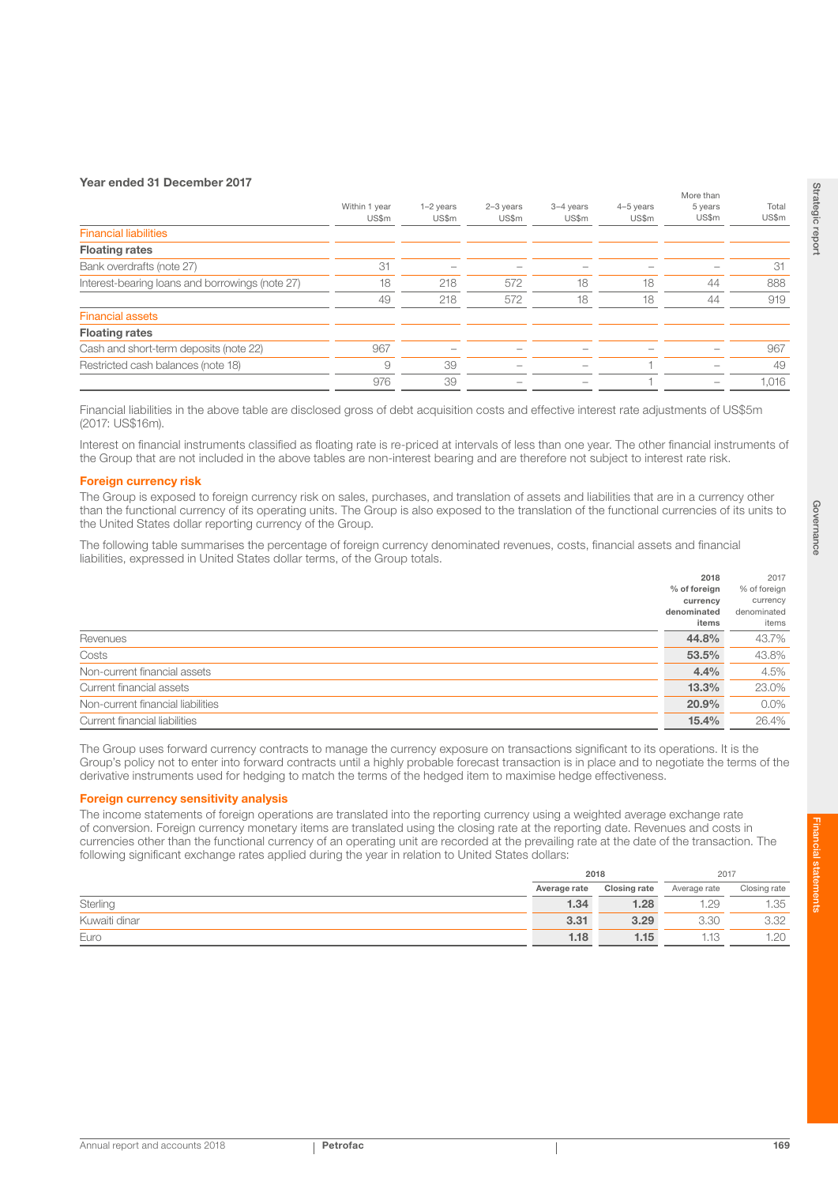**Year ended 31 December 2017**

| | Within 1 year US$m | 1–2 years US$m | 2–3 years US$m | 3–4 years US$m | 4–5 years US$m | More than 5 years US$m | Total US$m |
|---|---|---|---|---|---|---|---|
| **Financial liabilities** | | | | | | | |
| **Floating rates** | | | | | | | |
| Bank overdrafts (note 27) | 31 | – | – | – | – | – | 31 |
| Interest-bearing loans and borrowings (note 27) | 18 | 218 | 572 | 18 | 18 | 44 | 888 |
| | 49 | 218 | 572 | 18 | 18 | 44 | 919 |
| **Financial assets** | | | | | | | |
| **Floating rates** | | | | | | | |
| Cash and short-term deposits (note 22) | 967 | – | – | – | – | – | 967 |
| Restricted cash balances (note 18) | 9 | 39 | – | – | 1 | – | 49 |
| | 976 | 39 | – | – | 1 | – | 1,016 |

Financial liabilities in the above table are disclosed gross of debt acquisition costs and effective interest rate adjustments of US$5m (2017: US$16m).

Interest on financial instruments classified as floating rate is re-priced at intervals of less than one year. The other financial instruments of the Group that are not included in the above tables are non-interest bearing and are therefore not subject to interest rate risk.

### Foreign currency risk

The Group is exposed to foreign currency risk on sales, purchases, and translation of assets and liabilities that are in a currency other than the functional currency of its operating units. The Group is also exposed to the translation of the functional currencies of its units to the United States dollar reporting currency of the Group.

The following table summarises the percentage of foreign currency denominated revenues, costs, financial assets and financial liabilities, expressed in United States dollar terms, of the Group totals.

| | 2018 % of foreign currency denominated items | 2017 % of foreign currency denominated items |
|---|---|---|
| Revenues | **44.8%** | 43.7% |
| Costs | **53.5%** | 43.8% |
| Non-current financial assets | **4.4%** | 4.5% |
| Current financial assets | **13.3%** | 23.0% |
| Non-current financial liabilities | **20.9%** | 0.0% |
| Current financial liabilities | **15.4%** | 26.4% |

The Group uses forward currency contracts to manage the currency exposure on transactions significant to its operations. It is the Group's policy not to enter into forward contracts until a highly probable forecast transaction is in place and to negotiate the terms of the derivative instruments used for hedging to match the terms of the hedged item to maximise hedge effectiveness.

### Foreign currency sensitivity analysis

The income statements of foreign operations are translated into the reporting currency using a weighted average exchange rate of conversion. Foreign currency monetary items are translated using the closing rate at the reporting date. Revenues and costs in currencies other than the functional currency of an operating unit are recorded at the prevailing rate at the date of the transaction. The following significant exchange rates applied during the year in relation to United States dollars:

| | 2018 | | 2017 | |
|---|---|---|---|---|
| | Average rate | Closing rate | Average rate | Closing rate |
| Sterling | **1.34** | **1.28** | 1.29 | 1.35 |
| Kuwaiti dinar | **3.31** | **3.29** | 3.30 | 3.32 |
| Euro | **1.18** | **1.15** | 1.13 | 1.20 |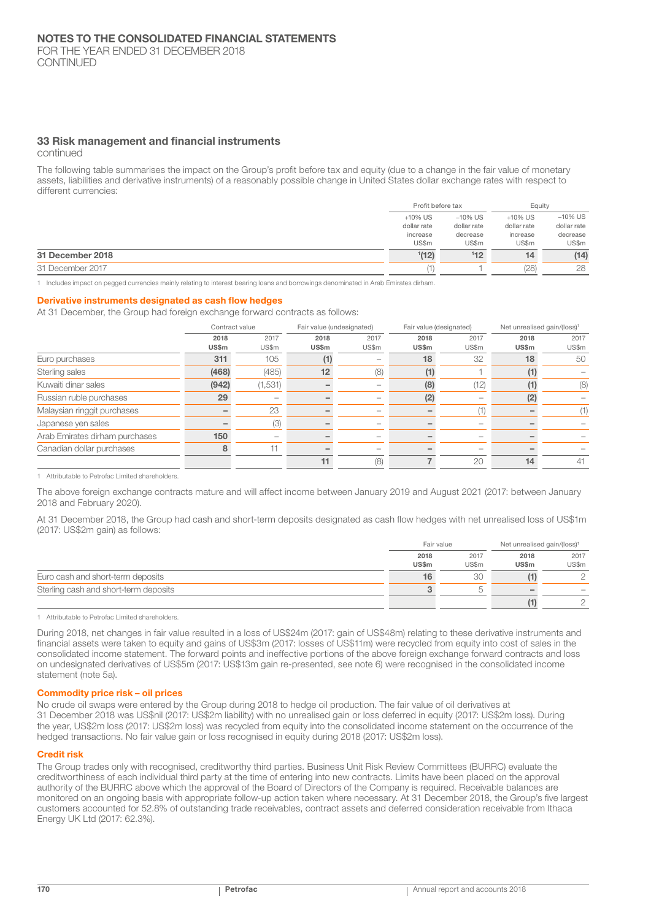## 33 Risk management and financial instruments

continued

The following table summarises the impact on the Group's profit before tax and equity (due to a change in the fair value of monetary assets, liabilities and derivative instruments) of a reasonably possible change in United States dollar exchange rates with respect to different currencies:

| | Profit before tax | | Equity | |
|---|---|---|---|---|
| | +10% US dollar rate increase US$m | –10% US dollar rate decrease US$m | +10% US dollar rate increase US$m | –10% US dollar rate decrease US$m |
| **31 December 2018** | [1]**(12)** | [1]**12** | **14** | **(14)** |
| 31 December 2017 | (1) | 1 | (28) | 28 |

1 Includes impact on pegged currencies mainly relating to interest bearing loans and borrowings denominated in Arab Emirates dirham.

### Derivative instruments designated as cash flow hedges

At 31 December, the Group had foreign exchange forward contracts as follows:

| | Contract value | | Fair value (undesignated) | | Fair value (designated) | | Net unrealised gain/(loss)[1] | |
|---|---|---|---|---|---|---|---|---|
| | **2018 US$m** | 2017 US$m | **2018 US$m** | 2017 US$m | **2018 US$m** | 2017 US$m | **2018 US$m** | 2017 US$m |
| Euro purchases | **311** | 105 | **(1)** | – | **18** | 32 | **18** | 50 |
| Sterling sales | **(468)** | (485) | **12** | (8) | **(1)** | 1 | **(1)** | – |
| Kuwaiti dinar sales | **(942)** | (1,531) | **–** | – | **(8)** | (12) | **(1)** | (8) |
| Russian ruble purchases | **29** | – | **–** | – | **(2)** | – | **(2)** | – |
| Malaysian ringgit purchases | **–** | 23 | **–** | – | **–** | (1) | **–** | (1) |
| Japanese yen sales | **–** | (3) | **–** | – | **–** | – | **–** | – |
| Arab Emirates dirham purchases | **150** | – | **–** | – | **–** | – | **–** | – |
| Canadian dollar purchases | **8** | 11 | **–** | – | **–** | – | **–** | – |
| | | | **11** | (8) | **7** | 20 | **14** | 41 |

1 Attributable to Petrofac Limited shareholders.

The above foreign exchange contracts mature and will affect income between January 2019 and August 2021 (2017: between January 2018 and February 2020).

At 31 December 2018, the Group had cash and short-term deposits designated as cash flow hedges with net unrealised loss of US$1m (2017: US$2m gain) as follows:

| | Fair value | | Net unrealised gain/(loss)[1] | |
|---|---|---|---|---|
| | **2018 US$m** | 2017 US$m | **2018 US$m** | 2017 US$m |
| Euro cash and short-term deposits | **16** | 30 | **(1)** | 2 |
| Sterling cash and short-term deposits | **3** | 5 | **–** | – |
| | | | **(1)** | 2 |

1 Attributable to Petrofac Limited shareholders.

During 2018, net changes in fair value resulted in a loss of US$24m (2017: gain of US$48m) relating to these derivative instruments and financial assets were taken to equity and gains of US$3m (2017: losses of US$11m) were recycled from equity into cost of sales in the consolidated income statement. The forward points and ineffective portions of the above foreign exchange forward contracts and loss on undesignated derivatives of US$5m (2017: US$13m gain re-presented, see note 6) were recognised in the consolidated income statement (note 5a).

### Commodity price risk – oil prices

No crude oil swaps were entered by the Group during 2018 to hedge oil production. The fair value of oil derivatives at 31 December 2018 was US$nil (2017: US$2m liability) with no unrealised gain or loss deferred in equity (2017: US$2m loss). During the year, US$2m loss (2017: US$2m loss) was recycled from equity into the consolidated income statement on the occurrence of the hedged transactions. No fair value gain or loss recognised in equity during 2018 (2017: US$2m loss).

### Credit risk

The Group trades only with recognised, creditworthy third parties. Business Unit Risk Review Committees (BURRC) evaluate the creditworthiness of each individual third party at the time of entering into new contracts. Limits have been placed on the approval authority of the BURRC above which the approval of the Board of Directors of the Company is required. Receivable balances are monitored on an ongoing basis with appropriate follow-up action taken where necessary. At 31 December 2018, the Group's five largest customers accounted for 52.8% of outstanding trade receivables, contract assets and deferred consideration receivable from Ithaca Energy UK Ltd (2017: 62.3%).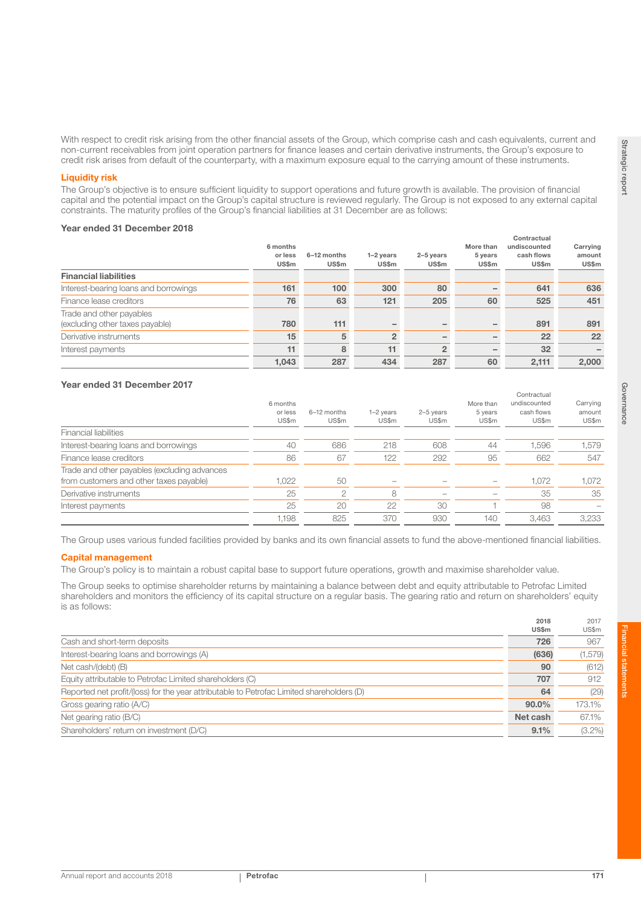With respect to credit risk arising from the other financial assets of the Group, which comprise cash and cash equivalents, current and non-current receivables from joint operation partners for finance leases and certain derivative instruments, the Group's exposure to credit risk arises from default of the counterparty, with a maximum exposure equal to the carrying amount of these instruments.

### Liquidity risk

The Group's objective is to ensure sufficient liquidity to support operations and future growth is available. The provision of financial capital and the potential impact on the Group's capital structure is reviewed regularly. The Group is not exposed to any external capital constraints. The maturity profiles of the Group's financial liabilities at 31 December are as follows:

**Year ended 31 December 2018**

| | 6 months or less US$m | 6–12 months US$m | 1–2 years US$m | 2–5 years US$m | More than 5 years US$m | Contractual undiscounted cash flows US$m | Carrying amount US$m |
|---|---|---|---|---|---|---|---|
| **Financial liabilities** | | | | | | | |
| Interest-bearing loans and borrowings | **161** | **100** | **300** | **80** | **–** | **641** | **636** |
| Finance lease creditors | **76** | **63** | **121** | **205** | **60** | **525** | **451** |
| Trade and other payables (excluding other taxes payable) | **780** | **111** | **–** | **–** | **–** | **891** | **891** |
| Derivative instruments | **15** | **5** | **2** | **–** | **–** | **22** | **22** |
| Interest payments | **11** | **8** | **11** | **2** | **–** | **32** | **–** |
| | **1,043** | **287** | **434** | **287** | **60** | **2,111** | **2,000** |

**Year ended 31 December 2017**

| | 6 months or less US$m | 6–12 months US$m | 1–2 years US$m | 2–5 years US$m | More than 5 years US$m | Contractual undiscounted cash flows US$m | Carrying amount US$m |
|---|---|---|---|---|---|---|---|
| Financial liabilities | | | | | | | |
| Interest-bearing loans and borrowings | 40 | 686 | 218 | 608 | 44 | 1,596 | 1,579 |
| Finance lease creditors | 86 | 67 | 122 | 292 | 95 | 662 | 547 |
| Trade and other payables (excluding advances from customers and other taxes payable) | 1,022 | 50 | – | – | – | 1,072 | 1,072 |
| Derivative instruments | 25 | 2 | 8 | – | – | 35 | 35 |
| Interest payments | 25 | 20 | 22 | 30 | 1 | 98 | – |
| | 1,198 | 825 | 370 | 930 | 140 | 3,463 | 3,233 |

The Group uses various funded facilities provided by banks and its own financial assets to fund the above-mentioned financial liabilities.

### Capital management

The Group's policy is to maintain a robust capital base to support future operations, growth and maximise shareholder value.

The Group seeks to optimise shareholder returns by maintaining a balance between debt and equity attributable to Petrofac Limited shareholders and monitors the efficiency of its capital structure on a regular basis. The gearing ratio and return on shareholders' equity is as follows:

| | 2018 US$m | 2017 US$m |
|---|---|---|
| Cash and short-term deposits | **726** | 967 |
| Interest-bearing loans and borrowings (A) | **(636)** | (1,579) |
| Net cash/(debt) (B) | **90** | (612) |
| Equity attributable to Petrofac Limited shareholders (C) | **707** | 912 |
| Reported net profit/(loss) for the year attributable to Petrofac Limited shareholders (D) | **64** | (29) |
| Gross gearing ratio (A/C) | **90.0%** | 173.1% |
| Net gearing ratio (B/C) | **Net cash** | 67.1% |
| Shareholders' return on investment (D/C) | **9.1%** | (3.2%) |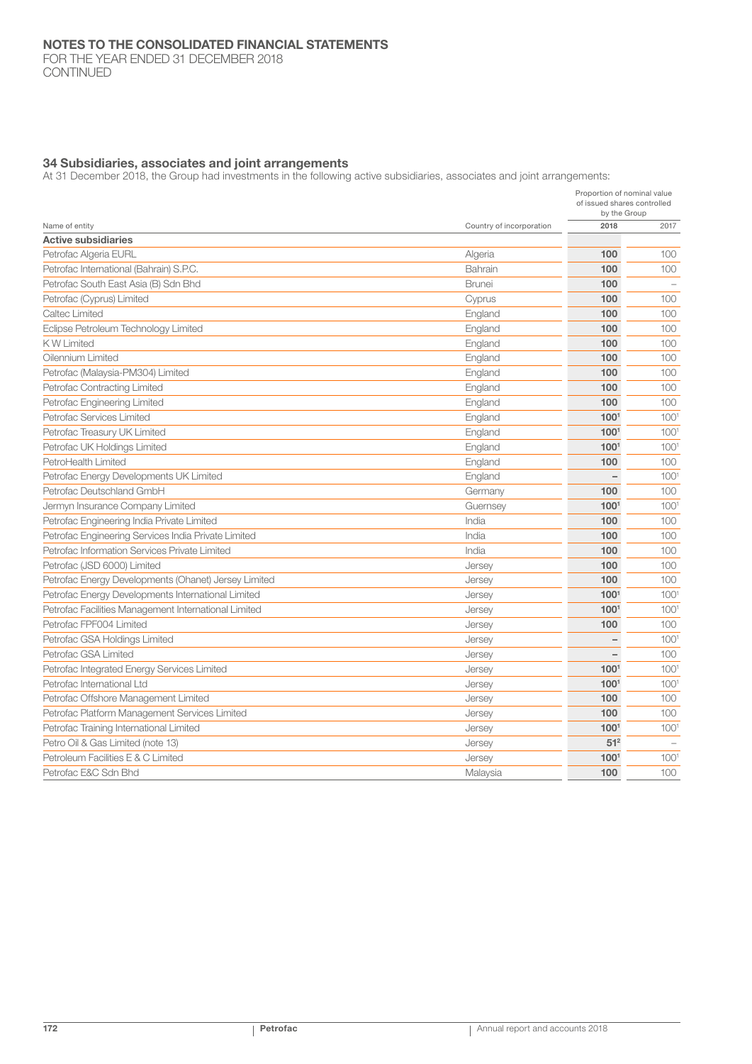## 34 Subsidiaries, associates and joint arrangements

At 31 December 2018, the Group had investments in the following active subsidiaries, associates and joint arrangements:

| Name of entity | Country of incorporation | Proportion of nominal value of issued shares controlled by the Group | |
|---|---|---|---|
| | | **2018** | 2017 |
| **Active subsidiaries** | | | |
| Petrofac Algeria EURL | Algeria | **100** | 100 |
| Petrofac International (Bahrain) S.P.C. | Bahrain | **100** | 100 |
| Petrofac South East Asia (B) Sdn Bhd | Brunei | **100** | – |
| Petrofac (Cyprus) Limited | Cyprus | **100** | 100 |
| Caltec Limited | England | **100** | 100 |
| Eclipse Petroleum Technology Limited | England | **100** | 100 |
| K W Limited | England | **100** | 100 |
| Oilennium Limited | England | **100** | 100 |
| Petrofac (Malaysia-PM304) Limited | England | **100** | 100 |
| Petrofac Contracting Limited | England | **100** | 100 |
| Petrofac Engineering Limited | England | **100** | 100 |
| Petrofac Services Limited | England | **100[1]** | 100[1] |
| Petrofac Treasury UK Limited | England | **100[1]** | 100[1] |
| Petrofac UK Holdings Limited | England | **100[1]** | 100[1] |
| PetroHealth Limited | England | **100** | 100 |
| Petrofac Energy Developments UK Limited | England | **–** | 100[1] |
| Petrofac Deutschland GmbH | Germany | **100** | 100 |
| Jermyn Insurance Company Limited | Guernsey | **100[1]** | 100[1] |
| Petrofac Engineering India Private Limited | India | **100** | 100 |
| Petrofac Engineering Services India Private Limited | India | **100** | 100 |
| Petrofac Information Services Private Limited | India | **100** | 100 |
| Petrofac (JSD 6000) Limited | Jersey | **100** | 100 |
| Petrofac Energy Developments (Ohanet) Jersey Limited | Jersey | **100** | 100 |
| Petrofac Energy Developments International Limited | Jersey | **100[1]** | 100[1] |
| Petrofac Facilities Management International Limited | Jersey | **100[1]** | 100[1] |
| Petrofac FPF004 Limited | Jersey | **100** | 100 |
| Petrofac GSA Holdings Limited | Jersey | **–** | 100[1] |
| Petrofac GSA Limited | Jersey | **–** | 100 |
| Petrofac Integrated Energy Services Limited | Jersey | **100[1]** | 100[1] |
| Petrofac International Ltd | Jersey | **100[1]** | 100[1] |
| Petrofac Offshore Management Limited | Jersey | **100** | 100 |
| Petrofac Platform Management Services Limited | Jersey | **100** | 100 |
| Petrofac Training International Limited | Jersey | **100[1]** | 100[1] |
| Petro Oil & Gas Limited (note 13) | Jersey | **51[2]** | – |
| Petroleum Facilities E & C Limited | Jersey | **100[1]** | 100[1] |
| Petrofac E&C Sdn Bhd | Malaysia | **100** | 100 |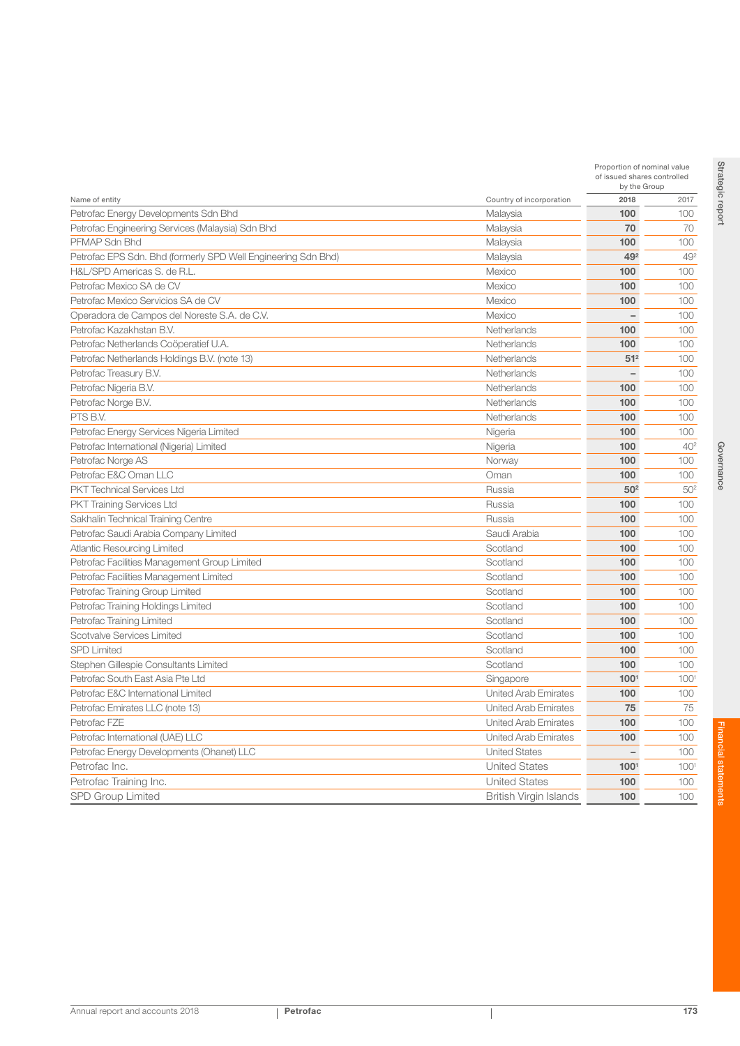| Name of entity | Country of incorporation | Proportion of nominal value of issued shares controlled by the Group | |
|---|---|---|---|
| | | **2018** | 2017 |
| Petrofac Energy Developments Sdn Bhd | Malaysia | **100** | 100 |
| Petrofac Engineering Services (Malaysia) Sdn Bhd | Malaysia | **70** | 70 |
| PFMAP Sdn Bhd | Malaysia | **100** | 100 |
| Petrofac EPS Sdn. Bhd (formerly SPD Well Engineering Sdn Bhd) | Malaysia | **49**[2] | 49[2] |
| H&L/SPD Americas S. de R.L. | Mexico | **100** | 100 |
| Petrofac Mexico SA de CV | Mexico | **100** | 100 |
| Petrofac Mexico Servicios SA de CV | Mexico | **100** | 100 |
| Operadora de Campos del Noreste S.A. de C.V. | Mexico | **–** | 100 |
| Petrofac Kazakhstan B.V. | Netherlands | **100** | 100 |
| Petrofac Netherlands Coöperatief U.A. | Netherlands | **100** | 100 |
| Petrofac Netherlands Holdings B.V. (note 13) | Netherlands | **51**[2] | 100 |
| Petrofac Treasury B.V. | Netherlands | **–** | 100 |
| Petrofac Nigeria B.V. | Netherlands | **100** | 100 |
| Petrofac Norge B.V. | Netherlands | **100** | 100 |
| PTS B.V. | Netherlands | **100** | 100 |
| Petrofac Energy Services Nigeria Limited | Nigeria | **100** | 100 |
| Petrofac International (Nigeria) Limited | Nigeria | **100** | 40[2] |
| Petrofac Norge AS | Norway | **100** | 100 |
| Petrofac E&C Oman LLC | Oman | **100** | 100 |
| PKT Technical Services Ltd | Russia | **50**[2] | 50[2] |
| PKT Training Services Ltd | Russia | **100** | 100 |
| Sakhalin Technical Training Centre | Russia | **100** | 100 |
| Petrofac Saudi Arabia Company Limited | Saudi Arabia | **100** | 100 |
| Atlantic Resourcing Limited | Scotland | **100** | 100 |
| Petrofac Facilities Management Group Limited | Scotland | **100** | 100 |
| Petrofac Facilities Management Limited | Scotland | **100** | 100 |
| Petrofac Training Group Limited | Scotland | **100** | 100 |
| Petrofac Training Holdings Limited | Scotland | **100** | 100 |
| Petrofac Training Limited | Scotland | **100** | 100 |
| Scotvalve Services Limited | Scotland | **100** | 100 |
| SPD Limited | Scotland | **100** | 100 |
| Stephen Gillespie Consultants Limited | Scotland | **100** | 100 |
| Petrofac South East Asia Pte Ltd | Singapore | **100**[1] | 100[1] |
| Petrofac E&C International Limited | United Arab Emirates | **100** | 100 |
| Petrofac Emirates LLC (note 13) | United Arab Emirates | **75** | 75 |
| Petrofac FZE | United Arab Emirates | **100** | 100 |
| Petrofac International (UAE) LLC | United Arab Emirates | **100** | 100 |
| Petrofac Energy Developments (Ohanet) LLC | United States | **–** | 100 |
| Petrofac Inc. | United States | **100**[1] | 100[1] |
| Petrofac Training Inc. | United States | **100** | 100 |
| SPD Group Limited | British Virgin Islands | **100** | 100 |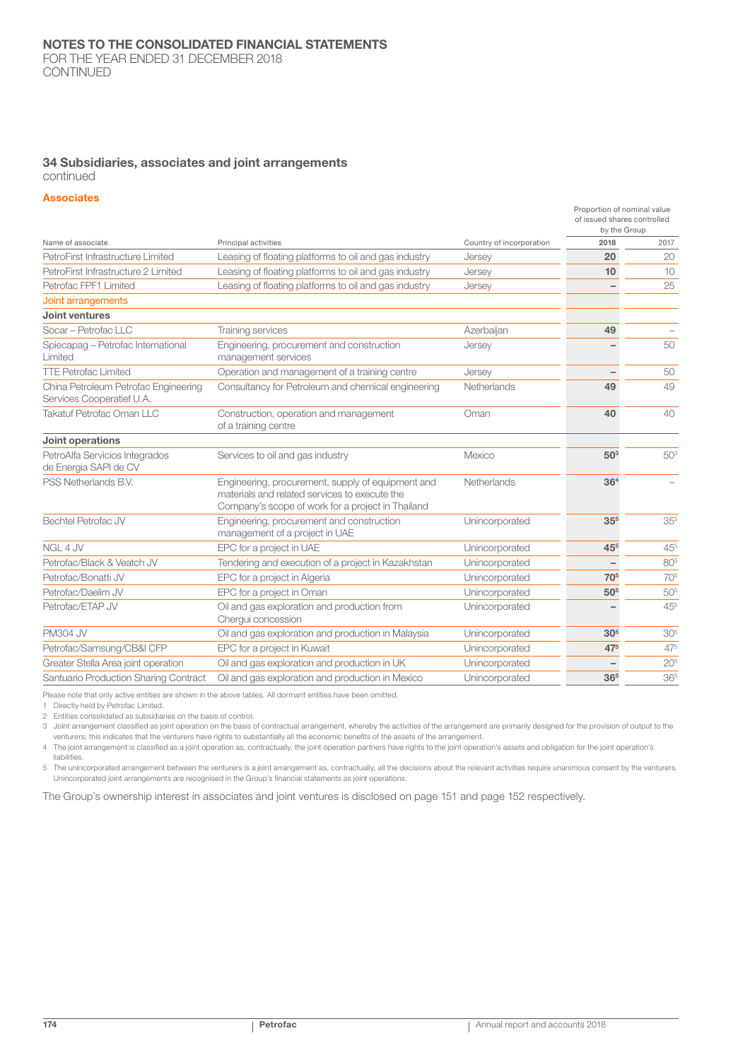# NOTES TO THE CONSOLIDATED FINANCIAL STATEMENTS

FOR THE YEAR ENDED 31 DECEMBER 2018
CONTINUED

## 34 Subsidiaries, associates and joint arrangements

continued

### Associates

| Name of associate | Principal activities | Country of incorporation | Proportion of nominal value of issued shares controlled by the Group 2018 | 2017 |
|---|---|---|---|---|
| PetroFirst Infrastructure Limited | Leasing of floating platforms to oil and gas industry | Jersey | **20** | 20 |
| PetroFirst Infrastructure 2 Limited | Leasing of floating platforms to oil and gas industry | Jersey | **10** | 10 |
| Petrofac FPF1 Limited | Leasing of floating platforms to oil and gas industry | Jersey | **–** | 25 |
| **Joint arrangements** | | | | |
| **Joint ventures** | | | | |
| Socar – Petrofac LLC | Training services | Azerbaijan | **49** | – |
| Spiecapag – Petrofac International Limited | Engineering, procurement and construction management services | Jersey | **–** | 50 |
| TTE Petrofac Limited | Operation and management of a training centre | Jersey | **–** | 50 |
| China Petroleum Petrofac Engineering Services Cooperatief U.A. | Consultancy for Petroleum and chemical engineering | Netherlands | **49** | 49 |
| Takatuf Petrofac Oman LLC | Construction, operation and management of a training centre | Oman | **40** | 40 |
| **Joint operations** | | | | |
| PetroAlfa Servicios Integrados de Energia SAPI de CV | Services to oil and gas industry | Mexico | **50**[3] | 50[3] |
| PSS Netherlands B.V. | Engineering, procurement, supply of equipment and materials and related services to execute the Company's scope of work for a project in Thailand | Netherlands | **36**[4] | – |
| Bechtel Petrofac JV | Engineering, procurement and construction management of a project in UAE | Unincorporated | **35**[5] | 35[5] |
| NGL 4 JV | EPC for a project in UAE | Unincorporated | **45**[5] | 45[5] |
| Petrofac/Black & Veatch JV | Tendering and execution of a project in Kazakhstan | Unincorporated | **–** | 80[5] |
| Petrofac/Bonatti JV | EPC for a project in Algeria | Unincorporated | **70**[5] | 70[5] |
| Petrofac/Daelim JV | EPC for a project in Oman | Unincorporated | **50**[5] | 50[5] |
| Petrofac/ETAP JV | Oil and gas exploration and production from Chergui concession | Unincorporated | **–** | 45[5] |
| PM304 JV | Oil and gas exploration and production in Malaysia | Unincorporated | **30**[5] | 30[5] |
| Petrofac/Samsung/CB&I CFP | EPC for a project in Kuwait | Unincorporated | **47**[5] | 47[5] |
| Greater Stella Area joint operation | Oil and gas exploration and production in UK | Unincorporated | **–** | 20[5] |
| Santuario Production Sharing Contract | Oil and gas exploration and production in Mexico | Unincorporated | **36**[5] | 36[5] |

Please note that only active entities are shown in the above tables. All dormant entities have been omitted.

1 Directly held by Petrofac Limited.

2 Entities consolidated as subsidiaries on the basis of control.

3 Joint arrangement classified as joint operation on the basis of contractual arrangement, whereby the activities of the arrangement are primarily designed for the provision of output to the venturers; this indicates that the venturers have rights to substantially all the economic benefits of the assets of the arrangement.

4 The joint arrangement is classified as a joint operation as, contractually, the joint operation partners have rights to the joint operation's assets and obligation for the joint operation's liabilities.

5 The unincorporated arrangement between the venturers is a joint arrangement as, contractually, all the decisions about the relevant activities require unanimous consent by the venturers. Unincorporated joint arrangements are recognised in the Group's financial statements as joint operations.

The Group's ownership interest in associates and joint ventures is disclosed on page 151 and page 152 respectively.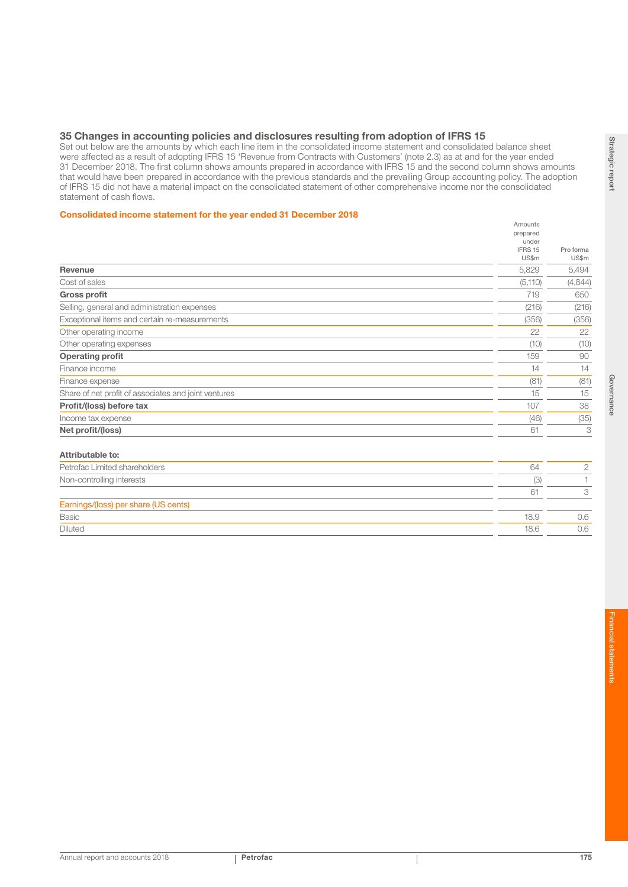## 35 Changes in accounting policies and disclosures resulting from adoption of IFRS 15

Set out below are the amounts by which each line item in the consolidated income statement and consolidated balance sheet were affected as a result of adopting IFRS 15 'Revenue from Contracts with Customers' (note 2.3) as at and for the year ended 31 December 2018. The first column shows amounts prepared in accordance with IFRS 15 and the second column shows amounts that would have been prepared in accordance with the previous standards and the prevailing Group accounting policy. The adoption of IFRS 15 did not have a material impact on the consolidated statement of other comprehensive income nor the consolidated statement of cash flows.

### Consolidated income statement for the year ended 31 December 2018

| | Amounts prepared under IFRS 15 US$m | Pro forma US$m |
|---|---|---|
| **Revenue** | 5,829 | 5,494 |
| Cost of sales | (5,110) | (4,844) |
| **Gross profit** | 719 | 650 |
| Selling, general and administration expenses | (216) | (216) |
| Exceptional items and certain re-measurements | (356) | (356) |
| Other operating income | 22 | 22 |
| Other operating expenses | (10) | (10) |
| **Operating profit** | 159 | 90 |
| Finance income | 14 | 14 |
| Finance expense | (81) | (81) |
| Share of net profit of associates and joint ventures | 15 | 15 |
| **Profit/(loss) before tax** | 107 | 38 |
| Income tax expense | (46) | (35) |
| **Net profit/(loss)** | 61 | 3 |
| | | |
| **Attributable to:** | | |
| Petrofac Limited shareholders | 64 | 2 |
| Non-controlling interests | (3) | 1 |
| | 61 | 3 |
| Earnings/(loss) per share (US cents) | | |
| Basic | 18.9 | 0.6 |
| Diluted | 18.6 | 0.6 |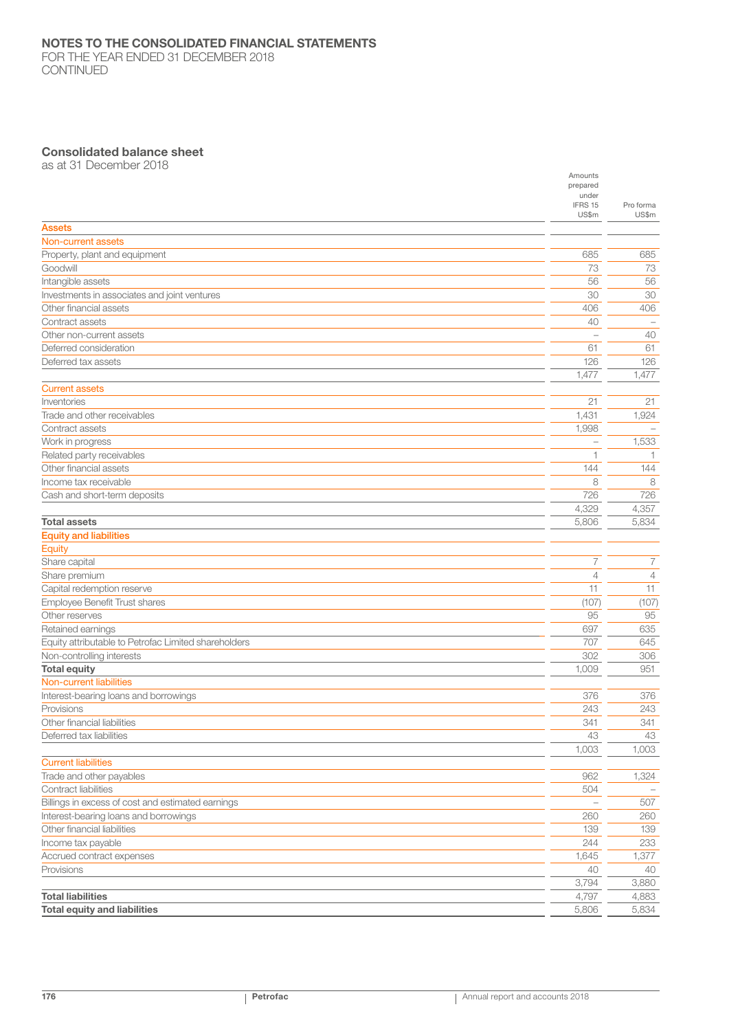# NOTES TO THE CONSOLIDATED FINANCIAL STATEMENTS

FOR THE YEAR ENDED 31 DECEMBER 2018
CONTINUED

## Consolidated balance sheet

as at 31 December 2018

| | Amounts prepared under IFRS 15 US$m | Pro forma US$m |
|---|---|---|
| **Assets** | | |
| **Non-current assets** | | |
| Property, plant and equipment | 685 | 685 |
| Goodwill | 73 | 73 |
| Intangible assets | 56 | 56 |
| Investments in associates and joint ventures | 30 | 30 |
| Other financial assets | 406 | 406 |
| Contract assets | 40 | – |
| Other non-current assets | – | 40 |
| Deferred consideration | 61 | 61 |
| Deferred tax assets | 126 | 126 |
| | 1,477 | 1,477 |
| **Current assets** | | |
| Inventories | 21 | 21 |
| Trade and other receivables | 1,431 | 1,924 |
| Contract assets | 1,998 | – |
| Work in progress | – | 1,533 |
| Related party receivables | 1 | 1 |
| Other financial assets | 144 | 144 |
| Income tax receivable | 8 | 8 |
| Cash and short-term deposits | 726 | 726 |
| | 4,329 | 4,357 |
| **Total assets** | 5,806 | 5,834 |
| **Equity and liabilities** | | |
| **Equity** | | |
| Share capital | 7 | 7 |
| Share premium | 4 | 4 |
| Capital redemption reserve | 11 | 11 |
| Employee Benefit Trust shares | (107) | (107) |
| Other reserves | 95 | 95 |
| Retained earnings | 697 | 635 |
| Equity attributable to Petrofac Limited shareholders | 707 | 645 |
| Non-controlling interests | 302 | 306 |
| **Total equity** | 1,009 | 951 |
| **Non-current liabilities** | | |
| Interest-bearing loans and borrowings | 376 | 376 |
| Provisions | 243 | 243 |
| Other financial liabilities | 341 | 341 |
| Deferred tax liabilities | 43 | 43 |
| | 1,003 | 1,003 |
| **Current liabilities** | | |
| Trade and other payables | 962 | 1,324 |
| Contract liabilities | 504 | – |
| Billings in excess of cost and estimated earnings | – | 507 |
| Interest-bearing loans and borrowings | 260 | 260 |
| Other financial liabilities | 139 | 139 |
| Income tax payable | 244 | 233 |
| Accrued contract expenses | 1,645 | 1,377 |
| Provisions | 40 | 40 |
| | 3,794 | 3,880 |
| **Total liabilities** | 4,797 | 4,883 |
| **Total equity and liabilities** | 5,806 | 5,834 |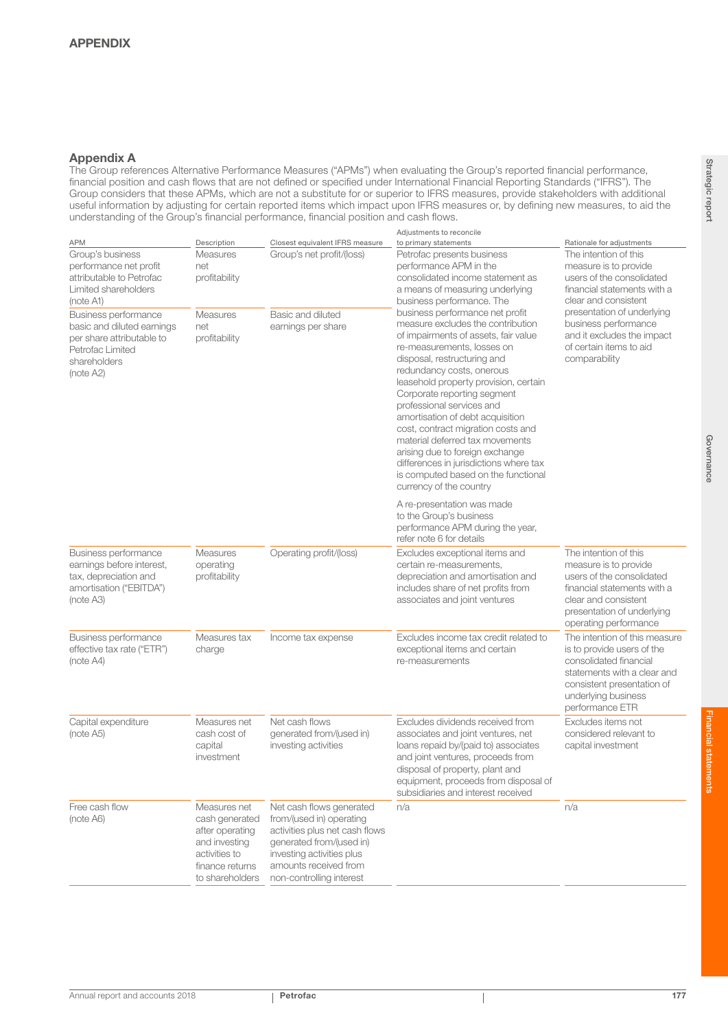# APPENDIX

## Appendix A

The Group references Alternative Performance Measures ("APMs") when evaluating the Group's reported financial performance, financial position and cash flows that are not defined or specified under International Financial Reporting Standards ("IFRS"). The Group considers that these APMs, which are not a substitute for or superior to IFRS measures, provide stakeholders with additional useful information by adjusting for certain reported items which impact upon IFRS measures or, by defining new measures, to aid the understanding of the Group's financial performance, financial position and cash flows.

| APM | Description | Closest equivalent IFRS measure | Adjustments to reconcile to primary statements | Rationale for adjustments |
|---|---|---|---|---|
| Group's business performance net profit attributable to Petrofac Limited shareholders (note A1) | Measures net profitability | Group's net profit/(loss) | Petrofac presents business performance APM in the consolidated income statement as a means of measuring underlying business performance. The business performance net profit measure excludes the contribution of impairments of assets, fair value re-measurements, losses on disposal, restructuring and redundancy costs, onerous leasehold property provision, certain Corporate reporting segment professional services and amortisation of debt acquisition cost, contract migration costs and material deferred tax movements arising due to foreign exchange differences in jurisdictions where tax is computed based on the functional currency of the country<br><br>A re-presentation was made to the Group's business performance APM during the year, refer note 6 for details | The intention of this measure is to provide users of the consolidated financial statements with a clear and consistent presentation of underlying business performance and it excludes the impact of certain items to aid comparability |
| Business performance basic and diluted earnings per share attributable to Petrofac Limited shareholders (note A2) | Measures net profitability | Basic and diluted earnings per share | | |
| Business performance earnings before interest, tax, depreciation and amortisation ("EBITDA") (note A3) | Measures operating profitability | Operating profit/(loss) | Excludes exceptional items and certain re-measurements, depreciation and amortisation and includes share of net profits from associates and joint ventures | The intention of this measure is to provide users of the consolidated financial statements with a clear and consistent presentation of underlying operating performance |
| Business performance effective tax rate ("ETR") (note A4) | Measures tax charge | Income tax expense | Excludes income tax credit related to exceptional items and certain re-measurements | The intention of this measure is to provide users of the consolidated financial statements with a clear and consistent presentation of underlying business performance ETR |
| Capital expenditure (note A5) | Measures net cash cost of capital investment | Net cash flows generated from/(used in) investing activities | Excludes dividends received from associates and joint ventures, net loans repaid by/(paid to) associates and joint ventures, proceeds from disposal of property, plant and equipment, proceeds from disposal of subsidiaries and interest received | Excludes items not considered relevant to capital investment |
| Free cash flow (note A6) | Measures net cash generated after operating and investing activities to finance returns to shareholders | Net cash flows generated from/(used in) operating activities plus net cash flows generated from/(used in) investing activities plus amounts received from non-controlling interest | n/a | n/a |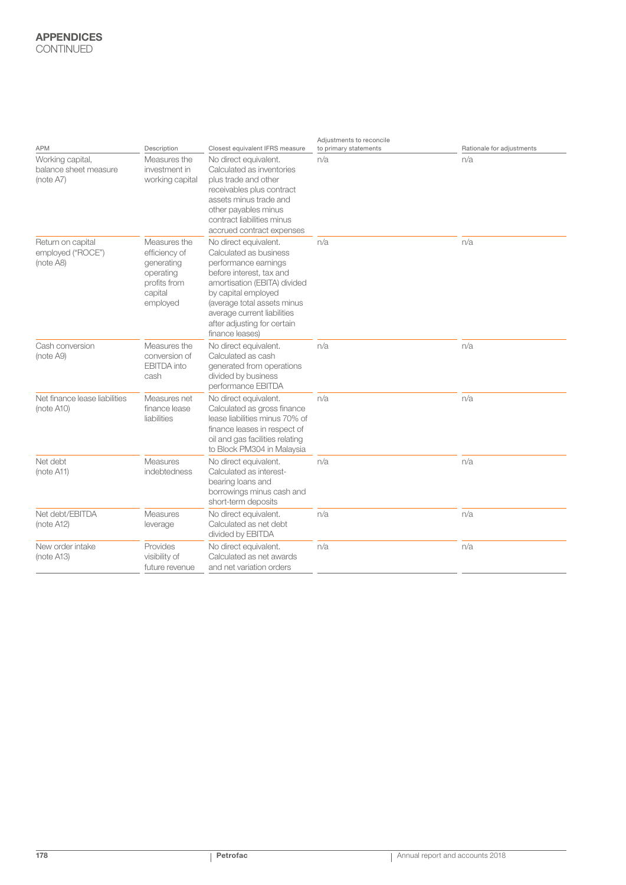## APPENDICES
CONTINUED

| APM | Description | Closest equivalent IFRS measure | Adjustments to reconcile to primary statements | Rationale for adjustments |
|---|---|---|---|---|
| Working capital, balance sheet measure (note A7) | Measures the investment in working capital | No direct equivalent. Calculated as inventories plus trade and other receivables plus contract assets minus trade and other payables minus contract liabilities minus accrued contract expenses | n/a | n/a |
| Return on capital employed ("ROCE") (note A8) | Measures the efficiency of generating operating profits from capital employed | No direct equivalent. Calculated as business performance earnings before interest, tax and amortisation (EBITA) divided by capital employed (average total assets minus average current liabilities after adjusting for certain finance leases) | n/a | n/a |
| Cash conversion (note A9) | Measures the conversion of EBITDA into cash | No direct equivalent. Calculated as cash generated from operations divided by business performance EBITDA | n/a | n/a |
| Net finance lease liabilities (note A10) | Measures net finance lease liabilities | No direct equivalent. Calculated as gross finance lease liabilities minus 70% of finance leases in respect of oil and gas facilities relating to Block PM304 in Malaysia | n/a | n/a |
| Net debt (note A11) | Measures indebtedness | No direct equivalent. Calculated as interest-bearing loans and borrowings minus cash and short-term deposits | n/a | n/a |
| Net debt/EBITDA (note A12) | Measures leverage | No direct equivalent. Calculated as net debt divided by EBITDA | n/a | n/a |
| New order intake (note A13) | Provides visibility of future revenue | No direct equivalent. Calculated as net awards and net variation orders | n/a | n/a |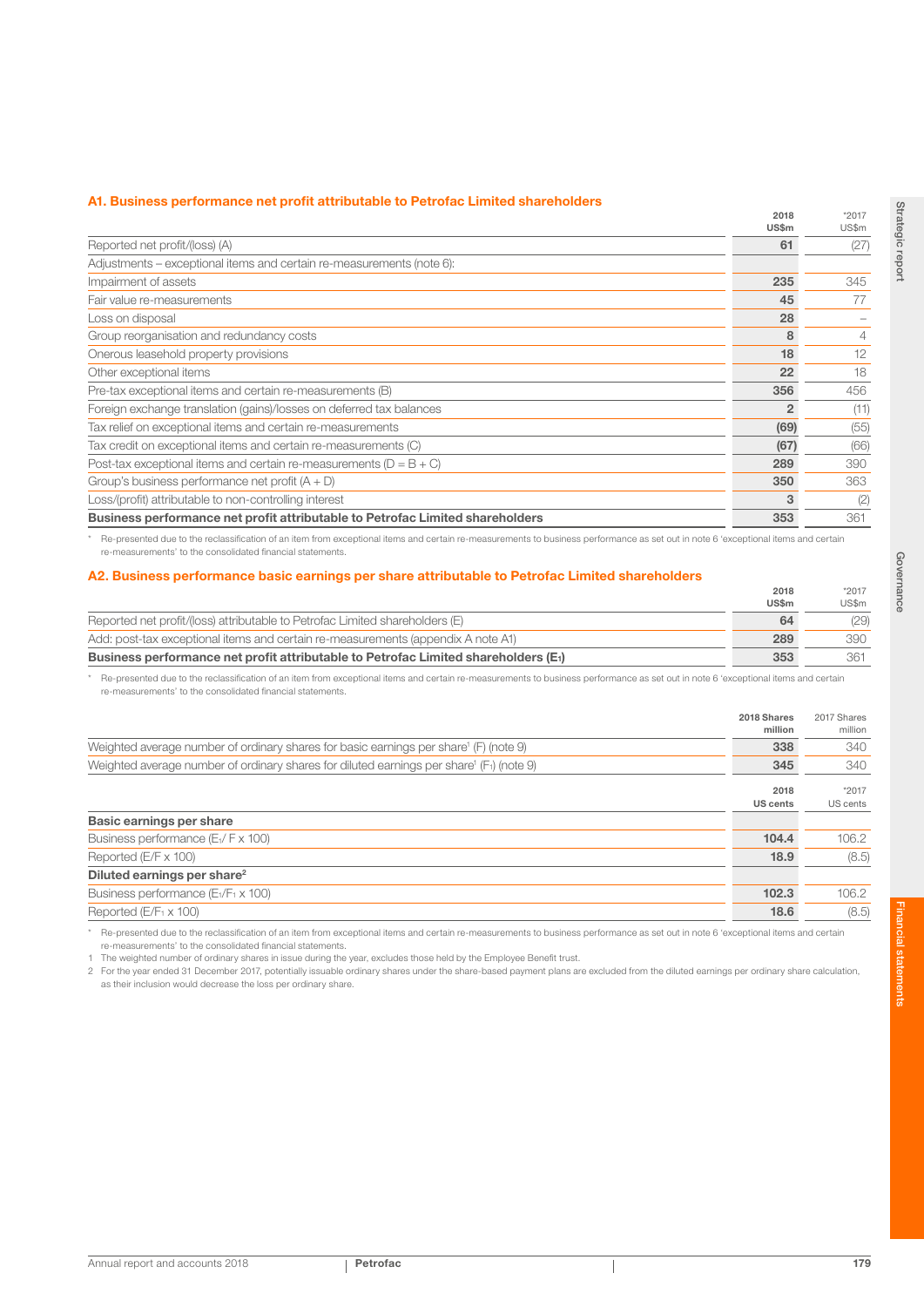### A1. Business performance net profit attributable to Petrofac Limited shareholders

| | 2018 US$m | *2017 US$m |
|---|---|---|
| Reported net profit/(loss) (A) | **61** | (27) |
| Adjustments – exceptional items and certain re-measurements (note 6): | | |
| Impairment of assets | **235** | 345 |
| Fair value re-measurements | **45** | 77 |
| Loss on disposal | **28** | – |
| Group reorganisation and redundancy costs | **8** | 4 |
| Onerous leasehold property provisions | **18** | 12 |
| Other exceptional items | **22** | 18 |
| Pre-tax exceptional items and certain re-measurements (B) | **356** | 456 |
| Foreign exchange translation (gains)/losses on deferred tax balances | **2** | (11) |
| Tax relief on exceptional items and certain re-measurements | **(69)** | (55) |
| Tax credit on exceptional items and certain re-measurements (C) | **(67)** | (66) |
| Post-tax exceptional items and certain re-measurements (D = B + C) | **289** | 390 |
| Group's business performance net profit (A + D) | **350** | 363 |
| Loss/(profit) attributable to non-controlling interest | **3** | (2) |
| **Business performance net profit attributable to Petrofac Limited shareholders** | **353** | 361 |

\* Re-presented due to the reclassification of an item from exceptional items and certain re-measurements to business performance as set out in note 6 'exceptional items and certain re-measurements' to the consolidated financial statements.

### A2. Business performance basic earnings per share attributable to Petrofac Limited shareholders

| | 2018 US$m | *2017 US$m |
|---|---|---|
| Reported net profit/(loss) attributable to Petrofac Limited shareholders (E) | **64** | (29) |
| Add: post-tax exceptional items and certain re-measurements (appendix A note A1) | **289** | 390 |
| **Business performance net profit attributable to Petrofac Limited shareholders ($E_1$)** | **353** | 361 |

\* Re-presented due to the reclassification of an item from exceptional items and certain re-measurements to business performance as set out in note 6 'exceptional items and certain re-measurements' to the consolidated financial statements.

| | 2018 Shares million | 2017 Shares million |
|---|---|---|
| Weighted average number of ordinary shares for basic earnings per share[1] (F) (note 9) | **338** | 340 |
| Weighted average number of ordinary shares for diluted earnings per share[1] ($F_1$) (note 9) | **345** | 340 |

| | 2018 US cents | *2017 US cents |
|---|---|---|
| **Basic earnings per share** | | |
| Business performance ($E_1$/ F x 100) | **104.4** | 106.2 |
| Reported (E/F x 100) | **18.9** | (8.5) |
| **Diluted earnings per share[2]** | | |
| Business performance ($E_1$/$F_1$ x 100) | **102.3** | 106.2 |
| Reported (E/$F_1$ x 100) | **18.6** | (8.5) |

\* Re-presented due to the reclassification of an item from exceptional items and certain re-measurements to business performance as set out in note 6 'exceptional items and certain re-measurements' to the consolidated financial statements.

1 The weighted number of ordinary shares in issue during the year, excludes those held by the Employee Benefit trust.

2 For the year ended 31 December 2017, potentially issuable ordinary shares under the share-based payment plans are excluded from the diluted earnings per ordinary share calculation, as their inclusion would decrease the loss per ordinary share.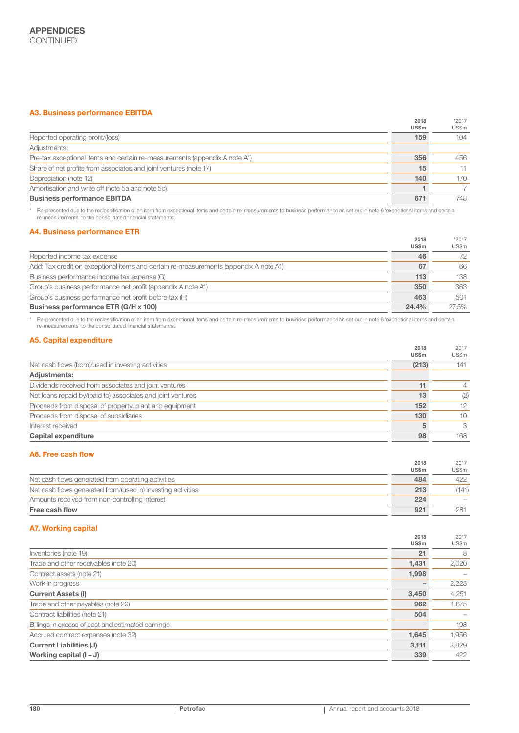# APPENDICES
CONTINUED

### A3. Business performance EBITDA

| | 2018 US$m | *2017 US$m |
|---|---|---|
| Reported operating profit/(loss) | **159** | 104 |
| Adjustments: | | |
| Pre-tax exceptional items and certain re-measurements (appendix A note A1) | **356** | 456 |
| Share of net profits from associates and joint ventures (note 17) | **15** | 11 |
| Depreciation (note 12) | **140** | 170 |
| Amortisation and write off (note 5a and note 5b) | **1** | 7 |
| **Business performance EBITDA** | **671** | 748 |

\* Re-presented due to the reclassification of an item from exceptional items and certain re-measurements to business performance as set out in note 6 'exceptional items and certain re-measurements' to the consolidated financial statements.

### A4. Business performance ETR

| | 2018 US$m | *2017 US$m |
|---|---|---|
| Reported income tax expense | **46** | 72 |
| Add: Tax credit on exceptional items and certain re-measurements (appendix A note A1) | **67** | 66 |
| Business performance income tax expense (G) | **113** | 138 |
| Group's business performance net profit (appendix A note A1) | **350** | 363 |
| Group's business performance net profit before tax (H) | **463** | 501 |
| **Business performance ETR (G/H x 100)** | **24.4%** | 27.5% |

\* Re-presented due to the reclassification of an item from exceptional items and certain re-measurements to business performance as set out in note 6 'exceptional items and certain re-measurements' to the consolidated financial statements.

### A5. Capital expenditure

| | 2018 US$m | 2017 US$m |
|---|---|---|
| Net cash flows (from)/used in investing activities | **(213)** | 141 |
| **Adjustments:** | | |
| Dividends received from associates and joint ventures | **11** | 4 |
| Net loans repaid by/(paid to) associates and joint ventures | **13** | (2) |
| Proceeds from disposal of property, plant and equipment | **152** | 12 |
| Proceeds from disposal of subsidiaries | **130** | 10 |
| Interest received | **5** | 3 |
| **Capital expenditure** | **98** | 168 |

### A6. Free cash flow

| | 2018 US$m | 2017 US$m |
|---|---|---|
| Net cash flows generated from operating activities | **484** | 422 |
| Net cash flows generated from/(used in) investing activities | **213** | (141) |
| Amounts received from non-controlling interest | **224** | – |
| **Free cash flow** | **921** | 281 |

### A7. Working capital

| | 2018 US$m | 2017 US$m |
|---|---|---|
| Inventories (note 19) | **21** | 8 |
| Trade and other receivables (note 20) | **1,431** | 2,020 |
| Contract assets (note 21) | **1,998** | – |
| Work in progress | **–** | 2,223 |
| **Current Assets (I)** | **3,450** | 4,251 |
| Trade and other payables (note 29) | **962** | 1,675 |
| Contract liabilities (note 21) | **504** | – |
| Billings in excess of cost and estimated earnings | **–** | 198 |
| Accrued contract expenses (note 32) | **1,645** | 1,956 |
| **Current Liabilities (J)** | **3,111** | 3,829 |
| **Working capital (I – J)** | **339** | 422 |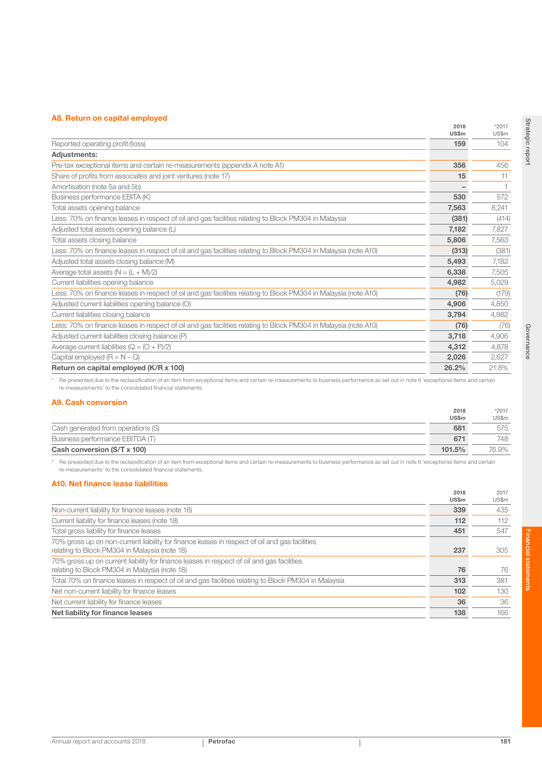### A8. Return on capital employed

| | 2018 US$m | *2017 US$m |
|---|---|---|
| Reported operating profit/(loss) | **159** | 104 |
| **Adjustments:** | | |
| Pre-tax exceptional items and certain re-measurements (appendix A note A1) | **356** | 456 |
| Share of profits from associates and joint ventures (note 17) | **15** | 11 |
| Amortisation (note 5a and 5b) | **–** | 1 |
| Business performance EBITA (K) | **530** | 572 |
| Total assets opening balance | **7,563** | 8,241 |
| Less: 70% on finance leases in respect of oil and gas facilities relating to Block PM304 in Malaysia | **(381)** | (414) |
| Adjusted total assets opening balance (L) | **7,182** | 7,827 |
| Total assets closing balance | **5,806** | 7,563 |
| Less: 70% on finance leases in respect of oil and gas facilities relating to Block PM304 in Malaysia (note A10) | **(313)** | (381) |
| Adjusted total assets closing balance (M) | **5,493** | 7,182 |
| Average total assets (N = (L + M)/2) | **6,338** | 7,505 |
| Current liabilities opening balance | **4,982** | 5,029 |
| Less: 70% on finance leases in respect of oil and gas facilities relating to Block PM304 in Malaysia (note A10) | **(76)** | (179) |
| Adjusted current liabilities opening balance (O) | **4,906** | 4,850 |
| Current liabilities closing balance | **3,794** | 4,982 |
| Less: 70% on finance leases in respect of oil and gas facilities relating to Block PM304 in Malaysia (note A10) | **(76)** | (76) |
| Adjusted current liabilities closing balance (P) | **3,718** | 4,906 |
| Average current liabilities (Q = (O + P)/2) | **4,312** | 4,878 |
| Capital employed (R = N – Q) | **2,026** | 2,627 |
| **Return on capital employed (K/R x 100)** | **26.2%** | 21.8% |

\* Re-presented due to the reclassification of an item from exceptional items and certain re-measurements to business performance as set out in note 6 'exceptional items and certain re-measurements' to the consolidated financial statements.

### A9. Cash conversion

| | 2018 US$m | *2017 US$m |
|---|---|---|
| Cash generated from operations (S) | **681** | 575 |
| Business performance EBITDA (T) | **671** | 748 |
| **Cash conversion (S/T x 100)** | **101.5%** | 76.9% |

\* Re-presented due to the reclassification of an item from exceptional items and certain re-measurements to business performance as set out in note 6 'exceptional items and certain re-measurements' to the consolidated financial statements.

### A10. Net finance lease liabilities

| | 2018 US$m | 2017 US$m |
|---|---|---|
| Non-current liability for finance leases (note 18) | **339** | 435 |
| Current liability for finance leases (note 18) | **112** | 112 |
| Total gross liability for finance leases | **451** | 547 |
| 70% gross up on non-current liability for finance leases in respect of oil and gas facilities relating to Block PM304 in Malaysia (note 18) | **237** | 305 |
| 70% gross up on current liability for finance leases in respect of oil and gas facilities relating to Block PM304 in Malaysia (note 18) | **76** | 76 |
| Total 70% on finance leases in respect of oil and gas facilities relating to Block PM304 in Malaysia | **313** | 381 |
| Net non-current liability for finance leases | **102** | 130 |
| Net current liability for finance leases | **36** | 36 |
| **Net liability for finance leases** | **138** | 166 |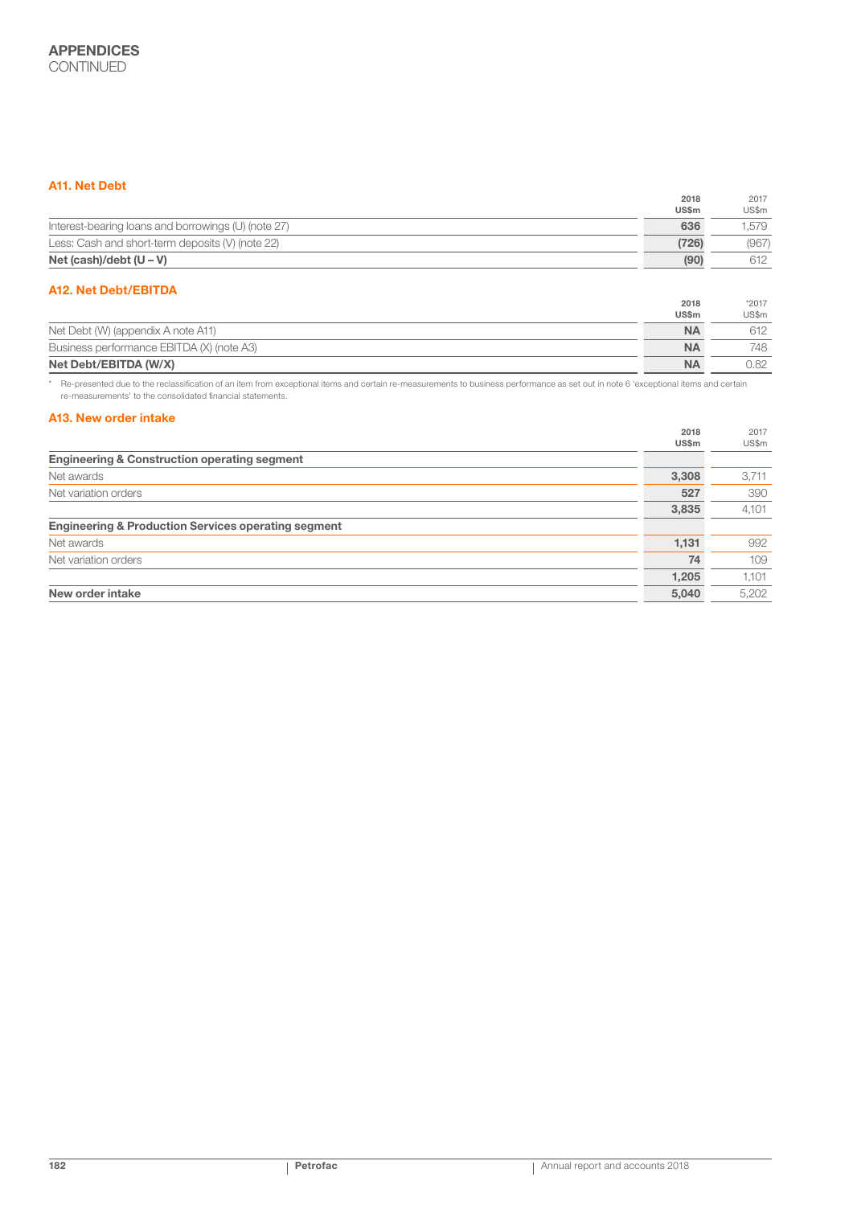# APPENDICES
CONTINUED

### A11. Net Debt

| | 2018 US$m | 2017 US$m |
|---|---|---|
| Interest-bearing loans and borrowings (U) (note 27) | **636** | 1,579 |
| Less: Cash and short-term deposits (V) (note 22) | **(726)** | (967) |
| **Net (cash)/debt (U – V)** | **(90)** | 612 |

### A12. Net Debt/EBITDA

| | 2018 US$m | *2017 US$m |
|---|---|---|
| Net Debt (W) (appendix A note A11) | **NA** | 612 |
| Business performance EBITDA (X) (note A3) | **NA** | 748 |
| **Net Debt/EBITDA (W/X)** | **NA** | 0.82 |

\* Re-presented due to the reclassification of an item from exceptional items and certain re-measurements to business performance as set out in note 6 'exceptional items and certain re-measurements' to the consolidated financial statements.

### A13. New order intake

| | 2018 US$m | 2017 US$m |
|---|---|---|
| **Engineering & Construction operating segment** | | |
| Net awards | **3,308** | 3,711 |
| Net variation orders | **527** | 390 |
| | **3,835** | 4,101 |
| **Engineering & Production Services operating segment** | | |
| Net awards | **1,131** | 992 |
| Net variation orders | **74** | 109 |
| | **1,205** | 1,101 |
| **New order intake** | **5,040** | 5,202 |